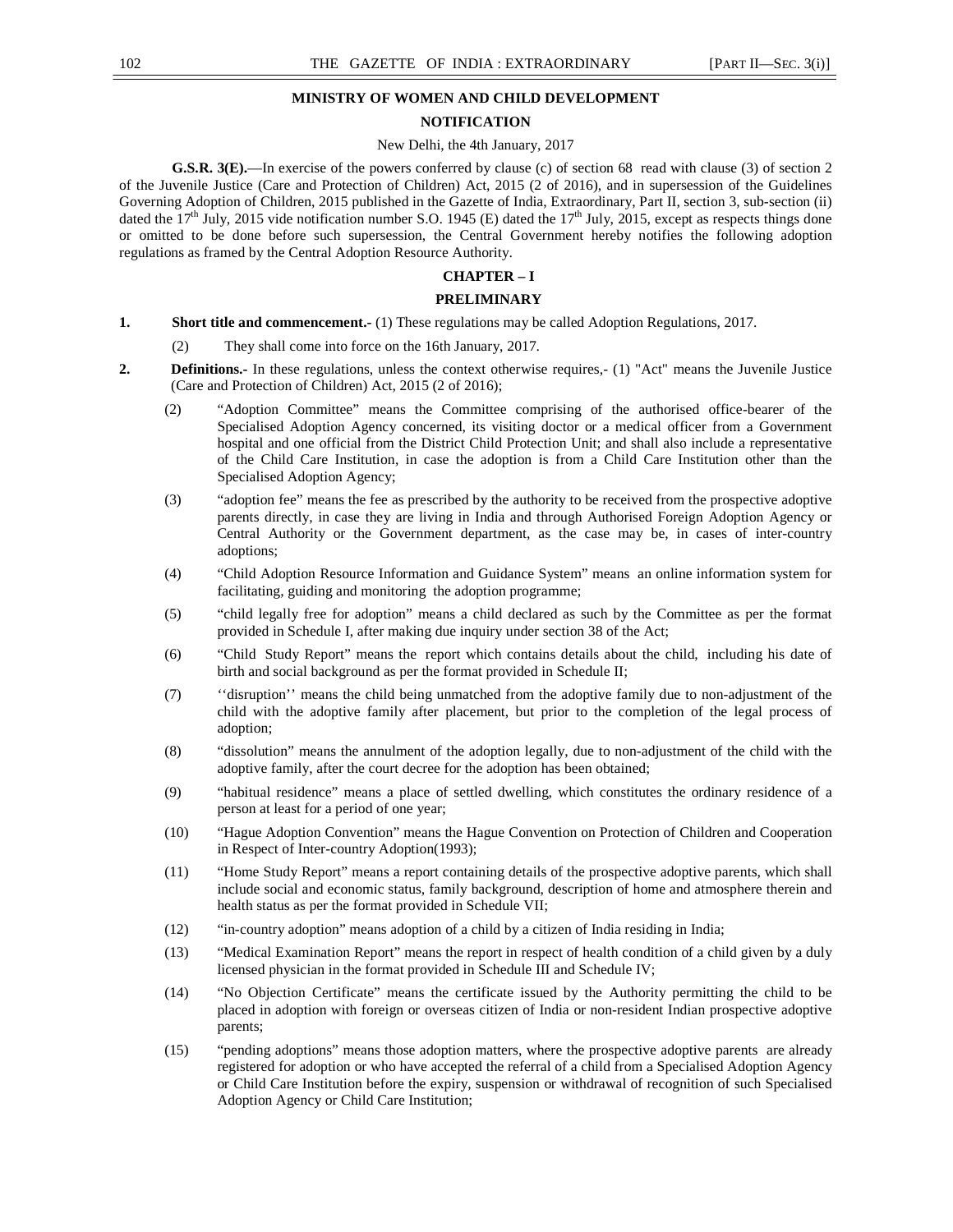## MINISTRY OF WOMEN AND CHILD DEVELOPMENT

## NOTIFICATION

New Delhi, the 4th January, 2017

**G.S.R. 3(E).**—In exercise of the powers conferred by clause (c) of section 68 read with clause (3) of section 2 of the Juvenile Justice (Care and Protection of Children) Act, 2015 (2 of 2016), and in supersession of the Guidelines Governing Adoption of Children, 2015 published in the Gazette of India, Extraordinary, Part II, section 3, sub-section (ii) dated the 17th July, 2015 vide notification number S.O. 1945 (E) dated the 17th July, 2015, except as respects things done or omitted to be done before such supersession, the Central Government hereby notifies the following adoption regulations as framed by the Central Adoption Resource Authority.

## CHAPTER – I

## PRELIMINARY

**1. Short title and commencement.-** (1) These regulations may be called Adoption Regulations, 2017.

(2) They shall come into force on the 16th January, 2017.

**2. Definitions.-** In these regulations, unless the context otherwise requires,- (1) "Act" means the Juvenile Justice (Care and Protection of Children) Act, 2015 (2 of 2016);

(2) "Adoption Committee" means the Committee comprising of the authorised office-bearer of the Specialised Adoption Agency concerned, its visiting doctor or a medical officer from a Government hospital and one official from the District Child Protection Unit; and shall also include a representative of the Child Care Institution, in case the adoption is from a Child Care Institution other than the Specialised Adoption Agency;

(3) "adoption fee" means the fee as prescribed by the authority to be received from the prospective adoptive parents directly, in case they are living in India and through Authorised Foreign Adoption Agency or Central Authority or the Government department, as the case may be, in cases of inter-country adoptions;

(4) "Child Adoption Resource Information and Guidance System" means an online information system for facilitating, guiding and monitoring the adoption programme;

(5) "child legally free for adoption" means a child declared as such by the Committee as per the format provided in Schedule I, after making due inquiry under section 38 of the Act;

(6) "Child Study Report" means the report which contains details about the child, including his date of birth and social background as per the format provided in Schedule II;

(7) ''disruption'' means the child being unmatched from the adoptive family due to non-adjustment of the child with the adoptive family after placement, but prior to the completion of the legal process of adoption;

(8) "dissolution" means the annulment of the adoption legally, due to non-adjustment of the child with the adoptive family, after the court decree for the adoption has been obtained;

(9) "habitual residence" means a place of settled dwelling, which constitutes the ordinary residence of a person at least for a period of one year;

(10) "Hague Adoption Convention" means the Hague Convention on Protection of Children and Cooperation in Respect of Inter-country Adoption(1993);

(11) "Home Study Report" means a report containing details of the prospective adoptive parents, which shall include social and economic status, family background, description of home and atmosphere therein and health status as per the format provided in Schedule VII;

(12) "in-country adoption" means adoption of a child by a citizen of India residing in India;

(13) "Medical Examination Report" means the report in respect of health condition of a child given by a duly licensed physician in the format provided in Schedule III and Schedule IV;

(14) "No Objection Certificate" means the certificate issued by the Authority permitting the child to be placed in adoption with foreign or overseas citizen of India or non-resident Indian prospective adoptive parents;

(15) "pending adoptions" means those adoption matters, where the prospective adoptive parents are already registered for adoption or who have accepted the referral of a child from a Specialised Adoption Agency or Child Care Institution before the expiry, suspension or withdrawal of recognition of such Specialised Adoption Agency or Child Care Institution;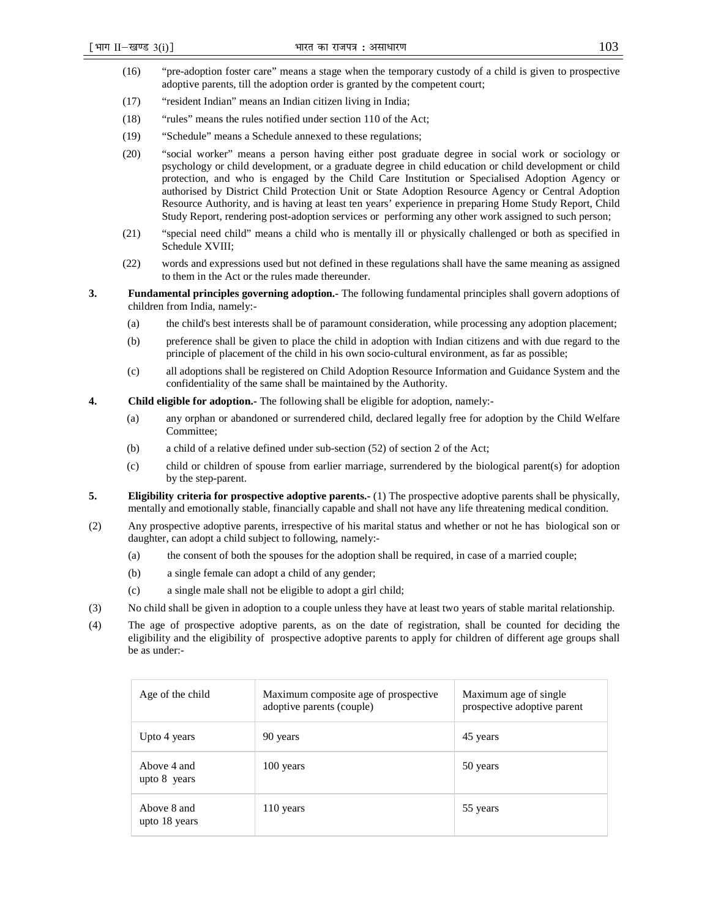(16) "pre-adoption foster care" means a stage when the temporary custody of a child is given to prospective adoptive parents, till the adoption order is granted by the competent court;

(17) "resident Indian" means an Indian citizen living in India;

(18) "rules" means the rules notified under section 110 of the Act;

(19) "Schedule" means a Schedule annexed to these regulations;

(20) "social worker" means a person having either post graduate degree in social work or sociology or psychology or child development, or a graduate degree in child education or child development or child protection, and who is engaged by the Child Care Institution or Specialised Adoption Agency or authorised by District Child Protection Unit or State Adoption Resource Agency or Central Adoption Resource Authority, and is having at least ten years' experience in preparing Home Study Report, Child Study Report, rendering post-adoption services or performing any other work assigned to such person;

(21) "special need child" means a child who is mentally ill or physically challenged or both as specified in Schedule XVIII;

(22) words and expressions used but not defined in these regulations shall have the same meaning as assigned to them in the Act or the rules made thereunder.

**3. Fundamental principles governing adoption.-** The following fundamental principles shall govern adoptions of children from India, namely:-

(a) the child's best interests shall be of paramount consideration, while processing any adoption placement;

(b) preference shall be given to place the child in adoption with Indian citizens and with due regard to the principle of placement of the child in his own socio-cultural environment, as far as possible;

(c) all adoptions shall be registered on Child Adoption Resource Information and Guidance System and the confidentiality of the same shall be maintained by the Authority.

**4. Child eligible for adoption.-** The following shall be eligible for adoption, namely:-

(a) any orphan or abandoned or surrendered child, declared legally free for adoption by the Child Welfare Committee;

(b) a child of a relative defined under sub-section (52) of section 2 of the Act;

(c) child or children of spouse from earlier marriage, surrendered by the biological parent(s) for adoption by the step-parent.

**5. Eligibility criteria for prospective adoptive parents.-** (1) The prospective adoptive parents shall be physically, mentally and emotionally stable, financially capable and shall not have any life threatening medical condition.

(2) Any prospective adoptive parents, irrespective of his marital status and whether or not he has biological son or daughter, can adopt a child subject to following, namely:-

(a) the consent of both the spouses for the adoption shall be required, in case of a married couple;

(b) a single female can adopt a child of any gender;

(c) a single male shall not be eligible to adopt a girl child;

(3) No child shall be given in adoption to a couple unless they have at least two years of stable marital relationship.

(4) The age of prospective adoptive parents, as on the date of registration, shall be counted for deciding the eligibility and the eligibility of prospective adoptive parents to apply for children of different age groups shall be as under:-

| Age of the child | Maximum composite age of prospective adoptive parents (couple) | Maximum age of single prospective adoptive parent |
|---|---|---|
| Upto 4 years | 90 years | 45 years |
| Above 4 and upto 8 years | 100 years | 50 years |
| Above 8 and upto 18 years | 110 years | 55 years |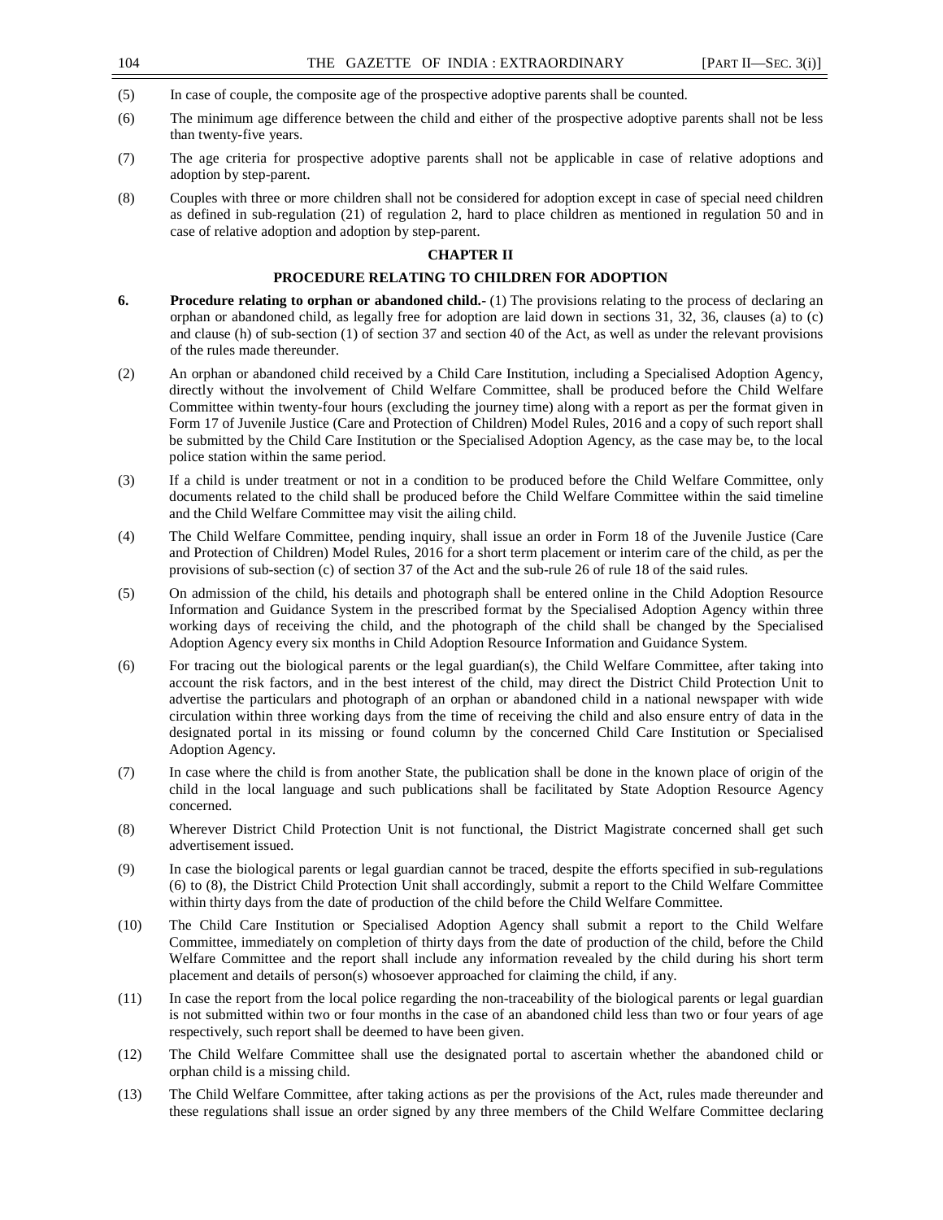(5) In case of couple, the composite age of the prospective adoptive parents shall be counted.

(6) The minimum age difference between the child and either of the prospective adoptive parents shall not be less than twenty-five years.

(7) The age criteria for prospective adoptive parents shall not be applicable in case of relative adoptions and adoption by step-parent.

(8) Couples with three or more children shall not be considered for adoption except in case of special need children as defined in sub-regulation (21) of regulation 2, hard to place children as mentioned in regulation 50 and in case of relative adoption and adoption by step-parent.

## CHAPTER II

## PROCEDURE RELATING TO CHILDREN FOR ADOPTION

**6. Procedure relating to orphan or abandoned child.-** (1) The provisions relating to the process of declaring an orphan or abandoned child, as legally free for adoption are laid down in sections 31, 32, 36, clauses (a) to (c) and clause (h) of sub-section (1) of section 37 and section 40 of the Act, as well as under the relevant provisions of the rules made thereunder.

(2) An orphan or abandoned child received by a Child Care Institution, including a Specialised Adoption Agency, directly without the involvement of Child Welfare Committee, shall be produced before the Child Welfare Committee within twenty-four hours (excluding the journey time) along with a report as per the format given in Form 17 of Juvenile Justice (Care and Protection of Children) Model Rules, 2016 and a copy of such report shall be submitted by the Child Care Institution or the Specialised Adoption Agency, as the case may be, to the local police station within the same period.

(3) If a child is under treatment or not in a condition to be produced before the Child Welfare Committee, only documents related to the child shall be produced before the Child Welfare Committee within the said timeline and the Child Welfare Committee may visit the ailing child.

(4) The Child Welfare Committee, pending inquiry, shall issue an order in Form 18 of the Juvenile Justice (Care and Protection of Children) Model Rules, 2016 for a short term placement or interim care of the child, as per the provisions of sub-section (c) of section 37 of the Act and the sub-rule 26 of rule 18 of the said rules.

(5) On admission of the child, his details and photograph shall be entered online in the Child Adoption Resource Information and Guidance System in the prescribed format by the Specialised Adoption Agency within three working days of receiving the child, and the photograph of the child shall be changed by the Specialised Adoption Agency every six months in Child Adoption Resource Information and Guidance System.

(6) For tracing out the biological parents or the legal guardian(s), the Child Welfare Committee, after taking into account the risk factors, and in the best interest of the child, may direct the District Child Protection Unit to advertise the particulars and photograph of an orphan or abandoned child in a national newspaper with wide circulation within three working days from the time of receiving the child and also ensure entry of data in the designated portal in its missing or found column by the concerned Child Care Institution or Specialised Adoption Agency.

(7) In case where the child is from another State, the publication shall be done in the known place of origin of the child in the local language and such publications shall be facilitated by State Adoption Resource Agency concerned.

(8) Wherever District Child Protection Unit is not functional, the District Magistrate concerned shall get such advertisement issued.

(9) In case the biological parents or legal guardian cannot be traced, despite the efforts specified in sub-regulations (6) to (8), the District Child Protection Unit shall accordingly, submit a report to the Child Welfare Committee within thirty days from the date of production of the child before the Child Welfare Committee.

(10) The Child Care Institution or Specialised Adoption Agency shall submit a report to the Child Welfare Committee, immediately on completion of thirty days from the date of production of the child, before the Child Welfare Committee and the report shall include any information revealed by the child during his short term placement and details of person(s) whosoever approached for claiming the child, if any.

(11) In case the report from the local police regarding the non-traceability of the biological parents or legal guardian is not submitted within two or four months in the case of an abandoned child less than two or four years of age respectively, such report shall be deemed to have been given.

(12) The Child Welfare Committee shall use the designated portal to ascertain whether the abandoned child or orphan child is a missing child.

(13) The Child Welfare Committee, after taking actions as per the provisions of the Act, rules made thereunder and these regulations shall issue an order signed by any three members of the Child Welfare Committee declaring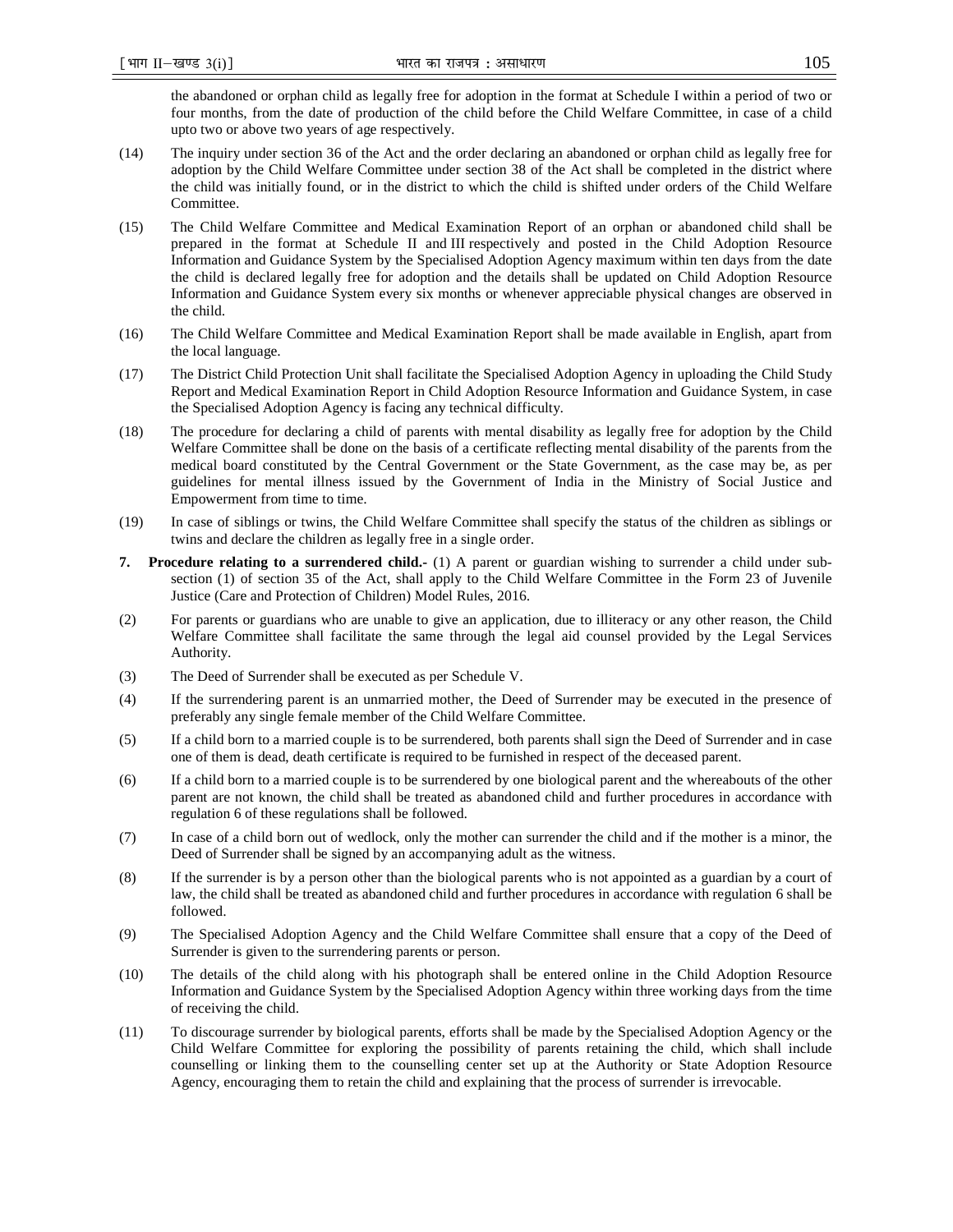the abandoned or orphan child as legally free for adoption in the format at Schedule I within a period of two or four months, from the date of production of the child before the Child Welfare Committee, in case of a child upto two or above two years of age respectively.

(14) The inquiry under section 36 of the Act and the order declaring an abandoned or orphan child as legally free for adoption by the Child Welfare Committee under section 38 of the Act shall be completed in the district where the child was initially found, or in the district to which the child is shifted under orders of the Child Welfare Committee.

(15) The Child Welfare Committee and Medical Examination Report of an orphan or abandoned child shall be prepared in the format at Schedule II and III respectively and posted in the Child Adoption Resource Information and Guidance System by the Specialised Adoption Agency maximum within ten days from the date the child is declared legally free for adoption and the details shall be updated on Child Adoption Resource Information and Guidance System every six months or whenever appreciable physical changes are observed in the child.

(16) The Child Welfare Committee and Medical Examination Report shall be made available in English, apart from the local language.

(17) The District Child Protection Unit shall facilitate the Specialised Adoption Agency in uploading the Child Study Report and Medical Examination Report in Child Adoption Resource Information and Guidance System, in case the Specialised Adoption Agency is facing any technical difficulty.

(18) The procedure for declaring a child of parents with mental disability as legally free for adoption by the Child Welfare Committee shall be done on the basis of a certificate reflecting mental disability of the parents from the medical board constituted by the Central Government or the State Government, as the case may be, as per guidelines for mental illness issued by the Government of India in the Ministry of Social Justice and Empowerment from time to time.

(19) In case of siblings or twins, the Child Welfare Committee shall specify the status of the children as siblings or twins and declare the children as legally free in a single order.

**7. Procedure relating to a surrendered child.-** (1) A parent or guardian wishing to surrender a child under sub-section (1) of section 35 of the Act, shall apply to the Child Welfare Committee in the Form 23 of Juvenile Justice (Care and Protection of Children) Model Rules, 2016.

(2) For parents or guardians who are unable to give an application, due to illiteracy or any other reason, the Child Welfare Committee shall facilitate the same through the legal aid counsel provided by the Legal Services Authority.

(3) The Deed of Surrender shall be executed as per Schedule V.

(4) If the surrendering parent is an unmarried mother, the Deed of Surrender may be executed in the presence of preferably any single female member of the Child Welfare Committee.

(5) If a child born to a married couple is to be surrendered, both parents shall sign the Deed of Surrender and in case one of them is dead, death certificate is required to be furnished in respect of the deceased parent.

(6) If a child born to a married couple is to be surrendered by one biological parent and the whereabouts of the other parent are not known, the child shall be treated as abandoned child and further procedures in accordance with regulation 6 of these regulations shall be followed.

(7) In case of a child born out of wedlock, only the mother can surrender the child and if the mother is a minor, the Deed of Surrender shall be signed by an accompanying adult as the witness.

(8) If the surrender is by a person other than the biological parents who is not appointed as a guardian by a court of law, the child shall be treated as abandoned child and further procedures in accordance with regulation 6 shall be followed.

(9) The Specialised Adoption Agency and the Child Welfare Committee shall ensure that a copy of the Deed of Surrender is given to the surrendering parents or person.

(10) The details of the child along with his photograph shall be entered online in the Child Adoption Resource Information and Guidance System by the Specialised Adoption Agency within three working days from the time of receiving the child.

(11) To discourage surrender by biological parents, efforts shall be made by the Specialised Adoption Agency or the Child Welfare Committee for exploring the possibility of parents retaining the child, which shall include counselling or linking them to the counselling center set up at the Authority or State Adoption Resource Agency, encouraging them to retain the child and explaining that the process of surrender is irrevocable.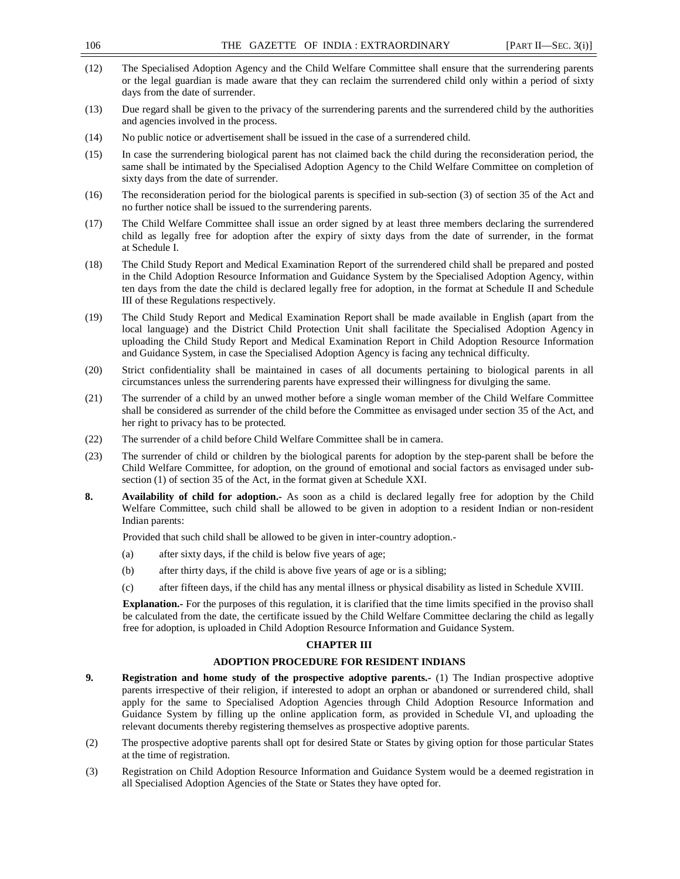(12) The Specialised Adoption Agency and the Child Welfare Committee shall ensure that the surrendering parents or the legal guardian is made aware that they can reclaim the surrendered child only within a period of sixty days from the date of surrender.

(13) Due regard shall be given to the privacy of the surrendering parents and the surrendered child by the authorities and agencies involved in the process.

(14) No public notice or advertisement shall be issued in the case of a surrendered child.

(15) In case the surrendering biological parent has not claimed back the child during the reconsideration period, the same shall be intimated by the Specialised Adoption Agency to the Child Welfare Committee on completion of sixty days from the date of surrender.

(16) The reconsideration period for the biological parents is specified in sub-section (3) of section 35 of the Act and no further notice shall be issued to the surrendering parents.

(17) The Child Welfare Committee shall issue an order signed by at least three members declaring the surrendered child as legally free for adoption after the expiry of sixty days from the date of surrender, in the format at Schedule I.

(18) The Child Study Report and Medical Examination Report of the surrendered child shall be prepared and posted in the Child Adoption Resource Information and Guidance System by the Specialised Adoption Agency, within ten days from the date the child is declared legally free for adoption, in the format at Schedule II and Schedule III of these Regulations respectively.

(19) The Child Study Report and Medical Examination Report shall be made available in English (apart from the local language) and the District Child Protection Unit shall facilitate the Specialised Adoption Agency in uploading the Child Study Report and Medical Examination Report in Child Adoption Resource Information and Guidance System, in case the Specialised Adoption Agency is facing any technical difficulty.

(20) Strict confidentiality shall be maintained in cases of all documents pertaining to biological parents in all circumstances unless the surrendering parents have expressed their willingness for divulging the same.

(21) The surrender of a child by an unwed mother before a single woman member of the Child Welfare Committee shall be considered as surrender of the child before the Committee as envisaged under section 35 of the Act, and her right to privacy has to be protected.

(22) The surrender of a child before Child Welfare Committee shall be in camera.

(23) The surrender of child or children by the biological parents for adoption by the step-parent shall be before the Child Welfare Committee, for adoption, on the ground of emotional and social factors as envisaged under sub-section (1) of section 35 of the Act, in the format given at Schedule XXI.

**8. Availability of child for adoption.-** As soon as a child is declared legally free for adoption by the Child Welfare Committee, such child shall be allowed to be given in adoption to a resident Indian or non-resident Indian parents:

Provided that such child shall be allowed to be given in inter-country adoption.-

(a) after sixty days, if the child is below five years of age;

(b) after thirty days, if the child is above five years of age or is a sibling;

(c) after fifteen days, if the child has any mental illness or physical disability as listed in Schedule XVIII.

**Explanation.-** For the purposes of this regulation, it is clarified that the time limits specified in the proviso shall be calculated from the date, the certificate issued by the Child Welfare Committee declaring the child as legally free for adoption, is uploaded in Child Adoption Resource Information and Guidance System.

## CHAPTER III

## ADOPTION PROCEDURE FOR RESIDENT INDIANS

**9. Registration and home study of the prospective adoptive parents.-** (1) The Indian prospective adoptive parents irrespective of their religion, if interested to adopt an orphan or abandoned or surrendered child, shall apply for the same to Specialised Adoption Agencies through Child Adoption Resource Information and Guidance System by filling up the online application form, as provided in Schedule VI, and uploading the relevant documents thereby registering themselves as prospective adoptive parents.

(2) The prospective adoptive parents shall opt for desired State or States by giving option for those particular States at the time of registration.

(3) Registration on Child Adoption Resource Information and Guidance System would be a deemed registration in all Specialised Adoption Agencies of the State or States they have opted for.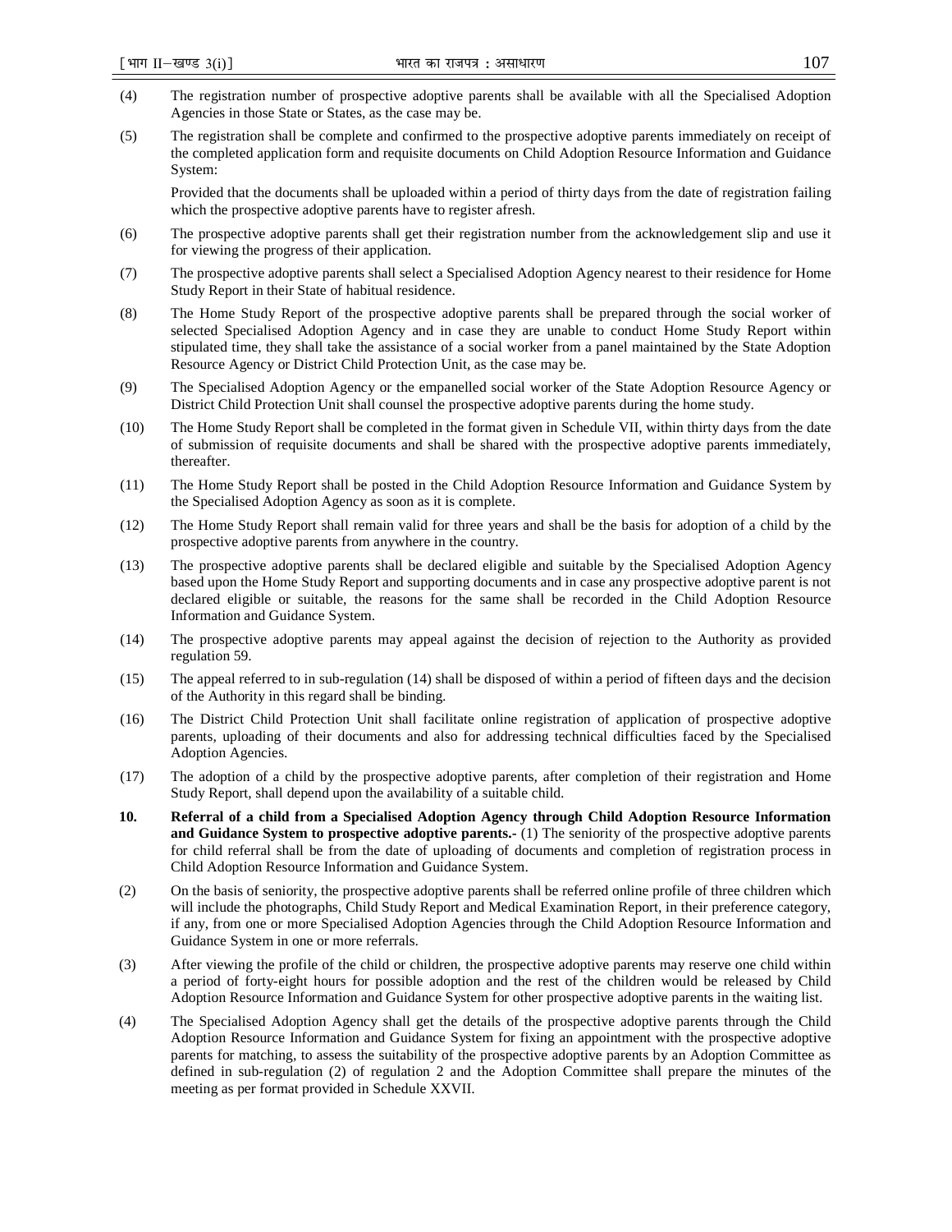(4) The registration number of prospective adoptive parents shall be available with all the Specialised Adoption Agencies in those State or States, as the case may be.

(5) The registration shall be complete and confirmed to the prospective adoptive parents immediately on receipt of the completed application form and requisite documents on Child Adoption Resource Information and Guidance System:

Provided that the documents shall be uploaded within a period of thirty days from the date of registration failing which the prospective adoptive parents have to register afresh.

(6) The prospective adoptive parents shall get their registration number from the acknowledgement slip and use it for viewing the progress of their application.

(7) The prospective adoptive parents shall select a Specialised Adoption Agency nearest to their residence for Home Study Report in their State of habitual residence.

(8) The Home Study Report of the prospective adoptive parents shall be prepared through the social worker of selected Specialised Adoption Agency and in case they are unable to conduct Home Study Report within stipulated time, they shall take the assistance of a social worker from a panel maintained by the State Adoption Resource Agency or District Child Protection Unit, as the case may be.

(9) The Specialised Adoption Agency or the empanelled social worker of the State Adoption Resource Agency or District Child Protection Unit shall counsel the prospective adoptive parents during the home study.

(10) The Home Study Report shall be completed in the format given in Schedule VII, within thirty days from the date of submission of requisite documents and shall be shared with the prospective adoptive parents immediately, thereafter.

(11) The Home Study Report shall be posted in the Child Adoption Resource Information and Guidance System by the Specialised Adoption Agency as soon as it is complete.

(12) The Home Study Report shall remain valid for three years and shall be the basis for adoption of a child by the prospective adoptive parents from anywhere in the country.

(13) The prospective adoptive parents shall be declared eligible and suitable by the Specialised Adoption Agency based upon the Home Study Report and supporting documents and in case any prospective adoptive parent is not declared eligible or suitable, the reasons for the same shall be recorded in the Child Adoption Resource Information and Guidance System.

(14) The prospective adoptive parents may appeal against the decision of rejection to the Authority as provided regulation 59.

(15) The appeal referred to in sub-regulation (14) shall be disposed of within a period of fifteen days and the decision of the Authority in this regard shall be binding.

(16) The District Child Protection Unit shall facilitate online registration of application of prospective adoptive parents, uploading of their documents and also for addressing technical difficulties faced by the Specialised Adoption Agencies.

(17) The adoption of a child by the prospective adoptive parents, after completion of their registration and Home Study Report, shall depend upon the availability of a suitable child.

**10. Referral of a child from a Specialised Adoption Agency through Child Adoption Resource Information and Guidance System to prospective adoptive parents.-** (1) The seniority of the prospective adoptive parents for child referral shall be from the date of uploading of documents and completion of registration process in Child Adoption Resource Information and Guidance System.

(2) On the basis of seniority, the prospective adoptive parents shall be referred online profile of three children which will include the photographs, Child Study Report and Medical Examination Report, in their preference category, if any, from one or more Specialised Adoption Agencies through the Child Adoption Resource Information and Guidance System in one or more referrals.

(3) After viewing the profile of the child or children, the prospective adoptive parents may reserve one child within a period of forty-eight hours for possible adoption and the rest of the children would be released by Child Adoption Resource Information and Guidance System for other prospective adoptive parents in the waiting list.

(4) The Specialised Adoption Agency shall get the details of the prospective adoptive parents through the Child Adoption Resource Information and Guidance System for fixing an appointment with the prospective adoptive parents for matching, to assess the suitability of the prospective adoptive parents by an Adoption Committee as defined in sub-regulation (2) of regulation 2 and the Adoption Committee shall prepare the minutes of the meeting as per format provided in Schedule XXVII.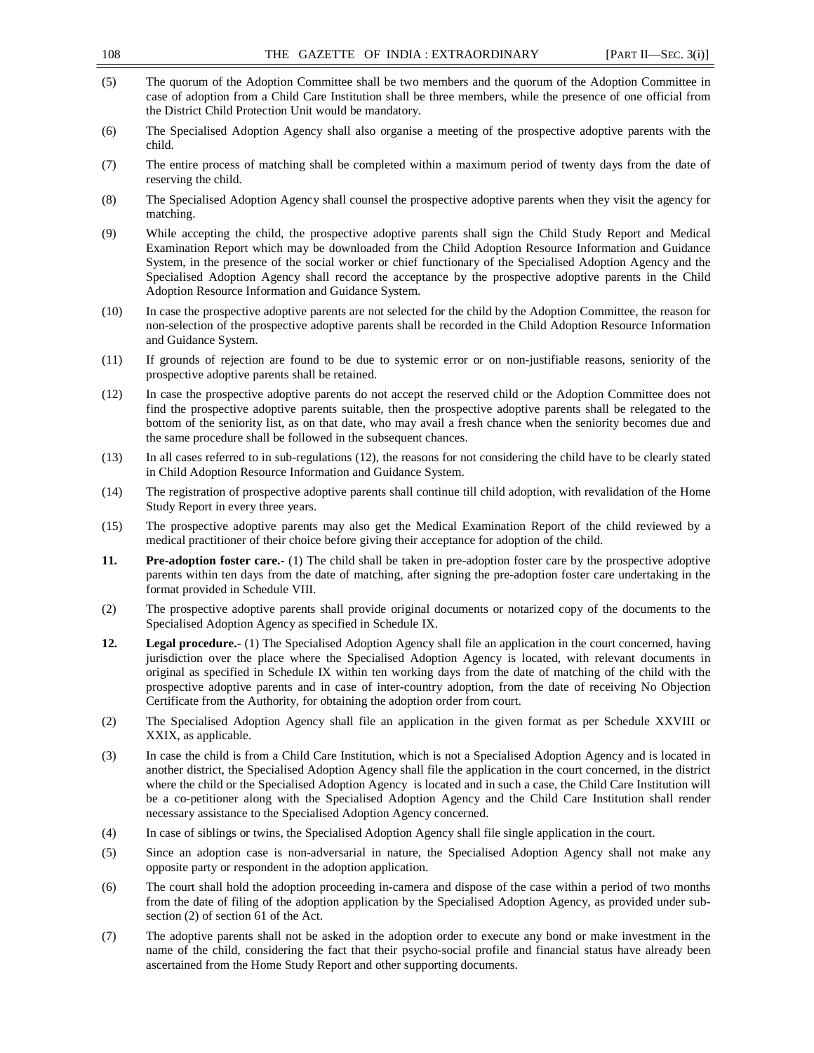(5) The quorum of the Adoption Committee shall be two members and the quorum of the Adoption Committee in case of adoption from a Child Care Institution shall be three members, while the presence of one official from the District Child Protection Unit would be mandatory.

(6) The Specialised Adoption Agency shall also organise a meeting of the prospective adoptive parents with the child.

(7) The entire process of matching shall be completed within a maximum period of twenty days from the date of reserving the child.

(8) The Specialised Adoption Agency shall counsel the prospective adoptive parents when they visit the agency for matching.

(9) While accepting the child, the prospective adoptive parents shall sign the Child Study Report and Medical Examination Report which may be downloaded from the Child Adoption Resource Information and Guidance System, in the presence of the social worker or chief functionary of the Specialised Adoption Agency and the Specialised Adoption Agency shall record the acceptance by the prospective adoptive parents in the Child Adoption Resource Information and Guidance System.

(10) In case the prospective adoptive parents are not selected for the child by the Adoption Committee, the reason for non-selection of the prospective adoptive parents shall be recorded in the Child Adoption Resource Information and Guidance System.

(11) If grounds of rejection are found to be due to systemic error or on non-justifiable reasons, seniority of the prospective adoptive parents shall be retained.

(12) In case the prospective adoptive parents do not accept the reserved child or the Adoption Committee does not find the prospective adoptive parents suitable, then the prospective adoptive parents shall be relegated to the bottom of the seniority list, as on that date, who may avail a fresh chance when the seniority becomes due and the same procedure shall be followed in the subsequent chances.

(13) In all cases referred to in sub-regulations (12), the reasons for not considering the child have to be clearly stated in Child Adoption Resource Information and Guidance System.

(14) The registration of prospective adoptive parents shall continue till child adoption, with revalidation of the Home Study Report in every three years.

(15) The prospective adoptive parents may also get the Medical Examination Report of the child reviewed by a medical practitioner of their choice before giving their acceptance for adoption of the child.

**11. Pre-adoption foster care.-** (1) The child shall be taken in pre-adoption foster care by the prospective adoptive parents within ten days from the date of matching, after signing the pre-adoption foster care undertaking in the format provided in Schedule VIII.

(2) The prospective adoptive parents shall provide original documents or notarized copy of the documents to the Specialised Adoption Agency as specified in Schedule IX.

**12. Legal procedure.-** (1) The Specialised Adoption Agency shall file an application in the court concerned, having jurisdiction over the place where the Specialised Adoption Agency is located, with relevant documents in original as specified in Schedule IX within ten working days from the date of matching of the child with the prospective adoptive parents and in case of inter-country adoption, from the date of receiving No Objection Certificate from the Authority, for obtaining the adoption order from court.

(2) The Specialised Adoption Agency shall file an application in the given format as per Schedule XXVIII or XXIX, as applicable.

(3) In case the child is from a Child Care Institution, which is not a Specialised Adoption Agency and is located in another district, the Specialised Adoption Agency shall file the application in the court concerned, in the district where the child or the Specialised Adoption Agency is located and in such a case, the Child Care Institution will be a co-petitioner along with the Specialised Adoption Agency and the Child Care Institution shall render necessary assistance to the Specialised Adoption Agency concerned.

(4) In case of siblings or twins, the Specialised Adoption Agency shall file single application in the court.

(5) Since an adoption case is non-adversarial in nature, the Specialised Adoption Agency shall not make any opposite party or respondent in the adoption application.

(6) The court shall hold the adoption proceeding in-camera and dispose of the case within a period of two months from the date of filing of the adoption application by the Specialised Adoption Agency, as provided under sub-section (2) of section 61 of the Act.

(7) The adoptive parents shall not be asked in the adoption order to execute any bond or make investment in the name of the child, considering the fact that their psycho-social profile and financial status have already been ascertained from the Home Study Report and other supporting documents.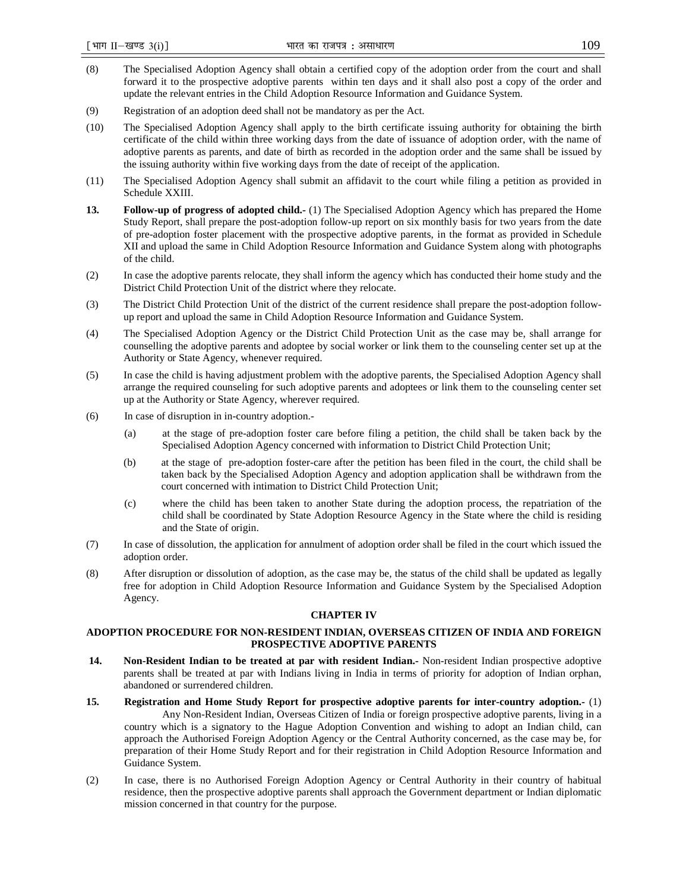(8) The Specialised Adoption Agency shall obtain a certified copy of the adoption order from the court and shall forward it to the prospective adoptive parents within ten days and it shall also post a copy of the order and update the relevant entries in the Child Adoption Resource Information and Guidance System.

(9) Registration of an adoption deed shall not be mandatory as per the Act.

(10) The Specialised Adoption Agency shall apply to the birth certificate issuing authority for obtaining the birth certificate of the child within three working days from the date of issuance of adoption order, with the name of adoptive parents as parents, and date of birth as recorded in the adoption order and the same shall be issued by the issuing authority within five working days from the date of receipt of the application.

(11) The Specialised Adoption Agency shall submit an affidavit to the court while filing a petition as provided in Schedule XXIII.

**13. Follow-up of progress of adopted child.-** (1) The Specialised Adoption Agency which has prepared the Home Study Report, shall prepare the post-adoption follow-up report on six monthly basis for two years from the date of pre-adoption foster placement with the prospective adoptive parents, in the format as provided in Schedule XII and upload the same in Child Adoption Resource Information and Guidance System along with photographs of the child.

(2) In case the adoptive parents relocate, they shall inform the agency which has conducted their home study and the District Child Protection Unit of the district where they relocate.

(3) The District Child Protection Unit of the district of the current residence shall prepare the post-adoption follow-up report and upload the same in Child Adoption Resource Information and Guidance System.

(4) The Specialised Adoption Agency or the District Child Protection Unit as the case may be, shall arrange for counselling the adoptive parents and adoptee by social worker or link them to the counseling center set up at the Authority or State Agency, whenever required.

(5) In case the child is having adjustment problem with the adoptive parents, the Specialised Adoption Agency shall arrange the required counseling for such adoptive parents and adoptees or link them to the counseling center set up at the Authority or State Agency, wherever required.

(6) In case of disruption in in-country adoption.-

(a) at the stage of pre-adoption foster care before filing a petition, the child shall be taken back by the Specialised Adoption Agency concerned with information to District Child Protection Unit;

(b) at the stage of pre-adoption foster-care after the petition has been filed in the court, the child shall be taken back by the Specialised Adoption Agency and adoption application shall be withdrawn from the court concerned with intimation to District Child Protection Unit;

(c) where the child has been taken to another State during the adoption process, the repatriation of the child shall be coordinated by State Adoption Resource Agency in the State where the child is residing and the State of origin.

(7) In case of dissolution, the application for annulment of adoption order shall be filed in the court which issued the adoption order.

(8) After disruption or dissolution of adoption, as the case may be, the status of the child shall be updated as legally free for adoption in Child Adoption Resource Information and Guidance System by the Specialised Adoption Agency.

## CHAPTER IV

## ADOPTION PROCEDURE FOR NON-RESIDENT INDIAN, OVERSEAS CITIZEN OF INDIA AND FOREIGN PROSPECTIVE ADOPTIVE PARENTS

**14. Non-Resident Indian to be treated at par with resident Indian.-** Non-resident Indian prospective adoptive parents shall be treated at par with Indians living in India in terms of priority for adoption of Indian orphan, abandoned or surrendered children.

**15. Registration and Home Study Report for prospective adoptive parents for inter-country adoption.-** (1) Any Non-Resident Indian, Overseas Citizen of India or foreign prospective adoptive parents, living in a country which is a signatory to the Hague Adoption Convention and wishing to adopt an Indian child, can approach the Authorised Foreign Adoption Agency or the Central Authority concerned, as the case may be, for preparation of their Home Study Report and for their registration in Child Adoption Resource Information and Guidance System.

(2) In case, there is no Authorised Foreign Adoption Agency or Central Authority in their country of habitual residence, then the prospective adoptive parents shall approach the Government department or Indian diplomatic mission concerned in that country for the purpose.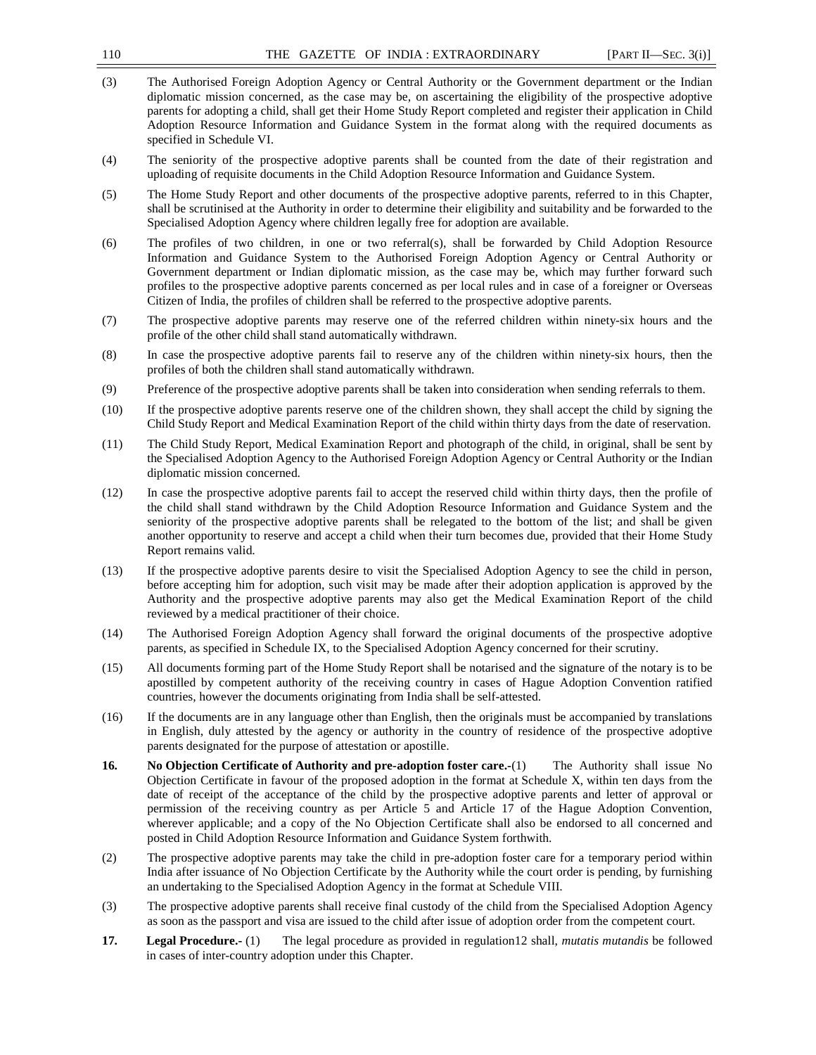(3) The Authorised Foreign Adoption Agency or Central Authority or the Government department or the Indian diplomatic mission concerned, as the case may be, on ascertaining the eligibility of the prospective adoptive parents for adopting a child, shall get their Home Study Report completed and register their application in Child Adoption Resource Information and Guidance System in the format along with the required documents as specified in Schedule VI.

(4) The seniority of the prospective adoptive parents shall be counted from the date of their registration and uploading of requisite documents in the Child Adoption Resource Information and Guidance System.

(5) The Home Study Report and other documents of the prospective adoptive parents, referred to in this Chapter, shall be scrutinised at the Authority in order to determine their eligibility and suitability and be forwarded to the Specialised Adoption Agency where children legally free for adoption are available.

(6) The profiles of two children, in one or two referral(s), shall be forwarded by Child Adoption Resource Information and Guidance System to the Authorised Foreign Adoption Agency or Central Authority or Government department or Indian diplomatic mission, as the case may be, which may further forward such profiles to the prospective adoptive parents concerned as per local rules and in case of a foreigner or Overseas Citizen of India, the profiles of children shall be referred to the prospective adoptive parents.

(7) The prospective adoptive parents may reserve one of the referred children within ninety-six hours and the profile of the other child shall stand automatically withdrawn.

(8) In case the prospective adoptive parents fail to reserve any of the children within ninety-six hours, then the profiles of both the children shall stand automatically withdrawn.

(9) Preference of the prospective adoptive parents shall be taken into consideration when sending referrals to them.

(10) If the prospective adoptive parents reserve one of the children shown, they shall accept the child by signing the Child Study Report and Medical Examination Report of the child within thirty days from the date of reservation.

(11) The Child Study Report, Medical Examination Report and photograph of the child, in original, shall be sent by the Specialised Adoption Agency to the Authorised Foreign Adoption Agency or Central Authority or the Indian diplomatic mission concerned.

(12) In case the prospective adoptive parents fail to accept the reserved child within thirty days, then the profile of the child shall stand withdrawn by the Child Adoption Resource Information and Guidance System and the seniority of the prospective adoptive parents shall be relegated to the bottom of the list; and shall be given another opportunity to reserve and accept a child when their turn becomes due, provided that their Home Study Report remains valid.

(13) If the prospective adoptive parents desire to visit the Specialised Adoption Agency to see the child in person, before accepting him for adoption, such visit may be made after their adoption application is approved by the Authority and the prospective adoptive parents may also get the Medical Examination Report of the child reviewed by a medical practitioner of their choice.

(14) The Authorised Foreign Adoption Agency shall forward the original documents of the prospective adoptive parents, as specified in Schedule IX, to the Specialised Adoption Agency concerned for their scrutiny.

(15) All documents forming part of the Home Study Report shall be notarised and the signature of the notary is to be apostilled by competent authority of the receiving country in cases of Hague Adoption Convention ratified countries, however the documents originating from India shall be self-attested.

(16) If the documents are in any language other than English, then the originals must be accompanied by translations in English, duly attested by the agency or authority in the country of residence of the prospective adoptive parents designated for the purpose of attestation or apostille.

**16. No Objection Certificate of Authority and pre-adoption foster care.**-(1) The Authority shall issue No Objection Certificate in favour of the proposed adoption in the format at Schedule X, within ten days from the date of receipt of the acceptance of the child by the prospective adoptive parents and letter of approval or permission of the receiving country as per Article 5 and Article 17 of the Hague Adoption Convention, wherever applicable; and a copy of the No Objection Certificate shall also be endorsed to all concerned and posted in Child Adoption Resource Information and Guidance System forthwith.

(2) The prospective adoptive parents may take the child in pre-adoption foster care for a temporary period within India after issuance of No Objection Certificate by the Authority while the court order is pending, by furnishing an undertaking to the Specialised Adoption Agency in the format at Schedule VIII.

(3) The prospective adoptive parents shall receive final custody of the child from the Specialised Adoption Agency as soon as the passport and visa are issued to the child after issue of adoption order from the competent court.

**17. Legal Procedure.**- (1) The legal procedure as provided in regulation12 shall, *mutatis mutandis* be followed in cases of inter-country adoption under this Chapter.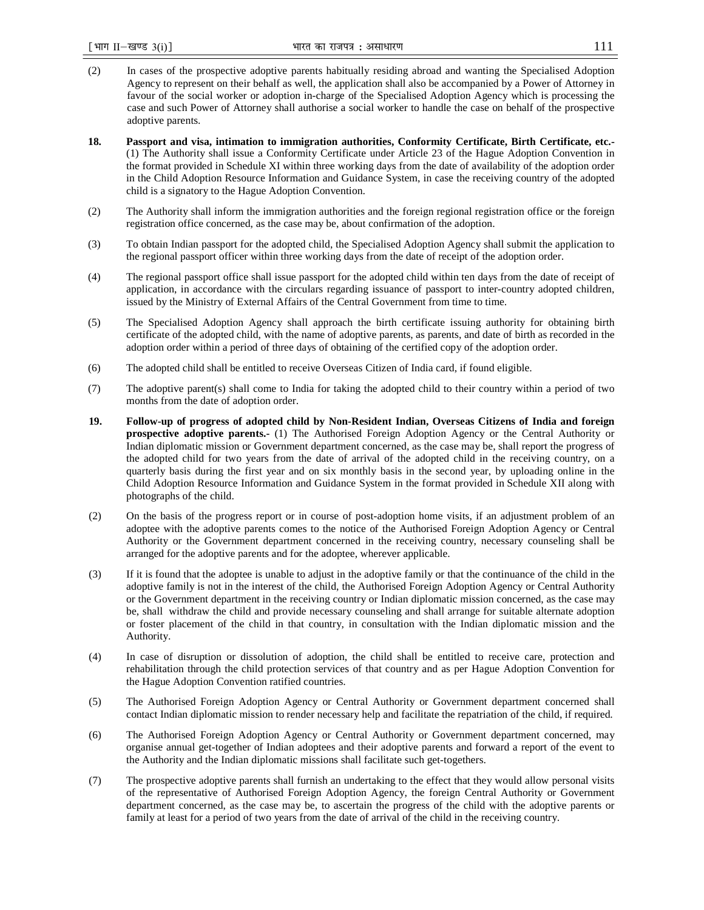(2) In cases of the prospective adoptive parents habitually residing abroad and wanting the Specialised Adoption Agency to represent on their behalf as well, the application shall also be accompanied by a Power of Attorney in favour of the social worker or adoption in-charge of the Specialised Adoption Agency which is processing the case and such Power of Attorney shall authorise a social worker to handle the case on behalf of the prospective adoptive parents.

**18. Passport and visa, intimation to immigration authorities, Conformity Certificate, Birth Certificate, etc.-** (1) The Authority shall issue a Conformity Certificate under Article 23 of the Hague Adoption Convention in the format provided in Schedule XI within three working days from the date of availability of the adoption order in the Child Adoption Resource Information and Guidance System, in case the receiving country of the adopted child is a signatory to the Hague Adoption Convention.

(2) The Authority shall inform the immigration authorities and the foreign regional registration office or the foreign registration office concerned, as the case may be, about confirmation of the adoption.

(3) To obtain Indian passport for the adopted child, the Specialised Adoption Agency shall submit the application to the regional passport officer within three working days from the date of receipt of the adoption order.

(4) The regional passport office shall issue passport for the adopted child within ten days from the date of receipt of application, in accordance with the circulars regarding issuance of passport to inter-country adopted children, issued by the Ministry of External Affairs of the Central Government from time to time.

(5) The Specialised Adoption Agency shall approach the birth certificate issuing authority for obtaining birth certificate of the adopted child, with the name of adoptive parents, as parents, and date of birth as recorded in the adoption order within a period of three days of obtaining of the certified copy of the adoption order.

(6) The adopted child shall be entitled to receive Overseas Citizen of India card, if found eligible.

(7) The adoptive parent(s) shall come to India for taking the adopted child to their country within a period of two months from the date of adoption order.

**19. Follow-up of progress of adopted child by Non-Resident Indian, Overseas Citizens of India and foreign prospective adoptive parents.-** (1) The Authorised Foreign Adoption Agency or the Central Authority or Indian diplomatic mission or Government department concerned, as the case may be, shall report the progress of the adopted child for two years from the date of arrival of the adopted child in the receiving country, on a quarterly basis during the first year and on six monthly basis in the second year, by uploading online in the Child Adoption Resource Information and Guidance System in the format provided in Schedule XII along with photographs of the child.

(2) On the basis of the progress report or in course of post-adoption home visits, if an adjustment problem of an adoptee with the adoptive parents comes to the notice of the Authorised Foreign Adoption Agency or Central Authority or the Government department concerned in the receiving country, necessary counseling shall be arranged for the adoptive parents and for the adoptee, wherever applicable.

(3) If it is found that the adoptee is unable to adjust in the adoptive family or that the continuance of the child in the adoptive family is not in the interest of the child, the Authorised Foreign Adoption Agency or Central Authority or the Government department in the receiving country or Indian diplomatic mission concerned, as the case may be, shall withdraw the child and provide necessary counseling and shall arrange for suitable alternate adoption or foster placement of the child in that country, in consultation with the Indian diplomatic mission and the Authority.

(4) In case of disruption or dissolution of adoption, the child shall be entitled to receive care, protection and rehabilitation through the child protection services of that country and as per Hague Adoption Convention for the Hague Adoption Convention ratified countries.

(5) The Authorised Foreign Adoption Agency or Central Authority or Government department concerned shall contact Indian diplomatic mission to render necessary help and facilitate the repatriation of the child, if required.

(6) The Authorised Foreign Adoption Agency or Central Authority or Government department concerned, may organise annual get-together of Indian adoptees and their adoptive parents and forward a report of the event to the Authority and the Indian diplomatic missions shall facilitate such get-togethers.

(7) The prospective adoptive parents shall furnish an undertaking to the effect that they would allow personal visits of the representative of Authorised Foreign Adoption Agency, the foreign Central Authority or Government department concerned, as the case may be, to ascertain the progress of the child with the adoptive parents or family at least for a period of two years from the date of arrival of the child in the receiving country.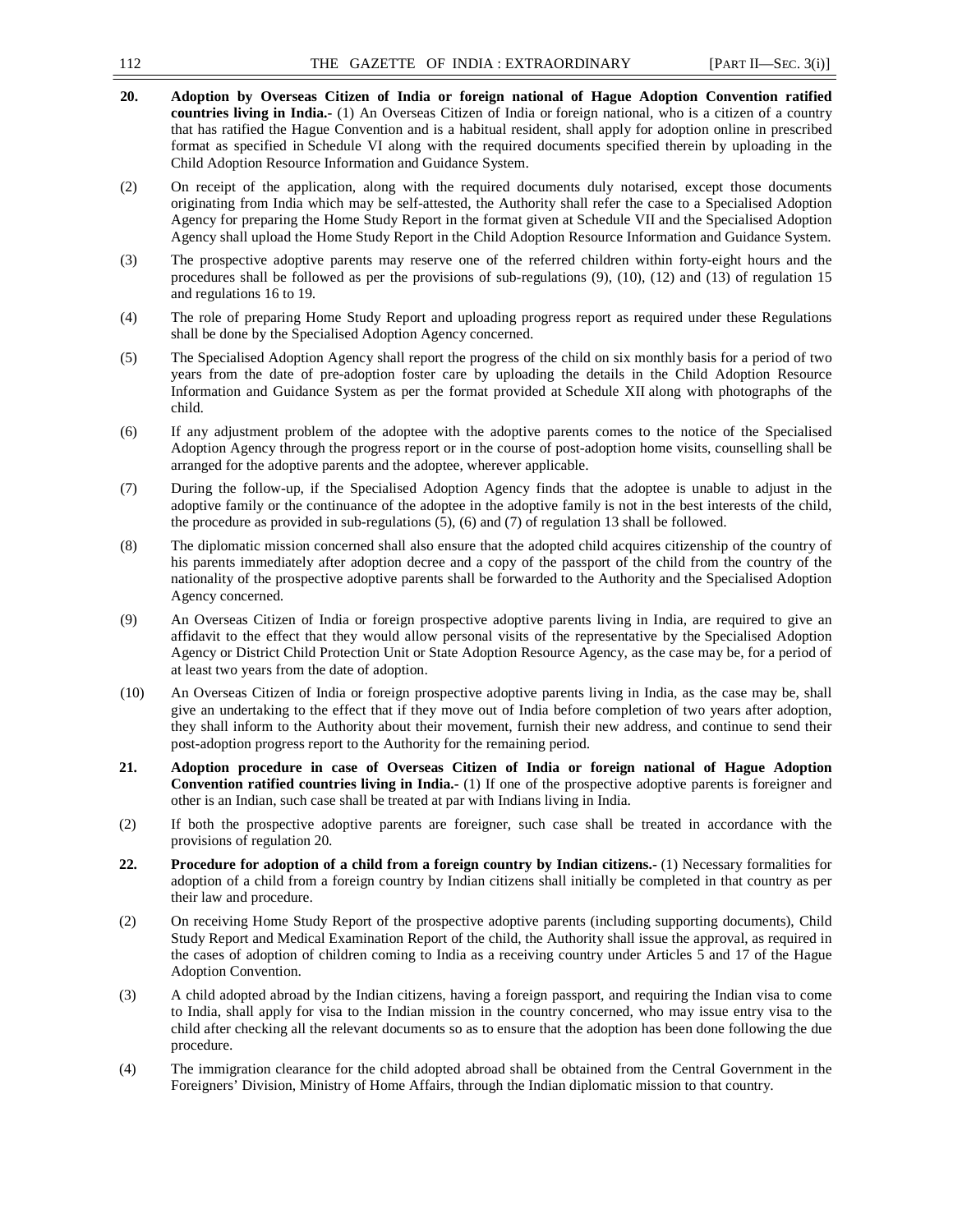**20. Adoption by Overseas Citizen of India or foreign national of Hague Adoption Convention ratified countries living in India.-** (1) An Overseas Citizen of India or foreign national, who is a citizen of a country that has ratified the Hague Convention and is a habitual resident, shall apply for adoption online in prescribed format as specified in Schedule VI along with the required documents specified therein by uploading in the Child Adoption Resource Information and Guidance System.

(2) On receipt of the application, along with the required documents duly notarised, except those documents originating from India which may be self-attested, the Authority shall refer the case to a Specialised Adoption Agency for preparing the Home Study Report in the format given at Schedule VII and the Specialised Adoption Agency shall upload the Home Study Report in the Child Adoption Resource Information and Guidance System.

(3) The prospective adoptive parents may reserve one of the referred children within forty-eight hours and the procedures shall be followed as per the provisions of sub-regulations (9), (10), (12) and (13) of regulation 15 and regulations 16 to 19.

(4) The role of preparing Home Study Report and uploading progress report as required under these Regulations shall be done by the Specialised Adoption Agency concerned.

(5) The Specialised Adoption Agency shall report the progress of the child on six monthly basis for a period of two years from the date of pre-adoption foster care by uploading the details in the Child Adoption Resource Information and Guidance System as per the format provided at Schedule XII along with photographs of the child.

(6) If any adjustment problem of the adoptee with the adoptive parents comes to the notice of the Specialised Adoption Agency through the progress report or in the course of post-adoption home visits, counselling shall be arranged for the adoptive parents and the adoptee, wherever applicable.

(7) During the follow-up, if the Specialised Adoption Agency finds that the adoptee is unable to adjust in the adoptive family or the continuance of the adoptee in the adoptive family is not in the best interests of the child, the procedure as provided in sub-regulations (5), (6) and (7) of regulation 13 shall be followed.

(8) The diplomatic mission concerned shall also ensure that the adopted child acquires citizenship of the country of his parents immediately after adoption decree and a copy of the passport of the child from the country of the nationality of the prospective adoptive parents shall be forwarded to the Authority and the Specialised Adoption Agency concerned.

(9) An Overseas Citizen of India or foreign prospective adoptive parents living in India, are required to give an affidavit to the effect that they would allow personal visits of the representative by the Specialised Adoption Agency or District Child Protection Unit or State Adoption Resource Agency, as the case may be, for a period of at least two years from the date of adoption.

(10) An Overseas Citizen of India or foreign prospective adoptive parents living in India, as the case may be, shall give an undertaking to the effect that if they move out of India before completion of two years after adoption, they shall inform to the Authority about their movement, furnish their new address, and continue to send their post-adoption progress report to the Authority for the remaining period.

**21. Adoption procedure in case of Overseas Citizen of India or foreign national of Hague Adoption Convention ratified countries living in India.-** (1) If one of the prospective adoptive parents is foreigner and other is an Indian, such case shall be treated at par with Indians living in India.

(2) If both the prospective adoptive parents are foreigner, such case shall be treated in accordance with the provisions of regulation 20.

**22. Procedure for adoption of a child from a foreign country by Indian citizens.-** (1) Necessary formalities for adoption of a child from a foreign country by Indian citizens shall initially be completed in that country as per their law and procedure.

(2) On receiving Home Study Report of the prospective adoptive parents (including supporting documents), Child Study Report and Medical Examination Report of the child, the Authority shall issue the approval, as required in the cases of adoption of children coming to India as a receiving country under Articles 5 and 17 of the Hague Adoption Convention.

(3) A child adopted abroad by the Indian citizens, having a foreign passport, and requiring the Indian visa to come to India, shall apply for visa to the Indian mission in the country concerned, who may issue entry visa to the child after checking all the relevant documents so as to ensure that the adoption has been done following the due procedure.

(4) The immigration clearance for the child adopted abroad shall be obtained from the Central Government in the Foreigners' Division, Ministry of Home Affairs, through the Indian diplomatic mission to that country.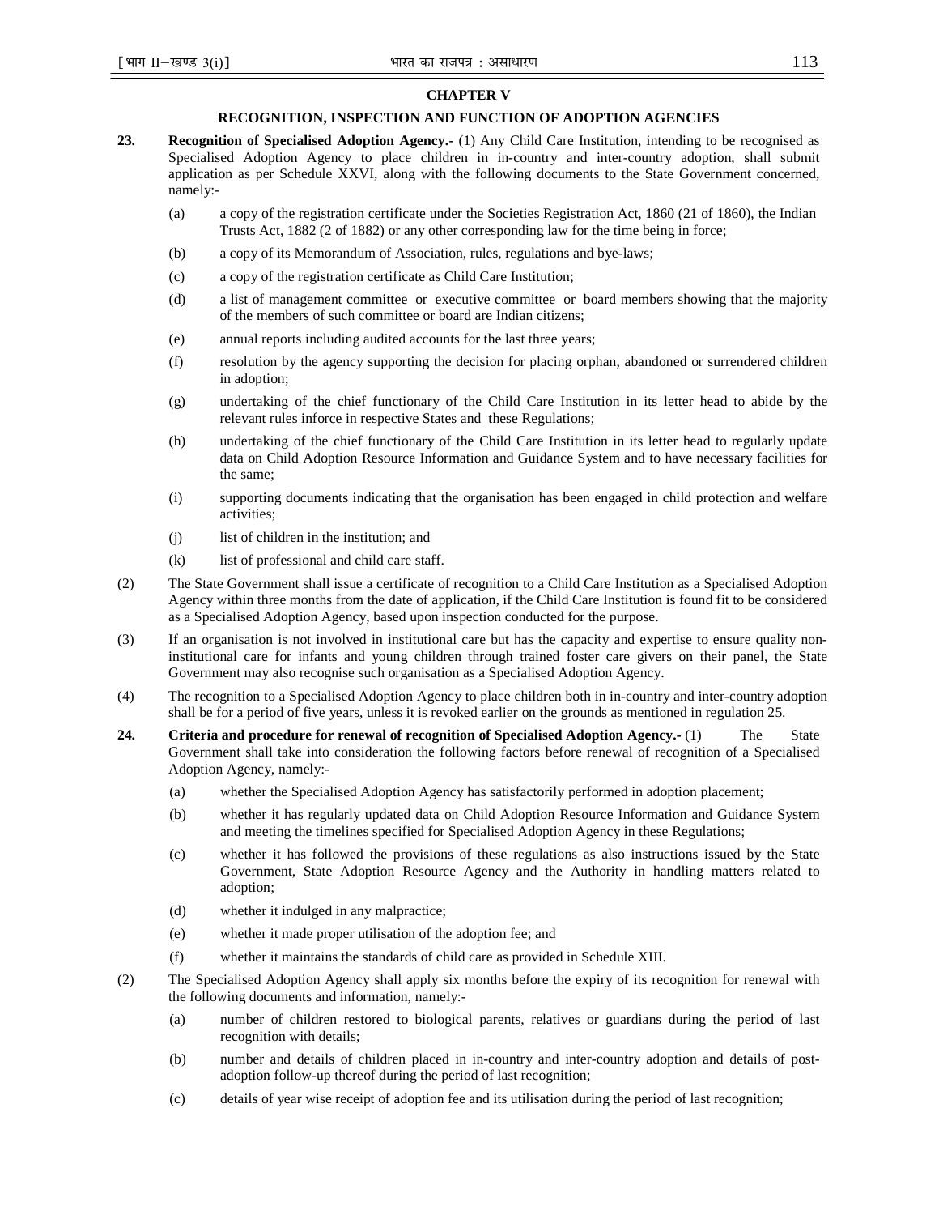## CHAPTER V

### RECOGNITION, INSPECTION AND FUNCTION OF ADOPTION AGENCIES

**23. Recognition of Specialised Adoption Agency.-** (1) Any Child Care Institution, intending to be recognised as Specialised Adoption Agency to place children in in-country and inter-country adoption, shall submit application as per Schedule XXVI, along with the following documents to the State Government concerned, namely:-

(a) a copy of the registration certificate under the Societies Registration Act, 1860 (21 of 1860), the Indian Trusts Act, 1882 (2 of 1882) or any other corresponding law for the time being in force;

(b) a copy of its Memorandum of Association, rules, regulations and bye-laws;

(c) a copy of the registration certificate as Child Care Institution;

(d) a list of management committee or executive committee or board members showing that the majority of the members of such committee or board are Indian citizens;

(e) annual reports including audited accounts for the last three years;

(f) resolution by the agency supporting the decision for placing orphan, abandoned or surrendered children in adoption;

(g) undertaking of the chief functionary of the Child Care Institution in its letter head to abide by the relevant rules inforce in respective States and these Regulations;

(h) undertaking of the chief functionary of the Child Care Institution in its letter head to regularly update data on Child Adoption Resource Information and Guidance System and to have necessary facilities for the same;

(i) supporting documents indicating that the organisation has been engaged in child protection and welfare activities;

(j) list of children in the institution; and

(k) list of professional and child care staff.

(2) The State Government shall issue a certificate of recognition to a Child Care Institution as a Specialised Adoption Agency within three months from the date of application, if the Child Care Institution is found fit to be considered as a Specialised Adoption Agency, based upon inspection conducted for the purpose.

(3) If an organisation is not involved in institutional care but has the capacity and expertise to ensure quality non-institutional care for infants and young children through trained foster care givers on their panel, the State Government may also recognise such organisation as a Specialised Adoption Agency.

(4) The recognition to a Specialised Adoption Agency to place children both in in-country and inter-country adoption shall be for a period of five years, unless it is revoked earlier on the grounds as mentioned in regulation 25.

**24. Criteria and procedure for renewal of recognition of Specialised Adoption Agency.-** (1) The State Government shall take into consideration the following factors before renewal of recognition of a Specialised Adoption Agency, namely:-

(a) whether the Specialised Adoption Agency has satisfactorily performed in adoption placement;

(b) whether it has regularly updated data on Child Adoption Resource Information and Guidance System and meeting the timelines specified for Specialised Adoption Agency in these Regulations;

(c) whether it has followed the provisions of these regulations as also instructions issued by the State Government, State Adoption Resource Agency and the Authority in handling matters related to adoption;

(d) whether it indulged in any malpractice;

(e) whether it made proper utilisation of the adoption fee; and

(f) whether it maintains the standards of child care as provided in Schedule XIII.

(2) The Specialised Adoption Agency shall apply six months before the expiry of its recognition for renewal with the following documents and information, namely:-

(a) number of children restored to biological parents, relatives or guardians during the period of last recognition with details;

(b) number and details of children placed in in-country and inter-country adoption and details of post-adoption follow-up thereof during the period of last recognition;

(c) details of year wise receipt of adoption fee and its utilisation during the period of last recognition;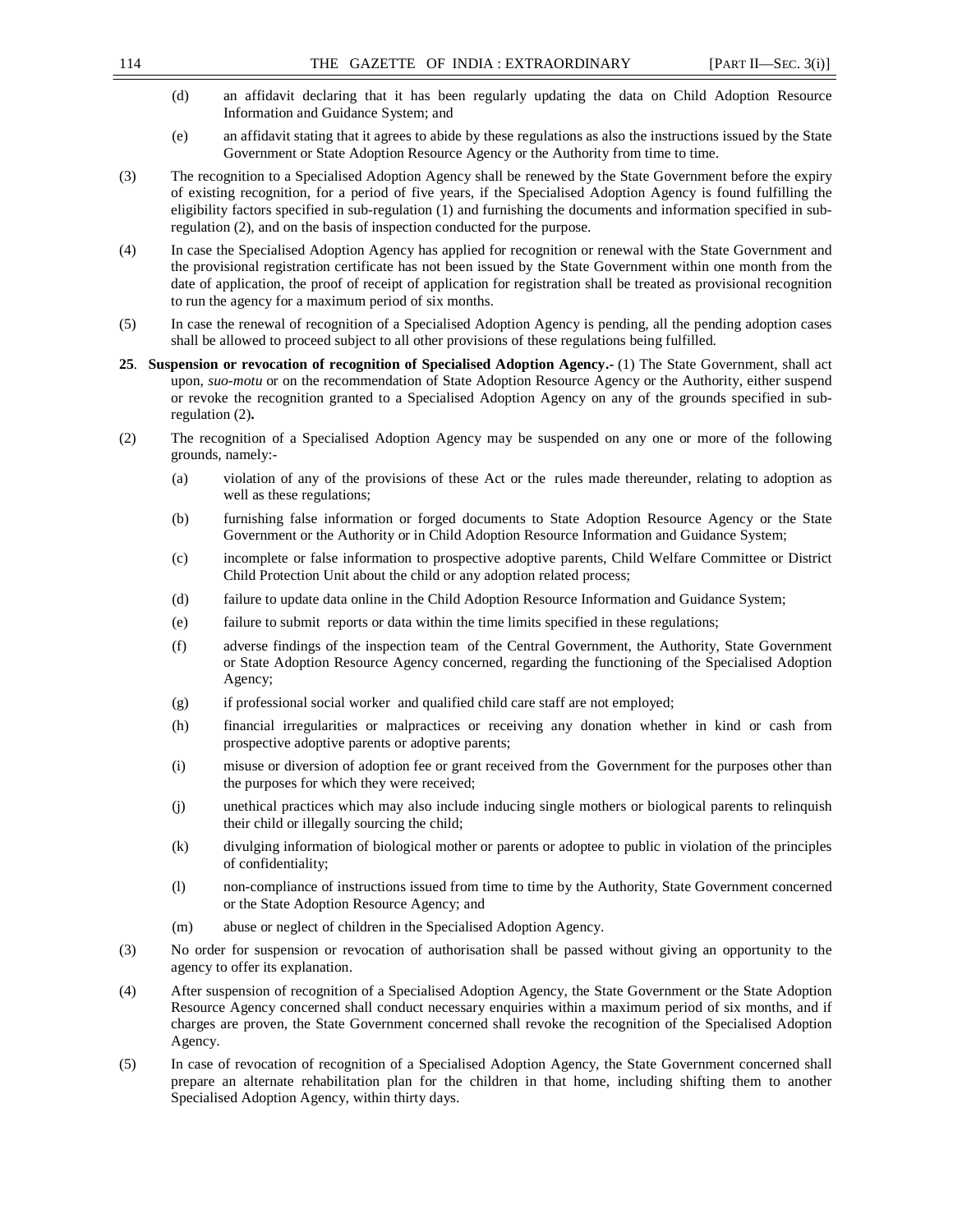(d) an affidavit declaring that it has been regularly updating the data on Child Adoption Resource Information and Guidance System; and

(e) an affidavit stating that it agrees to abide by these regulations as also the instructions issued by the State Government or State Adoption Resource Agency or the Authority from time to time.

(3) The recognition to a Specialised Adoption Agency shall be renewed by the State Government before the expiry of existing recognition, for a period of five years, if the Specialised Adoption Agency is found fulfilling the eligibility factors specified in sub-regulation (1) and furnishing the documents and information specified in sub-regulation (2), and on the basis of inspection conducted for the purpose.

(4) In case the Specialised Adoption Agency has applied for recognition or renewal with the State Government and the provisional registration certificate has not been issued by the State Government within one month from the date of application, the proof of receipt of application for registration shall be treated as provisional recognition to run the agency for a maximum period of six months.

(5) In case the renewal of recognition of a Specialised Adoption Agency is pending, all the pending adoption cases shall be allowed to proceed subject to all other provisions of these regulations being fulfilled.

**25**. **Suspension or revocation of recognition of Specialised Adoption Agency.-** (1) The State Government, shall act upon, *suo-motu* or on the recommendation of State Adoption Resource Agency or the Authority, either suspend or revoke the recognition granted to a Specialised Adoption Agency on any of the grounds specified in sub-regulation (2)**.**

(2) The recognition of a Specialised Adoption Agency may be suspended on any one or more of the following grounds, namely:-

(a) violation of any of the provisions of these Act or the rules made thereunder, relating to adoption as well as these regulations;

(b) furnishing false information or forged documents to State Adoption Resource Agency or the State Government or the Authority or in Child Adoption Resource Information and Guidance System;

(c) incomplete or false information to prospective adoptive parents, Child Welfare Committee or District Child Protection Unit about the child or any adoption related process;

(d) failure to update data online in the Child Adoption Resource Information and Guidance System;

(e) failure to submit reports or data within the time limits specified in these regulations;

(f) adverse findings of the inspection team of the Central Government, the Authority, State Government or State Adoption Resource Agency concerned, regarding the functioning of the Specialised Adoption Agency;

(g) if professional social worker and qualified child care staff are not employed;

(h) financial irregularities or malpractices or receiving any donation whether in kind or cash from prospective adoptive parents or adoptive parents;

(i) misuse or diversion of adoption fee or grant received from the Government for the purposes other than the purposes for which they were received;

(j) unethical practices which may also include inducing single mothers or biological parents to relinquish their child or illegally sourcing the child;

(k) divulging information of biological mother or parents or adoptee to public in violation of the principles of confidentiality;

(l) non-compliance of instructions issued from time to time by the Authority, State Government concerned or the State Adoption Resource Agency; and

(m) abuse or neglect of children in the Specialised Adoption Agency.

(3) No order for suspension or revocation of authorisation shall be passed without giving an opportunity to the agency to offer its explanation.

(4) After suspension of recognition of a Specialised Adoption Agency, the State Government or the State Adoption Resource Agency concerned shall conduct necessary enquiries within a maximum period of six months, and if charges are proven, the State Government concerned shall revoke the recognition of the Specialised Adoption Agency.

(5) In case of revocation of recognition of a Specialised Adoption Agency, the State Government concerned shall prepare an alternate rehabilitation plan for the children in that home, including shifting them to another Specialised Adoption Agency, within thirty days.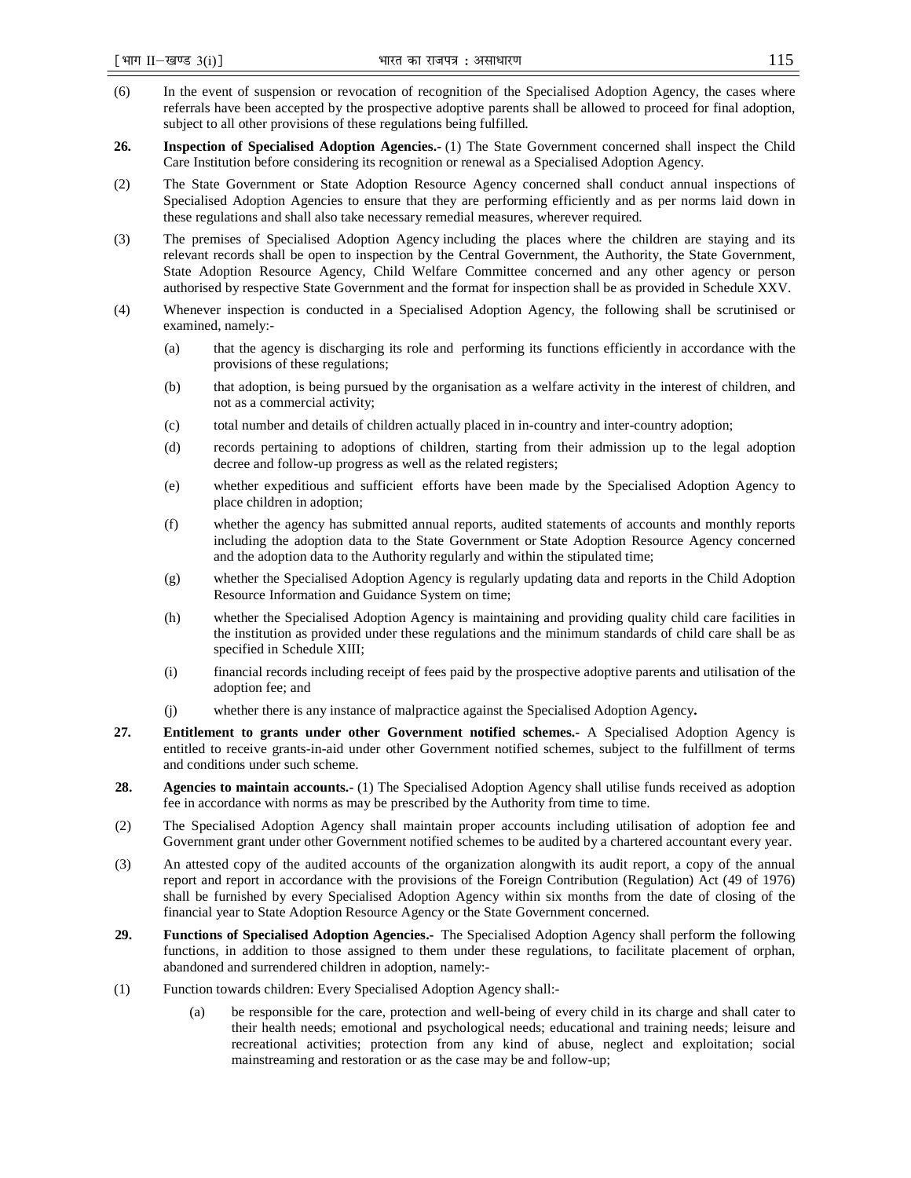(6) In the event of suspension or revocation of recognition of the Specialised Adoption Agency, the cases where referrals have been accepted by the prospective adoptive parents shall be allowed to proceed for final adoption, subject to all other provisions of these regulations being fulfilled.

**26. Inspection of Specialised Adoption Agencies.-** (1) The State Government concerned shall inspect the Child Care Institution before considering its recognition or renewal as a Specialised Adoption Agency.

(2) The State Government or State Adoption Resource Agency concerned shall conduct annual inspections of Specialised Adoption Agencies to ensure that they are performing efficiently and as per norms laid down in these regulations and shall also take necessary remedial measures, wherever required.

(3) The premises of Specialised Adoption Agency including the places where the children are staying and its relevant records shall be open to inspection by the Central Government, the Authority, the State Government, State Adoption Resource Agency, Child Welfare Committee concerned and any other agency or person authorised by respective State Government and the format for inspection shall be as provided in Schedule XXV.

(4) Whenever inspection is conducted in a Specialised Adoption Agency, the following shall be scrutinised or examined, namely:-

(a) that the agency is discharging its role and performing its functions efficiently in accordance with the provisions of these regulations;

(b) that adoption, is being pursued by the organisation as a welfare activity in the interest of children, and not as a commercial activity;

(c) total number and details of children actually placed in in-country and inter-country adoption;

(d) records pertaining to adoptions of children, starting from their admission up to the legal adoption decree and follow-up progress as well as the related registers;

(e) whether expeditious and sufficient efforts have been made by the Specialised Adoption Agency to place children in adoption;

(f) whether the agency has submitted annual reports, audited statements of accounts and monthly reports including the adoption data to the State Government or State Adoption Resource Agency concerned and the adoption data to the Authority regularly and within the stipulated time;

(g) whether the Specialised Adoption Agency is regularly updating data and reports in the Child Adoption Resource Information and Guidance System on time;

(h) whether the Specialised Adoption Agency is maintaining and providing quality child care facilities in the institution as provided under these regulations and the minimum standards of child care shall be as specified in Schedule XIII;

(i) financial records including receipt of fees paid by the prospective adoptive parents and utilisation of the adoption fee; and

(j) whether there is any instance of malpractice against the Specialised Adoption Agency**.**

**27. Entitlement to grants under other Government notified schemes.-** A Specialised Adoption Agency is entitled to receive grants-in-aid under other Government notified schemes, subject to the fulfillment of terms and conditions under such scheme.

**28. Agencies to maintain accounts.-** (1) The Specialised Adoption Agency shall utilise funds received as adoption fee in accordance with norms as may be prescribed by the Authority from time to time.

(2) The Specialised Adoption Agency shall maintain proper accounts including utilisation of adoption fee and Government grant under other Government notified schemes to be audited by a chartered accountant every year.

(3) An attested copy of the audited accounts of the organization alongwith its audit report, a copy of the annual report and report in accordance with the provisions of the Foreign Contribution (Regulation) Act (49 of 1976) shall be furnished by every Specialised Adoption Agency within six months from the date of closing of the financial year to State Adoption Resource Agency or the State Government concerned.

**29. Functions of Specialised Adoption Agencies.-** The Specialised Adoption Agency shall perform the following functions, in addition to those assigned to them under these regulations, to facilitate placement of orphan, abandoned and surrendered children in adoption, namely:-

(1) Function towards children: Every Specialised Adoption Agency shall:-

(a) be responsible for the care, protection and well-being of every child in its charge and shall cater to their health needs; emotional and psychological needs; educational and training needs; leisure and recreational activities; protection from any kind of abuse, neglect and exploitation; social mainstreaming and restoration or as the case may be and follow-up;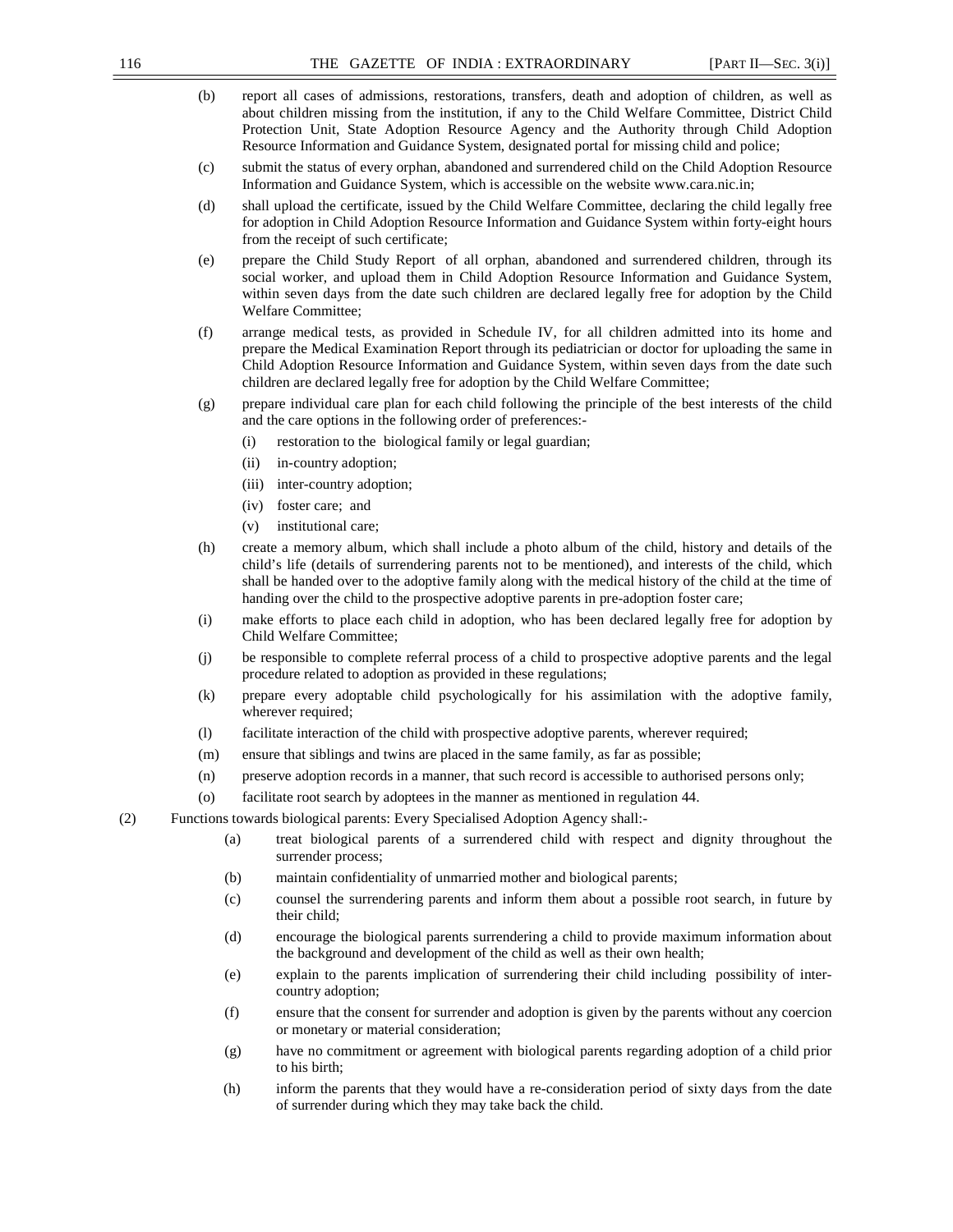(b) report all cases of admissions, restorations, transfers, death and adoption of children, as well as about children missing from the institution, if any to the Child Welfare Committee, District Child Protection Unit, State Adoption Resource Agency and the Authority through Child Adoption Resource Information and Guidance System, designated portal for missing child and police;

(c) submit the status of every orphan, abandoned and surrendered child on the Child Adoption Resource Information and Guidance System, which is accessible on the website www.cara.nic.in;

(d) shall upload the certificate, issued by the Child Welfare Committee, declaring the child legally free for adoption in Child Adoption Resource Information and Guidance System within forty-eight hours from the receipt of such certificate;

(e) prepare the Child Study Report of all orphan, abandoned and surrendered children, through its social worker, and upload them in Child Adoption Resource Information and Guidance System, within seven days from the date such children are declared legally free for adoption by the Child Welfare Committee;

(f) arrange medical tests, as provided in Schedule IV, for all children admitted into its home and prepare the Medical Examination Report through its pediatrician or doctor for uploading the same in Child Adoption Resource Information and Guidance System, within seven days from the date such children are declared legally free for adoption by the Child Welfare Committee;

(g) prepare individual care plan for each child following the principle of the best interests of the child and the care options in the following order of preferences:-

   (i) restoration to the biological family or legal guardian;

   (ii) in-country adoption;

   (iii) inter-country adoption;

   (iv) foster care; and

   (v) institutional care;

(h) create a memory album, which shall include a photo album of the child, history and details of the child's life (details of surrendering parents not to be mentioned), and interests of the child, which shall be handed over to the adoptive family along with the medical history of the child at the time of handing over the child to the prospective adoptive parents in pre-adoption foster care;

(i) make efforts to place each child in adoption, who has been declared legally free for adoption by Child Welfare Committee;

(j) be responsible to complete referral process of a child to prospective adoptive parents and the legal procedure related to adoption as provided in these regulations;

(k) prepare every adoptable child psychologically for his assimilation with the adoptive family, wherever required;

(l) facilitate interaction of the child with prospective adoptive parents, wherever required;

(m) ensure that siblings and twins are placed in the same family, as far as possible;

(n) preserve adoption records in a manner, that such record is accessible to authorised persons only;

(o) facilitate root search by adoptees in the manner as mentioned in regulation 44.

(2) Functions towards biological parents: Every Specialised Adoption Agency shall:-

   (a) treat biological parents of a surrendered child with respect and dignity throughout the surrender process;

   (b) maintain confidentiality of unmarried mother and biological parents;

   (c) counsel the surrendering parents and inform them about a possible root search, in future by their child;

   (d) encourage the biological parents surrendering a child to provide maximum information about the background and development of the child as well as their own health;

   (e) explain to the parents implication of surrendering their child including possibility of inter-country adoption;

   (f) ensure that the consent for surrender and adoption is given by the parents without any coercion or monetary or material consideration;

   (g) have no commitment or agreement with biological parents regarding adoption of a child prior to his birth;

   (h) inform the parents that they would have a re-consideration period of sixty days from the date of surrender during which they may take back the child.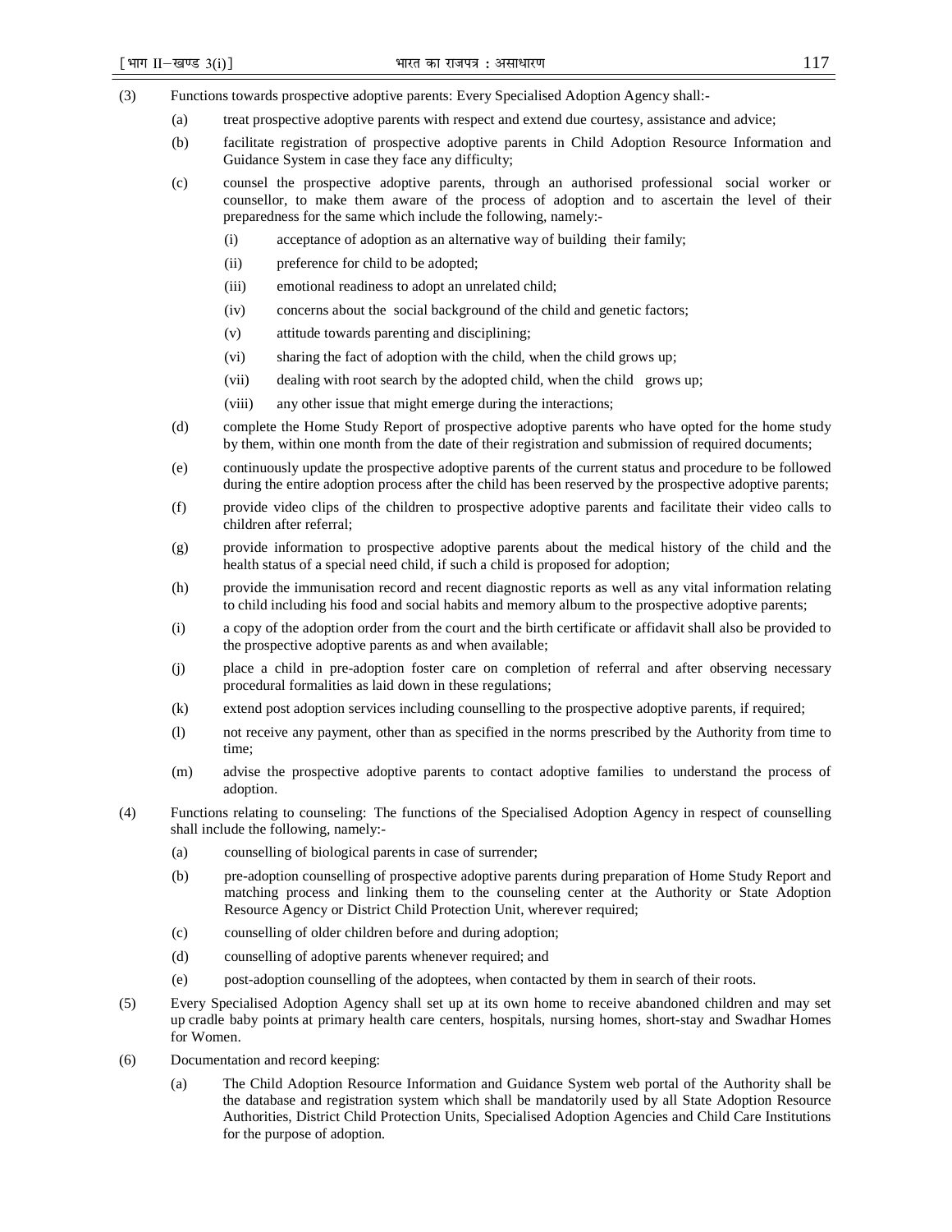(3) Functions towards prospective adoptive parents: Every Specialised Adoption Agency shall:-

(a) treat prospective adoptive parents with respect and extend due courtesy, assistance and advice;

(b) facilitate registration of prospective adoptive parents in Child Adoption Resource Information and Guidance System in case they face any difficulty;

(c) counsel the prospective adoptive parents, through an authorised professional social worker or counsellor, to make them aware of the process of adoption and to ascertain the level of their preparedness for the same which include the following, namely:-

(i) acceptance of adoption as an alternative way of building their family;

(ii) preference for child to be adopted;

(iii) emotional readiness to adopt an unrelated child;

(iv) concerns about the social background of the child and genetic factors;

(v) attitude towards parenting and disciplining;

(vi) sharing the fact of adoption with the child, when the child grows up;

(vii) dealing with root search by the adopted child, when the child grows up;

(viii) any other issue that might emerge during the interactions;

(d) complete the Home Study Report of prospective adoptive parents who have opted for the home study by them, within one month from the date of their registration and submission of required documents;

(e) continuously update the prospective adoptive parents of the current status and procedure to be followed during the entire adoption process after the child has been reserved by the prospective adoptive parents;

(f) provide video clips of the children to prospective adoptive parents and facilitate their video calls to children after referral;

(g) provide information to prospective adoptive parents about the medical history of the child and the health status of a special need child, if such a child is proposed for adoption;

(h) provide the immunisation record and recent diagnostic reports as well as any vital information relating to child including his food and social habits and memory album to the prospective adoptive parents;

(i) a copy of the adoption order from the court and the birth certificate or affidavit shall also be provided to the prospective adoptive parents as and when available;

(j) place a child in pre-adoption foster care on completion of referral and after observing necessary procedural formalities as laid down in these regulations;

(k) extend post adoption services including counselling to the prospective adoptive parents, if required;

(l) not receive any payment, other than as specified in the norms prescribed by the Authority from time to time;

(m) advise the prospective adoptive parents to contact adoptive families to understand the process of adoption.

(4) Functions relating to counseling: The functions of the Specialised Adoption Agency in respect of counselling shall include the following, namely:-

(a) counselling of biological parents in case of surrender;

(b) pre-adoption counselling of prospective adoptive parents during preparation of Home Study Report and matching process and linking them to the counseling center at the Authority or State Adoption Resource Agency or District Child Protection Unit, wherever required;

(c) counselling of older children before and during adoption;

(d) counselling of adoptive parents whenever required; and

(e) post-adoption counselling of the adoptees, when contacted by them in search of their roots.

(5) Every Specialised Adoption Agency shall set up at its own home to receive abandoned children and may set up cradle baby points at primary health care centers, hospitals, nursing homes, short-stay and Swadhar Homes for Women.

(6) Documentation and record keeping:

(a) The Child Adoption Resource Information and Guidance System web portal of the Authority shall be the database and registration system which shall be mandatorily used by all State Adoption Resource Authorities, District Child Protection Units, Specialised Adoption Agencies and Child Care Institutions for the purpose of adoption.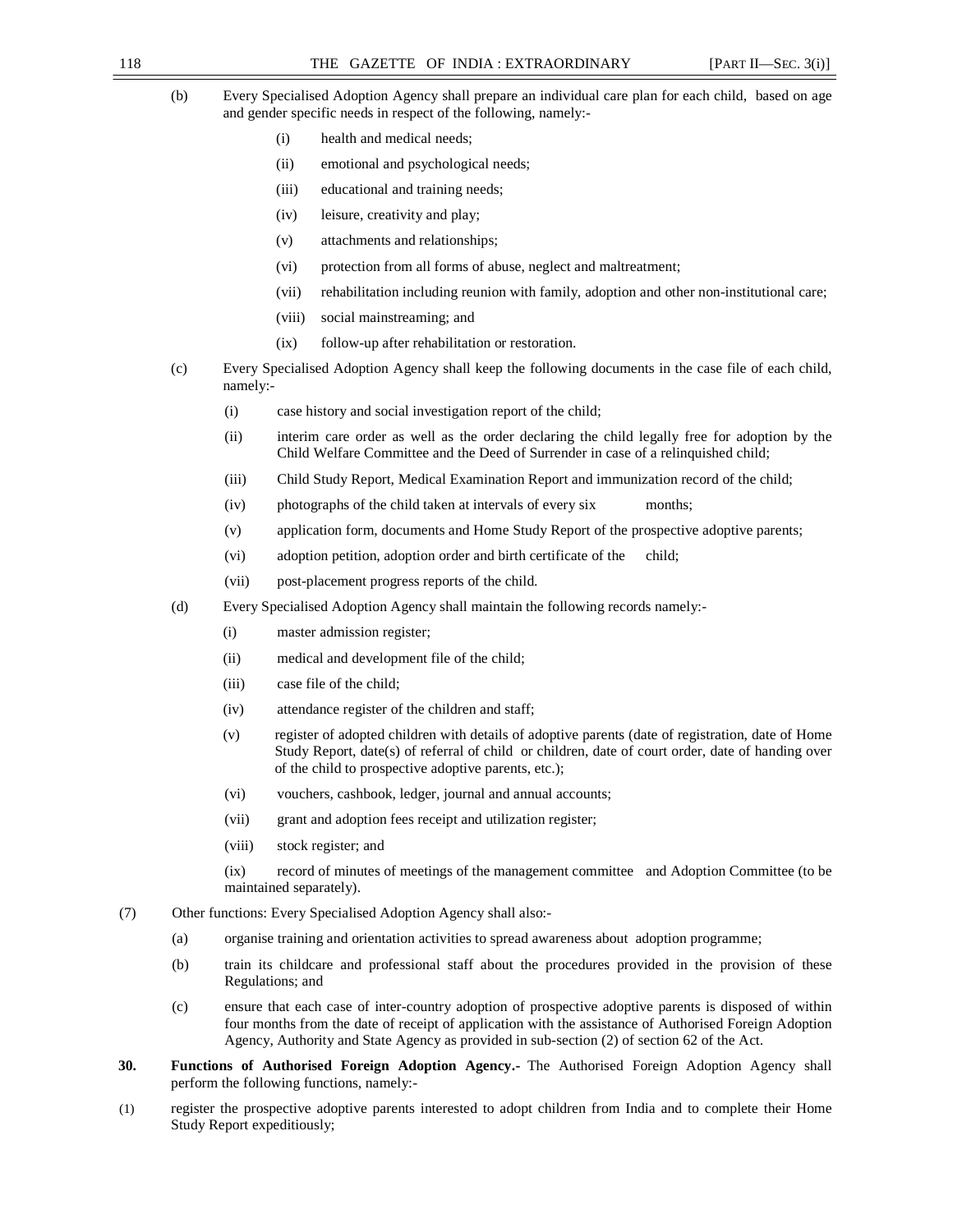(b) Every Specialised Adoption Agency shall prepare an individual care plan for each child, based on age and gender specific needs in respect of the following, namely:-

(i) health and medical needs;

(ii) emotional and psychological needs;

(iii) educational and training needs;

(iv) leisure, creativity and play;

(v) attachments and relationships;

(vi) protection from all forms of abuse, neglect and maltreatment;

(vii) rehabilitation including reunion with family, adoption and other non-institutional care;

(viii) social mainstreaming; and

(ix) follow-up after rehabilitation or restoration.

(c) Every Specialised Adoption Agency shall keep the following documents in the case file of each child, namely:-

(i) case history and social investigation report of the child;

(ii) interim care order as well as the order declaring the child legally free for adoption by the Child Welfare Committee and the Deed of Surrender in case of a relinquished child;

(iii) Child Study Report, Medical Examination Report and immunization record of the child;

(iv) photographs of the child taken at intervals of every six months;

(v) application form, documents and Home Study Report of the prospective adoptive parents;

(vi) adoption petition, adoption order and birth certificate of the child;

(vii) post-placement progress reports of the child.

(d) Every Specialised Adoption Agency shall maintain the following records namely:-

(i) master admission register;

(ii) medical and development file of the child;

(iii) case file of the child;

(iv) attendance register of the children and staff;

(v) register of adopted children with details of adoptive parents (date of registration, date of Home Study Report, date(s) of referral of child or children, date of court order, date of handing over of the child to prospective adoptive parents, etc.);

(vi) vouchers, cashbook, ledger, journal and annual accounts;

(vii) grant and adoption fees receipt and utilization register;

(viii) stock register; and

(ix) record of minutes of meetings of the management committee and Adoption Committee (to be maintained separately).

(7) Other functions: Every Specialised Adoption Agency shall also:-

(a) organise training and orientation activities to spread awareness about adoption programme;

(b) train its childcare and professional staff about the procedures provided in the provision of these Regulations; and

(c) ensure that each case of inter-country adoption of prospective adoptive parents is disposed of within four months from the date of receipt of application with the assistance of Authorised Foreign Adoption Agency, Authority and State Agency as provided in sub-section (2) of section 62 of the Act.

**30. Functions of Authorised Foreign Adoption Agency.-** The Authorised Foreign Adoption Agency shall perform the following functions, namely:-

(1) register the prospective adoptive parents interested to adopt children from India and to complete their Home Study Report expeditiously;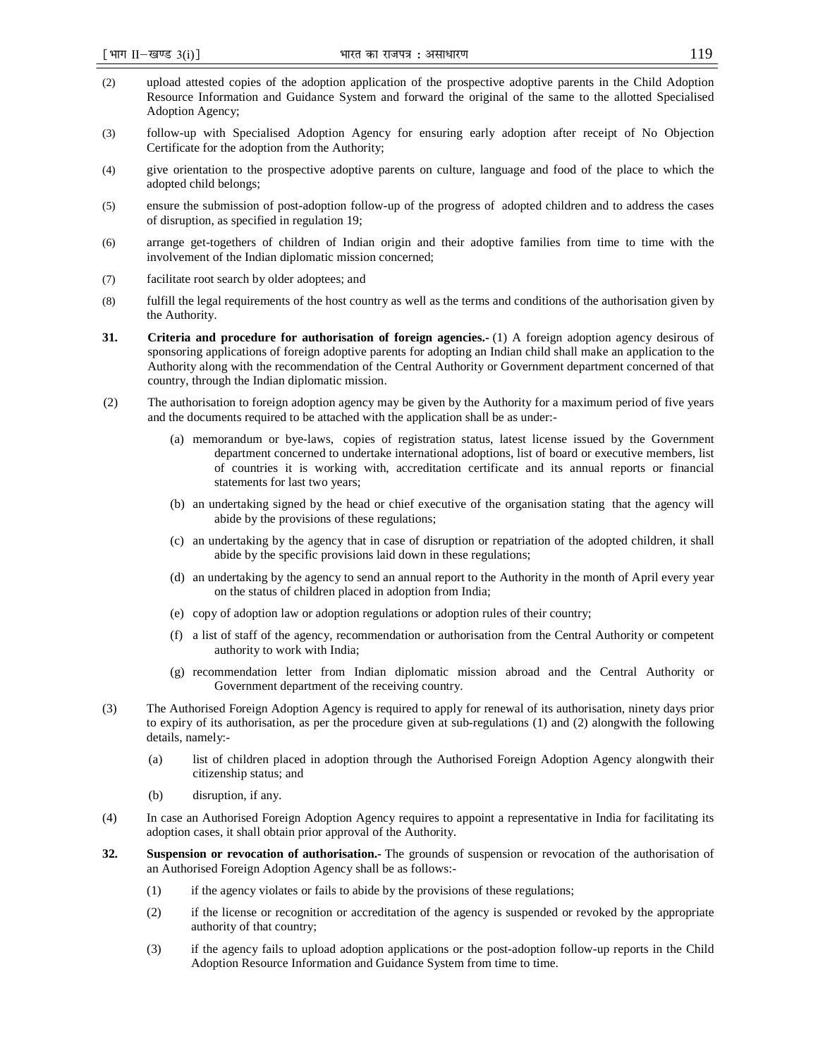(2) upload attested copies of the adoption application of the prospective adoptive parents in the Child Adoption Resource Information and Guidance System and forward the original of the same to the allotted Specialised Adoption Agency;

(3) follow-up with Specialised Adoption Agency for ensuring early adoption after receipt of No Objection Certificate for the adoption from the Authority;

(4) give orientation to the prospective adoptive parents on culture, language and food of the place to which the adopted child belongs;

(5) ensure the submission of post-adoption follow-up of the progress of adopted children and to address the cases of disruption, as specified in regulation 19;

(6) arrange get-togethers of children of Indian origin and their adoptive families from time to time with the involvement of the Indian diplomatic mission concerned;

(7) facilitate root search by older adoptees; and

(8) fulfill the legal requirements of the host country as well as the terms and conditions of the authorisation given by the Authority.

**31. Criteria and procedure for authorisation of foreign agencies.-** (1) A foreign adoption agency desirous of sponsoring applications of foreign adoptive parents for adopting an Indian child shall make an application to the Authority along with the recommendation of the Central Authority or Government department concerned of that country, through the Indian diplomatic mission.

(2) The authorisation to foreign adoption agency may be given by the Authority for a maximum period of five years and the documents required to be attached with the application shall be as under:-

(a) memorandum or bye-laws, copies of registration status, latest license issued by the Government department concerned to undertake international adoptions, list of board or executive members, list of countries it is working with, accreditation certificate and its annual reports or financial statements for last two years;

(b) an undertaking signed by the head or chief executive of the organisation stating that the agency will abide by the provisions of these regulations;

(c) an undertaking by the agency that in case of disruption or repatriation of the adopted children, it shall abide by the specific provisions laid down in these regulations;

(d) an undertaking by the agency to send an annual report to the Authority in the month of April every year on the status of children placed in adoption from India;

(e) copy of adoption law or adoption regulations or adoption rules of their country;

(f) a list of staff of the agency, recommendation or authorisation from the Central Authority or competent authority to work with India;

(g) recommendation letter from Indian diplomatic mission abroad and the Central Authority or Government department of the receiving country.

(3) The Authorised Foreign Adoption Agency is required to apply for renewal of its authorisation, ninety days prior to expiry of its authorisation, as per the procedure given at sub-regulations (1) and (2) alongwith the following details, namely:-

(a) list of children placed in adoption through the Authorised Foreign Adoption Agency alongwith their citizenship status; and

(b) disruption, if any.

(4) In case an Authorised Foreign Adoption Agency requires to appoint a representative in India for facilitating its adoption cases, it shall obtain prior approval of the Authority.

**32. Suspension or revocation of authorisation.-** The grounds of suspension or revocation of the authorisation of an Authorised Foreign Adoption Agency shall be as follows:-

(1) if the agency violates or fails to abide by the provisions of these regulations;

(2) if the license or recognition or accreditation of the agency is suspended or revoked by the appropriate authority of that country;

(3) if the agency fails to upload adoption applications or the post-adoption follow-up reports in the Child Adoption Resource Information and Guidance System from time to time.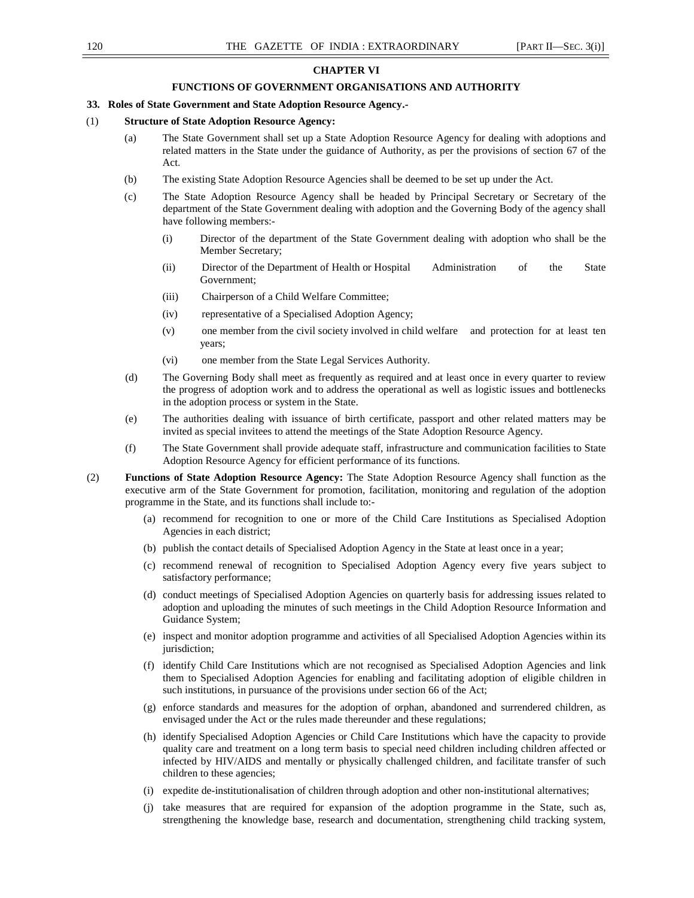## CHAPTER VI

### FUNCTIONS OF GOVERNMENT ORGANISATIONS AND AUTHORITY

**33. Roles of State Government and State Adoption Resource Agency.-**

(1) **Structure of State Adoption Resource Agency:**

(a) The State Government shall set up a State Adoption Resource Agency for dealing with adoptions and related matters in the State under the guidance of Authority, as per the provisions of section 67 of the Act.

(b) The existing State Adoption Resource Agencies shall be deemed to be set up under the Act.

(c) The State Adoption Resource Agency shall be headed by Principal Secretary or Secretary of the department of the State Government dealing with adoption and the Governing Body of the agency shall have following members:-

(i) Director of the department of the State Government dealing with adoption who shall be the Member Secretary;

(ii) Director of the Department of Health or Hospital Administration of the State Government;

(iii) Chairperson of a Child Welfare Committee;

(iv) representative of a Specialised Adoption Agency;

(v) one member from the civil society involved in child welfare and protection for at least ten years;

(vi) one member from the State Legal Services Authority.

(d) The Governing Body shall meet as frequently as required and at least once in every quarter to review the progress of adoption work and to address the operational as well as logistic issues and bottlenecks in the adoption process or system in the State.

(e) The authorities dealing with issuance of birth certificate, passport and other related matters may be invited as special invitees to attend the meetings of the State Adoption Resource Agency.

(f) The State Government shall provide adequate staff, infrastructure and communication facilities to State Adoption Resource Agency for efficient performance of its functions.

(2) **Functions of State Adoption Resource Agency:** The State Adoption Resource Agency shall function as the executive arm of the State Government for promotion, facilitation, monitoring and regulation of the adoption programme in the State, and its functions shall include to:-

(a) recommend for recognition to one or more of the Child Care Institutions as Specialised Adoption Agencies in each district;

(b) publish the contact details of Specialised Adoption Agency in the State at least once in a year;

(c) recommend renewal of recognition to Specialised Adoption Agency every five years subject to satisfactory performance;

(d) conduct meetings of Specialised Adoption Agencies on quarterly basis for addressing issues related to adoption and uploading the minutes of such meetings in the Child Adoption Resource Information and Guidance System;

(e) inspect and monitor adoption programme and activities of all Specialised Adoption Agencies within its jurisdiction;

(f) identify Child Care Institutions which are not recognised as Specialised Adoption Agencies and link them to Specialised Adoption Agencies for enabling and facilitating adoption of eligible children in such institutions, in pursuance of the provisions under section 66 of the Act;

(g) enforce standards and measures for the adoption of orphan, abandoned and surrendered children, as envisaged under the Act or the rules made thereunder and these regulations;

(h) identify Specialised Adoption Agencies or Child Care Institutions which have the capacity to provide quality care and treatment on a long term basis to special need children including children affected or infected by HIV/AIDS and mentally or physically challenged children, and facilitate transfer of such children to these agencies;

(i) expedite de-institutionalisation of children through adoption and other non-institutional alternatives;

(j) take measures that are required for expansion of the adoption programme in the State, such as, strengthening the knowledge base, research and documentation, strengthening child tracking system,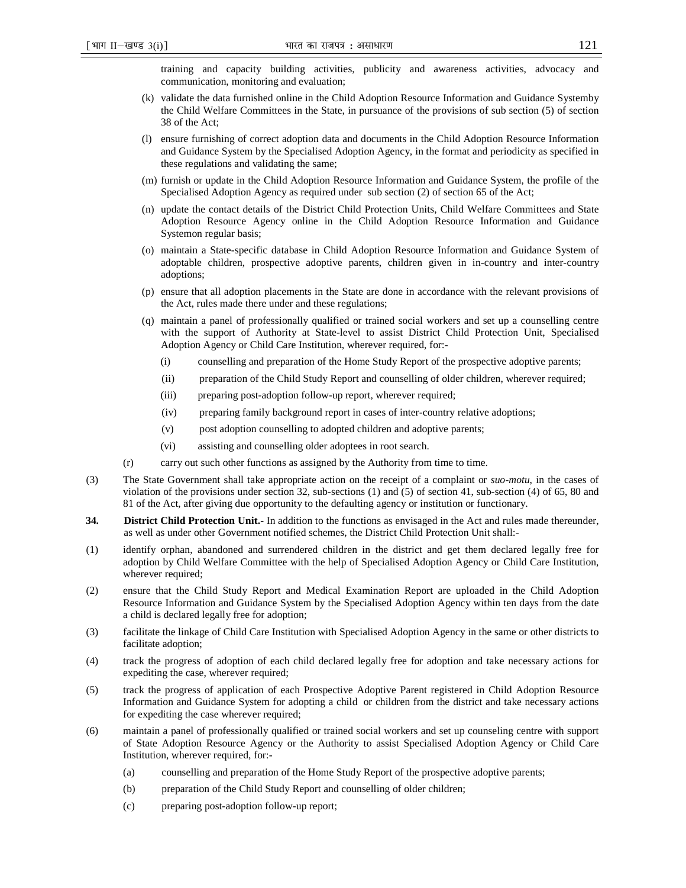training and capacity building activities, publicity and awareness activities, advocacy and communication, monitoring and evaluation;

(k) validate the data furnished online in the Child Adoption Resource Information and Guidance Systemby the Child Welfare Committees in the State, in pursuance of the provisions of sub section (5) of section 38 of the Act;

(l) ensure furnishing of correct adoption data and documents in the Child Adoption Resource Information and Guidance System by the Specialised Adoption Agency, in the format and periodicity as specified in these regulations and validating the same;

(m) furnish or update in the Child Adoption Resource Information and Guidance System, the profile of the Specialised Adoption Agency as required under sub section (2) of section 65 of the Act;

(n) update the contact details of the District Child Protection Units, Child Welfare Committees and State Adoption Resource Agency online in the Child Adoption Resource Information and Guidance Systemon regular basis;

(o) maintain a State-specific database in Child Adoption Resource Information and Guidance System of adoptable children, prospective adoptive parents, children given in in-country and inter-country adoptions;

(p) ensure that all adoption placements in the State are done in accordance with the relevant provisions of the Act, rules made there under and these regulations;

(q) maintain a panel of professionally qualified or trained social workers and set up a counselling centre with the support of Authority at State-level to assist District Child Protection Unit, Specialised Adoption Agency or Child Care Institution, wherever required, for:-

(i) counselling and preparation of the Home Study Report of the prospective adoptive parents;

(ii) preparation of the Child Study Report and counselling of older children, wherever required;

(iii) preparing post-adoption follow-up report, wherever required;

(iv) preparing family background report in cases of inter-country relative adoptions;

(v) post adoption counselling to adopted children and adoptive parents;

(vi) assisting and counselling older adoptees in root search.

(r) carry out such other functions as assigned by the Authority from time to time.

(3) The State Government shall take appropriate action on the receipt of a complaint or *suo-motu*, in the cases of violation of the provisions under section 32, sub-sections (1) and (5) of section 41, sub-section (4) of 65, 80 and 81 of the Act, after giving due opportunity to the defaulting agency or institution or functionary.

**34. District Child Protection Unit.-** In addition to the functions as envisaged in the Act and rules made thereunder, as well as under other Government notified schemes, the District Child Protection Unit shall:-

(1) identify orphan, abandoned and surrendered children in the district and get them declared legally free for adoption by Child Welfare Committee with the help of Specialised Adoption Agency or Child Care Institution, wherever required;

(2) ensure that the Child Study Report and Medical Examination Report are uploaded in the Child Adoption Resource Information and Guidance System by the Specialised Adoption Agency within ten days from the date a child is declared legally free for adoption;

(3) facilitate the linkage of Child Care Institution with Specialised Adoption Agency in the same or other districts to facilitate adoption;

(4) track the progress of adoption of each child declared legally free for adoption and take necessary actions for expediting the case, wherever required;

(5) track the progress of application of each Prospective Adoptive Parent registered in Child Adoption Resource Information and Guidance System for adopting a child or children from the district and take necessary actions for expediting the case wherever required;

(6) maintain a panel of professionally qualified or trained social workers and set up counseling centre with support of State Adoption Resource Agency or the Authority to assist Specialised Adoption Agency or Child Care Institution, wherever required, for:-

(a) counselling and preparation of the Home Study Report of the prospective adoptive parents;

(b) preparation of the Child Study Report and counselling of older children;

(c) preparing post-adoption follow-up report;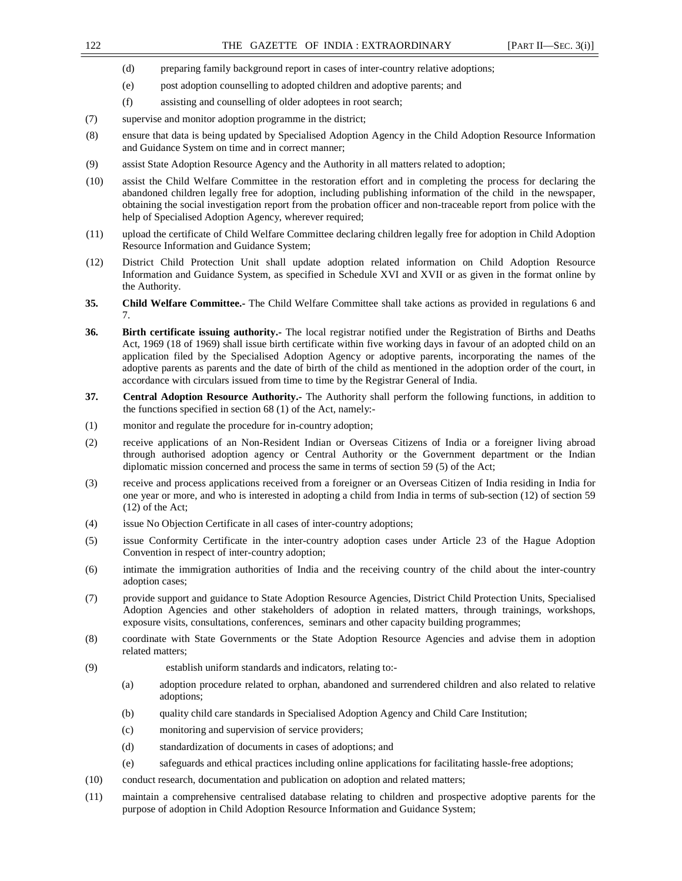(d) preparing family background report in cases of inter-country relative adoptions;

(e) post adoption counselling to adopted children and adoptive parents; and

(f) assisting and counselling of older adoptees in root search;

(7) supervise and monitor adoption programme in the district;

(8) ensure that data is being updated by Specialised Adoption Agency in the Child Adoption Resource Information and Guidance System on time and in correct manner;

(9) assist State Adoption Resource Agency and the Authority in all matters related to adoption;

(10) assist the Child Welfare Committee in the restoration effort and in completing the process for declaring the abandoned children legally free for adoption, including publishing information of the child in the newspaper, obtaining the social investigation report from the probation officer and non-traceable report from police with the help of Specialised Adoption Agency, wherever required;

(11) upload the certificate of Child Welfare Committee declaring children legally free for adoption in Child Adoption Resource Information and Guidance System;

(12) District Child Protection Unit shall update adoption related information on Child Adoption Resource Information and Guidance System, as specified in Schedule XVI and XVII or as given in the format online by the Authority.

**35. Child Welfare Committee.-** The Child Welfare Committee shall take actions as provided in regulations 6 and 7.

**36. Birth certificate issuing authority.-** The local registrar notified under the Registration of Births and Deaths Act, 1969 (18 of 1969) shall issue birth certificate within five working days in favour of an adopted child on an application filed by the Specialised Adoption Agency or adoptive parents, incorporating the names of the adoptive parents as parents and the date of birth of the child as mentioned in the adoption order of the court, in accordance with circulars issued from time to time by the Registrar General of India.

**37. Central Adoption Resource Authority.-** The Authority shall perform the following functions, in addition to the functions specified in section 68 (1) of the Act, namely:-

(1) monitor and regulate the procedure for in-country adoption;

(2) receive applications of an Non-Resident Indian or Overseas Citizens of India or a foreigner living abroad through authorised adoption agency or Central Authority or the Government department or the Indian diplomatic mission concerned and process the same in terms of section 59 (5) of the Act;

(3) receive and process applications received from a foreigner or an Overseas Citizen of India residing in India for one year or more, and who is interested in adopting a child from India in terms of sub-section (12) of section 59 (12) of the Act;

(4) issue No Objection Certificate in all cases of inter-country adoptions;

(5) issue Conformity Certificate in the inter-country adoption cases under Article 23 of the Hague Adoption Convention in respect of inter-country adoption;

(6) intimate the immigration authorities of India and the receiving country of the child about the inter-country adoption cases;

(7) provide support and guidance to State Adoption Resource Agencies, District Child Protection Units, Specialised Adoption Agencies and other stakeholders of adoption in related matters, through trainings, workshops, exposure visits, consultations, conferences, seminars and other capacity building programmes;

(8) coordinate with State Governments or the State Adoption Resource Agencies and advise them in adoption related matters;

(9) establish uniform standards and indicators, relating to:-

(a) adoption procedure related to orphan, abandoned and surrendered children and also related to relative adoptions;

(b) quality child care standards in Specialised Adoption Agency and Child Care Institution;

(c) monitoring and supervision of service providers;

(d) standardization of documents in cases of adoptions; and

(e) safeguards and ethical practices including online applications for facilitating hassle-free adoptions;

(10) conduct research, documentation and publication on adoption and related matters;

(11) maintain a comprehensive centralised database relating to children and prospective adoptive parents for the purpose of adoption in Child Adoption Resource Information and Guidance System;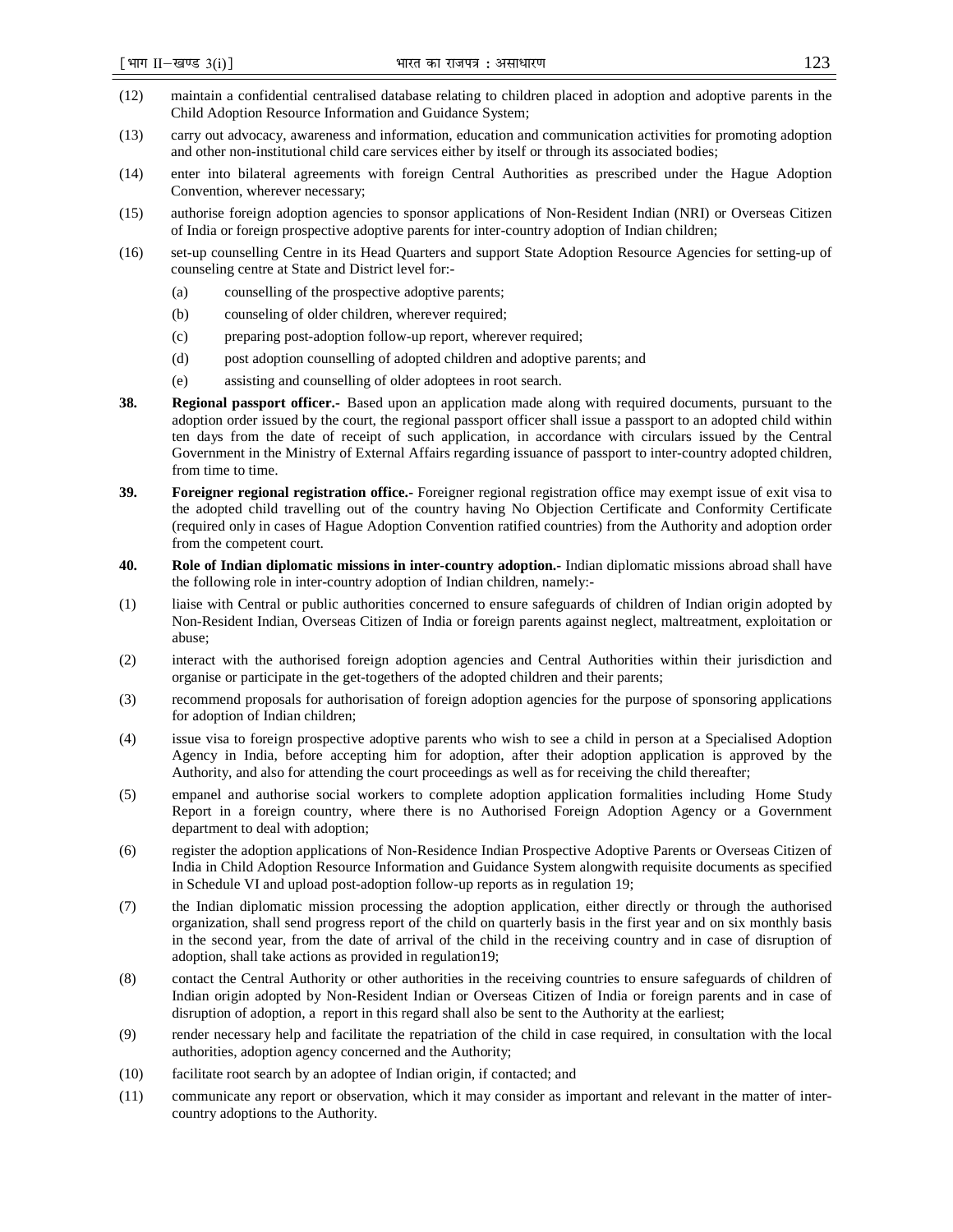(12) maintain a confidential centralised database relating to children placed in adoption and adoptive parents in the Child Adoption Resource Information and Guidance System;

(13) carry out advocacy, awareness and information, education and communication activities for promoting adoption and other non-institutional child care services either by itself or through its associated bodies;

(14) enter into bilateral agreements with foreign Central Authorities as prescribed under the Hague Adoption Convention, wherever necessary;

(15) authorise foreign adoption agencies to sponsor applications of Non-Resident Indian (NRI) or Overseas Citizen of India or foreign prospective adoptive parents for inter-country adoption of Indian children;

(16) set-up counselling Centre in its Head Quarters and support State Adoption Resource Agencies for setting-up of counseling centre at State and District level for:-

   (a) counselling of the prospective adoptive parents;

   (b) counseling of older children, wherever required;

   (c) preparing post-adoption follow-up report, wherever required;

   (d) post adoption counselling of adopted children and adoptive parents; and

   (e) assisting and counselling of older adoptees in root search.

**38. Regional passport officer.-** Based upon an application made along with required documents, pursuant to the adoption order issued by the court, the regional passport officer shall issue a passport to an adopted child within ten days from the date of receipt of such application, in accordance with circulars issued by the Central Government in the Ministry of External Affairs regarding issuance of passport to inter-country adopted children, from time to time.

**39. Foreigner regional registration office.-** Foreigner regional registration office may exempt issue of exit visa to the adopted child travelling out of the country having No Objection Certificate and Conformity Certificate (required only in cases of Hague Adoption Convention ratified countries) from the Authority and adoption order from the competent court.

**40. Role of Indian diplomatic missions in inter-country adoption.-** Indian diplomatic missions abroad shall have the following role in inter-country adoption of Indian children, namely:-

(1) liaise with Central or public authorities concerned to ensure safeguards of children of Indian origin adopted by Non-Resident Indian, Overseas Citizen of India or foreign parents against neglect, maltreatment, exploitation or abuse;

(2) interact with the authorised foreign adoption agencies and Central Authorities within their jurisdiction and organise or participate in the get-togethers of the adopted children and their parents;

(3) recommend proposals for authorisation of foreign adoption agencies for the purpose of sponsoring applications for adoption of Indian children;

(4) issue visa to foreign prospective adoptive parents who wish to see a child in person at a Specialised Adoption Agency in India, before accepting him for adoption, after their adoption application is approved by the Authority, and also for attending the court proceedings as well as for receiving the child thereafter;

(5) empanel and authorise social workers to complete adoption application formalities including Home Study Report in a foreign country, where there is no Authorised Foreign Adoption Agency or a Government department to deal with adoption;

(6) register the adoption applications of Non-Residence Indian Prospective Adoptive Parents or Overseas Citizen of India in Child Adoption Resource Information and Guidance System alongwith requisite documents as specified in Schedule VI and upload post-adoption follow-up reports as in regulation 19;

(7) the Indian diplomatic mission processing the adoption application, either directly or through the authorised organization, shall send progress report of the child on quarterly basis in the first year and on six monthly basis in the second year, from the date of arrival of the child in the receiving country and in case of disruption of adoption, shall take actions as provided in regulation19;

(8) contact the Central Authority or other authorities in the receiving countries to ensure safeguards of children of Indian origin adopted by Non-Resident Indian or Overseas Citizen of India or foreign parents and in case of disruption of adoption, a report in this regard shall also be sent to the Authority at the earliest;

(9) render necessary help and facilitate the repatriation of the child in case required, in consultation with the local authorities, adoption agency concerned and the Authority;

(10) facilitate root search by an adoptee of Indian origin, if contacted; and

(11) communicate any report or observation, which it may consider as important and relevant in the matter of inter-country adoptions to the Authority.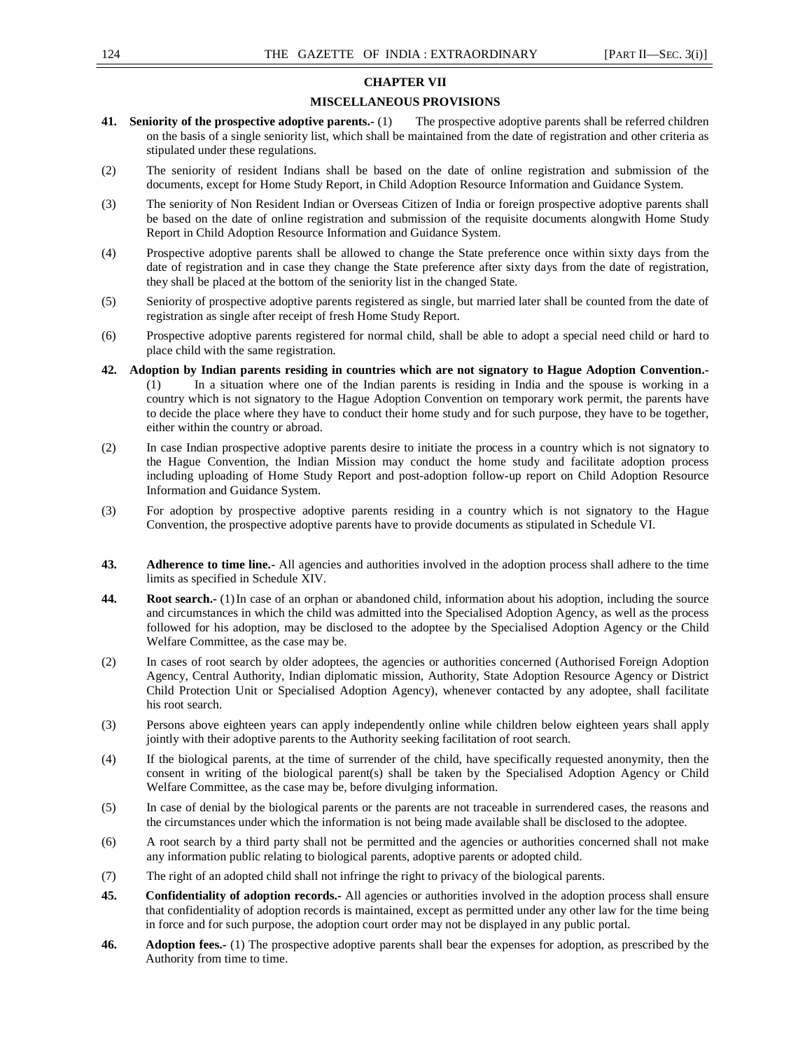## CHAPTER VII

## MISCELLANEOUS PROVISIONS

**41. Seniority of the prospective adoptive parents.-** (1) The prospective adoptive parents shall be referred children on the basis of a single seniority list, which shall be maintained from the date of registration and other criteria as stipulated under these regulations.

(2) The seniority of resident Indians shall be based on the date of online registration and submission of the documents, except for Home Study Report, in Child Adoption Resource Information and Guidance System.

(3) The seniority of Non Resident Indian or Overseas Citizen of India or foreign prospective adoptive parents shall be based on the date of online registration and submission of the requisite documents alongwith Home Study Report in Child Adoption Resource Information and Guidance System.

(4) Prospective adoptive parents shall be allowed to change the State preference once within sixty days from the date of registration and in case they change the State preference after sixty days from the date of registration, they shall be placed at the bottom of the seniority list in the changed State.

(5) Seniority of prospective adoptive parents registered as single, but married later shall be counted from the date of registration as single after receipt of fresh Home Study Report.

(6) Prospective adoptive parents registered for normal child, shall be able to adopt a special need child or hard to place child with the same registration.

**42. Adoption by Indian parents residing in countries which are not signatory to Hague Adoption Convention.-** (1) In a situation where one of the Indian parents is residing in India and the spouse is working in a country which is not signatory to the Hague Adoption Convention on temporary work permit, the parents have to decide the place where they have to conduct their home study and for such purpose, they have to be together, either within the country or abroad.

(2) In case Indian prospective adoptive parents desire to initiate the process in a country which is not signatory to the Hague Convention, the Indian Mission may conduct the home study and facilitate adoption process including uploading of Home Study Report and post-adoption follow-up report on Child Adoption Resource Information and Guidance System.

(3) For adoption by prospective adoptive parents residing in a country which is not signatory to the Hague Convention, the prospective adoptive parents have to provide documents as stipulated in Schedule VI.

**43. Adherence to time line.-** All agencies and authorities involved in the adoption process shall adhere to the time limits as specified in Schedule XIV.

**44. Root search.-** (1) In case of an orphan or abandoned child, information about his adoption, including the source and circumstances in which the child was admitted into the Specialised Adoption Agency, as well as the process followed for his adoption, may be disclosed to the adoptee by the Specialised Adoption Agency or the Child Welfare Committee, as the case may be.

(2) In cases of root search by older adoptees, the agencies or authorities concerned (Authorised Foreign Adoption Agency, Central Authority, Indian diplomatic mission, Authority, State Adoption Resource Agency or District Child Protection Unit or Specialised Adoption Agency), whenever contacted by any adoptee, shall facilitate his root search.

(3) Persons above eighteen years can apply independently online while children below eighteen years shall apply jointly with their adoptive parents to the Authority seeking facilitation of root search.

(4) If the biological parents, at the time of surrender of the child, have specifically requested anonymity, then the consent in writing of the biological parent(s) shall be taken by the Specialised Adoption Agency or Child Welfare Committee, as the case may be, before divulging information.

(5) In case of denial by the biological parents or the parents are not traceable in surrendered cases, the reasons and the circumstances under which the information is not being made available shall be disclosed to the adoptee.

(6) A root search by a third party shall not be permitted and the agencies or authorities concerned shall not make any information public relating to biological parents, adoptive parents or adopted child.

(7) The right of an adopted child shall not infringe the right to privacy of the biological parents.

**45. Confidentiality of adoption records.-** All agencies or authorities involved in the adoption process shall ensure that confidentiality of adoption records is maintained, except as permitted under any other law for the time being in force and for such purpose, the adoption court order may not be displayed in any public portal.

**46. Adoption fees.-** (1) The prospective adoptive parents shall bear the expenses for adoption, as prescribed by the Authority from time to time.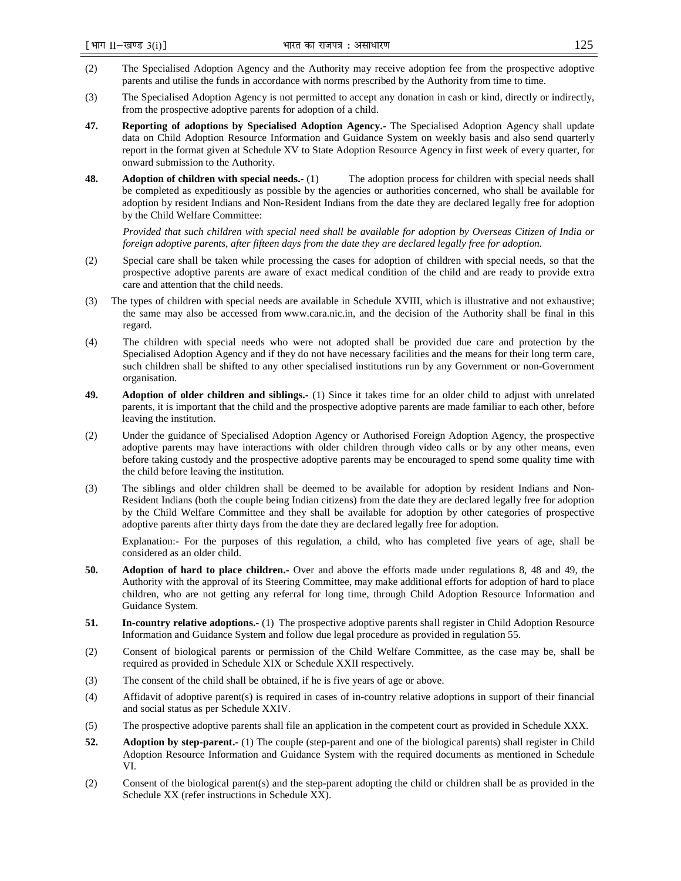(2) The Specialised Adoption Agency and the Authority may receive adoption fee from the prospective adoptive parents and utilise the funds in accordance with norms prescribed by the Authority from time to time.

(3) The Specialised Adoption Agency is not permitted to accept any donation in cash or kind, directly or indirectly, from the prospective adoptive parents for adoption of a child.

**47. Reporting of adoptions by Specialised Adoption Agency.-** The Specialised Adoption Agency shall update data on Child Adoption Resource Information and Guidance System on weekly basis and also send quarterly report in the format given at Schedule XV to State Adoption Resource Agency in first week of every quarter, for onward submission to the Authority.

**48. Adoption of children with special needs.-** (1) The adoption process for children with special needs shall be completed as expeditiously as possible by the agencies or authorities concerned, who shall be available for adoption by resident Indians and Non-Resident Indians from the date they are declared legally free for adoption by the Child Welfare Committee:

*Provided that such children with special need shall be available for adoption by Overseas Citizen of India or foreign adoptive parents, after fifteen days from the date they are declared legally free for adoption.*

(2) Special care shall be taken while processing the cases for adoption of children with special needs, so that the prospective adoptive parents are aware of exact medical condition of the child and are ready to provide extra care and attention that the child needs.

(3) The types of children with special needs are available in Schedule XVIII, which is illustrative and not exhaustive; the same may also be accessed from www.cara.nic.in, and the decision of the Authority shall be final in this regard.

(4) The children with special needs who were not adopted shall be provided due care and protection by the Specialised Adoption Agency and if they do not have necessary facilities and the means for their long term care, such children shall be shifted to any other specialised institutions run by any Government or non-Government organisation.

**49. Adoption of older children and siblings.-** (1) Since it takes time for an older child to adjust with unrelated parents, it is important that the child and the prospective adoptive parents are made familiar to each other, before leaving the institution.

(2) Under the guidance of Specialised Adoption Agency or Authorised Foreign Adoption Agency, the prospective adoptive parents may have interactions with older children through video calls or by any other means, even before taking custody and the prospective adoptive parents may be encouraged to spend some quality time with the child before leaving the institution.

(3) The siblings and older children shall be deemed to be available for adoption by resident Indians and Non-Resident Indians (both the couple being Indian citizens) from the date they are declared legally free for adoption by the Child Welfare Committee and they shall be available for adoption by other categories of prospective adoptive parents after thirty days from the date they are declared legally free for adoption.

Explanation:- For the purposes of this regulation, a child, who has completed five years of age, shall be considered as an older child.

**50. Adoption of hard to place children.-** Over and above the efforts made under regulations 8, 48 and 49, the Authority with the approval of its Steering Committee, may make additional efforts for adoption of hard to place children, who are not getting any referral for long time, through Child Adoption Resource Information and Guidance System.

**51. In-country relative adoptions.-** (1) The prospective adoptive parents shall register in Child Adoption Resource Information and Guidance System and follow due legal procedure as provided in regulation 55.

(2) Consent of biological parents or permission of the Child Welfare Committee, as the case may be, shall be required as provided in Schedule XIX or Schedule XXII respectively.

(3) The consent of the child shall be obtained, if he is five years of age or above.

(4) Affidavit of adoptive parent(s) is required in cases of in-country relative adoptions in support of their financial and social status as per Schedule XXIV.

(5) The prospective adoptive parents shall file an application in the competent court as provided in Schedule XXX.

**52. Adoption by step-parent.-** (1) The couple (step-parent and one of the biological parents) shall register in Child Adoption Resource Information and Guidance System with the required documents as mentioned in Schedule VI.

(2) Consent of the biological parent(s) and the step-parent adopting the child or children shall be as provided in the Schedule XX (refer instructions in Schedule XX).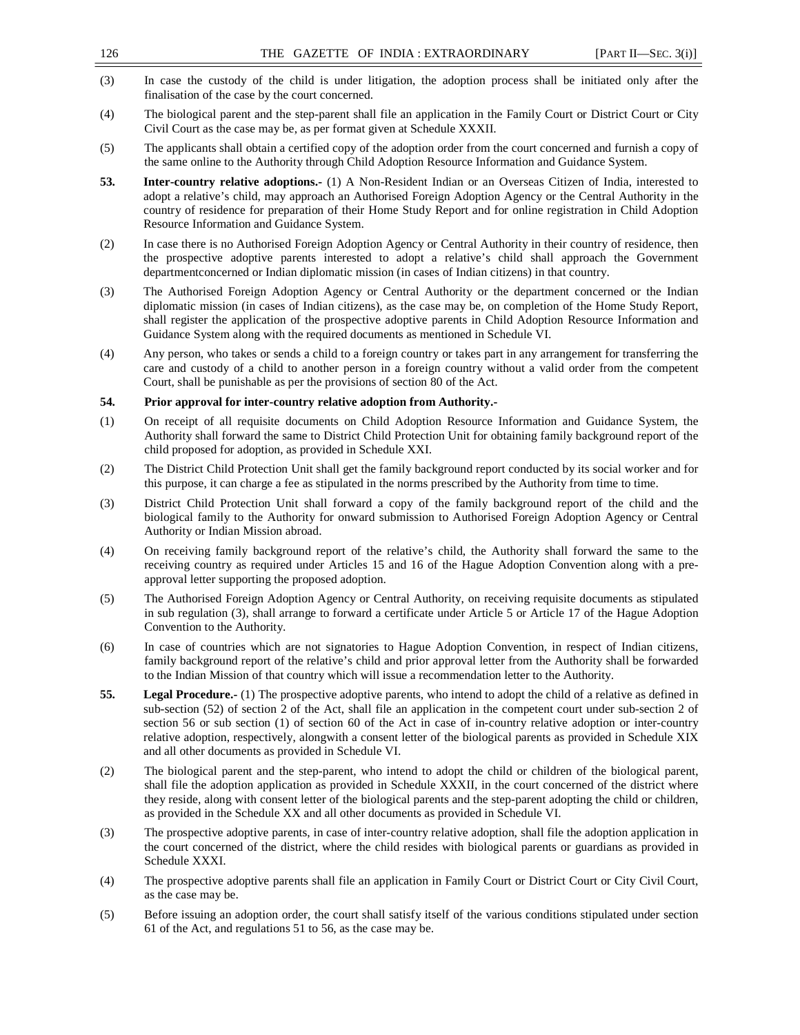(3) In case the custody of the child is under litigation, the adoption process shall be initiated only after the finalisation of the case by the court concerned.

(4) The biological parent and the step-parent shall file an application in the Family Court or District Court or City Civil Court as the case may be, as per format given at Schedule XXXII.

(5) The applicants shall obtain a certified copy of the adoption order from the court concerned and furnish a copy of the same online to the Authority through Child Adoption Resource Information and Guidance System.

**53. Inter-country relative adoptions.-** (1) A Non-Resident Indian or an Overseas Citizen of India, interested to adopt a relative's child, may approach an Authorised Foreign Adoption Agency or the Central Authority in the country of residence for preparation of their Home Study Report and for online registration in Child Adoption Resource Information and Guidance System.

(2) In case there is no Authorised Foreign Adoption Agency or Central Authority in their country of residence, then the prospective adoptive parents interested to adopt a relative's child shall approach the Government departmentconcerned or Indian diplomatic mission (in cases of Indian citizens) in that country.

(3) The Authorised Foreign Adoption Agency or Central Authority or the department concerned or the Indian diplomatic mission (in cases of Indian citizens), as the case may be, on completion of the Home Study Report, shall register the application of the prospective adoptive parents in Child Adoption Resource Information and Guidance System along with the required documents as mentioned in Schedule VI.

(4) Any person, who takes or sends a child to a foreign country or takes part in any arrangement for transferring the care and custody of a child to another person in a foreign country without a valid order from the competent Court, shall be punishable as per the provisions of section 80 of the Act.

**54. Prior approval for inter-country relative adoption from Authority.-**

(1) On receipt of all requisite documents on Child Adoption Resource Information and Guidance System, the Authority shall forward the same to District Child Protection Unit for obtaining family background report of the child proposed for adoption, as provided in Schedule XXI.

(2) The District Child Protection Unit shall get the family background report conducted by its social worker and for this purpose, it can charge a fee as stipulated in the norms prescribed by the Authority from time to time.

(3) District Child Protection Unit shall forward a copy of the family background report of the child and the biological family to the Authority for onward submission to Authorised Foreign Adoption Agency or Central Authority or Indian Mission abroad.

(4) On receiving family background report of the relative's child, the Authority shall forward the same to the receiving country as required under Articles 15 and 16 of the Hague Adoption Convention along with a pre-approval letter supporting the proposed adoption.

(5) The Authorised Foreign Adoption Agency or Central Authority, on receiving requisite documents as stipulated in sub regulation (3), shall arrange to forward a certificate under Article 5 or Article 17 of the Hague Adoption Convention to the Authority.

(6) In case of countries which are not signatories to Hague Adoption Convention, in respect of Indian citizens, family background report of the relative's child and prior approval letter from the Authority shall be forwarded to the Indian Mission of that country which will issue a recommendation letter to the Authority.

**55. Legal Procedure.-** (1) The prospective adoptive parents, who intend to adopt the child of a relative as defined in sub-section (52) of section 2 of the Act, shall file an application in the competent court under sub-section 2 of section 56 or sub section (1) of section 60 of the Act in case of in-country relative adoption or inter-country relative adoption, respectively, alongwith a consent letter of the biological parents as provided in Schedule XIX and all other documents as provided in Schedule VI.

(2) The biological parent and the step-parent, who intend to adopt the child or children of the biological parent, shall file the adoption application as provided in Schedule XXXII, in the court concerned of the district where they reside, along with consent letter of the biological parents and the step-parent adopting the child or children, as provided in the Schedule XX and all other documents as provided in Schedule VI.

(3) The prospective adoptive parents, in case of inter-country relative adoption, shall file the adoption application in the court concerned of the district, where the child resides with biological parents or guardians as provided in Schedule XXXI.

(4) The prospective adoptive parents shall file an application in Family Court or District Court or City Civil Court, as the case may be.

(5) Before issuing an adoption order, the court shall satisfy itself of the various conditions stipulated under section 61 of the Act, and regulations 51 to 56, as the case may be.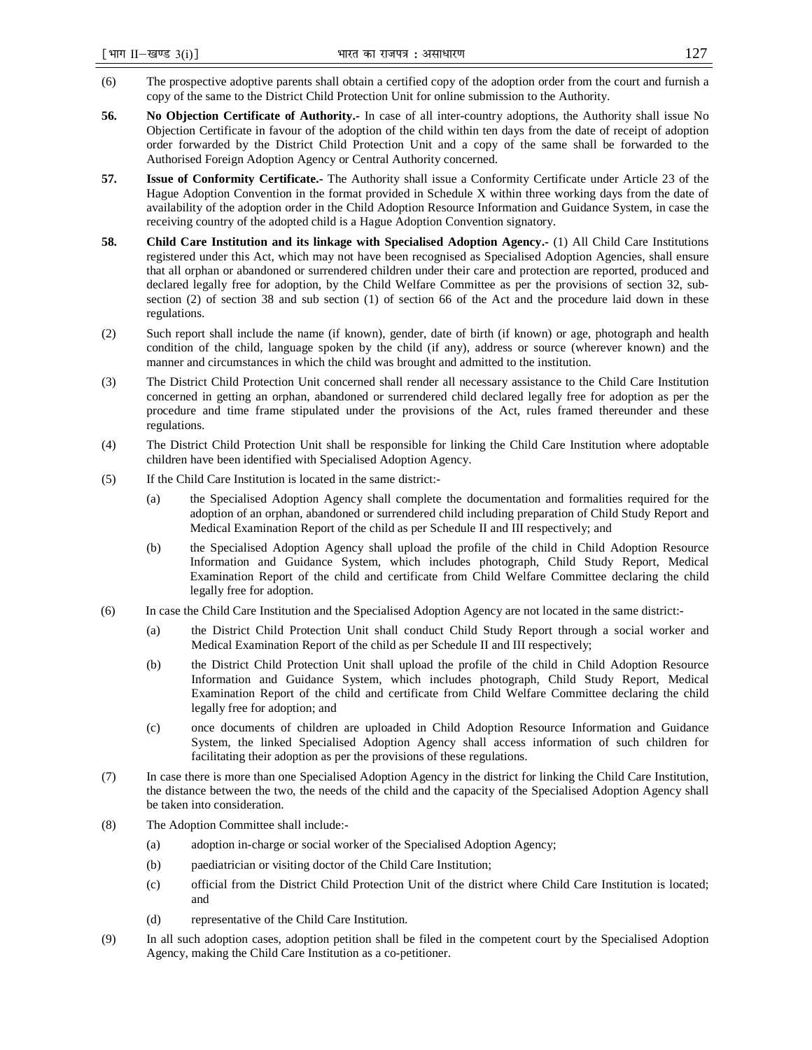(6) The prospective adoptive parents shall obtain a certified copy of the adoption order from the court and furnish a copy of the same to the District Child Protection Unit for online submission to the Authority.

**56. No Objection Certificate of Authority.-** In case of all inter-country adoptions, the Authority shall issue No Objection Certificate in favour of the adoption of the child within ten days from the date of receipt of adoption order forwarded by the District Child Protection Unit and a copy of the same shall be forwarded to the Authorised Foreign Adoption Agency or Central Authority concerned.

**57. Issue of Conformity Certificate.-** The Authority shall issue a Conformity Certificate under Article 23 of the Hague Adoption Convention in the format provided in Schedule X within three working days from the date of availability of the adoption order in the Child Adoption Resource Information and Guidance System, in case the receiving country of the adopted child is a Hague Adoption Convention signatory.

**58. Child Care Institution and its linkage with Specialised Adoption Agency.-** (1) All Child Care Institutions registered under this Act, which may not have been recognised as Specialised Adoption Agencies, shall ensure that all orphan or abandoned or surrendered children under their care and protection are reported, produced and declared legally free for adoption, by the Child Welfare Committee as per the provisions of section 32, sub-section (2) of section 38 and sub section (1) of section 66 of the Act and the procedure laid down in these regulations.

(2) Such report shall include the name (if known), gender, date of birth (if known) or age, photograph and health condition of the child, language spoken by the child (if any), address or source (wherever known) and the manner and circumstances in which the child was brought and admitted to the institution.

(3) The District Child Protection Unit concerned shall render all necessary assistance to the Child Care Institution concerned in getting an orphan, abandoned or surrendered child declared legally free for adoption as per the procedure and time frame stipulated under the provisions of the Act, rules framed thereunder and these regulations.

(4) The District Child Protection Unit shall be responsible for linking the Child Care Institution where adoptable children have been identified with Specialised Adoption Agency.

(5) If the Child Care Institution is located in the same district:-

(a) the Specialised Adoption Agency shall complete the documentation and formalities required for the adoption of an orphan, abandoned or surrendered child including preparation of Child Study Report and Medical Examination Report of the child as per Schedule II and III respectively; and

(b) the Specialised Adoption Agency shall upload the profile of the child in Child Adoption Resource Information and Guidance System, which includes photograph, Child Study Report, Medical Examination Report of the child and certificate from Child Welfare Committee declaring the child legally free for adoption.

(6) In case the Child Care Institution and the Specialised Adoption Agency are not located in the same district:-

(a) the District Child Protection Unit shall conduct Child Study Report through a social worker and Medical Examination Report of the child as per Schedule II and III respectively;

(b) the District Child Protection Unit shall upload the profile of the child in Child Adoption Resource Information and Guidance System, which includes photograph, Child Study Report, Medical Examination Report of the child and certificate from Child Welfare Committee declaring the child legally free for adoption; and

(c) once documents of children are uploaded in Child Adoption Resource Information and Guidance System, the linked Specialised Adoption Agency shall access information of such children for facilitating their adoption as per the provisions of these regulations.

(7) In case there is more than one Specialised Adoption Agency in the district for linking the Child Care Institution, the distance between the two, the needs of the child and the capacity of the Specialised Adoption Agency shall be taken into consideration.

(8) The Adoption Committee shall include:-

(a) adoption in-charge or social worker of the Specialised Adoption Agency;

(b) paediatrician or visiting doctor of the Child Care Institution;

(c) official from the District Child Protection Unit of the district where Child Care Institution is located; and

(d) representative of the Child Care Institution.

(9) In all such adoption cases, adoption petition shall be filed in the competent court by the Specialised Adoption Agency, making the Child Care Institution as a co-petitioner.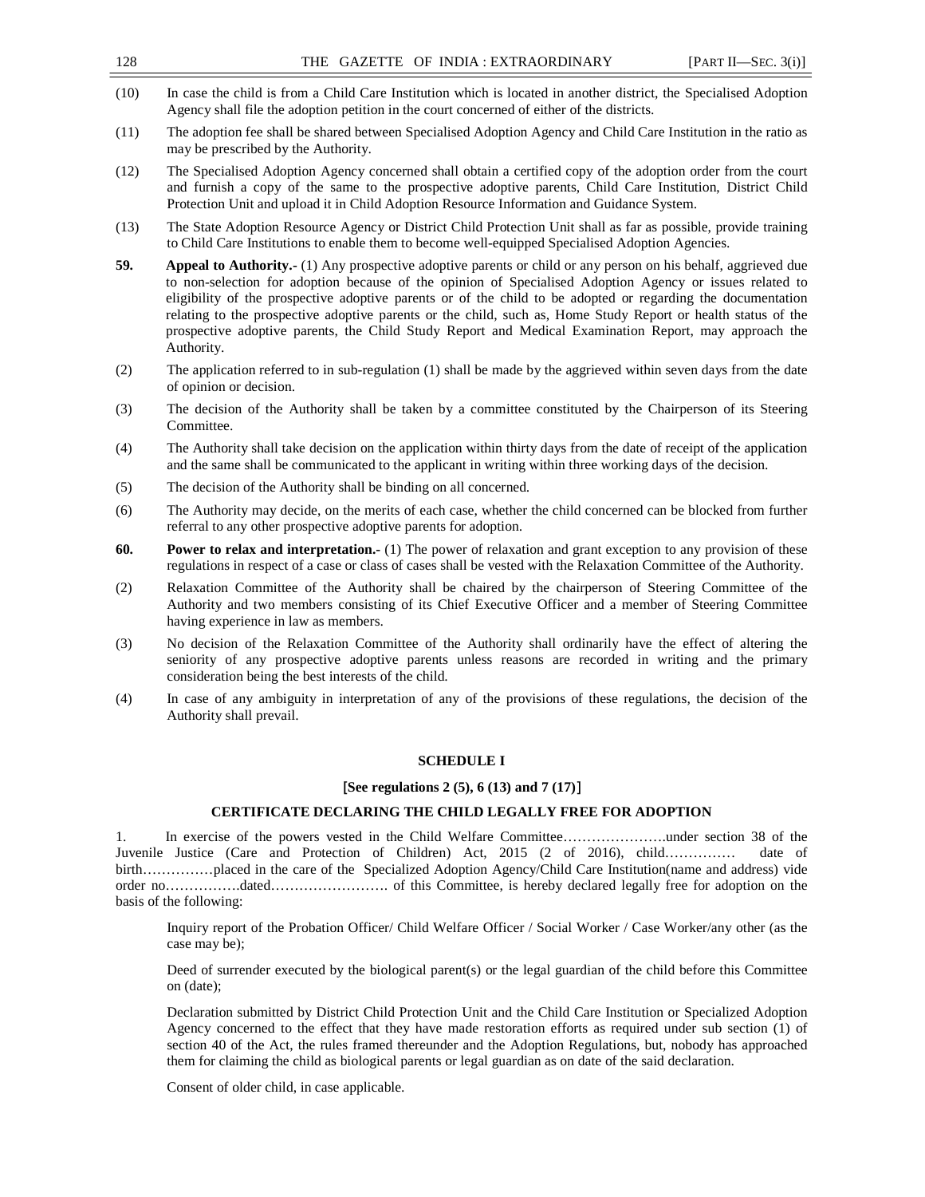(10) In case the child is from a Child Care Institution which is located in another district, the Specialised Adoption Agency shall file the adoption petition in the court concerned of either of the districts.

(11) The adoption fee shall be shared between Specialised Adoption Agency and Child Care Institution in the ratio as may be prescribed by the Authority.

(12) The Specialised Adoption Agency concerned shall obtain a certified copy of the adoption order from the court and furnish a copy of the same to the prospective adoptive parents, Child Care Institution, District Child Protection Unit and upload it in Child Adoption Resource Information and Guidance System.

(13) The State Adoption Resource Agency or District Child Protection Unit shall as far as possible, provide training to Child Care Institutions to enable them to become well-equipped Specialised Adoption Agencies.

**59. Appeal to Authority.-** (1) Any prospective adoptive parents or child or any person on his behalf, aggrieved due to non-selection for adoption because of the opinion of Specialised Adoption Agency or issues related to eligibility of the prospective adoptive parents or of the child to be adopted or regarding the documentation relating to the prospective adoptive parents or the child, such as, Home Study Report or health status of the prospective adoptive parents, the Child Study Report and Medical Examination Report, may approach the Authority.

(2) The application referred to in sub-regulation (1) shall be made by the aggrieved within seven days from the date of opinion or decision.

(3) The decision of the Authority shall be taken by a committee constituted by the Chairperson of its Steering Committee.

(4) The Authority shall take decision on the application within thirty days from the date of receipt of the application and the same shall be communicated to the applicant in writing within three working days of the decision.

(5) The decision of the Authority shall be binding on all concerned.

(6) The Authority may decide, on the merits of each case, whether the child concerned can be blocked from further referral to any other prospective adoptive parents for adoption.

**60. Power to relax and interpretation.-** (1) The power of relaxation and grant exception to any provision of these regulations in respect of a case or class of cases shall be vested with the Relaxation Committee of the Authority.

(2) Relaxation Committee of the Authority shall be chaired by the chairperson of Steering Committee of the Authority and two members consisting of its Chief Executive Officer and a member of Steering Committee having experience in law as members.

(3) No decision of the Relaxation Committee of the Authority shall ordinarily have the effect of altering the seniority of any prospective adoptive parents unless reasons are recorded in writing and the primary consideration being the best interests of the child.

(4) In case of any ambiguity in interpretation of any of the provisions of these regulations, the decision of the Authority shall prevail.

## SCHEDULE I

**[See regulations 2 (5), 6 (13) and 7 (17)]**

### CERTIFICATE DECLARING THE CHILD LEGALLY FREE FOR ADOPTION

1. In exercise of the powers vested in the Child Welfare Committee………………….under section 38 of the Juvenile Justice (Care and Protection of Children) Act, 2015 (2 of 2016), child…………… date of birth……………placed in the care of the Specialized Adoption Agency/Child Care Institution(name and address) vide order no…………….dated……………………. of this Committee, is hereby declared legally free for adoption on the basis of the following:

Inquiry report of the Probation Officer/ Child Welfare Officer / Social Worker / Case Worker/any other (as the case may be);

Deed of surrender executed by the biological parent(s) or the legal guardian of the child before this Committee on (date);

Declaration submitted by District Child Protection Unit and the Child Care Institution or Specialized Adoption Agency concerned to the effect that they have made restoration efforts as required under sub section (1) of section 40 of the Act, the rules framed thereunder and the Adoption Regulations, but, nobody has approached them for claiming the child as biological parents or legal guardian as on date of the said declaration.

Consent of older child, in case applicable.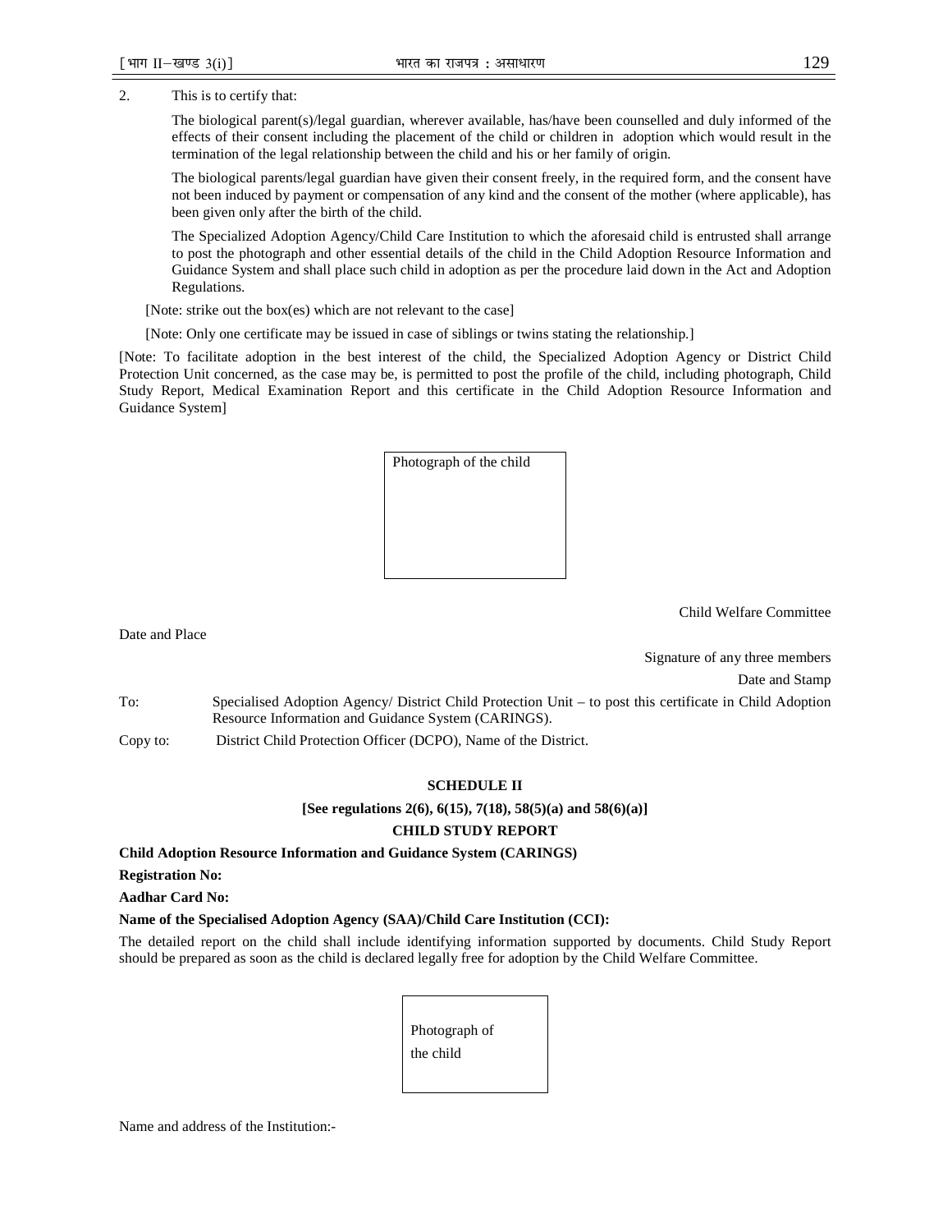2. This is to certify that:

The biological parent(s)/legal guardian, wherever available, has/have been counselled and duly informed of the effects of their consent including the placement of the child or children in adoption which would result in the termination of the legal relationship between the child and his or her family of origin.

The biological parents/legal guardian have given their consent freely, in the required form, and the consent have not been induced by payment or compensation of any kind and the consent of the mother (where applicable), has been given only after the birth of the child.

The Specialized Adoption Agency/Child Care Institution to which the aforesaid child is entrusted shall arrange to post the photograph and other essential details of the child in the Child Adoption Resource Information and Guidance System and shall place such child in adoption as per the procedure laid down in the Act and Adoption Regulations.

[Note: strike out the box(es) which are not relevant to the case]

[Note: Only one certificate may be issued in case of siblings or twins stating the relationship.]

[Note: To facilitate adoption in the best interest of the child, the Specialized Adoption Agency or District Child Protection Unit concerned, as the case may be, is permitted to post the profile of the child, including photograph, Child Study Report, Medical Examination Report and this certificate in the Child Adoption Resource Information and Guidance System]

Photograph of the child

Child Welfare Committee

Date and Place

Signature of any three members

Date and Stamp

To: Specialised Adoption Agency/ District Child Protection Unit – to post this certificate in Child Adoption Resource Information and Guidance System (CARINGS).

Copy to: District Child Protection Officer (DCPO), Name of the District.

## SCHEDULE II

**[See regulations 2(6), 6(15), 7(18), 58(5)(a) and 58(6)(a)]**

## CHILD STUDY REPORT

**Child Adoption Resource Information and Guidance System (CARINGS)**

**Registration No:**

**Aadhar Card No:**

**Name of the Specialised Adoption Agency (SAA)/Child Care Institution (CCI):**

The detailed report on the child shall include identifying information supported by documents. Child Study Report should be prepared as soon as the child is declared legally free for adoption by the Child Welfare Committee.

Photograph of the child

Name and address of the Institution:-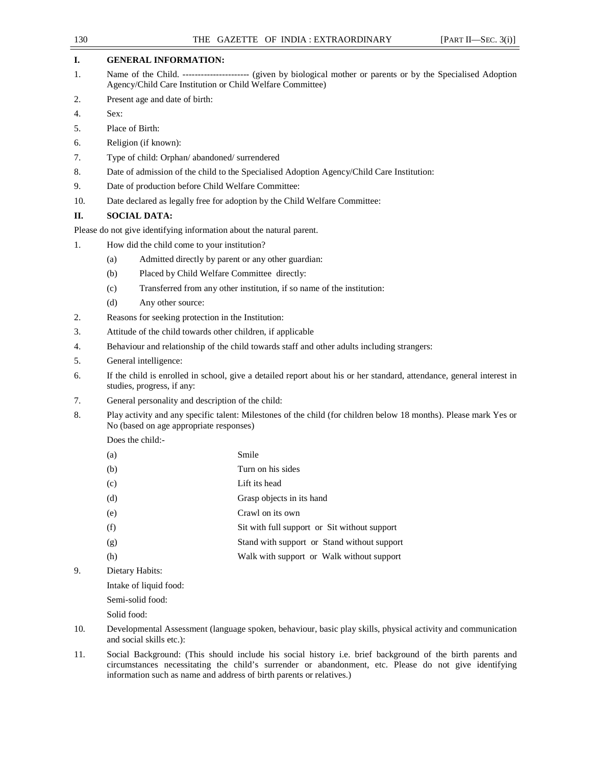## I. GENERAL INFORMATION:

1. Name of the Child. ---------------------- (given by biological mother or parents or by the Specialised Adoption Agency/Child Care Institution or Child Welfare Committee)
2. Present age and date of birth:
4. Sex:
5. Place of Birth:
6. Religion (if known):
7. Type of child: Orphan/ abandoned/ surrendered
8. Date of admission of the child to the Specialised Adoption Agency/Child Care Institution:
9. Date of production before Child Welfare Committee:
10. Date declared as legally free for adoption by the Child Welfare Committee:

## II. SOCIAL DATA:

Please do not give identifying information about the natural parent.

1. How did the child come to your institution?
   - (a) Admitted directly by parent or any other guardian:
   - (b) Placed by Child Welfare Committee directly:
   - (c) Transferred from any other institution, if so name of the institution:
   - (d) Any other source:
2. Reasons for seeking protection in the Institution:
3. Attitude of the child towards other children, if applicable
4. Behaviour and relationship of the child towards staff and other adults including strangers:
5. General intelligence:
6. If the child is enrolled in school, give a detailed report about his or her standard, attendance, general interest in studies, progress, if any:
7. General personality and description of the child:
8. Play activity and any specific talent: Milestones of the child (for children below 18 months). Please mark Yes or No (based on age appropriate responses)

   Does the child:-

   | | |
   |---|---|
   | (a) | Smile |
   | (b) | Turn on his sides |
   | (c) | Lift its head |
   | (d) | Grasp objects in its hand |
   | (e) | Crawl on its own |
   | (f) | Sit with full support or Sit without support |
   | (g) | Stand with support or Stand without support |
   | (h) | Walk with support or Walk without support |

9. Dietary Habits:

   Intake of liquid food:

   Semi-solid food:

   Solid food:
10. Developmental Assessment (language spoken, behaviour, basic play skills, physical activity and communication and social skills etc.):
11. Social Background: (This should include his social history i.e. brief background of the birth parents and circumstances necessitating the child's surrender or abandonment, etc. Please do not give identifying information such as name and address of birth parents or relatives.)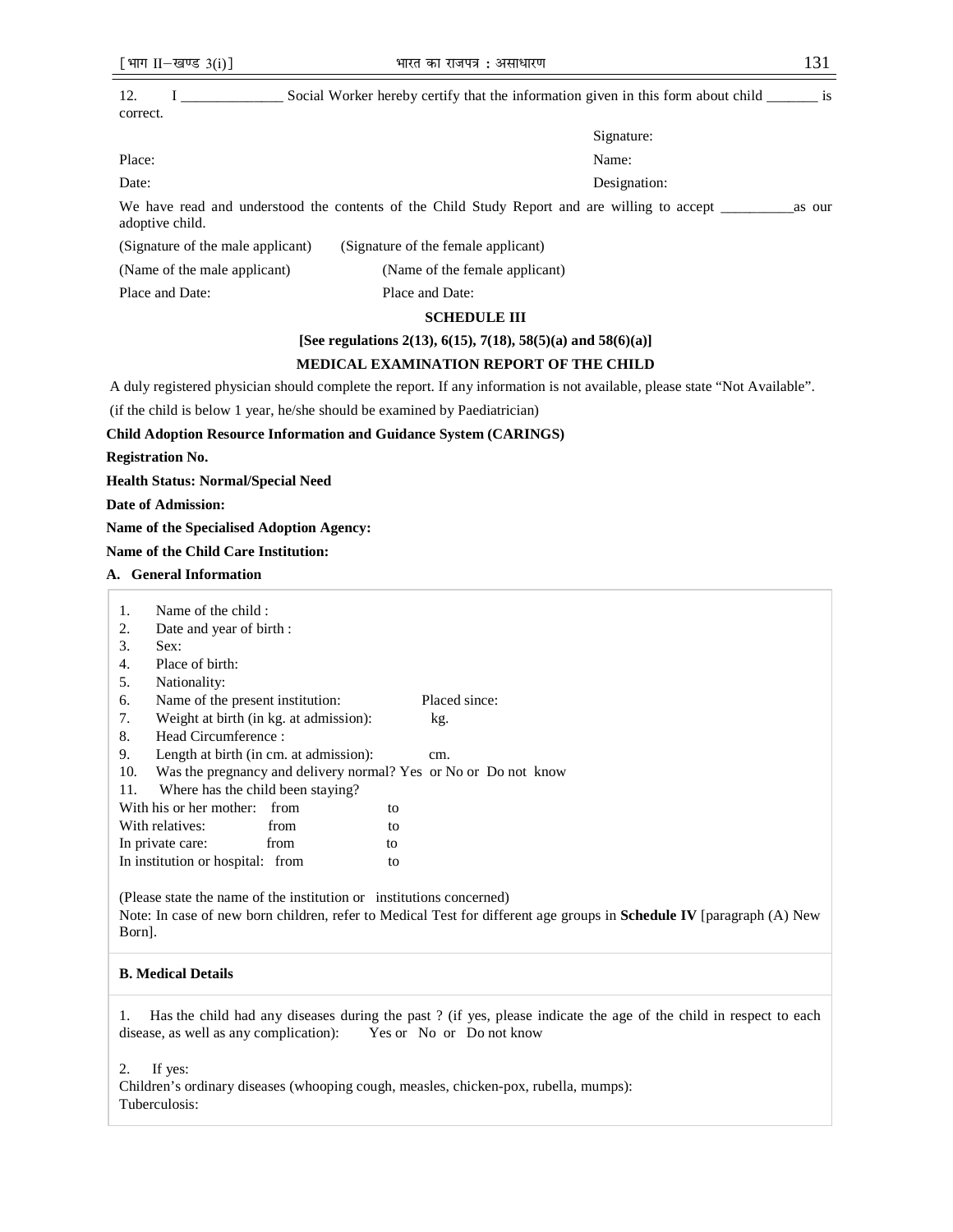12. I ______________ Social Worker hereby certify that the information given in this form about child _______ is correct.

Signature:

Place: Name:

Date: Designation:

We have read and understood the contents of the Child Study Report and are willing to accept __________as our adoptive child.

(Signature of the male applicant) (Signature of the female applicant)

(Name of the male applicant) (Name of the female applicant)

Place and Date: Place and Date:

## SCHEDULE III

**[See regulations 2(13), 6(15), 7(18), 58(5)(a) and 58(6)(a)]**

## MEDICAL EXAMINATION REPORT OF THE CHILD

A duly registered physician should complete the report. If any information is not available, please state "Not Available".

(if the child is below 1 year, he/she should be examined by Paediatrician)

**Child Adoption Resource Information and Guidance System (CARINGS)**

**Registration No.**

**Health Status: Normal/Special Need**

**Date of Admission:**

**Name of the Specialised Adoption Agency:**

**Name of the Child Care Institution:**

**A. General Information**

1. Name of the child :
2. Date and year of birth :
3. Sex:
4. Place of birth:
5. Nationality:
6. Name of the present institution: Placed since:
7. Weight at birth (in kg. at admission): kg.
8. Head Circumference :
9. Length at birth (in cm. at admission): cm.
10. Was the pregnancy and delivery normal? Yes or No or Do not know
11. Where has the child been staying?

With his or her mother: from to

With relatives: from to

In private care: from to

In institution or hospital: from to

(Please state the name of the institution or institutions concerned)

Note: In case of new born children, refer to Medical Test for different age groups in **Schedule IV** [paragraph (A) New Born].

**B. Medical Details**

1. Has the child had any diseases during the past ? (if yes, please indicate the age of the child in respect to each disease, as well as any complication): Yes or No or Do not know

2. If yes:

Children's ordinary diseases (whooping cough, measles, chicken-pox, rubella, mumps):

Tuberculosis: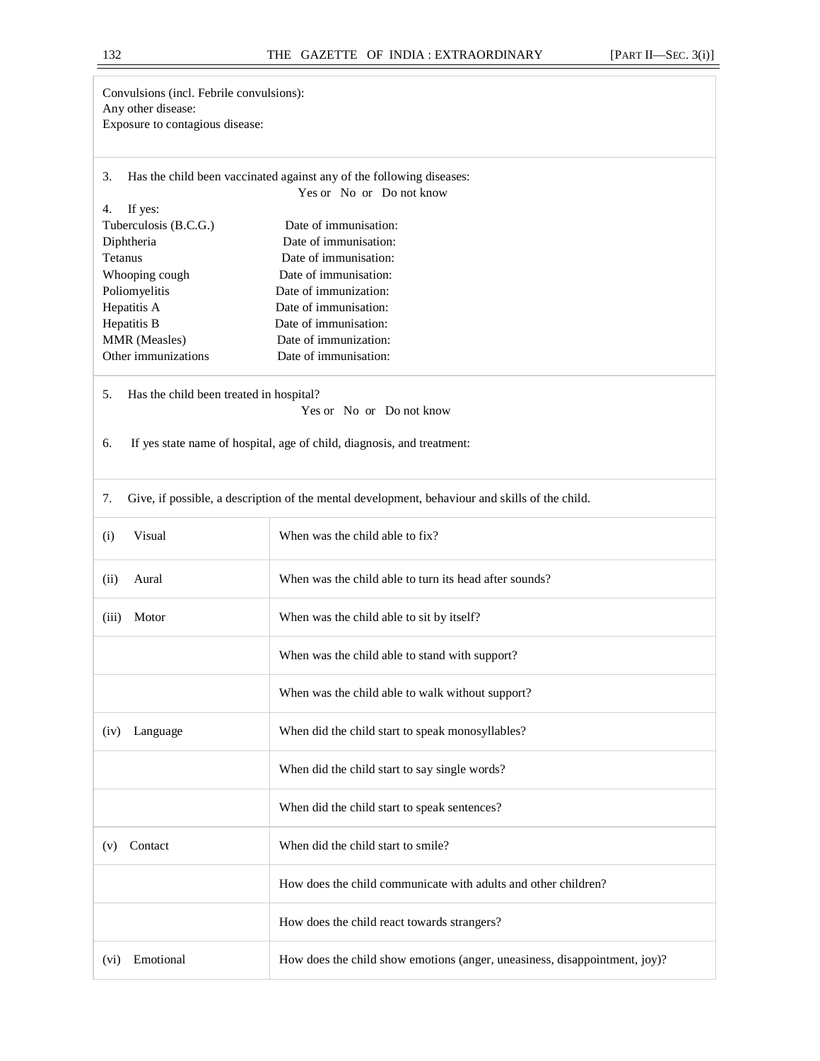Convulsions (incl. Febrile convulsions):
Any other disease:
Exposure to contagious disease:

3. Has the child been vaccinated against any of the following diseases:
Yes or No or Do not know

4. If yes:

| | |
|---|---|
| Tuberculosis (B.C.G.) | Date of immunisation: |
| Diphtheria | Date of immunisation: |
| Tetanus | Date of immunisation: |
| Whooping cough | Date of immunisation: |
| Poliomyelitis | Date of immunization: |
| Hepatitis A | Date of immunisation: |
| Hepatitis B | Date of immunisation: |
| MMR (Measles) | Date of immunization: |
| Other immunizations | Date of immunisation: |

5. Has the child been treated in hospital?
Yes or No or Do not know

6. If yes state name of hospital, age of child, diagnosis, and treatment:

7. Give, if possible, a description of the mental development, behaviour and skills of the child.

| | |
|---|---|
| (i) Visual | When was the child able to fix? |
| (ii) Aural | When was the child able to turn its head after sounds? |
| (iii) Motor | When was the child able to sit by itself? |
| | When was the child able to stand with support? |
| | When was the child able to walk without support? |
| (iv) Language | When did the child start to speak monosyllables? |
| | When did the child start to say single words? |
| | When did the child start to speak sentences? |
| (v) Contact | When did the child start to smile? |
| | How does the child communicate with adults and other children? |
| | How does the child react towards strangers? |
| (vi) Emotional | How does the child show emotions (anger, uneasiness, disappointment, joy)? |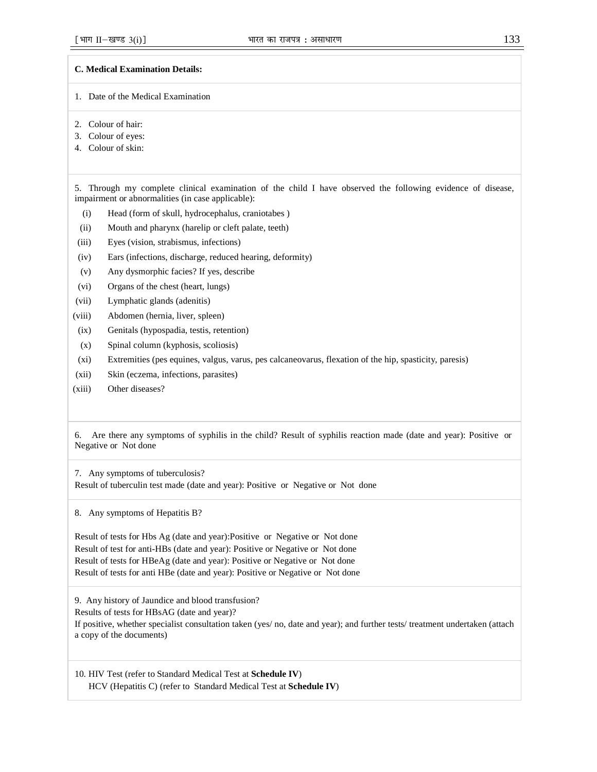**C. Medical Examination Details:**

1. Date of the Medical Examination

2. Colour of hair:
3. Colour of eyes:
4. Colour of skin:

5. Through my complete clinical examination of the child I have observed the following evidence of disease, impairment or abnormalities (in case applicable):

(i) Head (form of skull, hydrocephalus, craniotabes )
(ii) Mouth and pharynx (harelip or cleft palate, teeth)
(iii) Eyes (vision, strabismus, infections)
(iv) Ears (infections, discharge, reduced hearing, deformity)
(v) Any dysmorphic facies? If yes, describe
(vi) Organs of the chest (heart, lungs)
(vii) Lymphatic glands (adenitis)
(viii) Abdomen (hernia, liver, spleen)
(ix) Genitals (hypospadia, testis, retention)
(x) Spinal column (kyphosis, scoliosis)
(xi) Extremities (pes equines, valgus, varus, pes calcaneovarus, flexation of the hip, spasticity, paresis)
(xii) Skin (eczema, infections, parasites)
(xiii) Other diseases?

6. Are there any symptoms of syphilis in the child? Result of syphilis reaction made (date and year): Positive or Negative or Not done

7. Any symptoms of tuberculosis?
Result of tuberculin test made (date and year): Positive or Negative or Not done

8. Any symptoms of Hepatitis B?

Result of tests for Hbs Ag (date and year):Positive or Negative or Not done
Result of test for anti-HBs (date and year): Positive or Negative or Not done
Result of tests for HBeAg (date and year): Positive or Negative or Not done
Result of tests for anti HBe (date and year): Positive or Negative or Not done

9. Any history of Jaundice and blood transfusion?
Results of tests for HBsAG (date and year)?
If positive, whether specialist consultation taken (yes/ no, date and year); and further tests/ treatment undertaken (attach a copy of the documents)

10. HIV Test (refer to Standard Medical Test at **Schedule IV**)
HCV (Hepatitis C) (refer to Standard Medical Test at **Schedule IV**)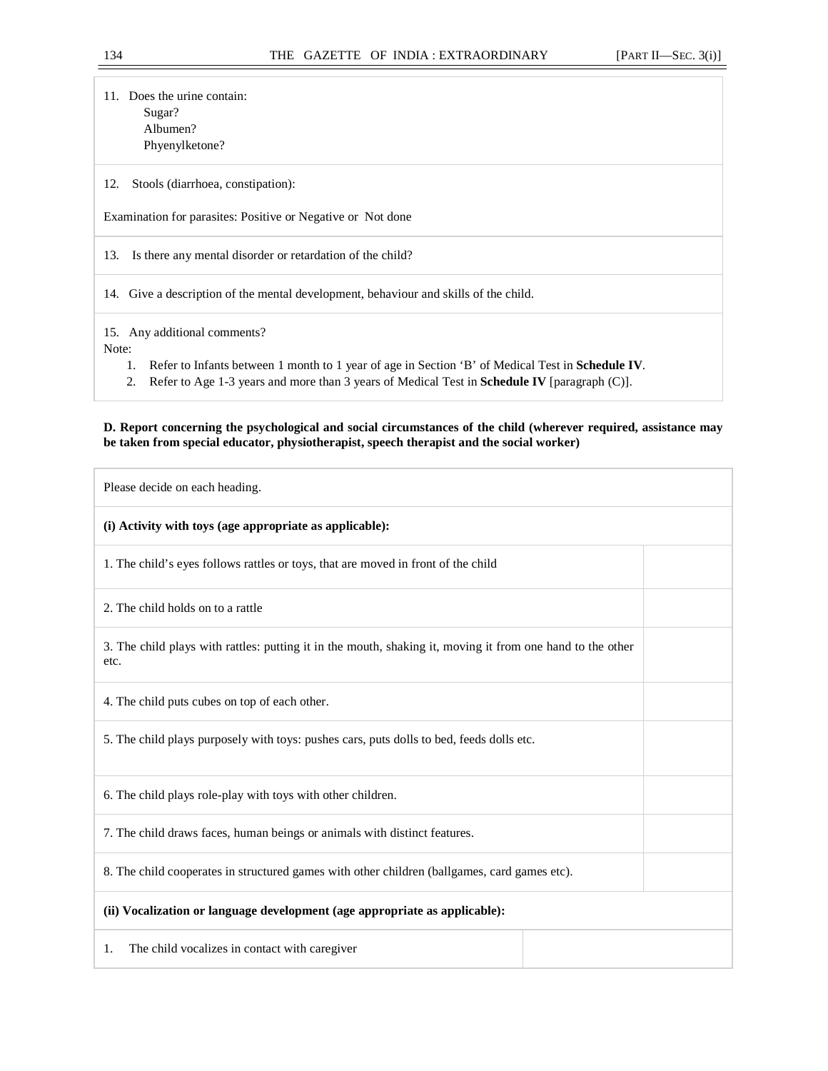| |
|---|
| 11. Does the urine contain:<br>Sugar?<br>Albumen?<br>Phyenylketone? |
| 12. Stools (diarrhoea, constipation):<br><br>Examination for parasites: Positive or Negative or Not done |
| 13. Is there any mental disorder or retardation of the child? |
| 14. Give a description of the mental development, behaviour and skills of the child. |
| 15. Any additional comments?<br>Note:<br>1. Refer to Infants between 1 month to 1 year of age in Section 'B' of Medical Test in **Schedule IV**.<br>2. Refer to Age 1-3 years and more than 3 years of Medical Test in **Schedule IV** [paragraph (C)]. |

**D. Report concerning the psychological and social circumstances of the child (wherever required, assistance may be taken from special educator, physiotherapist, speech therapist and the social worker)**

| | |
|---|---|
| Please decide on each heading. | |
| **(i) Activity with toys (age appropriate as applicable):** | |
| 1. The child's eyes follows rattles or toys, that are moved in front of the child | |
| 2. The child holds on to a rattle | |
| 3. The child plays with rattles: putting it in the mouth, shaking it, moving it from one hand to the other etc. | |
| 4. The child puts cubes on top of each other. | |
| 5. The child plays purposely with toys: pushes cars, puts dolls to bed, feeds dolls etc. | |
| 6. The child plays role-play with toys with other children. | |
| 7. The child draws faces, human beings or animals with distinct features. | |
| 8. The child cooperates in structured games with other children (ballgames, card games etc). | |
| **(ii) Vocalization or language development (age appropriate as applicable):** | |
| 1. The child vocalizes in contact with caregiver | |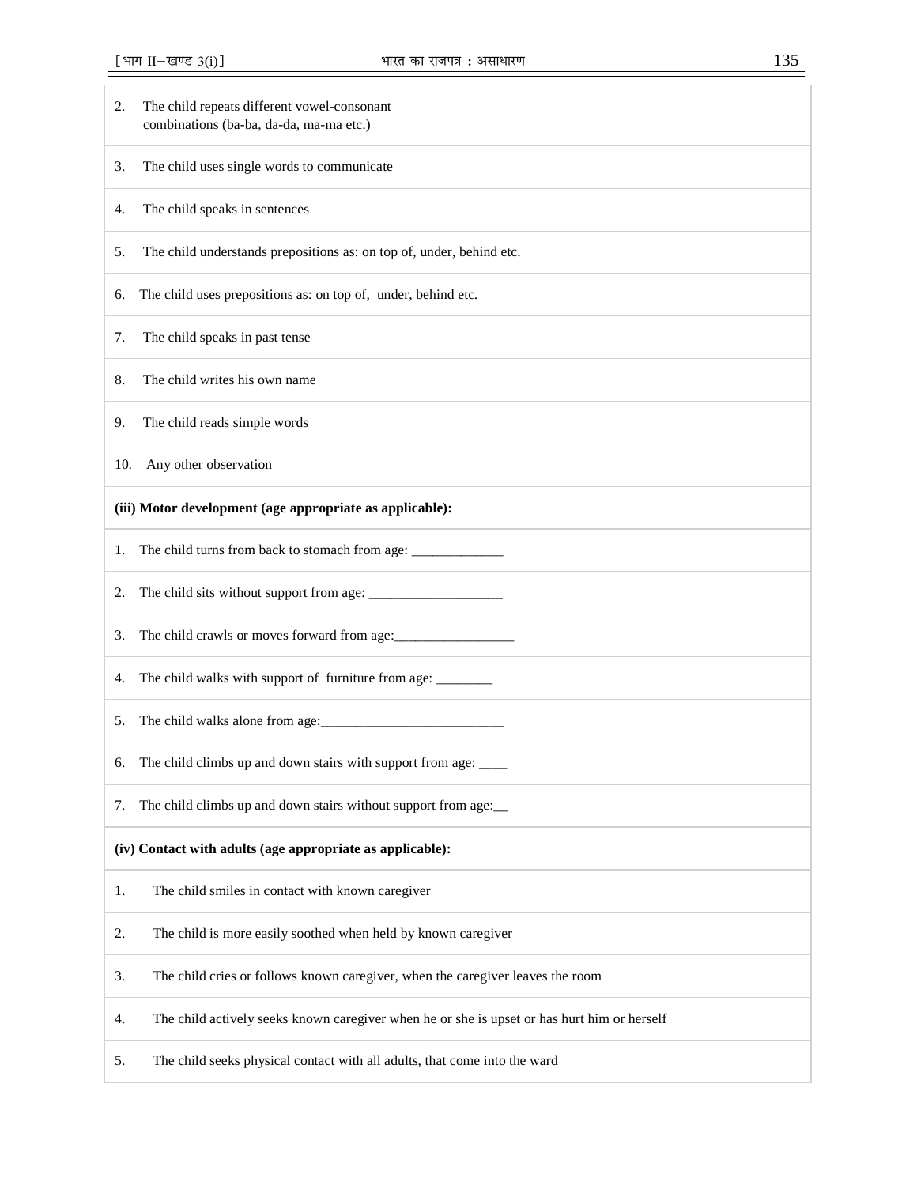| | |
|---|---|
| 2. The child repeats different vowel-consonant combinations (ba-ba, da-da, ma-ma etc.) | |
| 3. The child uses single words to communicate | |
| 4. The child speaks in sentences | |
| 5. The child understands prepositions as: on top of, under, behind etc. | |
| 6. The child uses prepositions as: on top of, under, behind etc. | |
| 7. The child speaks in past tense | |
| 8. The child writes his own name | |
| 9. The child reads simple words | |
| 10. Any other observation | |

**(iii) Motor development (age appropriate as applicable):**

1. The child turns from back to stomach from age: _____________
2. The child sits without support from age: ___________________
3. The child crawls or moves forward from age:_________________
4. The child walks with support of furniture from age: ________
5. The child walks alone from age:__________________________
6. The child climbs up and down stairs with support from age: ____
7. The child climbs up and down stairs without support from age:__

**(iv) Contact with adults (age appropriate as applicable):**

1. The child smiles in contact with known caregiver
2. The child is more easily soothed when held by known caregiver
3. The child cries or follows known caregiver, when the caregiver leaves the room
4. The child actively seeks known caregiver when he or she is upset or has hurt him or herself
5. The child seeks physical contact with all adults, that come into the ward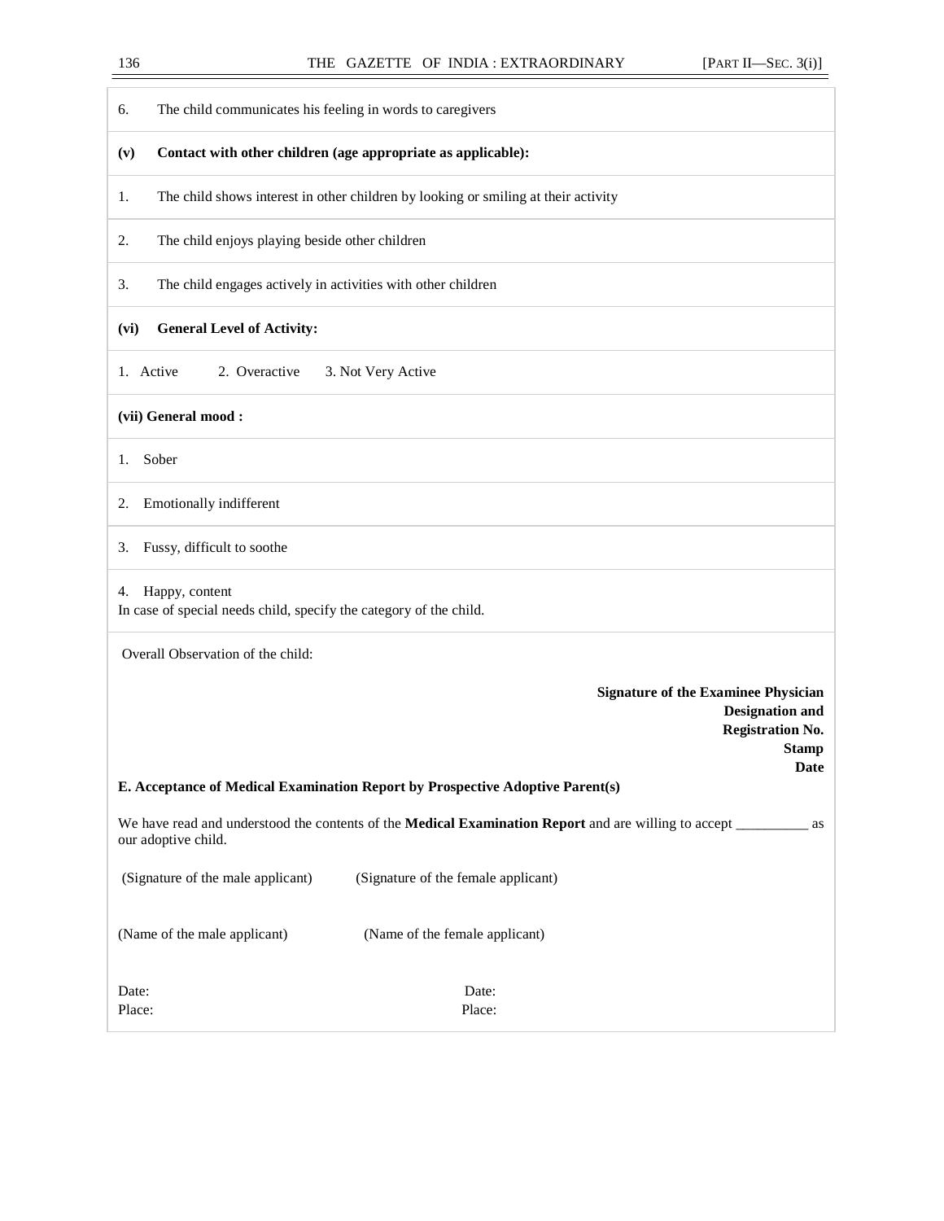6. The child communicates his feeling in words to caregivers

**(v) Contact with other children (age appropriate as applicable):**

1. The child shows interest in other children by looking or smiling at their activity

2. The child enjoys playing beside other children

3. The child engages actively in activities with other children

**(vi) General Level of Activity:**

1. Active    2. Overactive    3. Not Very Active

**(vii) General mood :**

1. Sober

2. Emotionally indifferent

3. Fussy, difficult to soothe

4. Happy, content

In case of special needs child, specify the category of the child.

Overall Observation of the child:

**Signature of the Examinee Physician**
**Designation and**
**Registration No.**
**Stamp**
**Date**

**E. Acceptance of Medical Examination Report by Prospective Adoptive Parent(s)**

We have read and understood the contents of the **Medical Examination Report** and are willing to accept __________ as our adoptive child.

(Signature of the male applicant)    (Signature of the female applicant)

(Name of the male applicant)    (Name of the female applicant)

Date:    Date:
Place:    Place: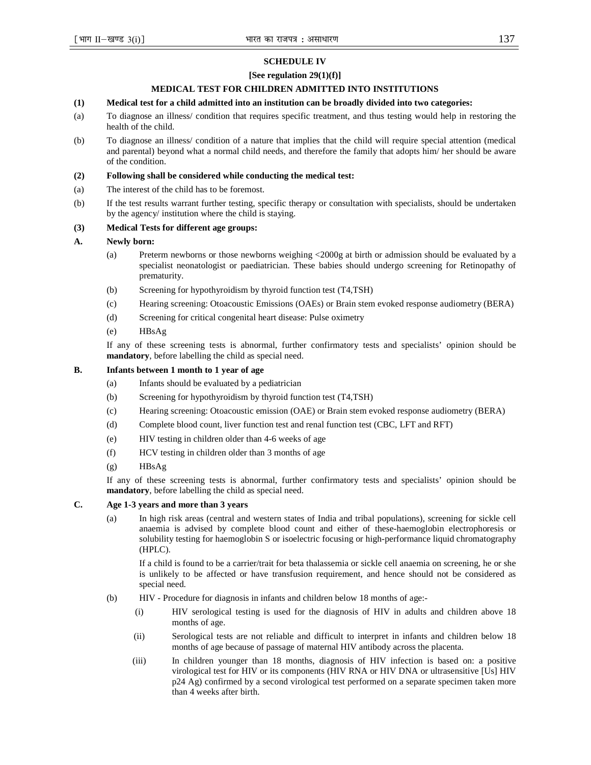**SCHEDULE IV**

**[See regulation 29(1)(f)]**

**MEDICAL TEST FOR CHILDREN ADMITTED INTO INSTITUTIONS**

**(1) Medical test for a child admitted into an institution can be broadly divided into two categories:**

(a) To diagnose an illness/ condition that requires specific treatment, and thus testing would help in restoring the health of the child.

(b) To diagnose an illness/ condition of a nature that implies that the child will require special attention (medical and parental) beyond what a normal child needs, and therefore the family that adopts him/ her should be aware of the condition.

**(2) Following shall be considered while conducting the medical test:**

(a) The interest of the child has to be foremost.

(b) If the test results warrant further testing, specific therapy or consultation with specialists, should be undertaken by the agency/ institution where the child is staying.

**(3) Medical Tests for different age groups:**

**A. Newly born:**

(a) Preterm newborns or those newborns weighing <2000g at birth or admission should be evaluated by a specialist neonatologist or paediatrician. These babies should undergo screening for Retinopathy of prematurity.

(b) Screening for hypothyroidism by thyroid function test (T4,TSH)

(c) Hearing screening: Otoacoustic Emissions (OAEs) or Brain stem evoked response audiometry (BERA)

(d) Screening for critical congenital heart disease: Pulse oximetry

(e) HBsAg

If any of these screening tests is abnormal, further confirmatory tests and specialists' opinion should be **mandatory**, before labelling the child as special need.

**B. Infants between 1 month to 1 year of age**

(a) Infants should be evaluated by a pediatrician

(b) Screening for hypothyroidism by thyroid function test (T4,TSH)

(c) Hearing screening: Otoacoustic emission (OAE) or Brain stem evoked response audiometry (BERA)

(d) Complete blood count, liver function test and renal function test (CBC, LFT and RFT)

(e) HIV testing in children older than 4-6 weeks of age

(f) HCV testing in children older than 3 months of age

(g) HBsAg

If any of these screening tests is abnormal, further confirmatory tests and specialists' opinion should be **mandatory**, before labelling the child as special need.

**C. Age 1-3 years and more than 3 years**

(a) In high risk areas (central and western states of India and tribal populations), screening for sickle cell anaemia is advised by complete blood count and either of these-haemoglobin electrophoresis or solubility testing for haemoglobin S or isoelectric focusing or high-performance liquid chromatography (HPLC).

If a child is found to be a carrier/trait for beta thalassemia or sickle cell anaemia on screening, he or she is unlikely to be affected or have transfusion requirement, and hence should not be considered as special need.

(b) HIV - Procedure for diagnosis in infants and children below 18 months of age:-

(i) HIV serological testing is used for the diagnosis of HIV in adults and children above 18 months of age.

(ii) Serological tests are not reliable and difficult to interpret in infants and children below 18 months of age because of passage of maternal HIV antibody across the placenta.

(iii) In children younger than 18 months, diagnosis of HIV infection is based on: a positive virological test for HIV or its components (HIV RNA or HIV DNA or ultrasensitive [Us] HIV p24 Ag) confirmed by a second virological test performed on a separate specimen taken more than 4 weeks after birth.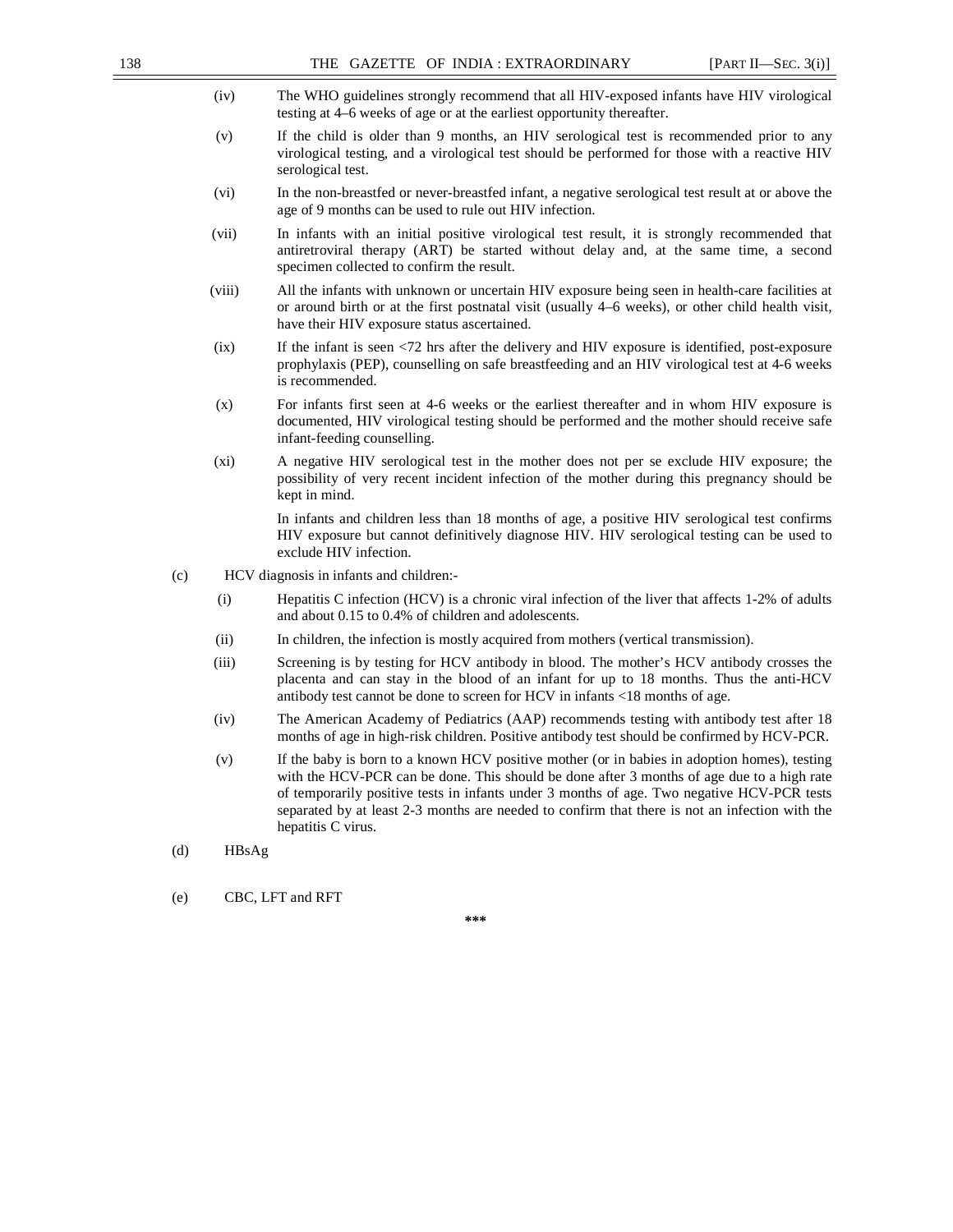(iv) The WHO guidelines strongly recommend that all HIV-exposed infants have HIV virological testing at 4–6 weeks of age or at the earliest opportunity thereafter.

(v) If the child is older than 9 months, an HIV serological test is recommended prior to any virological testing, and a virological test should be performed for those with a reactive HIV serological test.

(vi) In the non-breastfed or never-breastfed infant, a negative serological test result at or above the age of 9 months can be used to rule out HIV infection.

(vii) In infants with an initial positive virological test result, it is strongly recommended that antiretroviral therapy (ART) be started without delay and, at the same time, a second specimen collected to confirm the result.

(viii) All the infants with unknown or uncertain HIV exposure being seen in health-care facilities at or around birth or at the first postnatal visit (usually 4–6 weeks), or other child health visit, have their HIV exposure status ascertained.

(ix) If the infant is seen <72 hrs after the delivery and HIV exposure is identified, post-exposure prophylaxis (PEP), counselling on safe breastfeeding and an HIV virological test at 4-6 weeks is recommended.

(x) For infants first seen at 4-6 weeks or the earliest thereafter and in whom HIV exposure is documented, HIV virological testing should be performed and the mother should receive safe infant-feeding counselling.

(xi) A negative HIV serological test in the mother does not per se exclude HIV exposure; the possibility of very recent incident infection of the mother during this pregnancy should be kept in mind.

In infants and children less than 18 months of age, a positive HIV serological test confirms HIV exposure but cannot definitively diagnose HIV. HIV serological testing can be used to exclude HIV infection.

(c) HCV diagnosis in infants and children:-

(i) Hepatitis C infection (HCV) is a chronic viral infection of the liver that affects 1-2% of adults and about 0.15 to 0.4% of children and adolescents.

(ii) In children, the infection is mostly acquired from mothers (vertical transmission).

(iii) Screening is by testing for HCV antibody in blood. The mother's HCV antibody crosses the placenta and can stay in the blood of an infant for up to 18 months. Thus the anti-HCV antibody test cannot be done to screen for HCV in infants <18 months of age.

(iv) The American Academy of Pediatrics (AAP) recommends testing with antibody test after 18 months of age in high-risk children. Positive antibody test should be confirmed by HCV-PCR.

(v) If the baby is born to a known HCV positive mother (or in babies in adoption homes), testing with the HCV-PCR can be done. This should be done after 3 months of age due to a high rate of temporarily positive tests in infants under 3 months of age. Two negative HCV-PCR tests separated by at least 2-3 months are needed to confirm that there is not an infection with the hepatitis C virus.

(d) HBsAg

(e) CBC, LFT and RFT

***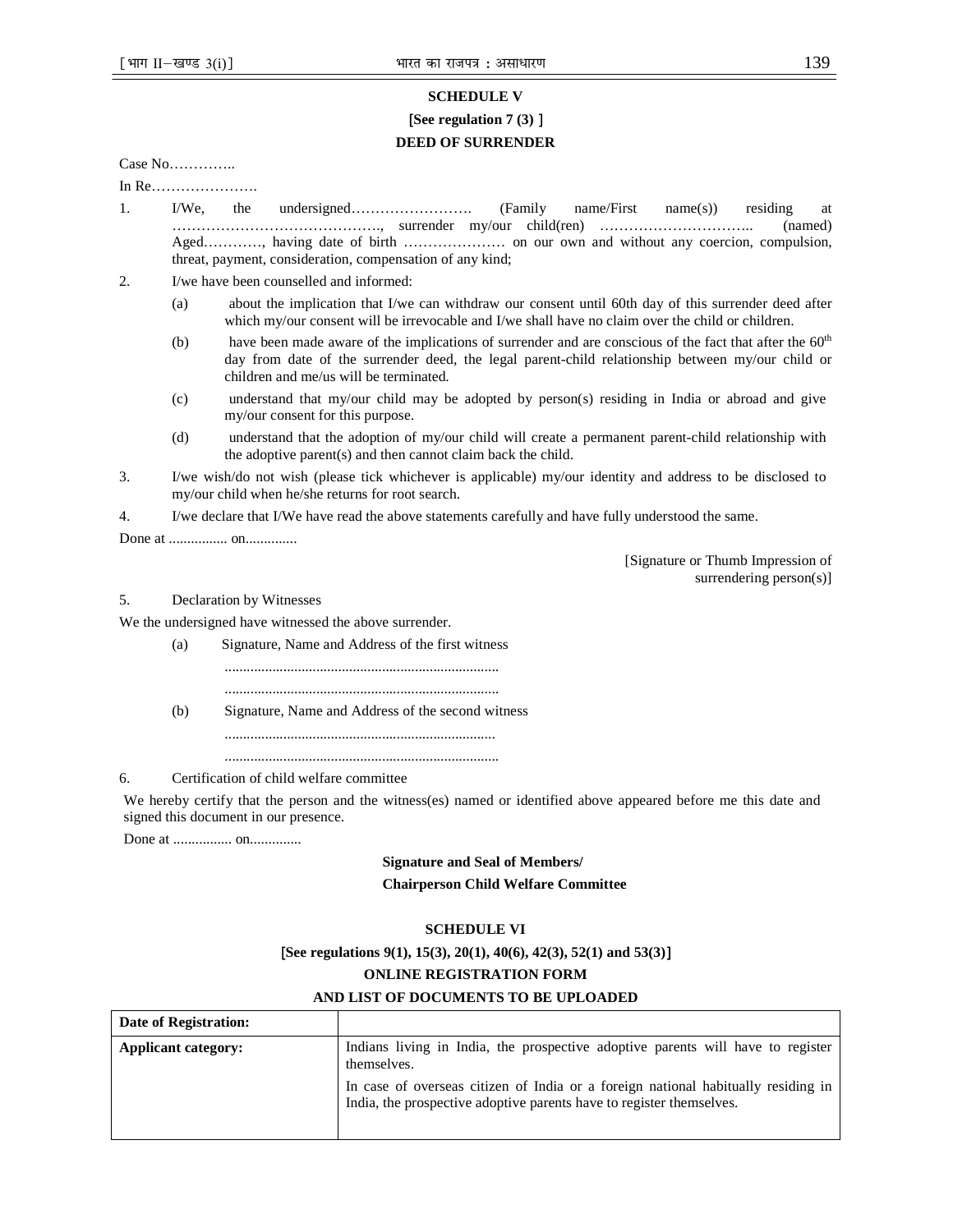**SCHEDULE V**

**[See regulation 7 (3) ]**

**DEED OF SURRENDER**

Case No…………..

In Re………………….

1. I/We, the undersigned……………………. (Family name/First name(s)) residing at ……………………………………., surrender my/our child(ren) ………………………….. (named) Aged…………, having date of birth ………………… on our own and without any coercion, compulsion, threat, payment, consideration, compensation of any kind;

2. I/we have been counselled and informed:

   (a) about the implication that I/we can withdraw our consent until 60th day of this surrender deed after which my/our consent will be irrevocable and I/we shall have no claim over the child or children.

   (b) have been made aware of the implications of surrender and are conscious of the fact that after the 60th day from date of the surrender deed, the legal parent-child relationship between my/our child or children and me/us will be terminated.

   (c) understand that my/our child may be adopted by person(s) residing in India or abroad and give my/our consent for this purpose.

   (d) understand that the adoption of my/our child will create a permanent parent-child relationship with the adoptive parent(s) and then cannot claim back the child.

3. I/we wish/do not wish (please tick whichever is applicable) my/our identity and address to be disclosed to my/our child when he/she returns for root search.

4. I/we declare that I/We have read the above statements carefully and have fully understood the same.

Done at ................ on..............

[Signature or Thumb Impression of surrendering person(s)]

5. Declaration by Witnesses

We the undersigned have witnessed the above surrender.

   (a) Signature, Name and Address of the first witness

   ..........................................................................

   ..........................................................................

   (b) Signature, Name and Address of the second witness

   ..........................................................................

   ..........................................................................

6. Certification of child welfare committee

We hereby certify that the person and the witness(es) named or identified above appeared before me this date and signed this document in our presence.

Done at ................ on..............

**Signature and Seal of Members/**
**Chairperson Child Welfare Committee**

**SCHEDULE VI**

**[See regulations 9(1), 15(3), 20(1), 40(6), 42(3), 52(1) and 53(3)]**

**ONLINE REGISTRATION FORM**

**AND LIST OF DOCUMENTS TO BE UPLOADED**

| | |
|---|---|
| **Date of Registration:** | |
| **Applicant category:** | Indians living in India, the prospective adoptive parents will have to register themselves. <br><br> In case of overseas citizen of India or a foreign national habitually residing in India, the prospective adoptive parents have to register themselves. |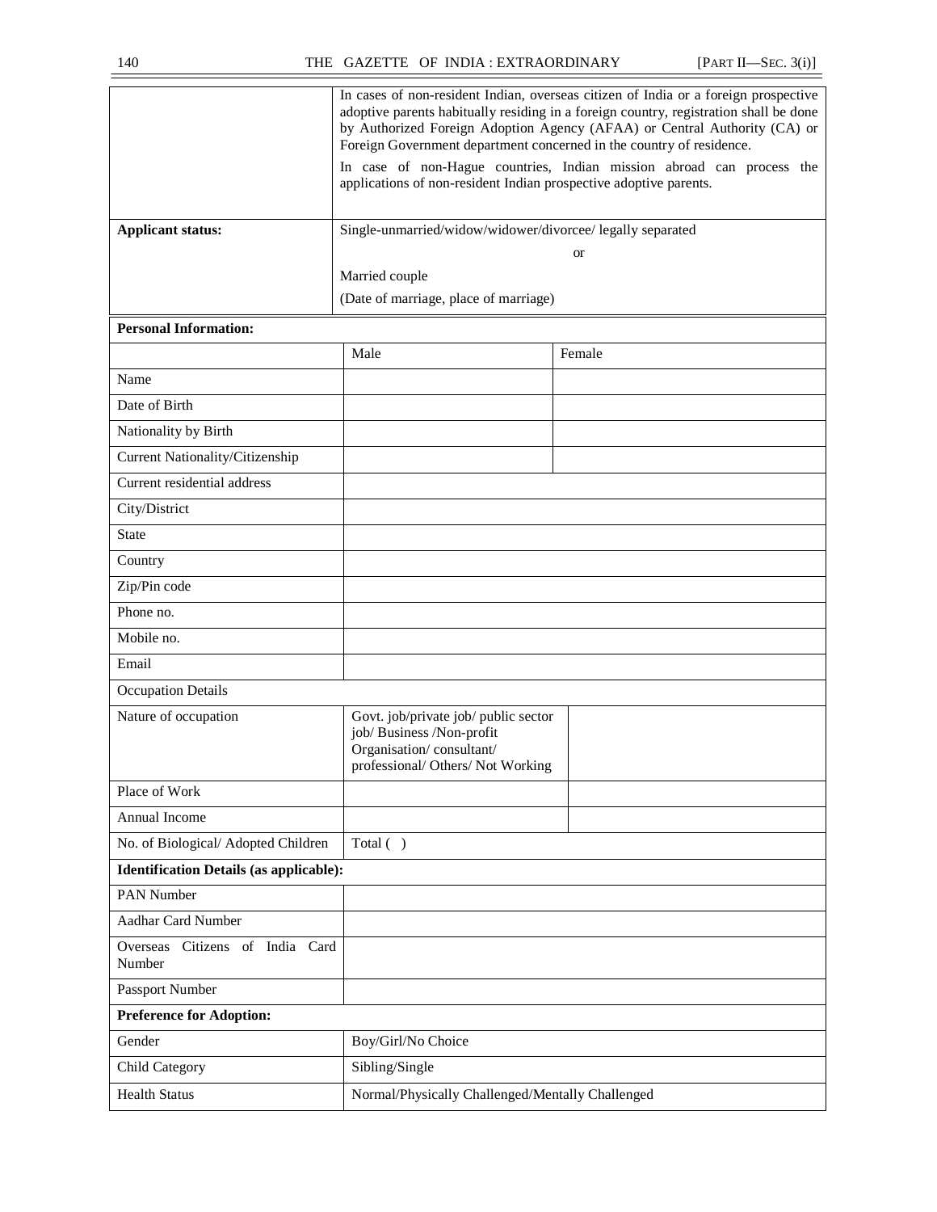| | |
|---|---|
| | In cases of non-resident Indian, overseas citizen of India or a foreign prospective adoptive parents habitually residing in a foreign country, registration shall be done by Authorized Foreign Adoption Agency (AFAA) or Central Authority (CA) or Foreign Government department concerned in the country of residence.<br><br>In case of non-Hague countries, Indian mission abroad can process the applications of non-resident Indian prospective adoptive parents. |
| **Applicant status:** | Single-unmarried/widow/widower/divorcee/ legally separated<br>or<br>Married couple<br>(Date of marriage, place of marriage) |

| **Personal Information:** | | |
|---|---|---|
| | Male | Female |
| Name | | |
| Date of Birth | | |
| Nationality by Birth | | |
| Current Nationality/Citizenship | | |
| Current residential address | | |
| City/District | | |
| State | | |
| Country | | |
| Zip/Pin code | | |
| Phone no. | | |
| Mobile no. | | |
| Email | | |
| Occupation Details | | |
| Nature of occupation | Govt. job/private job/ public sector job/ Business /Non-profit Organisation/ consultant/ professional/ Others/ Not Working | |
| Place of Work | | |
| Annual Income | | |
| No. of Biological/ Adopted Children | Total ( ) | |
| **Identification Details (as applicable):** | | |
| PAN Number | | |
| Aadhar Card Number | | |
| Overseas Citizens of India Card Number | | |
| Passport Number | | |
| **Preference for Adoption:** | | |
| Gender | Boy/Girl/No Choice | |
| Child Category | Sibling/Single | |
| Health Status | Normal/Physically Challenged/Mentally Challenged | |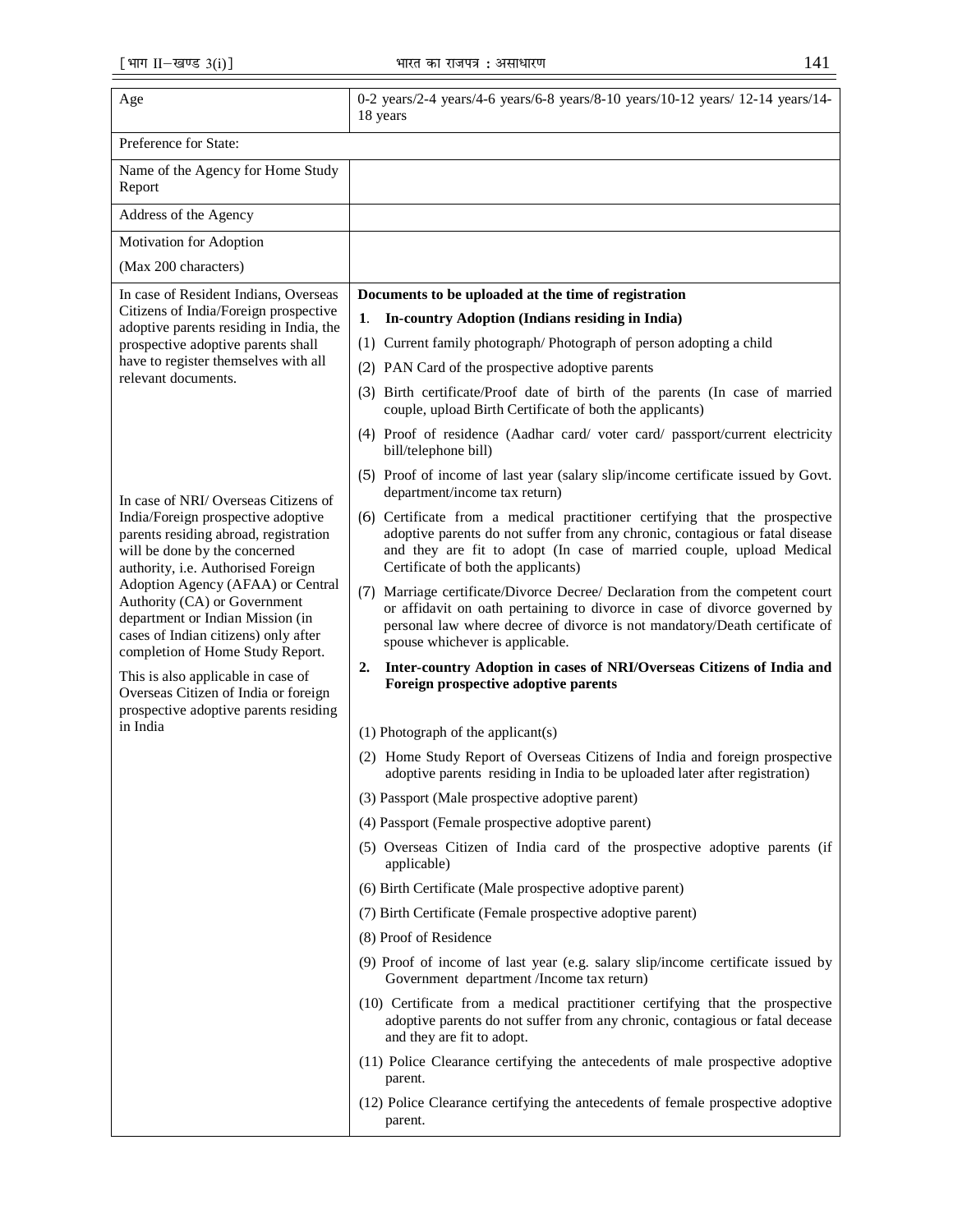| Age | 0-2 years/2-4 years/4-6 years/6-8 years/8-10 years/10-12 years/ 12-14 years/14-18 years |
|---|---|
| Preference for State: | |
| Name of the Agency for Home Study Report | |
| Address of the Agency | |
| Motivation for Adoption<br>(Max 200 characters) | |
| In case of Resident Indians, Overseas Citizens of India/Foreign prospective adoptive parents residing in India, the prospective adoptive parents shall have to register themselves with all relevant documents.<br><br>In case of NRI/ Overseas Citizens of India/Foreign prospective adoptive parents residing abroad, registration will be done by the concerned authority, i.e. Authorised Foreign Adoption Agency (AFAA) or Central Authority (CA) or Government department or Indian Mission (in cases of Indian citizens) only after completion of Home Study Report.<br><br>This is also applicable in case of Overseas Citizen of India or foreign prospective adoptive parents residing in India | **Documents to be uploaded at the time of registration**<br>**1. In-country Adoption (Indians residing in India)**<br>(1) Current family photograph/ Photograph of person adopting a child<br>(2) PAN Card of the prospective adoptive parents<br>(3) Birth certificate/Proof date of birth of the parents (In case of married couple, upload Birth Certificate of both the applicants)<br>(4) Proof of residence (Aadhar card/ voter card/ passport/current electricity bill/telephone bill)<br>(5) Proof of income of last year (salary slip/income certificate issued by Govt. department/income tax return)<br>(6) Certificate from a medical practitioner certifying that the prospective adoptive parents do not suffer from any chronic, contagious or fatal disease and they are fit to adopt (In case of married couple, upload Medical Certificate of both the applicants)<br>(7) Marriage certificate/Divorce Decree/ Declaration from the competent court or affidavit on oath pertaining to divorce in case of divorce governed by personal law where decree of divorce is not mandatory/Death certificate of spouse whichever is applicable.<br>**2. Inter-country Adoption in cases of NRI/Overseas Citizens of India and Foreign prospective adoptive parents**<br>(1) Photograph of the applicant(s)<br>(2) Home Study Report of Overseas Citizens of India and foreign prospective adoptive parents residing in India to be uploaded later after registration)<br>(3) Passport (Male prospective adoptive parent)<br>(4) Passport (Female prospective adoptive parent)<br>(5) Overseas Citizen of India card of the prospective adoptive parents (if applicable)<br>(6) Birth Certificate (Male prospective adoptive parent)<br>(7) Birth Certificate (Female prospective adoptive parent)<br>(8) Proof of Residence<br>(9) Proof of income of last year (e.g. salary slip/income certificate issued by Government department /Income tax return)<br>(10) Certificate from a medical practitioner certifying that the prospective adoptive parents do not suffer from any chronic, contagious or fatal decease and they are fit to adopt.<br>(11) Police Clearance certifying the antecedents of male prospective adoptive parent.<br>(12) Police Clearance certifying the antecedents of female prospective adoptive parent. |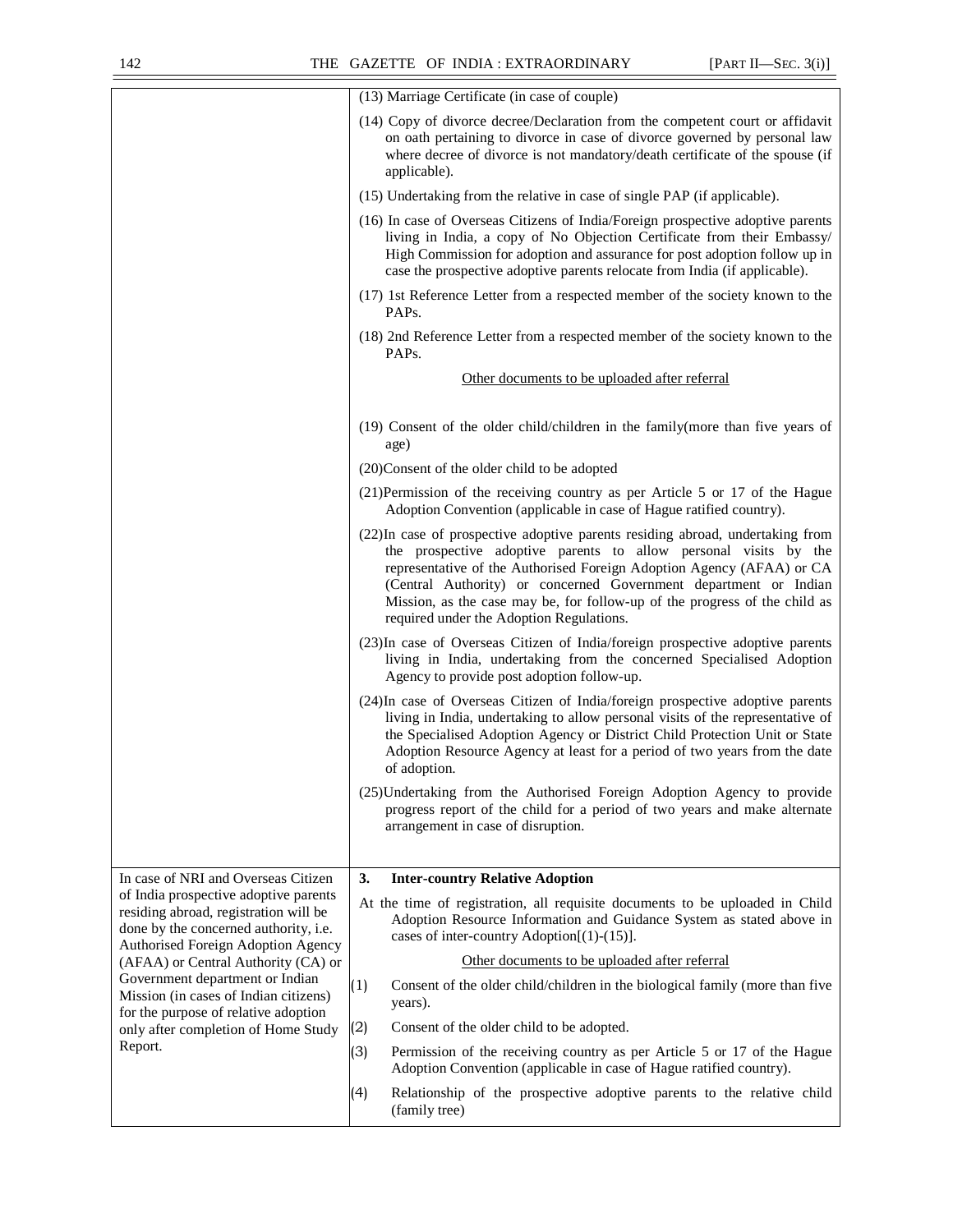| | |
|---|---|
| | (13) Marriage Certificate (in case of couple)<br><br>(14) Copy of divorce decree/Declaration from the competent court or affidavit on oath pertaining to divorce in case of divorce governed by personal law where decree of divorce is not mandatory/death certificate of the spouse (if applicable).<br><br>(15) Undertaking from the relative in case of single PAP (if applicable).<br><br>(16) In case of Overseas Citizens of India/Foreign prospective adoptive parents living in India, a copy of No Objection Certificate from their Embassy/ High Commission for adoption and assurance for post adoption follow up in case the prospective adoptive parents relocate from India (if applicable).<br><br>(17) 1st Reference Letter from a respected member of the society known to the PAPs.<br><br>(18) 2nd Reference Letter from a respected member of the society known to the PAPs.<br><br><u>Other documents to be uploaded after referral</u><br><br>(19) Consent of the older child/children in the family(more than five years of age)<br><br>(20)Consent of the older child to be adopted<br><br>(21)Permission of the receiving country as per Article 5 or 17 of the Hague Adoption Convention (applicable in case of Hague ratified country).<br><br>(22)In case of prospective adoptive parents residing abroad, undertaking from the prospective adoptive parents to allow personal visits by the representative of the Authorised Foreign Adoption Agency (AFAA) or CA (Central Authority) or concerned Government department or Indian Mission, as the case may be, for follow-up of the progress of the child as required under the Adoption Regulations.<br><br>(23)In case of Overseas Citizen of India/foreign prospective adoptive parents living in India, undertaking from the concerned Specialised Adoption Agency to provide post adoption follow-up.<br><br>(24)In case of Overseas Citizen of India/foreign prospective adoptive parents living in India, undertaking to allow personal visits of the representative of the Specialised Adoption Agency or District Child Protection Unit or State Adoption Resource Agency at least for a period of two years from the date of adoption.<br><br>(25)Undertaking from the Authorised Foreign Adoption Agency to provide progress report of the child for a period of two years and make alternate arrangement in case of disruption. |
| In case of NRI and Overseas Citizen of India prospective adoptive parents residing abroad, registration will be done by the concerned authority, i.e. Authorised Foreign Adoption Agency (AFAA) or Central Authority (CA) or Government department or Indian Mission (in cases of Indian citizens) for the purpose of relative adoption only after completion of Home Study Report. | **3. Inter-country Relative Adoption**<br><br>At the time of registration, all requisite documents to be uploaded in Child Adoption Resource Information and Guidance System as stated above in cases of inter-country Adoption[(1)-(15)].<br><br><u>Other documents to be uploaded after referral</u><br><br>(1) Consent of the older child/children in the biological family (more than five years).<br><br>(2) Consent of the older child to be adopted.<br><br>(3) Permission of the receiving country as per Article 5 or 17 of the Hague Adoption Convention (applicable in case of Hague ratified country).<br><br>(4) Relationship of the prospective adoptive parents to the relative child (family tree) |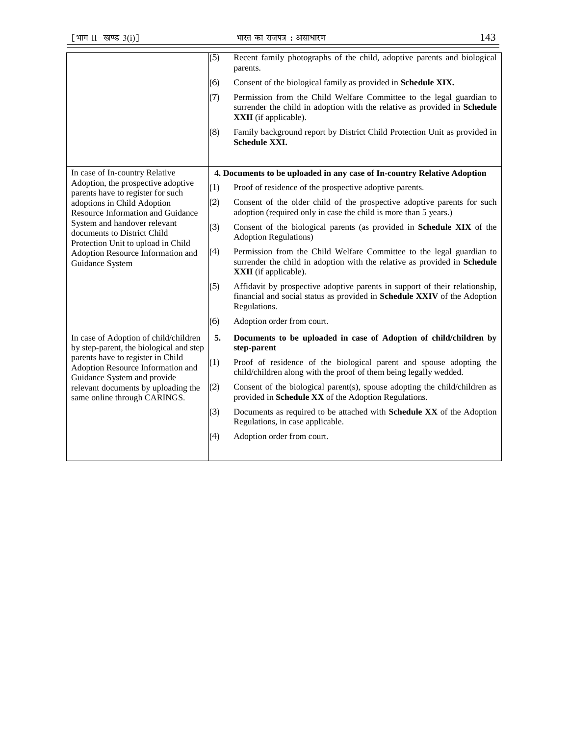| | |
|---|---|
| | (5) Recent family photographs of the child, adoptive parents and biological parents.<br>(6) Consent of the biological family as provided in **Schedule XIX.**<br>(7) Permission from the Child Welfare Committee to the legal guardian to surrender the child in adoption with the relative as provided in **Schedule XXII** (if applicable).<br>(8) Family background report by District Child Protection Unit as provided in **Schedule XXI.** |
| In case of In-country Relative Adoption, the prospective adoptive parents have to register for such adoptions in Child Adoption Resource Information and Guidance System and handover relevant documents to District Child Protection Unit to upload in Child Adoption Resource Information and Guidance System | **4. Documents to be uploaded in any case of In-country Relative Adoption**<br>(1) Proof of residence of the prospective adoptive parents.<br>(2) Consent of the older child of the prospective adoptive parents for such adoption (required only in case the child is more than 5 years.)<br>(3) Consent of the biological parents (as provided in **Schedule XIX** of the Adoption Regulations)<br>(4) Permission from the Child Welfare Committee to the legal guardian to surrender the child in adoption with the relative as provided in **Schedule XXII** (if applicable).<br>(5) Affidavit by prospective adoptive parents in support of their relationship, financial and social status as provided in **Schedule XXIV** of the Adoption Regulations.<br>(6) Adoption order from court. |
| In case of Adoption of child/children by step-parent, the biological and step parents have to register in Child Adoption Resource Information and Guidance System and provide relevant documents by uploading the same online through CARINGS. | **5. Documents to be uploaded in case of Adoption of child/children by step-parent**<br>(1) Proof of residence of the biological parent and spouse adopting the child/children along with the proof of them being legally wedded.<br>(2) Consent of the biological parent(s), spouse adopting the child/children as provided in **Schedule XX** of the Adoption Regulations.<br>(3) Documents as required to be attached with **Schedule XX** of the Adoption Regulations, in case applicable.<br>(4) Adoption order from court. |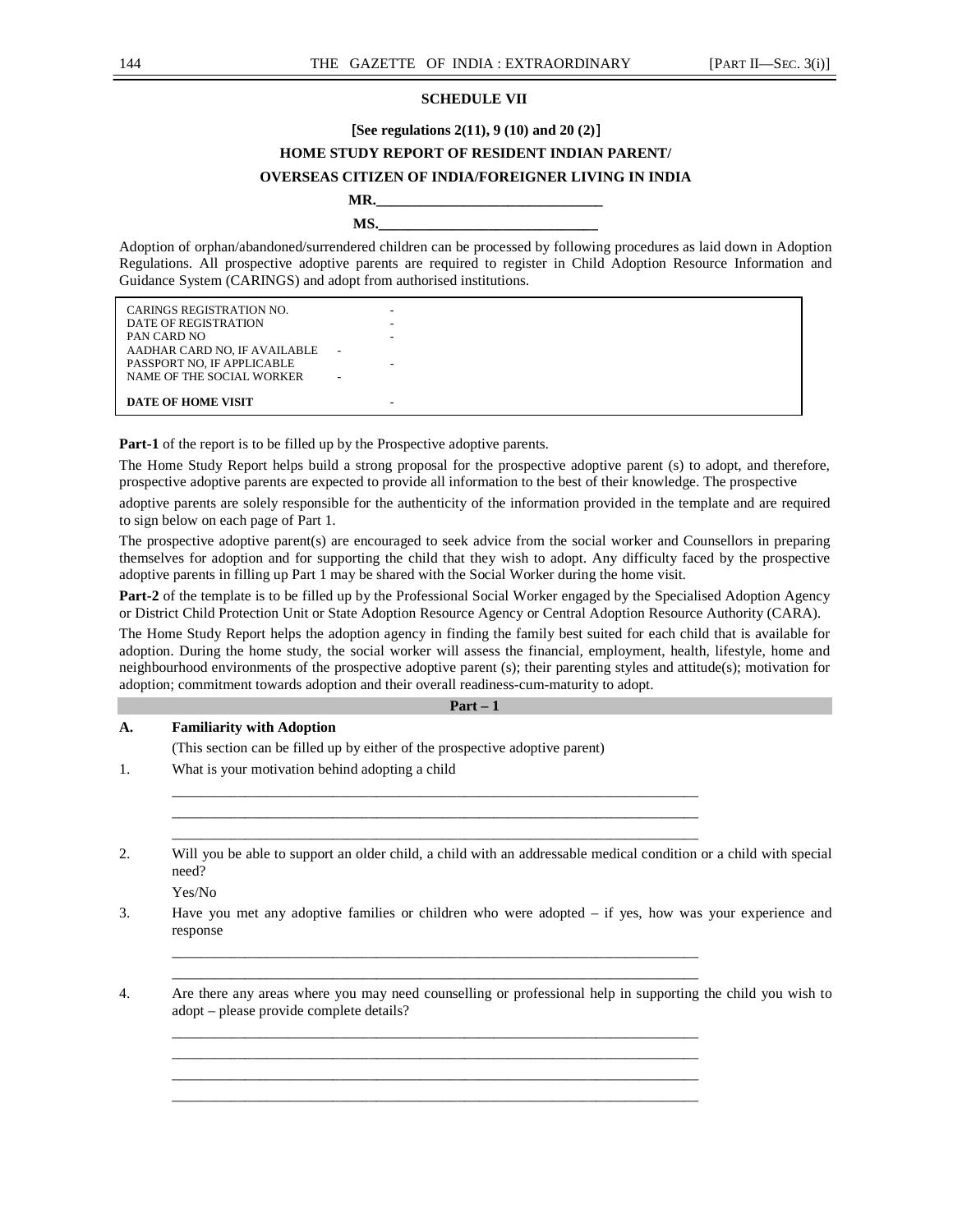**SCHEDULE VII**

**[See regulations 2(11), 9 (10) and 20 (2)]**

**HOME STUDY REPORT OF RESIDENT INDIAN PARENT/**

**OVERSEAS CITIZEN OF INDIA/FOREIGNER LIVING IN INDIA**

**MR.\_\_\_\_\_\_\_\_\_\_\_\_\_\_\_\_\_\_\_\_\_\_\_\_\_\_\_\_\_\_\_**

**MS.\_\_\_\_\_\_\_\_\_\_\_\_\_\_\_\_\_\_\_\_\_\_\_\_\_\_\_\_\_\_\_**

Adoption of orphan/abandoned/surrendered children can be processed by following procedures as laid down in Adoption Regulations. All prospective adoptive parents are required to register in Child Adoption Resource Information and Guidance System (CARINGS) and adopt from authorised institutions.

| | |
|---|---|
| CARINGS REGISTRATION NO. | - |
| DATE OF REGISTRATION | - |
| PAN CARD NO | - |
| AADHAR CARD NO, IF AVAILABLE | - |
| PASSPORT NO, IF APPLICABLE | - |
| NAME OF THE SOCIAL WORKER | - |
| **DATE OF HOME VISIT** | - |

**Part-1** of the report is to be filled up by the Prospective adoptive parents.

The Home Study Report helps build a strong proposal for the prospective adoptive parent (s) to adopt, and therefore, prospective adoptive parents are expected to provide all information to the best of their knowledge. The prospective adoptive parents are solely responsible for the authenticity of the information provided in the template and are required to sign below on each page of Part 1.

The prospective adoptive parent(s) are encouraged to seek advice from the social worker and Counsellors in preparing themselves for adoption and for supporting the child that they wish to adopt. Any difficulty faced by the prospective adoptive parents in filling up Part 1 may be shared with the Social Worker during the home visit.

**Part-2** of the template is to be filled up by the Professional Social Worker engaged by the Specialised Adoption Agency or District Child Protection Unit or State Adoption Resource Agency or Central Adoption Resource Authority (CARA).

The Home Study Report helps the adoption agency in finding the family best suited for each child that is available for adoption. During the home study, the social worker will assess the financial, employment, health, lifestyle, home and neighbourhood environments of the prospective adoptive parent (s); their parenting styles and attitude(s); motivation for adoption; commitment towards adoption and their overall readiness-cum-maturity to adopt.

**Part – 1**

**A. Familiarity with Adoption**

(This section can be filled up by either of the prospective adoptive parent)

1. What is your motivation behind adopting a child

\_\_\_\_\_\_\_\_\_\_\_\_\_\_\_\_\_\_\_\_\_\_\_\_\_\_\_\_\_\_\_\_\_\_\_\_\_\_\_\_\_\_\_\_\_\_\_\_\_\_\_\_\_\_\_\_\_\_\_\_\_\_\_\_\_\_\_\_\_\_\_\_

\_\_\_\_\_\_\_\_\_\_\_\_\_\_\_\_\_\_\_\_\_\_\_\_\_\_\_\_\_\_\_\_\_\_\_\_\_\_\_\_\_\_\_\_\_\_\_\_\_\_\_\_\_\_\_\_\_\_\_\_\_\_\_\_\_\_\_\_\_\_\_\_

\_\_\_\_\_\_\_\_\_\_\_\_\_\_\_\_\_\_\_\_\_\_\_\_\_\_\_\_\_\_\_\_\_\_\_\_\_\_\_\_\_\_\_\_\_\_\_\_\_\_\_\_\_\_\_\_\_\_\_\_\_\_\_\_\_\_\_\_\_\_\_\_

2. Will you be able to support an older child, a child with an addressable medical condition or a child with special need?

   Yes/No

3. Have you met any adoptive families or children who were adopted – if yes, how was your experience and response

\_\_\_\_\_\_\_\_\_\_\_\_\_\_\_\_\_\_\_\_\_\_\_\_\_\_\_\_\_\_\_\_\_\_\_\_\_\_\_\_\_\_\_\_\_\_\_\_\_\_\_\_\_\_\_\_\_\_\_\_\_\_\_\_\_\_\_\_\_\_\_\_

\_\_\_\_\_\_\_\_\_\_\_\_\_\_\_\_\_\_\_\_\_\_\_\_\_\_\_\_\_\_\_\_\_\_\_\_\_\_\_\_\_\_\_\_\_\_\_\_\_\_\_\_\_\_\_\_\_\_\_\_\_\_\_\_\_\_\_\_\_\_\_\_

4. Are there any areas where you may need counselling or professional help in supporting the child you wish to adopt – please provide complete details?

\_\_\_\_\_\_\_\_\_\_\_\_\_\_\_\_\_\_\_\_\_\_\_\_\_\_\_\_\_\_\_\_\_\_\_\_\_\_\_\_\_\_\_\_\_\_\_\_\_\_\_\_\_\_\_\_\_\_\_\_\_\_\_\_\_\_\_\_\_\_\_\_

\_\_\_\_\_\_\_\_\_\_\_\_\_\_\_\_\_\_\_\_\_\_\_\_\_\_\_\_\_\_\_\_\_\_\_\_\_\_\_\_\_\_\_\_\_\_\_\_\_\_\_\_\_\_\_\_\_\_\_\_\_\_\_\_\_\_\_\_\_\_\_\_

\_\_\_\_\_\_\_\_\_\_\_\_\_\_\_\_\_\_\_\_\_\_\_\_\_\_\_\_\_\_\_\_\_\_\_\_\_\_\_\_\_\_\_\_\_\_\_\_\_\_\_\_\_\_\_\_\_\_\_\_\_\_\_\_\_\_\_\_\_\_\_\_

\_\_\_\_\_\_\_\_\_\_\_\_\_\_\_\_\_\_\_\_\_\_\_\_\_\_\_\_\_\_\_\_\_\_\_\_\_\_\_\_\_\_\_\_\_\_\_\_\_\_\_\_\_\_\_\_\_\_\_\_\_\_\_\_\_\_\_\_\_\_\_\_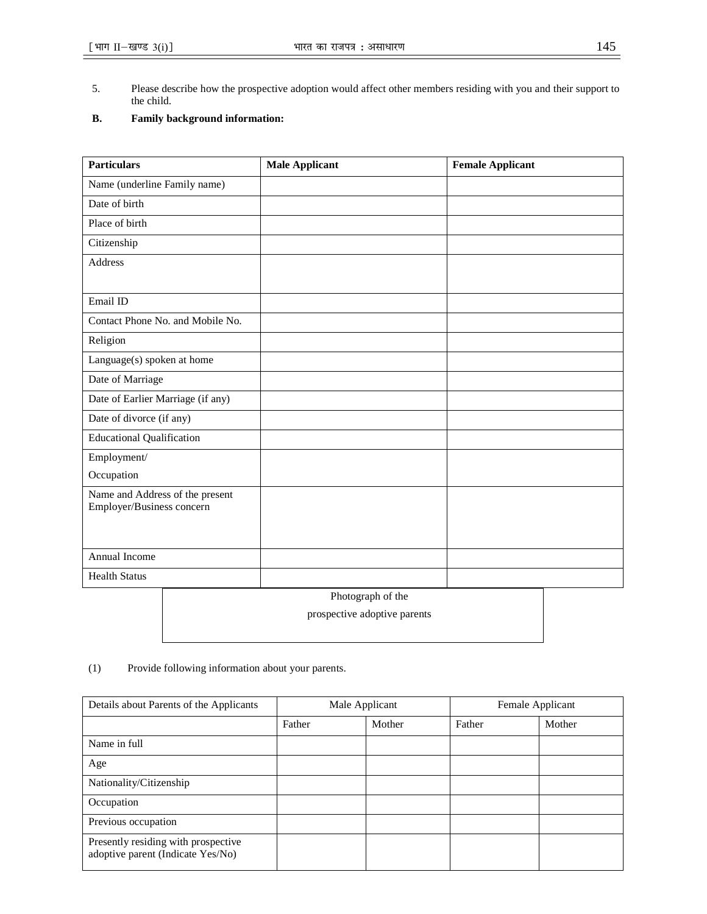5. Please describe how the prospective adoption would affect other members residing with you and their support to the child.

**B. Family background information:**

| **Particulars** | **Male Applicant** | **Female Applicant** |
|---|---|---|
| Name (underline Family name) | | |
| Date of birth | | |
| Place of birth | | |
| Citizenship | | |
| Address | | |
| Email ID | | |
| Contact Phone No. and Mobile No. | | |
| Religion | | |
| Language(s) spoken at home | | |
| Date of Marriage | | |
| Date of Earlier Marriage (if any) | | |
| Date of divorce (if any) | | |
| Educational Qualification | | |
| Employment/ Occupation | | |
| Name and Address of the present Employer/Business concern | | |
| Annual Income | | |
| Health Status | | |

| Photograph of the prospective adoptive parents |
|---|
| |

(1) Provide following information about your parents.

| Details about Parents of the Applicants | Male Applicant | | Female Applicant | |
|---|---|---|---|---|
| | Father | Mother | Father | Mother |
| Name in full | | | | |
| Age | | | | |
| Nationality/Citizenship | | | | |
| Occupation | | | | |
| Previous occupation | | | | |
| Presently residing with prospective adoptive parent (Indicate Yes/No) | | | | |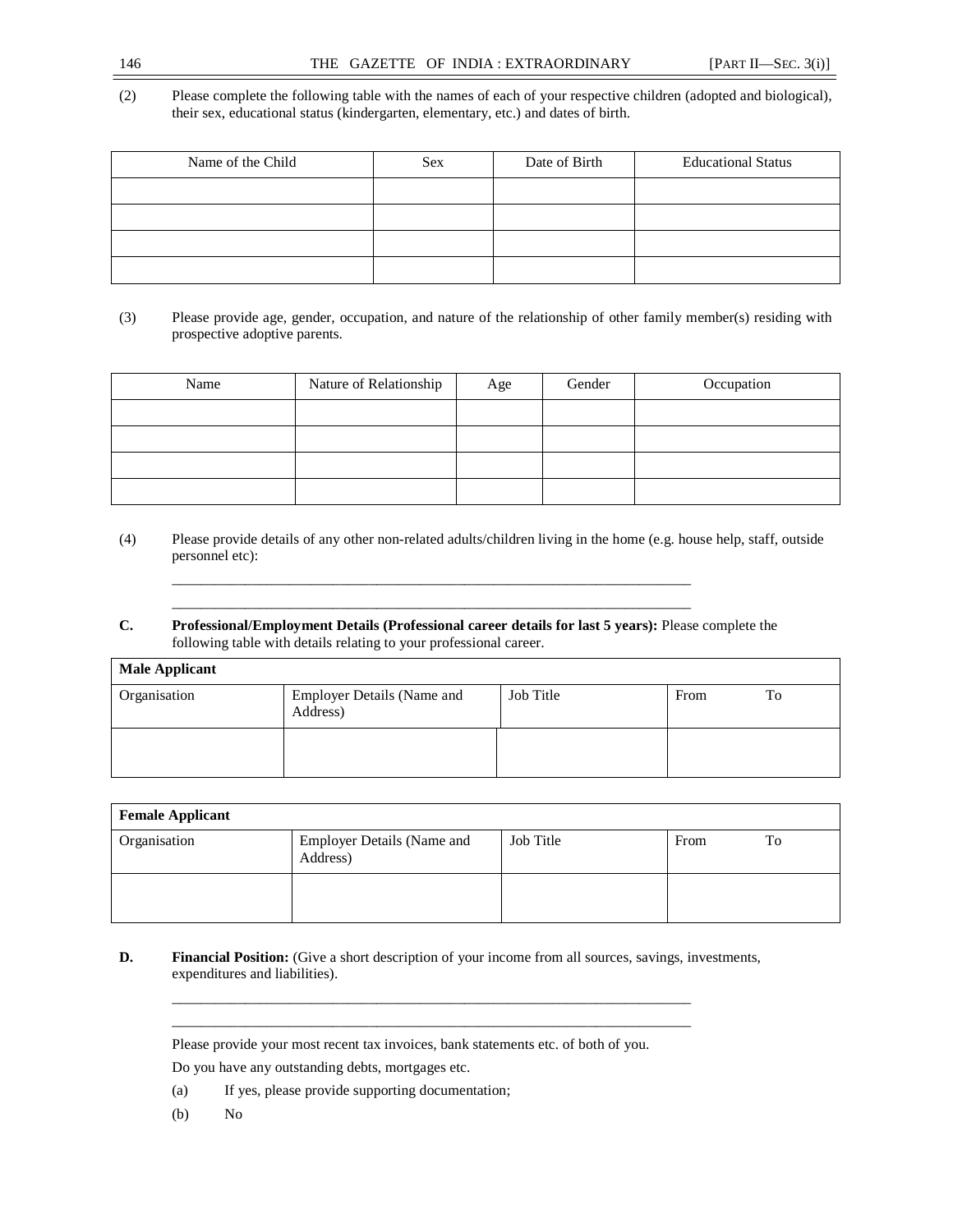(2) Please complete the following table with the names of each of your respective children (adopted and biological), their sex, educational status (kindergarten, elementary, etc.) and dates of birth.

| Name of the Child | Sex | Date of Birth | Educational Status |
|---|---|---|---|
| | | | |
| | | | |
| | | | |
| | | | |

(3) Please provide age, gender, occupation, and nature of the relationship of other family member(s) residing with prospective adoptive parents.

| Name | Nature of Relationship | Age | Gender | Occupation |
|---|---|---|---|---|
| | | | | |
| | | | | |
| | | | | |
| | | | | |

(4) Please provide details of any other non-related adults/children living in the home (e.g. house help, staff, outside personnel etc):

______________________________________________________________________

______________________________________________________________________

**C. Professional/Employment Details (Professional career details for last 5 years):** Please complete the following table with details relating to your professional career.

| **Male Applicant** | | | |
|---|---|---|---|
| Organisation | Employer Details (Name and Address) | Job Title | From To |
| | | | |

| **Female Applicant** | | | |
|---|---|---|---|
| Organisation | Employer Details (Name and Address) | Job Title | From To |
| | | | |

**D. Financial Position:** (Give a short description of your income from all sources, savings, investments, expenditures and liabilities).

______________________________________________________________________

______________________________________________________________________

Please provide your most recent tax invoices, bank statements etc. of both of you.

Do you have any outstanding debts, mortgages etc.

(a) If yes, please provide supporting documentation;

(b) No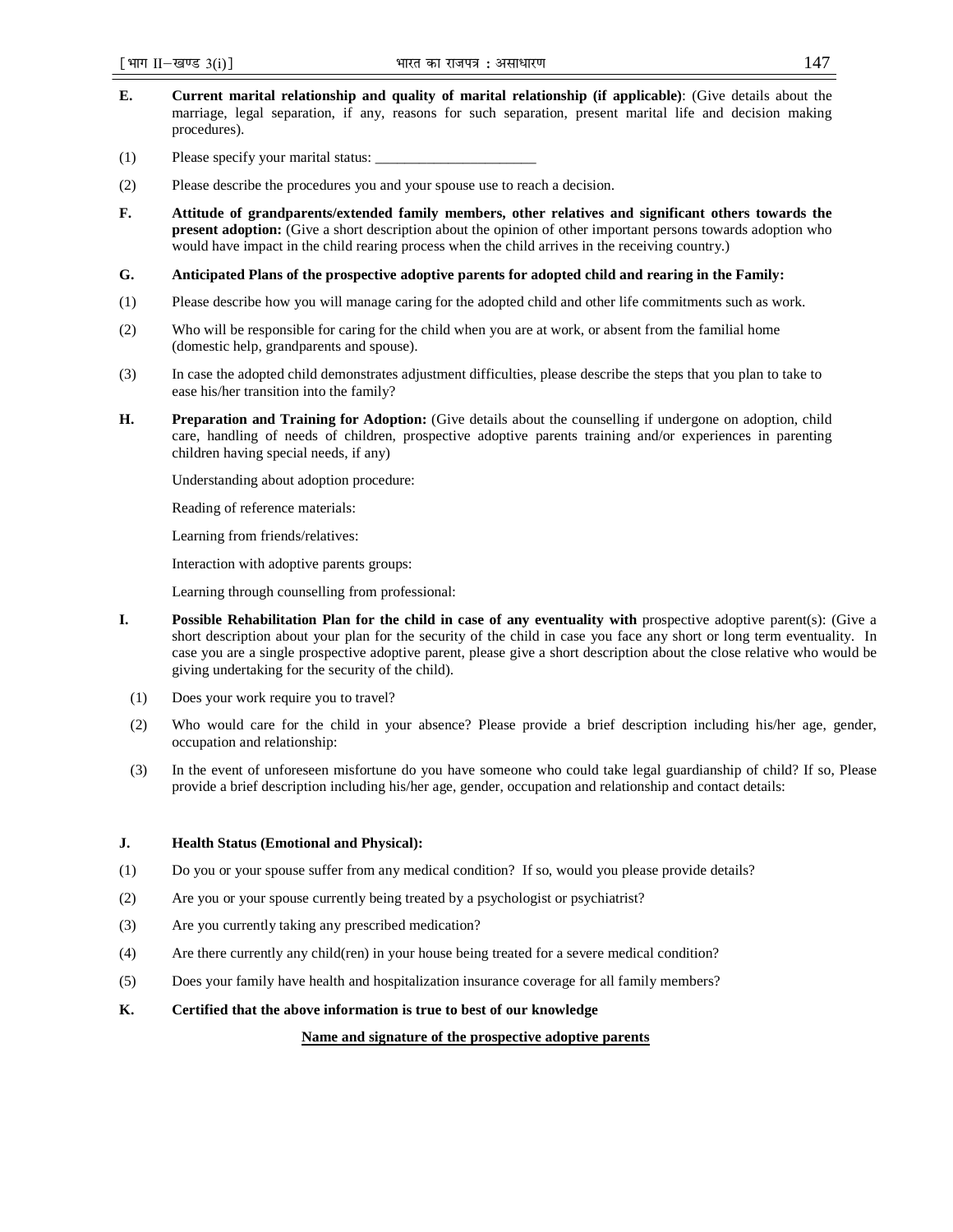**E. Current marital relationship and quality of marital relationship (if applicable)**: (Give details about the marriage, legal separation, if any, reasons for such separation, present marital life and decision making procedures).

(1) Please specify your marital status: ______________________

(2) Please describe the procedures you and your spouse use to reach a decision.

**F. Attitude of grandparents/extended family members, other relatives and significant others towards the present adoption:** (Give a short description about the opinion of other important persons towards adoption who would have impact in the child rearing process when the child arrives in the receiving country.)

**G. Anticipated Plans of the prospective adoptive parents for adopted child and rearing in the Family:**

(1) Please describe how you will manage caring for the adopted child and other life commitments such as work.

(2) Who will be responsible for caring for the child when you are at work, or absent from the familial home (domestic help, grandparents and spouse).

(3) In case the adopted child demonstrates adjustment difficulties, please describe the steps that you plan to take to ease his/her transition into the family?

**H. Preparation and Training for Adoption:** (Give details about the counselling if undergone on adoption, child care, handling of needs of children, prospective adoptive parents training and/or experiences in parenting children having special needs, if any)

Understanding about adoption procedure:

Reading of reference materials:

Learning from friends/relatives:

Interaction with adoptive parents groups:

Learning through counselling from professional:

**I. Possible Rehabilitation Plan for the child in case of any eventuality with** prospective adoptive parent(s): (Give a short description about your plan for the security of the child in case you face any short or long term eventuality. In case you are a single prospective adoptive parent, please give a short description about the close relative who would be giving undertaking for the security of the child).

(1) Does your work require you to travel?

(2) Who would care for the child in your absence? Please provide a brief description including his/her age, gender, occupation and relationship:

(3) In the event of unforeseen misfortune do you have someone who could take legal guardianship of child? If so, Please provide a brief description including his/her age, gender, occupation and relationship and contact details:

**J. Health Status (Emotional and Physical):**

(1) Do you or your spouse suffer from any medical condition? If so, would you please provide details?

(2) Are you or your spouse currently being treated by a psychologist or psychiatrist?

(3) Are you currently taking any prescribed medication?

(4) Are there currently any child(ren) in your house being treated for a severe medical condition?

(5) Does your family have health and hospitalization insurance coverage for all family members?

**K. Certified that the above information is true to best of our knowledge**

**Name and signature of the prospective adoptive parents**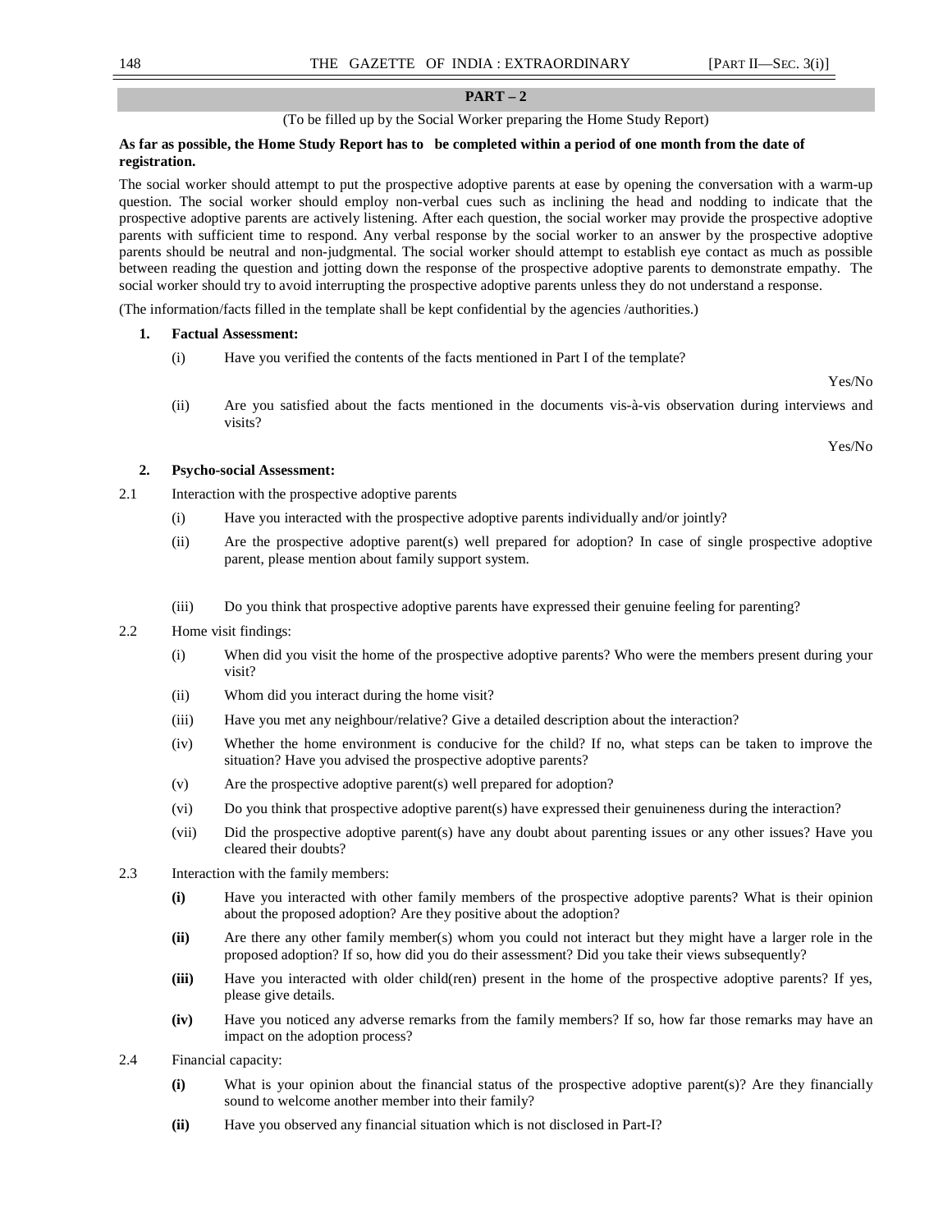## PART – 2

(To be filled up by the Social Worker preparing the Home Study Report)

**As far as possible, the Home Study Report has to be completed within a period of one month from the date of registration.**

The social worker should attempt to put the prospective adoptive parents at ease by opening the conversation with a warm-up question. The social worker should employ non-verbal cues such as inclining the head and nodding to indicate that the prospective adoptive parents are actively listening. After each question, the social worker may provide the prospective adoptive parents with sufficient time to respond. Any verbal response by the social worker to an answer by the prospective adoptive parents should be neutral and non-judgmental. The social worker should attempt to establish eye contact as much as possible between reading the question and jotting down the response of the prospective adoptive parents to demonstrate empathy. The social worker should try to avoid interrupting the prospective adoptive parents unless they do not understand a response.

(The information/facts filled in the template shall be kept confidential by the agencies /authorities.)

**1. Factual Assessment:**

(i) Have you verified the contents of the facts mentioned in Part I of the template?

Yes/No

(ii) Are you satisfied about the facts mentioned in the documents vis-à-vis observation during interviews and visits?

Yes/No

**2. Psycho-social Assessment:**

2.1 Interaction with the prospective adoptive parents

(i) Have you interacted with the prospective adoptive parents individually and/or jointly?

(ii) Are the prospective adoptive parent(s) well prepared for adoption? In case of single prospective adoptive parent, please mention about family support system.

(iii) Do you think that prospective adoptive parents have expressed their genuine feeling for parenting?

2.2 Home visit findings:

(i) When did you visit the home of the prospective adoptive parents? Who were the members present during your visit?

(ii) Whom did you interact during the home visit?

(iii) Have you met any neighbour/relative? Give a detailed description about the interaction?

(iv) Whether the home environment is conducive for the child? If no, what steps can be taken to improve the situation? Have you advised the prospective adoptive parents?

(v) Are the prospective adoptive parent(s) well prepared for adoption?

(vi) Do you think that prospective adoptive parent(s) have expressed their genuineness during the interaction?

(vii) Did the prospective adoptive parent(s) have any doubt about parenting issues or any other issues? Have you cleared their doubts?

2.3 Interaction with the family members:

**(i)** Have you interacted with other family members of the prospective adoptive parents? What is their opinion about the proposed adoption? Are they positive about the adoption?

**(ii)** Are there any other family member(s) whom you could not interact but they might have a larger role in the proposed adoption? If so, how did you do their assessment? Did you take their views subsequently?

**(iii)** Have you interacted with older child(ren) present in the home of the prospective adoptive parents? If yes, please give details.

**(iv)** Have you noticed any adverse remarks from the family members? If so, how far those remarks may have an impact on the adoption process?

2.4 Financial capacity:

**(i)** What is your opinion about the financial status of the prospective adoptive parent(s)? Are they financially sound to welcome another member into their family?

**(ii)** Have you observed any financial situation which is not disclosed in Part-I?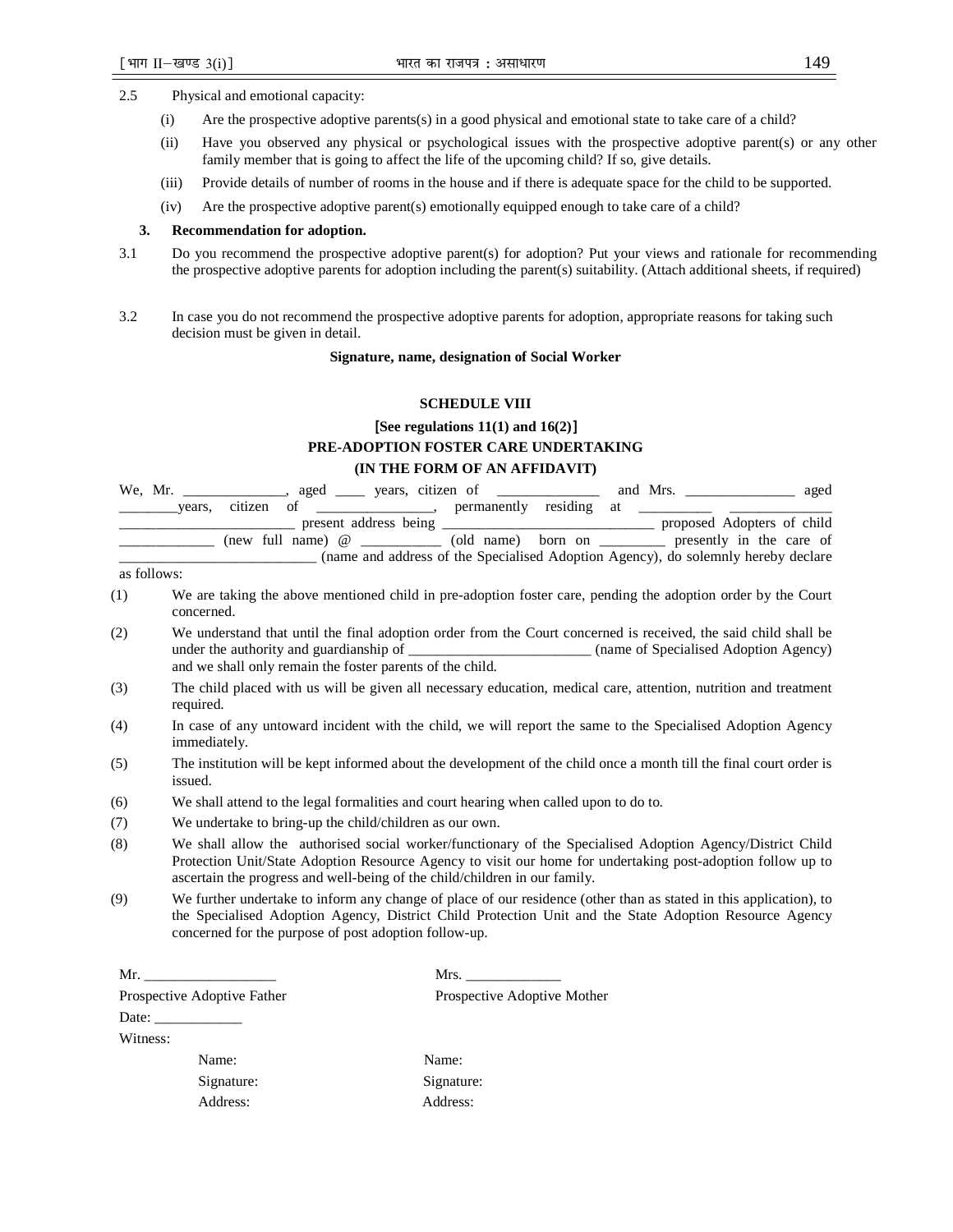2.5 Physical and emotional capacity:

(i) Are the prospective adoptive parents(s) in a good physical and emotional state to take care of a child?

(ii) Have you observed any physical or psychological issues with the prospective adoptive parent(s) or any other family member that is going to affect the life of the upcoming child? If so, give details.

(iii) Provide details of number of rooms in the house and if there is adequate space for the child to be supported.

(iv) Are the prospective adoptive parent(s) emotionally equipped enough to take care of a child?

**3. Recommendation for adoption.**

3.1 Do you recommend the prospective adoptive parent(s) for adoption? Put your views and rationale for recommending the prospective adoptive parents for adoption including the parent(s) suitability. (Attach additional sheets, if required)

3.2 In case you do not recommend the prospective adoptive parents for adoption, appropriate reasons for taking such decision must be given in detail.

**Signature, name, designation of Social Worker**

**SCHEDULE VIII**

**[See regulations 11(1) and 16(2)]**

**PRE-ADOPTION FOSTER CARE UNDERTAKING**

**(IN THE FORM OF AN AFFIDAVIT)**

We, Mr. ______________, aged ____ years, citizen of ______________ and Mrs. _______________ aged ________years, citizen of ________________, permanently residing at __________ ______________ ________________________ present address being ______________________________ proposed Adopters of child _____________ (new full name) @ ___________ (old name) born on _________ presently in the care of ___________________________ (name and address of the Specialised Adoption Agency), do solemnly hereby declare as follows:

(1) We are taking the above mentioned child in pre-adoption foster care, pending the adoption order by the Court concerned.

(2) We understand that until the final adoption order from the Court concerned is received, the said child shall be under the authority and guardianship of _________________________ (name of Specialised Adoption Agency) and we shall only remain the foster parents of the child.

(3) The child placed with us will be given all necessary education, medical care, attention, nutrition and treatment required.

(4) In case of any untoward incident with the child, we will report the same to the Specialised Adoption Agency immediately.

(5) The institution will be kept informed about the development of the child once a month till the final court order is issued.

(6) We shall attend to the legal formalities and court hearing when called upon to do to.

(7) We undertake to bring-up the child/children as our own.

(8) We shall allow the authorised social worker/functionary of the Specialised Adoption Agency/District Child Protection Unit/State Adoption Resource Agency to visit our home for undertaking post-adoption follow up to ascertain the progress and well-being of the child/children in our family.

(9) We further undertake to inform any change of place of our residence (other than as stated in this application), to the Specialised Adoption Agency, District Child Protection Unit and the State Adoption Resource Agency concerned for the purpose of post adoption follow-up.

Mr. __________________ Mrs. _____________

Prospective Adoptive Father Prospective Adoptive Mother

Date: ____________

Witness:

Name: Name:

Signature: Signature:

Address: Address: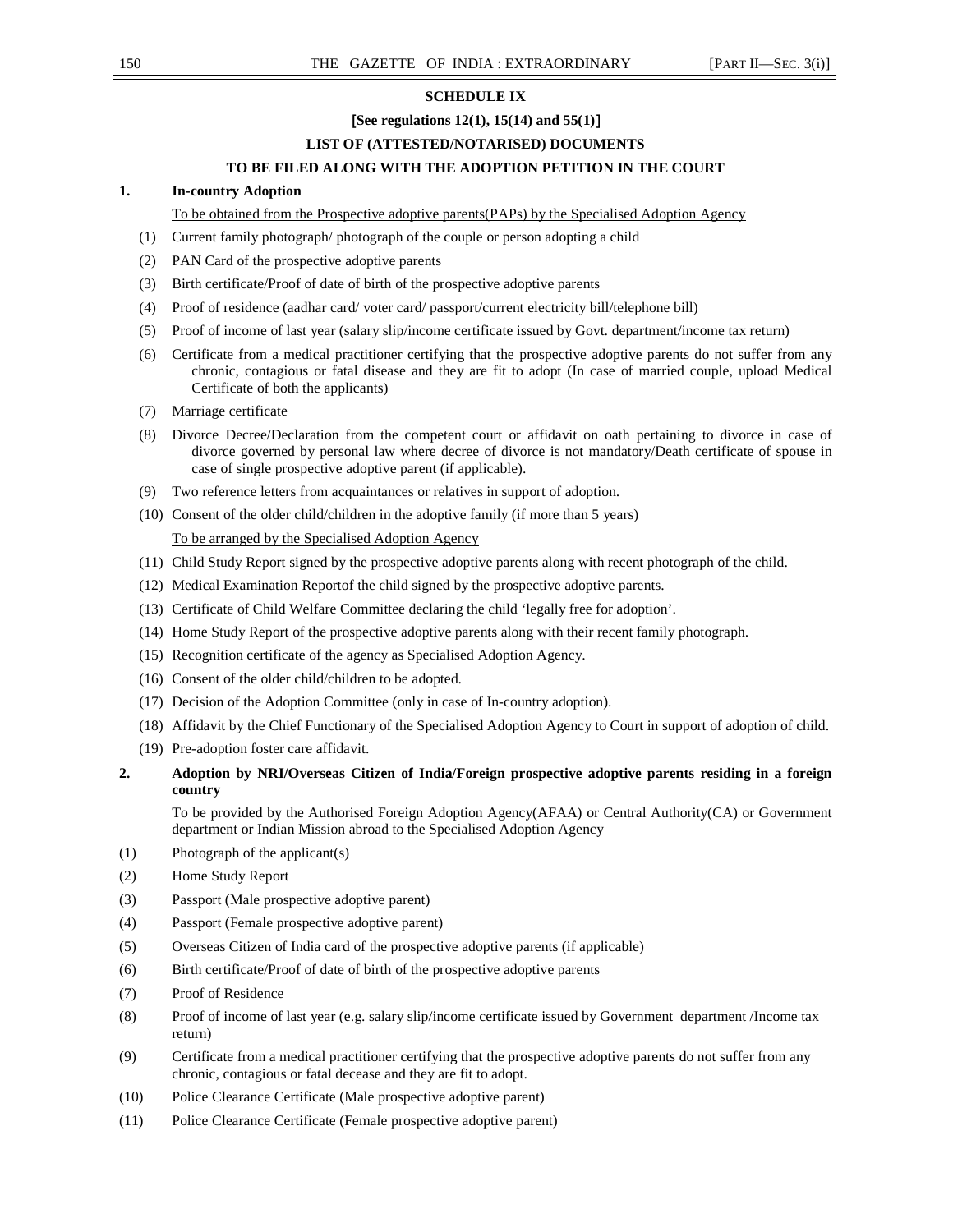## SCHEDULE IX

**[See regulations 12(1), 15(14) and 55(1)]**

**LIST OF (ATTESTED/NOTARISED) DOCUMENTS**

**TO BE FILED ALONG WITH THE ADOPTION PETITION IN THE COURT**

**1. In-country Adoption**

To be obtained from the Prospective adoptive parents(PAPs) by the Specialised Adoption Agency

(1) Current family photograph/ photograph of the couple or person adopting a child

(2) PAN Card of the prospective adoptive parents

(3) Birth certificate/Proof of date of birth of the prospective adoptive parents

(4) Proof of residence (aadhar card/ voter card/ passport/current electricity bill/telephone bill)

(5) Proof of income of last year (salary slip/income certificate issued by Govt. department/income tax return)

(6) Certificate from a medical practitioner certifying that the prospective adoptive parents do not suffer from any chronic, contagious or fatal disease and they are fit to adopt (In case of married couple, upload Medical Certificate of both the applicants)

(7) Marriage certificate

(8) Divorce Decree/Declaration from the competent court or affidavit on oath pertaining to divorce in case of divorce governed by personal law where decree of divorce is not mandatory/Death certificate of spouse in case of single prospective adoptive parent (if applicable).

(9) Two reference letters from acquaintances or relatives in support of adoption.

(10) Consent of the older child/children in the adoptive family (if more than 5 years)

To be arranged by the Specialised Adoption Agency

(11) Child Study Report signed by the prospective adoptive parents along with recent photograph of the child.

(12) Medical Examination Reportof the child signed by the prospective adoptive parents.

(13) Certificate of Child Welfare Committee declaring the child 'legally free for adoption'.

(14) Home Study Report of the prospective adoptive parents along with their recent family photograph.

(15) Recognition certificate of the agency as Specialised Adoption Agency.

(16) Consent of the older child/children to be adopted.

(17) Decision of the Adoption Committee (only in case of In-country adoption).

(18) Affidavit by the Chief Functionary of the Specialised Adoption Agency to Court in support of adoption of child.

(19) Pre-adoption foster care affidavit.

**2. Adoption by NRI/Overseas Citizen of India/Foreign prospective adoptive parents residing in a foreign country**

To be provided by the Authorised Foreign Adoption Agency(AFAA) or Central Authority(CA) or Government department or Indian Mission abroad to the Specialised Adoption Agency

(1) Photograph of the applicant(s)

(2) Home Study Report

(3) Passport (Male prospective adoptive parent)

(4) Passport (Female prospective adoptive parent)

(5) Overseas Citizen of India card of the prospective adoptive parents (if applicable)

(6) Birth certificate/Proof of date of birth of the prospective adoptive parents

(7) Proof of Residence

(8) Proof of income of last year (e.g. salary slip/income certificate issued by Government department /Income tax return)

(9) Certificate from a medical practitioner certifying that the prospective adoptive parents do not suffer from any chronic, contagious or fatal decease and they are fit to adopt.

(10) Police Clearance Certificate (Male prospective adoptive parent)

(11) Police Clearance Certificate (Female prospective adoptive parent)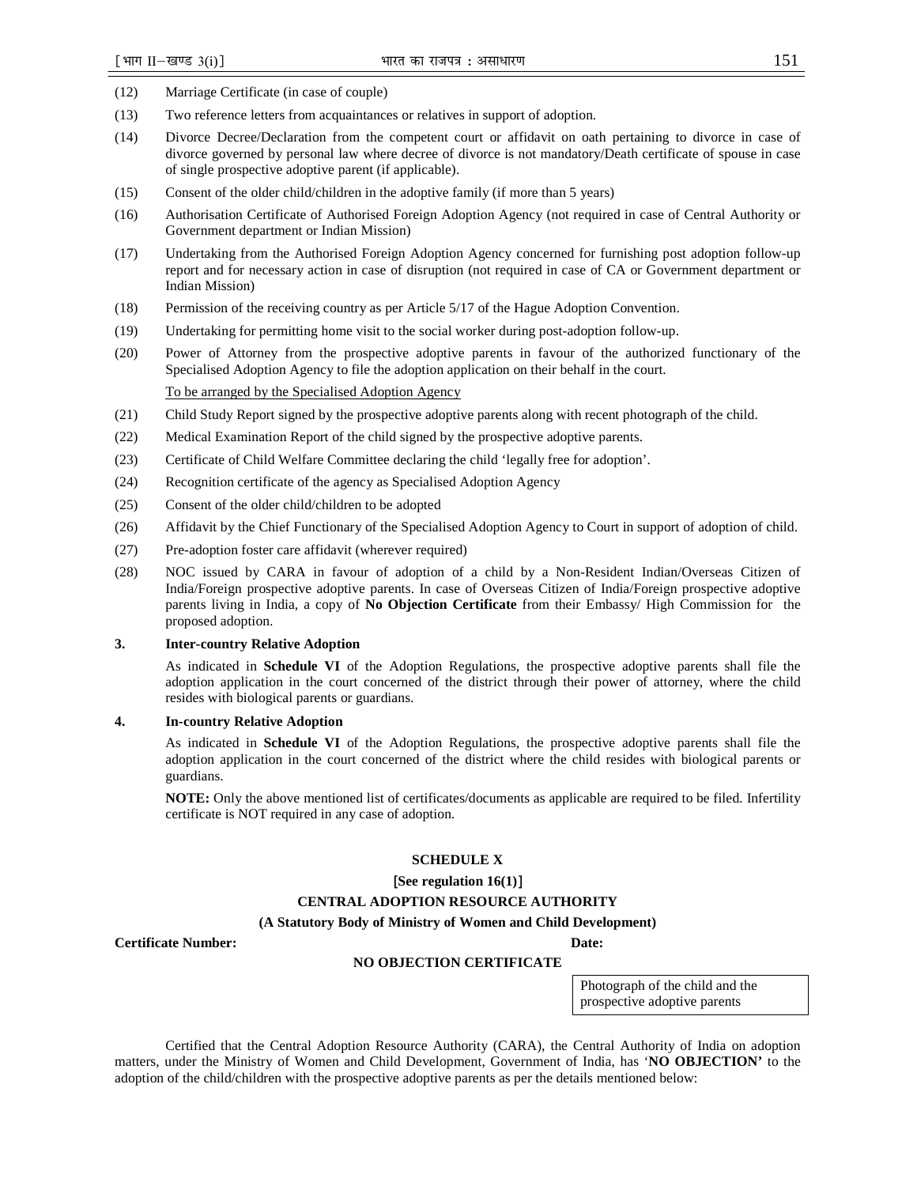(12) Marriage Certificate (in case of couple)

(13) Two reference letters from acquaintances or relatives in support of adoption.

(14) Divorce Decree/Declaration from the competent court or affidavit on oath pertaining to divorce in case of divorce governed by personal law where decree of divorce is not mandatory/Death certificate of spouse in case of single prospective adoptive parent (if applicable).

(15) Consent of the older child/children in the adoptive family (if more than 5 years)

(16) Authorisation Certificate of Authorised Foreign Adoption Agency (not required in case of Central Authority or Government department or Indian Mission)

(17) Undertaking from the Authorised Foreign Adoption Agency concerned for furnishing post adoption follow-up report and for necessary action in case of disruption (not required in case of CA or Government department or Indian Mission)

(18) Permission of the receiving country as per Article 5/17 of the Hague Adoption Convention.

(19) Undertaking for permitting home visit to the social worker during post-adoption follow-up.

(20) Power of Attorney from the prospective adoptive parents in favour of the authorized functionary of the Specialised Adoption Agency to file the adoption application on their behalf in the court.

<u>To be arranged by the Specialised Adoption Agency</u>

(21) Child Study Report signed by the prospective adoptive parents along with recent photograph of the child.

(22) Medical Examination Report of the child signed by the prospective adoptive parents.

(23) Certificate of Child Welfare Committee declaring the child 'legally free for adoption'.

(24) Recognition certificate of the agency as Specialised Adoption Agency

(25) Consent of the older child/children to be adopted

(26) Affidavit by the Chief Functionary of the Specialised Adoption Agency to Court in support of adoption of child.

(27) Pre-adoption foster care affidavit (wherever required)

(28) NOC issued by CARA in favour of adoption of a child by a Non-Resident Indian/Overseas Citizen of India/Foreign prospective adoptive parents. In case of Overseas Citizen of India/Foreign prospective adoptive parents living in India, a copy of **No Objection Certificate** from their Embassy/ High Commission for the proposed adoption.

**3. Inter-country Relative Adoption**

As indicated in **Schedule VI** of the Adoption Regulations, the prospective adoptive parents shall file the adoption application in the court concerned of the district through their power of attorney, where the child resides with biological parents or guardians.

**4. In-country Relative Adoption**

As indicated in **Schedule VI** of the Adoption Regulations, the prospective adoptive parents shall file the adoption application in the court concerned of the district where the child resides with biological parents or guardians.

**NOTE:** Only the above mentioned list of certificates/documents as applicable are required to be filed. Infertility certificate is NOT required in any case of adoption.

**SCHEDULE X**

**[See regulation 16(1)]**

**CENTRAL ADOPTION RESOURCE AUTHORITY**

**(A Statutory Body of Ministry of Women and Child Development)**

**Certificate Number:** **Date:**

**NO OBJECTION CERTIFICATE**

Photograph of the child and the prospective adoptive parents

Certified that the Central Adoption Resource Authority (CARA), the Central Authority of India on adoption matters, under the Ministry of Women and Child Development, Government of India, has '**NO OBJECTION'** to the adoption of the child/children with the prospective adoptive parents as per the details mentioned below: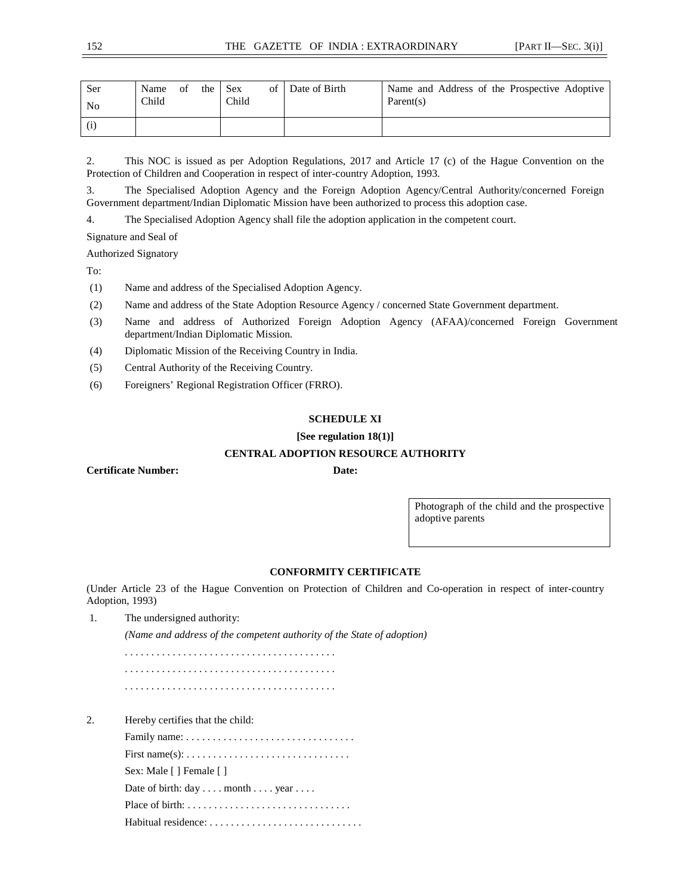| Ser No | Name of the Child | Sex of Child | Date of Birth | Name and Address of the Prospective Adoptive Parent(s) |
|---|---|---|---|---|
| (i) | | | | |

2. This NOC is issued as per Adoption Regulations, 2017 and Article 17 (c) of the Hague Convention on the Protection of Children and Cooperation in respect of inter-country Adoption, 1993.

3. The Specialised Adoption Agency and the Foreign Adoption Agency/Central Authority/concerned Foreign Government department/Indian Diplomatic Mission have been authorized to process this adoption case.

4. The Specialised Adoption Agency shall file the adoption application in the competent court.

Signature and Seal of

Authorized Signatory

To:

(1) Name and address of the Specialised Adoption Agency.

(2) Name and address of the State Adoption Resource Agency / concerned State Government department.

(3) Name and address of Authorized Foreign Adoption Agency (AFAA)/concerned Foreign Government department/Indian Diplomatic Mission.

(4) Diplomatic Mission of the Receiving Country in India.

(5) Central Authority of the Receiving Country.

(6) Foreigners' Regional Registration Officer (FRRO).

**SCHEDULE XI**

**[See regulation 18(1)]**

**CENTRAL ADOPTION RESOURCE AUTHORITY**

**Certificate Number:** **Date:**

| |
|---|
| Photograph of the child and the prospective adoptive parents |

**CONFORMITY CERTIFICATE**

(Under Article 23 of the Hague Convention on Protection of Children and Co-operation in respect of inter-country Adoption, 1993)

1. The undersigned authority:

   *(Name and address of the competent authority of the State of adoption)*

   . . . . . . . . . . . . . . . . . . . . . . . . . . . . . . . . . . . . . . .
   . . . . . . . . . . . . . . . . . . . . . . . . . . . . . . . . . . . . . . .
   . . . . . . . . . . . . . . . . . . . . . . . . . . . . . . . . . . . . . . .

2. Hereby certifies that the child:

   Family name: . . . . . . . . . . . . . . . . . . . . . . . . . . . . . . . .

   First name(s): . . . . . . . . . . . . . . . . . . . . . . . . . . . . . . .

   Sex: Male [ ] Female [ ]

   Date of birth: day . . . . month . . . . year . . . .

   Place of birth: . . . . . . . . . . . . . . . . . . . . . . . . . . . . . . .

   Habitual residence: . . . . . . . . . . . . . . . . . . . . . . . . . . . . .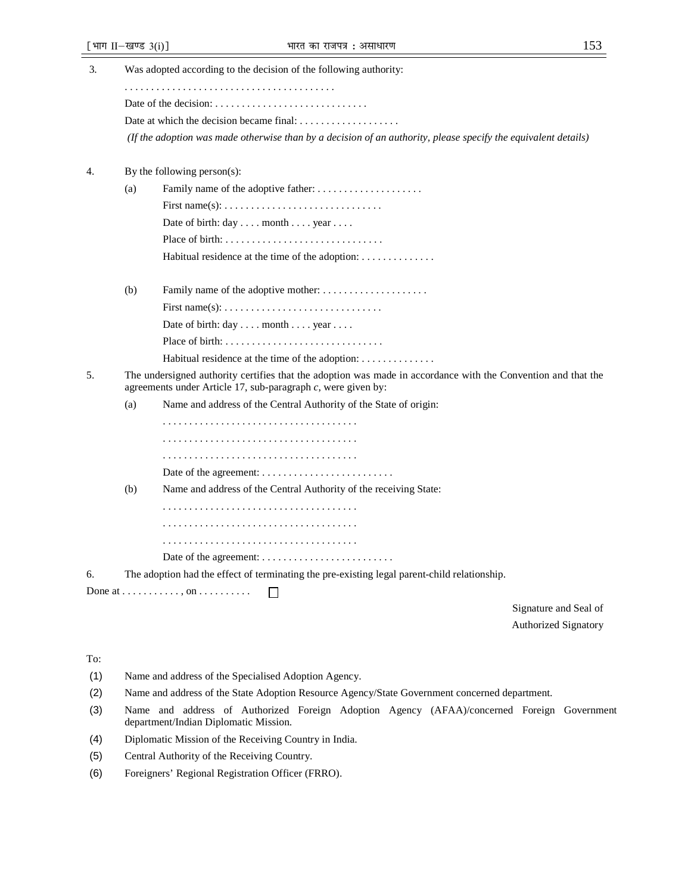3. Was adopted according to the decision of the following authority:

   . . . . . . . . . . . . . . . . . . . . . . . . . . . . . . . . . . . . . . . .

   Date of the decision: . . . . . . . . . . . . . . . . . . . . . . . . . . . . .

   Date at which the decision became final: . . . . . . . . . . . . . . . . . . .

   *(If the adoption was made otherwise than by a decision of an authority, please specify the equivalent details)*

4. By the following person(s):

   (a) Family name of the adoptive father: . . . . . . . . . . . . . . . . . . . .

   First name(s): . . . . . . . . . . . . . . . . . . . . . . . . . . . . . .

   Date of birth: day . . . . month . . . . year . . . .

   Place of birth: . . . . . . . . . . . . . . . . . . . . . . . . . . . . . .

   Habitual residence at the time of the adoption: . . . . . . . . . . . . . .

   (b) Family name of the adoptive mother: . . . . . . . . . . . . . . . . . . . .

   First name(s): . . . . . . . . . . . . . . . . . . . . . . . . . . . . . .

   Date of birth: day . . . . month . . . . year . . . .

   Place of birth: . . . . . . . . . . . . . . . . . . . . . . . . . . . . . .

   Habitual residence at the time of the adoption: . . . . . . . . . . . . . .

5. The undersigned authority certifies that the adoption was made in accordance with the Convention and that the agreements under Article 17, sub-paragraph *c*, were given by:

   (a) Name and address of the Central Authority of the State of origin:

   . . . . . . . . . . . . . . . . . . . . . . . . . . . . . . . . . . . . .

   . . . . . . . . . . . . . . . . . . . . . . . . . . . . . . . . . . . . .

   . . . . . . . . . . . . . . . . . . . . . . . . . . . . . . . . . . . . .

   Date of the agreement: . . . . . . . . . . . . . . . . . . . . . . . . .

   (b) Name and address of the Central Authority of the receiving State:

   . . . . . . . . . . . . . . . . . . . . . . . . . . . . . . . . . . . . .

   . . . . . . . . . . . . . . . . . . . . . . . . . . . . . . . . . . . . .

   . . . . . . . . . . . . . . . . . . . . . . . . . . . . . . . . . . . . .

   Date of the agreement: . . . . . . . . . . . . . . . . . . . . . . . . .

6. The adoption had the effect of terminating the pre-existing legal parent-child relationship.

Done at . . . . . . . . . . . , on . . . . . . . . . . ☐

Signature and Seal of
Authorized Signatory

To:

(1) Name and address of the Specialised Adoption Agency.

(2) Name and address of the State Adoption Resource Agency/State Government concerned department.

(3) Name and address of Authorized Foreign Adoption Agency (AFAA)/concerned Foreign Government department/Indian Diplomatic Mission.

(4) Diplomatic Mission of the Receiving Country in India.

(5) Central Authority of the Receiving Country.

(6) Foreigners' Regional Registration Officer (FRRO).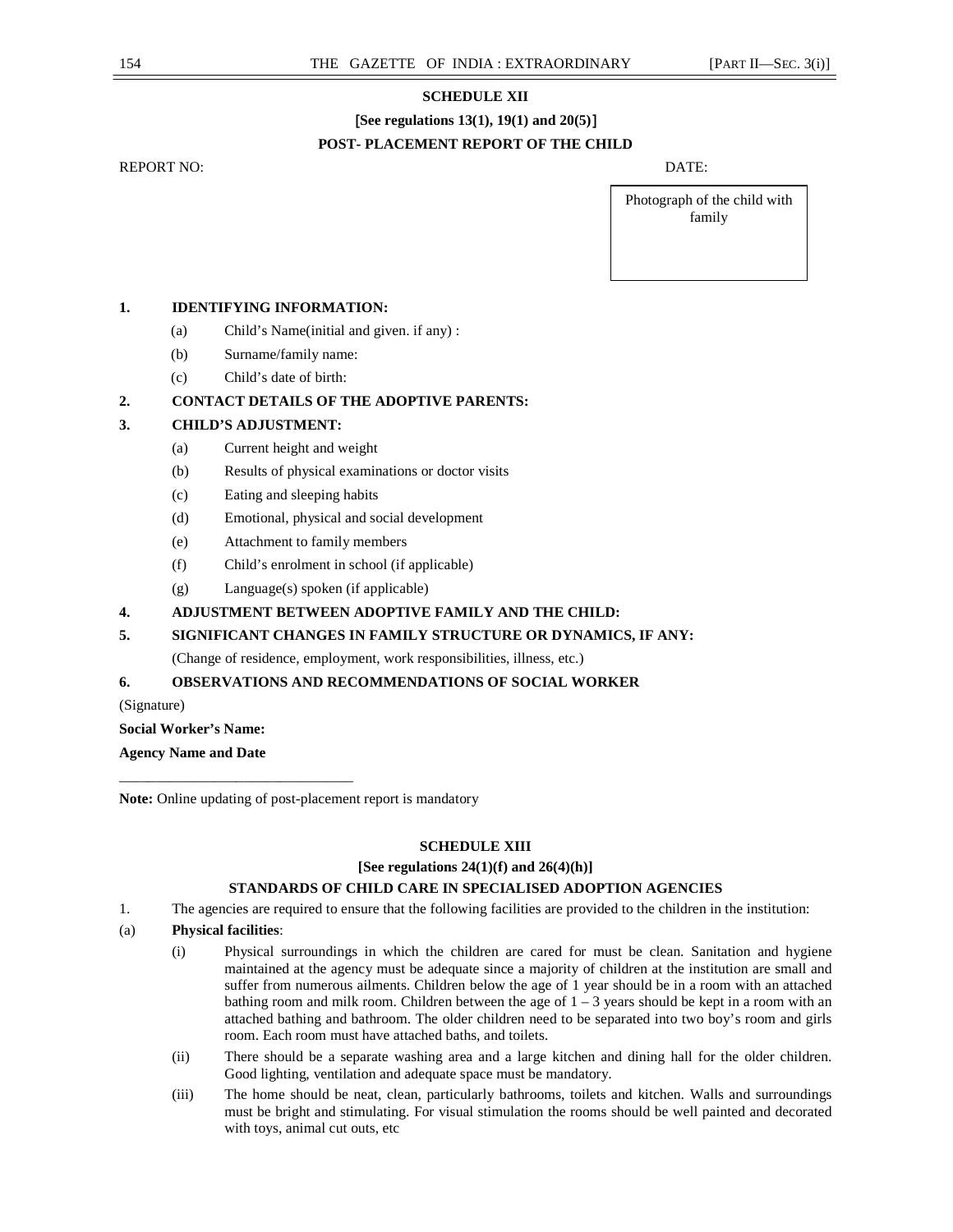**SCHEDULE XII**

**[See regulations 13(1), 19(1) and 20(5)]**

**POST- PLACEMENT REPORT OF THE CHILD**

REPORT NO: DATE:

Photograph of the child with family

**1. IDENTIFYING INFORMATION:**

(a) Child's Name(initial and given. if any) :

(b) Surname/family name:

(c) Child's date of birth:

**2. CONTACT DETAILS OF THE ADOPTIVE PARENTS:**

**3. CHILD'S ADJUSTMENT:**

(a) Current height and weight

(b) Results of physical examinations or doctor visits

(c) Eating and sleeping habits

(d) Emotional, physical and social development

(e) Attachment to family members

(f) Child's enrolment in school (if applicable)

(g) Language(s) spoken (if applicable)

**4. ADJUSTMENT BETWEEN ADOPTIVE FAMILY AND THE CHILD:**

**5. SIGNIFICANT CHANGES IN FAMILY STRUCTURE OR DYNAMICS, IF ANY:**

(Change of residence, employment, work responsibilities, illness, etc.)

**6. OBSERVATIONS AND RECOMMENDATIONS OF SOCIAL WORKER**

(Signature)

**Social Worker's Name:**

**Agency Name and Date**

---

**Note:** Online updating of post-placement report is mandatory

**SCHEDULE XIII**

**[See regulations 24(1)(f) and 26(4)(h)]**

**STANDARDS OF CHILD CARE IN SPECIALISED ADOPTION AGENCIES**

1. The agencies are required to ensure that the following facilities are provided to the children in the institution:

(a) **Physical facilities**:

(i) Physical surroundings in which the children are cared for must be clean. Sanitation and hygiene maintained at the agency must be adequate since a majority of children at the institution are small and suffer from numerous ailments. Children below the age of 1 year should be in a room with an attached bathing room and milk room. Children between the age of 1 – 3 years should be kept in a room with an attached bathing and bathroom. The older children need to be separated into two boy's room and girls room. Each room must have attached baths, and toilets.

(ii) There should be a separate washing area and a large kitchen and dining hall for the older children. Good lighting, ventilation and adequate space must be mandatory.

(iii) The home should be neat, clean, particularly bathrooms, toilets and kitchen. Walls and surroundings must be bright and stimulating. For visual stimulation the rooms should be well painted and decorated with toys, animal cut outs, etc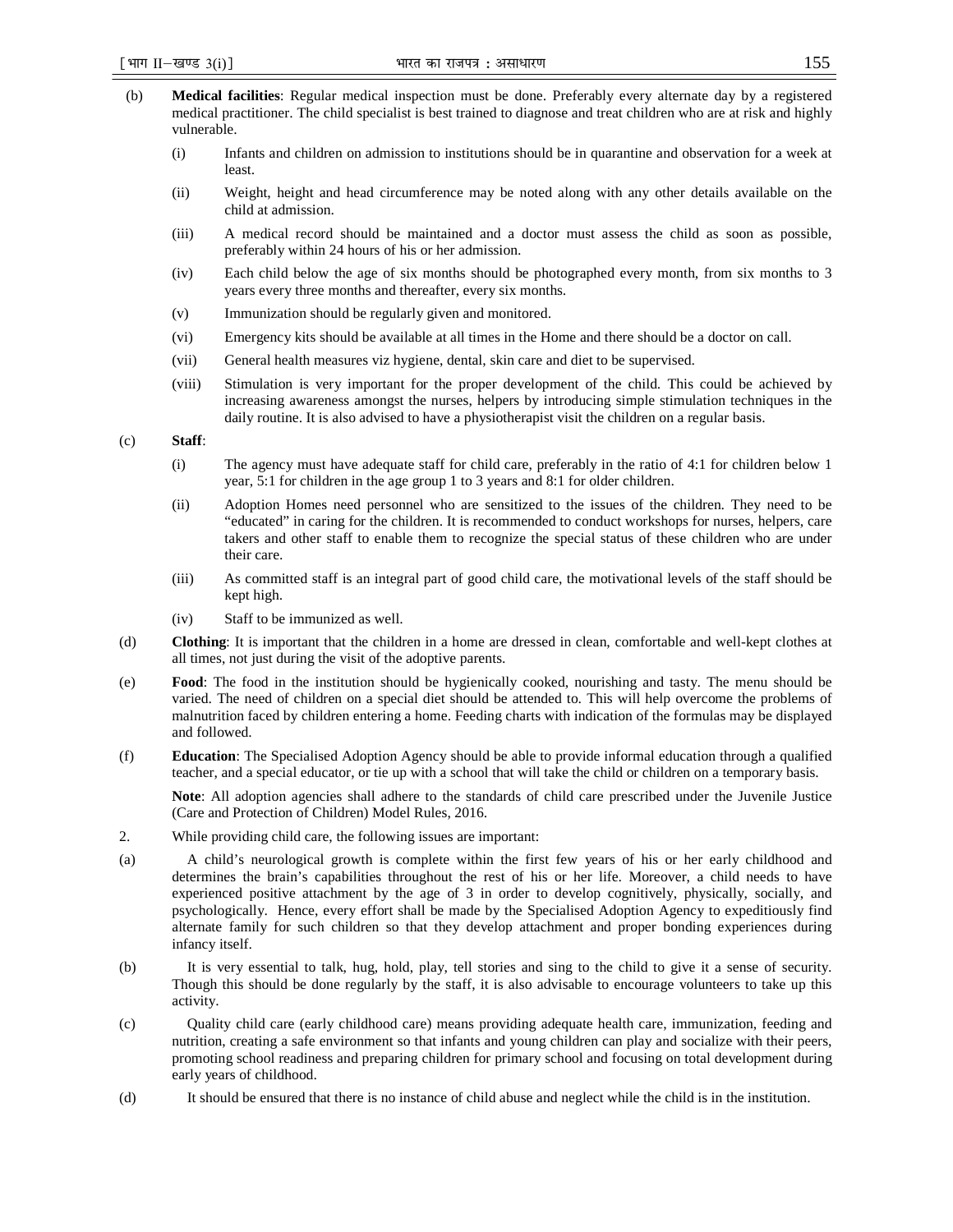(b) **Medical facilities**: Regular medical inspection must be done. Preferably every alternate day by a registered medical practitioner. The child specialist is best trained to diagnose and treat children who are at risk and highly vulnerable.

(i) Infants and children on admission to institutions should be in quarantine and observation for a week at least.

(ii) Weight, height and head circumference may be noted along with any other details available on the child at admission.

(iii) A medical record should be maintained and a doctor must assess the child as soon as possible, preferably within 24 hours of his or her admission.

(iv) Each child below the age of six months should be photographed every month, from six months to 3 years every three months and thereafter, every six months.

(v) Immunization should be regularly given and monitored.

(vi) Emergency kits should be available at all times in the Home and there should be a doctor on call.

(vii) General health measures viz hygiene, dental, skin care and diet to be supervised.

(viii) Stimulation is very important for the proper development of the child. This could be achieved by increasing awareness amongst the nurses, helpers by introducing simple stimulation techniques in the daily routine. It is also advised to have a physiotherapist visit the children on a regular basis.

(c) **Staff**:

(i) The agency must have adequate staff for child care, preferably in the ratio of 4:1 for children below 1 year, 5:1 for children in the age group 1 to 3 years and 8:1 for older children.

(ii) Adoption Homes need personnel who are sensitized to the issues of the children. They need to be "educated" in caring for the children. It is recommended to conduct workshops for nurses, helpers, care takers and other staff to enable them to recognize the special status of these children who are under their care.

(iii) As committed staff is an integral part of good child care, the motivational levels of the staff should be kept high.

(iv) Staff to be immunized as well.

(d) **Clothing**: It is important that the children in a home are dressed in clean, comfortable and well-kept clothes at all times, not just during the visit of the adoptive parents.

(e) **Food**: The food in the institution should be hygienically cooked, nourishing and tasty. The menu should be varied. The need of children on a special diet should be attended to. This will help overcome the problems of malnutrition faced by children entering a home. Feeding charts with indication of the formulas may be displayed and followed.

(f) **Education**: The Specialised Adoption Agency should be able to provide informal education through a qualified teacher, and a special educator, or tie up with a school that will take the child or children on a temporary basis.

**Note**: All adoption agencies shall adhere to the standards of child care prescribed under the Juvenile Justice (Care and Protection of Children) Model Rules, 2016.

2. While providing child care, the following issues are important:

(a) A child's neurological growth is complete within the first few years of his or her early childhood and determines the brain's capabilities throughout the rest of his or her life. Moreover, a child needs to have experienced positive attachment by the age of 3 in order to develop cognitively, physically, socially, and psychologically. Hence, every effort shall be made by the Specialised Adoption Agency to expeditiously find alternate family for such children so that they develop attachment and proper bonding experiences during infancy itself.

(b) It is very essential to talk, hug, hold, play, tell stories and sing to the child to give it a sense of security. Though this should be done regularly by the staff, it is also advisable to encourage volunteers to take up this activity.

(c) Quality child care (early childhood care) means providing adequate health care, immunization, feeding and nutrition, creating a safe environment so that infants and young children can play and socialize with their peers, promoting school readiness and preparing children for primary school and focusing on total development during early years of childhood.

(d) It should be ensured that there is no instance of child abuse and neglect while the child is in the institution.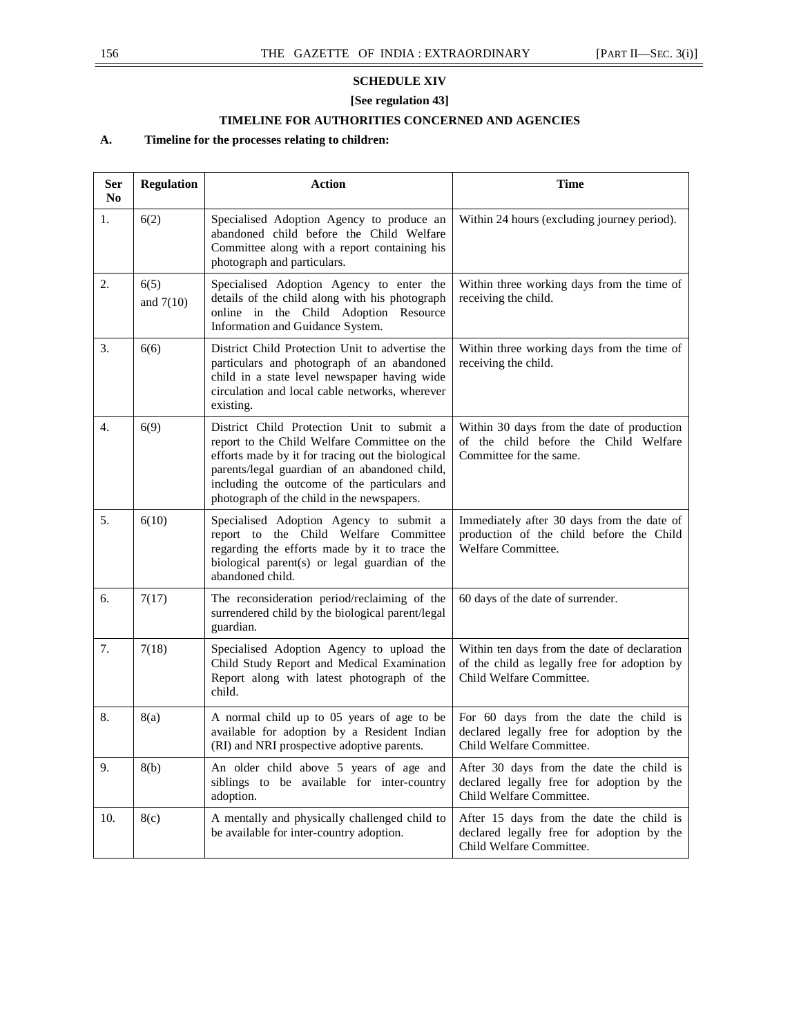**SCHEDULE XIV**

**[See regulation 43]**

**TIMELINE FOR AUTHORITIES CONCERNED AND AGENCIES**

**A. Timeline for the processes relating to children:**

| Ser No | Regulation | Action | Time |
|---|---|---|---|
| 1. | 6(2) | Specialised Adoption Agency to produce an abandoned child before the Child Welfare Committee along with a report containing his photograph and particulars. | Within 24 hours (excluding journey period). |
| 2. | 6(5) and 7(10) | Specialised Adoption Agency to enter the details of the child along with his photograph online in the Child Adoption Resource Information and Guidance System. | Within three working days from the time of receiving the child. |
| 3. | 6(6) | District Child Protection Unit to advertise the particulars and photograph of an abandoned child in a state level newspaper having wide circulation and local cable networks, wherever existing. | Within three working days from the time of receiving the child. |
| 4. | 6(9) | District Child Protection Unit to submit a report to the Child Welfare Committee on the efforts made by it for tracing out the biological parents/legal guardian of an abandoned child, including the outcome of the particulars and photograph of the child in the newspapers. | Within 30 days from the date of production of the child before the Child Welfare Committee for the same. |
| 5. | 6(10) | Specialised Adoption Agency to submit a report to the Child Welfare Committee regarding the efforts made by it to trace the biological parent(s) or legal guardian of the abandoned child. | Immediately after 30 days from the date of production of the child before the Child Welfare Committee. |
| 6. | 7(17) | The reconsideration period/reclaiming of the surrendered child by the biological parent/legal guardian. | 60 days of the date of surrender. |
| 7. | 7(18) | Specialised Adoption Agency to upload the Child Study Report and Medical Examination Report along with latest photograph of the child. | Within ten days from the date of declaration of the child as legally free for adoption by Child Welfare Committee. |
| 8. | 8(a) | A normal child up to 05 years of age to be available for adoption by a Resident Indian (RI) and NRI prospective adoptive parents. | For 60 days from the date the child is declared legally free for adoption by the Child Welfare Committee. |
| 9. | 8(b) | An older child above 5 years of age and siblings to be available for inter-country adoption. | After 30 days from the date the child is declared legally free for adoption by the Child Welfare Committee. |
| 10. | 8(c) | A mentally and physically challenged child to be available for inter-country adoption. | After 15 days from the date the child is declared legally free for adoption by the Child Welfare Committee. |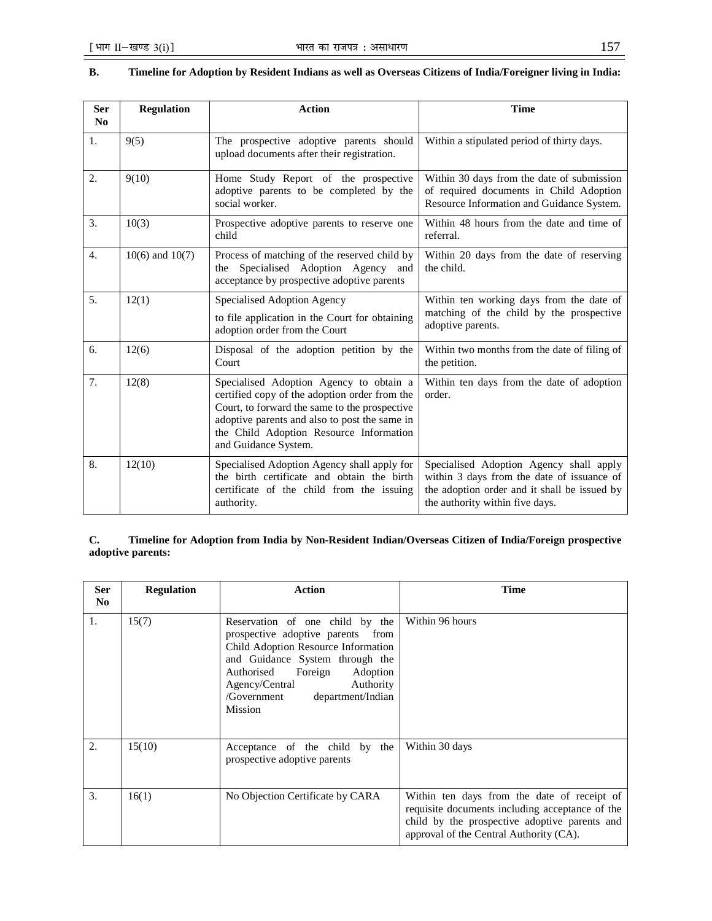**B. Timeline for Adoption by Resident Indians as well as Overseas Citizens of India/Foreigner living in India:**

| Ser No | Regulation | Action | Time |
|---|---|---|---|
| 1. | 9(5) | The prospective adoptive parents should upload documents after their registration. | Within a stipulated period of thirty days. |
| 2. | 9(10) | Home Study Report of the prospective adoptive parents to be completed by the social worker. | Within 30 days from the date of submission of required documents in Child Adoption Resource Information and Guidance System. |
| 3. | 10(3) | Prospective adoptive parents to reserve one child | Within 48 hours from the date and time of referral. |
| 4. | 10(6) and 10(7) | Process of matching of the reserved child by the Specialised Adoption Agency and acceptance by prospective adoptive parents | Within 20 days from the date of reserving the child. |
| 5. | 12(1) | Specialised Adoption Agency to file application in the Court for obtaining adoption order from the Court | Within ten working days from the date of matching of the child by the prospective adoptive parents. |
| 6. | 12(6) | Disposal of the adoption petition by the Court | Within two months from the date of filing of the petition. |
| 7. | 12(8) | Specialised Adoption Agency to obtain a certified copy of the adoption order from the Court, to forward the same to the prospective adoptive parents and also to post the same in the Child Adoption Resource Information and Guidance System. | Within ten days from the date of adoption order. |
| 8. | 12(10) | Specialised Adoption Agency shall apply for the birth certificate and obtain the birth certificate of the child from the issuing authority. | Specialised Adoption Agency shall apply within 3 days from the date of issuance of the adoption order and it shall be issued by the authority within five days. |

**C. Timeline for Adoption from India by Non-Resident Indian/Overseas Citizen of India/Foreign prospective adoptive parents:**

| Ser No | Regulation | Action | Time |
|---|---|---|---|
| 1. | 15(7) | Reservation of one child by the prospective adoptive parents from Child Adoption Resource Information and Guidance System through the Authorised Foreign Adoption Agency/Central Authority /Government department/Indian Mission | Within 96 hours |
| 2. | 15(10) | Acceptance of the child by the prospective adoptive parents | Within 30 days |
| 3. | 16(1) | No Objection Certificate by CARA | Within ten days from the date of receipt of requisite documents including acceptance of the child by the prospective adoptive parents and approval of the Central Authority (CA). |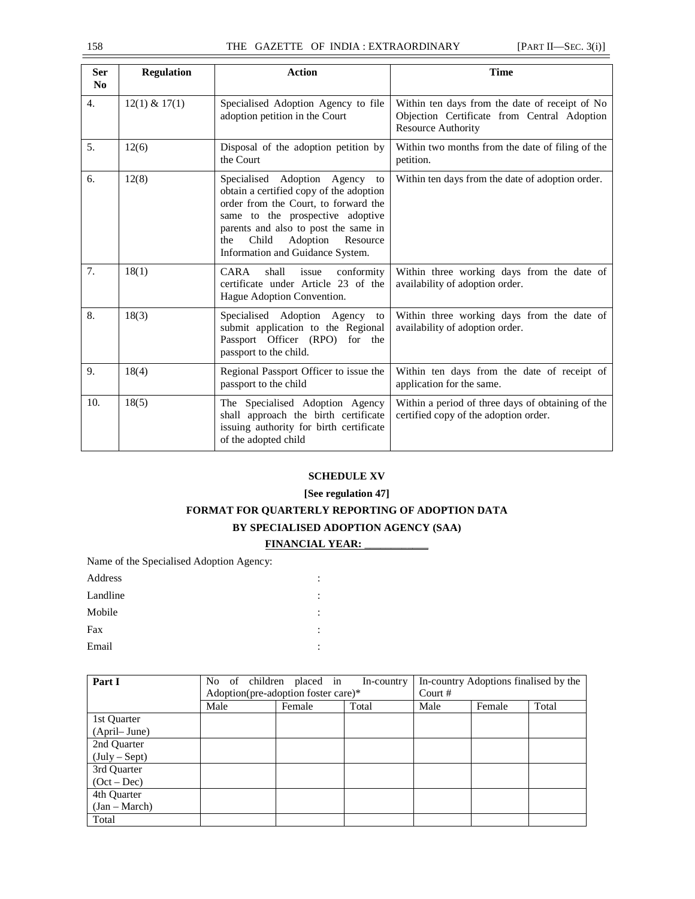| Ser No | Regulation | Action | Time |
|---|---|---|---|
| 4. | 12(1) & 17(1) | Specialised Adoption Agency to file adoption petition in the Court | Within ten days from the date of receipt of No Objection Certificate from Central Adoption Resource Authority |
| 5. | 12(6) | Disposal of the adoption petition by the Court | Within two months from the date of filing of the petition. |
| 6. | 12(8) | Specialised Adoption Agency to obtain a certified copy of the adoption order from the Court, to forward the same to the prospective adoptive parents and also to post the same in the Child Adoption Resource Information and Guidance System. | Within ten days from the date of adoption order. |
| 7. | 18(1) | CARA shall issue conformity certificate under Article 23 of the Hague Adoption Convention. | Within three working days from the date of availability of adoption order. |
| 8. | 18(3) | Specialised Adoption Agency to submit application to the Regional Passport Officer (RPO) for the passport to the child. | Within three working days from the date of availability of adoption order. |
| 9. | 18(4) | Regional Passport Officer to issue the passport to the child | Within ten days from the date of receipt of application for the same. |
| 10. | 18(5) | The Specialised Adoption Agency shall approach the birth certificate issuing authority for birth certificate of the adopted child | Within a period of three days of obtaining of the certified copy of the adoption order. |

**SCHEDULE XV**

**[See regulation 47]**

**FORMAT FOR QUARTERLY REPORTING OF ADOPTION DATA**

**BY SPECIALISED ADOPTION AGENCY (SAA)**

**FINANCIAL YEAR: ____________**

Name of the Specialised Adoption Agency:

Address :

Landline :

Mobile :

Fax :

Email :

| Part I | No of children placed in In-country Adoption(pre-adoption foster care)* | | | In-country Adoptions finalised by the Court # | | |
|---|---|---|---|---|---|---|
| | Male | Female | Total | Male | Female | Total |
| 1st Quarter (April– June) | | | | | | |
| 2nd Quarter (July – Sept) | | | | | | |
| 3rd Quarter (Oct – Dec) | | | | | | |
| 4th Quarter (Jan – March) | | | | | | |
| Total | | | | | | |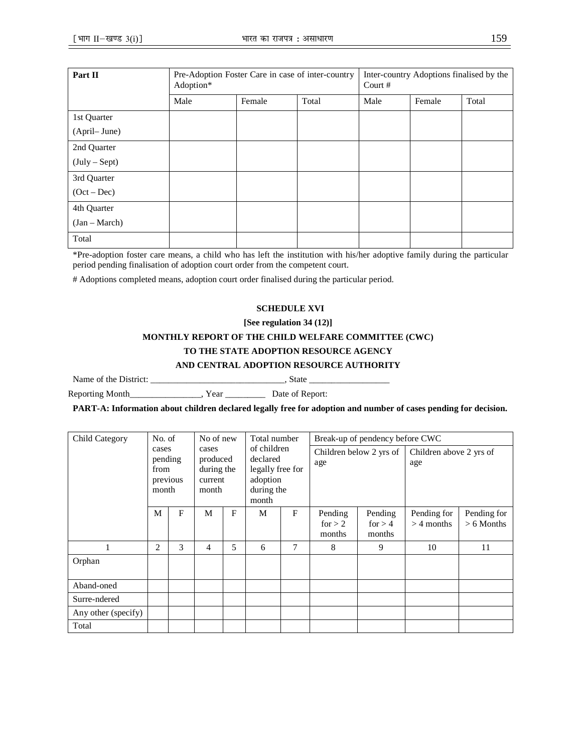| Part II | Pre-Adoption Foster Care in case of inter-country Adoption* | | | Inter-country Adoptions finalised by the Court # | | |
|---|---|---|---|---|---|---|
| | Male | Female | Total | Male | Female | Total |
| 1st Quarter (April– June) | | | | | | |
| 2nd Quarter (July – Sept) | | | | | | |
| 3rd Quarter (Oct – Dec) | | | | | | |
| 4th Quarter (Jan – March) | | | | | | |
| Total | | | | | | |

*Pre-adoption foster care means, a child who has left the institution with his/her adoptive family during the particular period pending finalisation of adoption court order from the competent court.

# Adoptions completed means, adoption court order finalised during the particular period.

**SCHEDULE XVI**

**[See regulation 34 (12)]**

**MONTHLY REPORT OF THE CHILD WELFARE COMMITTEE (CWC)**

**TO THE STATE ADOPTION RESOURCE AGENCY**

**AND CENTRAL ADOPTION RESOURCE AUTHORITY**

Name of the District: ______________________________, State __________________

Reporting Month________________, Year _________ Date of Report:

**PART-A: Information about children declared legally free for adoption and number of cases pending for decision.**

| Child Category | No. of cases pending from previous month | | No of new cases produced during the current month | | Total number of children declared legally free for adoption during the month | | Break-up of pendency before CWC | | | |
|---|---|---|---|---|---|---|---|---|---|---|
| | | | | | | | Children below 2 yrs of age | | Children above 2 yrs of age | |
| | M | F | M | F | M | F | Pending for > 2 months | Pending for > 4 months | Pending for > 4 months | Pending for > 6 Months |
| 1 | 2 | 3 | 4 | 5 | 6 | 7 | 8 | 9 | 10 | 11 |
| Orphan | | | | | | | | | | |
| Aband-oned | | | | | | | | | | |
| Surre-ndered | | | | | | | | | | |
| Any other (specify) | | | | | | | | | | |
| Total | | | | | | | | | | |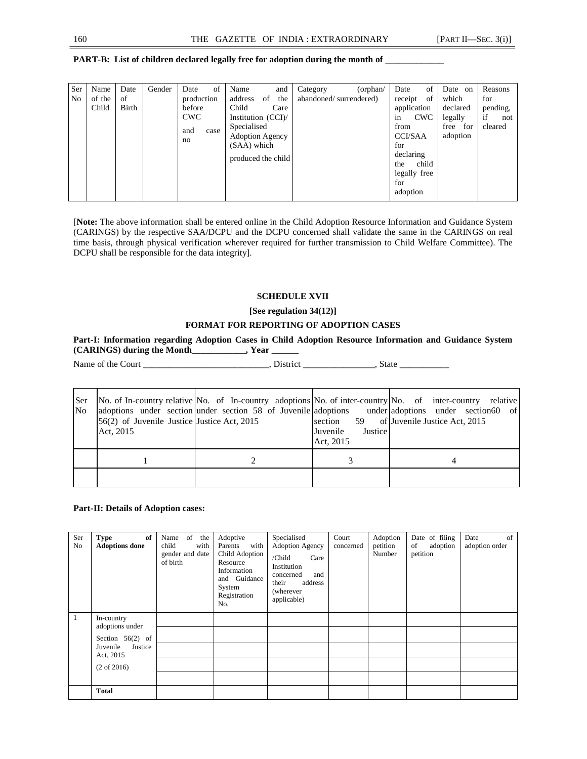**PART-B: List of children declared legally free for adoption during the month of _____________**

| Ser No | Name of the Child | Date of Birth | Gender | Date of production before CWC and case no | Name and address of the Child Care Institution (CCI)/ Specialised Adoption Agency (SAA) which produced the child | Category (orphan/ abandoned/ surrendered) | Date of receipt of application in CWC from CCI/SAA for declaring the child legally free for adoption | Date on which declared legally free for adoption | Reasons for pending, if not cleared |
|---|---|---|---|---|---|---|---|---|---|

[**Note:** The above information shall be entered online in the Child Adoption Resource Information and Guidance System (CARINGS) by the respective SAA/DCPU and the DCPU concerned shall validate the same in the CARINGS on real time basis, through physical verification wherever required for further transmission to Child Welfare Committee). The DCPU shall be responsible for the data integrity].

### SCHEDULE XVII

**[See regulation 34(12)]**

**FORMAT FOR REPORTING OF ADOPTION CASES**

**Part-I: Information regarding Adoption Cases in Child Adoption Resource Information and Guidance System (CARINGS) during the Month____________, Year ______**

Name of the Court ____________________________, District ________________, State ___________

| Ser No | No. of In-country relative adoptions under section 56(2) of Juvenile Justice Act, 2015 | No. of In-country adoptions under section 58 of Juvenile Justice Act, 2015 | No. of inter-country adoptions under section 59 of Juvenile Justice Act, 2015 | No. of inter-country relative adoptions under section60 of Juvenile Justice Act, 2015 |
|---|---|---|---|---|
| | 1 | 2 | 3 | 4 |
| | | | | |

**Part-II: Details of Adoption cases:**

| Ser No | **Type of Adoptions done** | Name of the child with gender and date of birth | Adoptive Parents with Child Adoption Resource Information and Guidance System Registration No. | Specialised Adoption Agency /Child Care Institution concerned and their address (wherever applicable) | Court concerned | Adoption petition Number | Date of filing of adoption petition | Date of adoption order |
|---|---|---|---|---|---|---|---|---|
| 1 | In-country adoptions under Section 56(2) of Juvenile Justice Act, 2015 (2 of 2016) | | | | | | | |
| | | | | | | | | |
| | | | | | | | | |
| | | | | | | | | |
| | | | | | | | | |
| | **Total** | | | | | | | |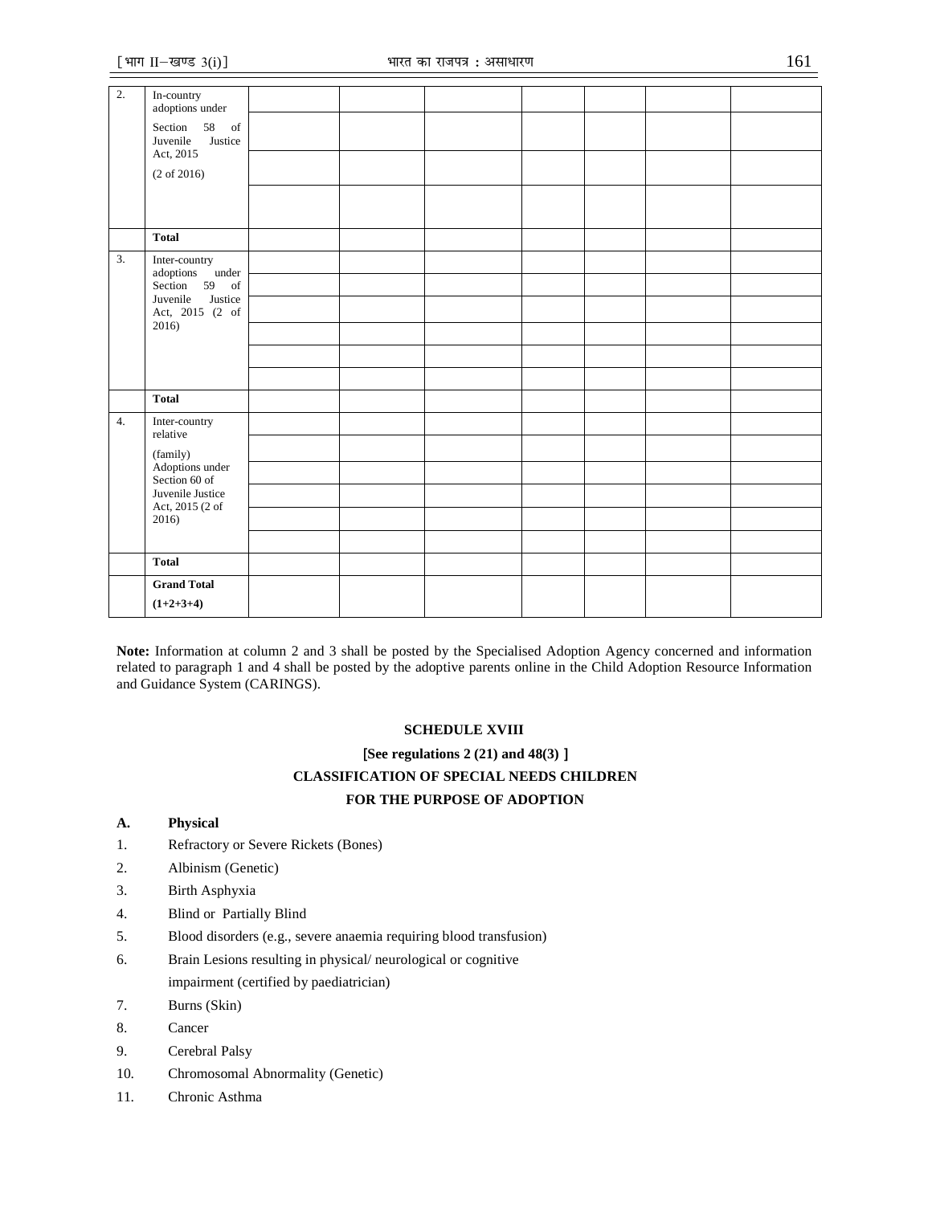| | | | | | | | | |
|---|---|---|---|---|---|---|---|---|
| 2. | In-country adoptions under Section 58 of Juvenile Justice Act, 2015 (2 of 2016) | | | | | | | |
| | | | | | | | | |
| | | | | | | | | |
| | | | | | | | | |
| | **Total** | | | | | | | |
| 3. | Inter-country adoptions under Section 59 of Juvenile Justice Act, 2015 (2 of 2016) | | | | | | | |
| | | | | | | | | |
| | | | | | | | | |
| | | | | | | | | |
| | | | | | | | | |
| | | | | | | | | |
| | **Total** | | | | | | | |
| 4. | Inter-country relative (family) Adoptions under Section 60 of Juvenile Justice Act, 2015 (2 of 2016) | | | | | | | |
| | | | | | | | | |
| | | | | | | | | |
| | | | | | | | | |
| | | | | | | | | |
| | | | | | | | | |
| | **Total** | | | | | | | |
| | **Grand Total (1+2+3+4)** | | | | | | | |

**Note:** Information at column 2 and 3 shall be posted by the Specialised Adoption Agency concerned and information related to paragraph 1 and 4 shall be posted by the adoptive parents online in the Child Adoption Resource Information and Guidance System (CARINGS).

## SCHEDULE XVIII

**[See regulations 2 (21) and 48(3) ]**

**CLASSIFICATION OF SPECIAL NEEDS CHILDREN FOR THE PURPOSE OF ADOPTION**

**A. Physical**

1. Refractory or Severe Rickets (Bones)
2. Albinism (Genetic)
3. Birth Asphyxia
4. Blind or Partially Blind
5. Blood disorders (e.g., severe anaemia requiring blood transfusion)
6. Brain Lesions resulting in physical/ neurological or cognitive impairment (certified by paediatrician)
7. Burns (Skin)
8. Cancer
9. Cerebral Palsy
10. Chromosomal Abnormality (Genetic)
11. Chronic Asthma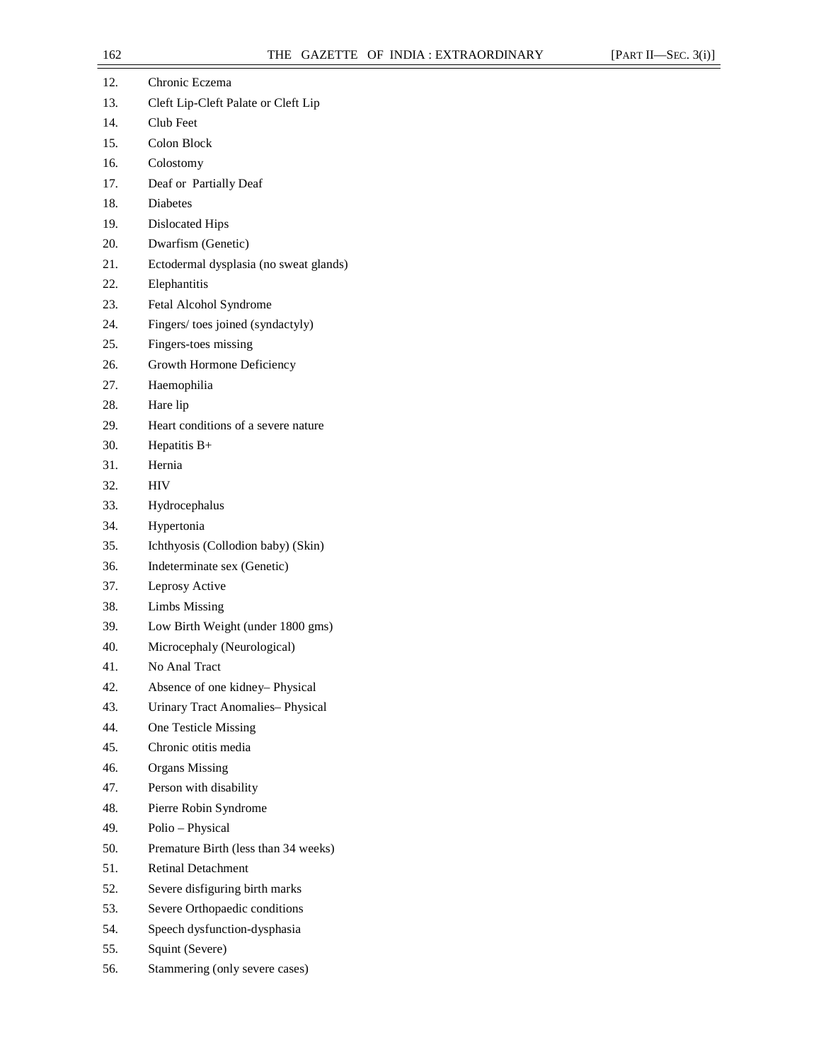12. Chronic Eczema
13. Cleft Lip-Cleft Palate or Cleft Lip
14. Club Feet
15. Colon Block
16. Colostomy
17. Deaf or Partially Deaf
18. Diabetes
19. Dislocated Hips
20. Dwarfism (Genetic)
21. Ectodermal dysplasia (no sweat glands)
22. Elephantitis
23. Fetal Alcohol Syndrome
24. Fingers/ toes joined (syndactyly)
25. Fingers-toes missing
26. Growth Hormone Deficiency
27. Haemophilia
28. Hare lip
29. Heart conditions of a severe nature
30. Hepatitis B+
31. Hernia
32. HIV
33. Hydrocephalus
34. Hypertonia
35. Ichthyosis (Collodion baby) (Skin)
36. Indeterminate sex (Genetic)
37. Leprosy Active
38. Limbs Missing
39. Low Birth Weight (under 1800 gms)
40. Microcephaly (Neurological)
41. No Anal Tract
42. Absence of one kidney– Physical
43. Urinary Tract Anomalies– Physical
44. One Testicle Missing
45. Chronic otitis media
46. Organs Missing
47. Person with disability
48. Pierre Robin Syndrome
49. Polio – Physical
50. Premature Birth (less than 34 weeks)
51. Retinal Detachment
52. Severe disfiguring birth marks
53. Severe Orthopaedic conditions
54. Speech dysfunction-dysphasia
55. Squint (Severe)
56. Stammering (only severe cases)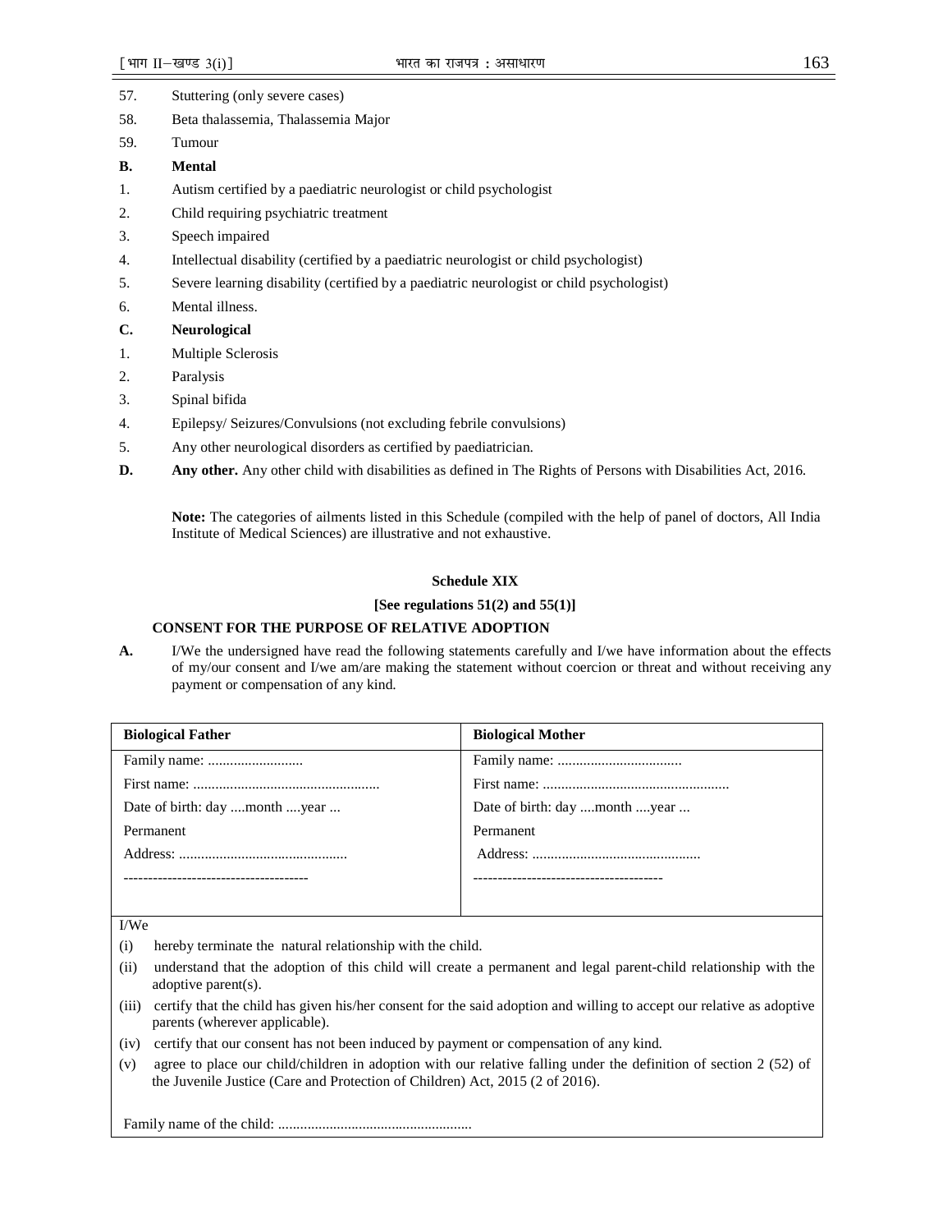57. Stuttering (only severe cases)

58. Beta thalassemia, Thalassemia Major

59. Tumour

**B. Mental**

1. Autism certified by a paediatric neurologist or child psychologist

2. Child requiring psychiatric treatment

3. Speech impaired

4. Intellectual disability (certified by a paediatric neurologist or child psychologist)

5. Severe learning disability (certified by a paediatric neurologist or child psychologist)

6. Mental illness.

**C. Neurological**

1. Multiple Sclerosis

2. Paralysis

3. Spinal bifida

4. Epilepsy/ Seizures/Convulsions (not excluding febrile convulsions)

5. Any other neurological disorders as certified by paediatrician.

**D. Any other.** Any other child with disabilities as defined in The Rights of Persons with Disabilities Act, 2016.

**Note:** The categories of ailments listed in this Schedule (compiled with the help of panel of doctors, All India Institute of Medical Sciences) are illustrative and not exhaustive.

## Schedule XIX

**[See regulations 51(2) and 55(1)]**

**CONSENT FOR THE PURPOSE OF RELATIVE ADOPTION**

**A.** I/We the undersigned have read the following statements carefully and I/we have information about the effects of my/our consent and I/we am/are making the statement without coercion or threat and without receiving any payment or compensation of any kind.

| **Biological Father** | **Biological Mother** |
|---|---|
| Family name: .......................... | Family name: ................................. |
| First name: .................................................. | First name: .................................................. |
| Date of birth: day ....month ....year ... | Date of birth: day ....month ....year ... |
| Permanent | Permanent |
| Address: ............................................. | Address: ............................................. |
| ------------------------------------- | -------------------------------------- |

I/We

(i) hereby terminate the natural relationship with the child.

(ii) understand that the adoption of this child will create a permanent and legal parent-child relationship with the adoptive parent(s).

(iii) certify that the child has given his/her consent for the said adoption and willing to accept our relative as adoptive parents (wherever applicable).

(iv) certify that our consent has not been induced by payment or compensation of any kind.

(v) agree to place our child/children in adoption with our relative falling under the definition of section 2 (52) of the Juvenile Justice (Care and Protection of Children) Act, 2015 (2 of 2016).

Family name of the child: .....................................................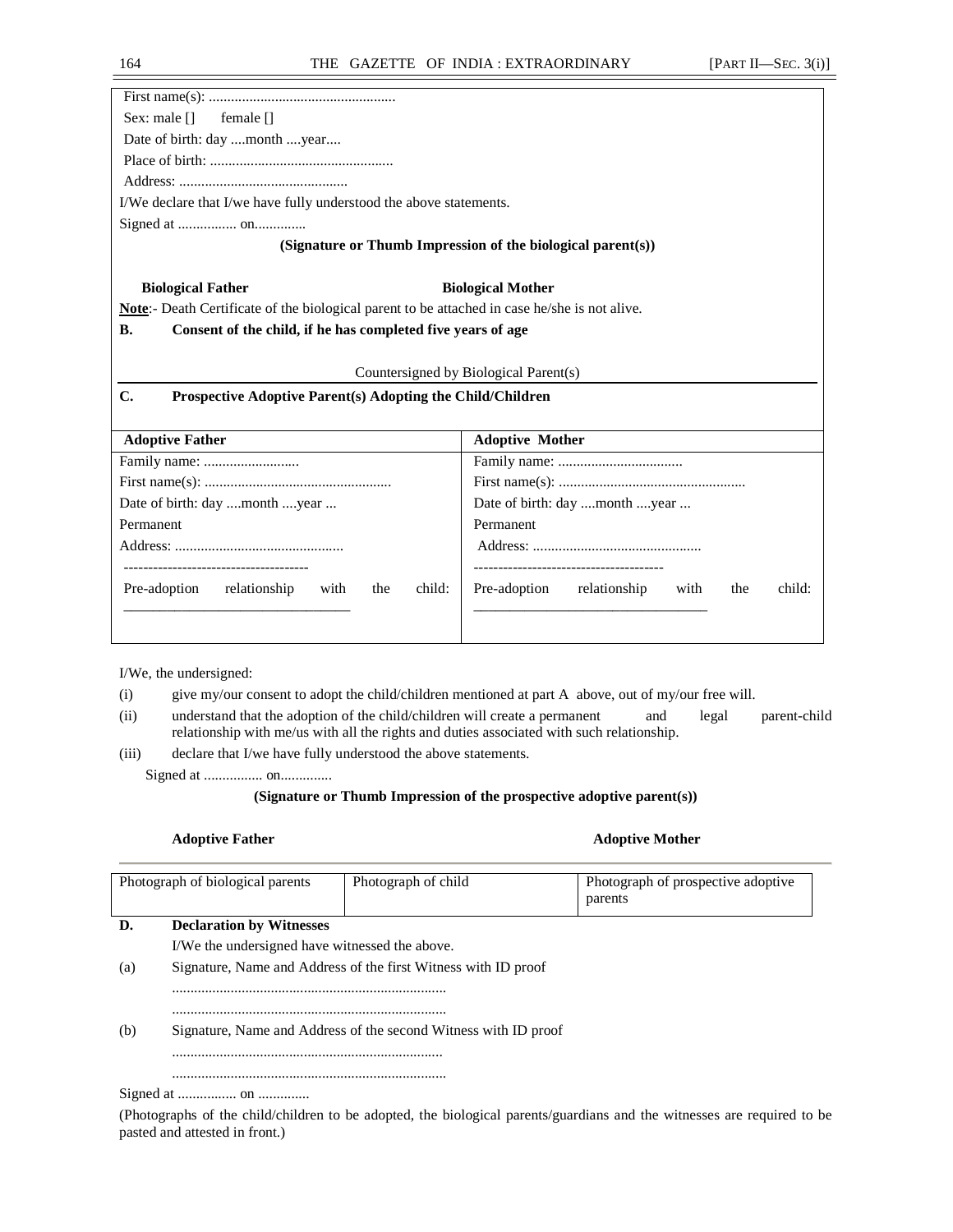First name(s): ...................................................

Sex: male [] female []

Date of birth: day ....month ....year....

Place of birth: .................................................

Address: .............................................

I/We declare that I/we have fully understood the above statements.

Signed at ................ on..............

**(Signature or Thumb Impression of the biological parent(s))**

**Biological Father** **Biological Mother**

**Note**:- Death Certificate of the biological parent to be attached in case he/she is not alive.

**B. Consent of the child, if he has completed five years of age**

Countersigned by Biological Parent(s)

**C. Prospective Adoptive Parent(s) Adopting the Child/Children**

| **Adoptive Father** | **Adoptive Mother** |
|---|---|
| Family name: .......................... | Family name: ................................. |
| First name(s): .................................................. | First name(s): .................................................. |
| Date of birth: day ....month ....year ... | Date of birth: day ....month ....year ... |
| Permanent | Permanent |
| Address: ............................................. | Address: ............................................. |
| ------------------------------------- | -------------------------------------- |
| Pre-adoption relationship with the child: ________________________________ | Pre-adoption relationship with the child: ________________________________ |

I/We, the undersigned:

(i) give my/our consent to adopt the child/children mentioned at part A above, out of my/our free will.

(ii) understand that the adoption of the child/children will create a permanent and legal parent-child relationship with me/us with all the rights and duties associated with such relationship.

(iii) declare that I/we have fully understood the above statements.

Signed at ................ on..............

**(Signature or Thumb Impression of the prospective adoptive parent(s))**

**Adoptive Father** **Adoptive Mother**

| Photograph of biological parents | Photograph of child | Photograph of prospective adoptive parents |
|---|---|---|

**D. Declaration by Witnesses**

I/We the undersigned have witnessed the above.

(a) Signature, Name and Address of the first Witness with ID proof

..........................................................................

..........................................................................

(b) Signature, Name and Address of the second Witness with ID proof

..........................................................................

..........................................................................

Signed at ................ on ..............

(Photographs of the child/children to be adopted, the biological parents/guardians and the witnesses are required to be pasted and attested in front.)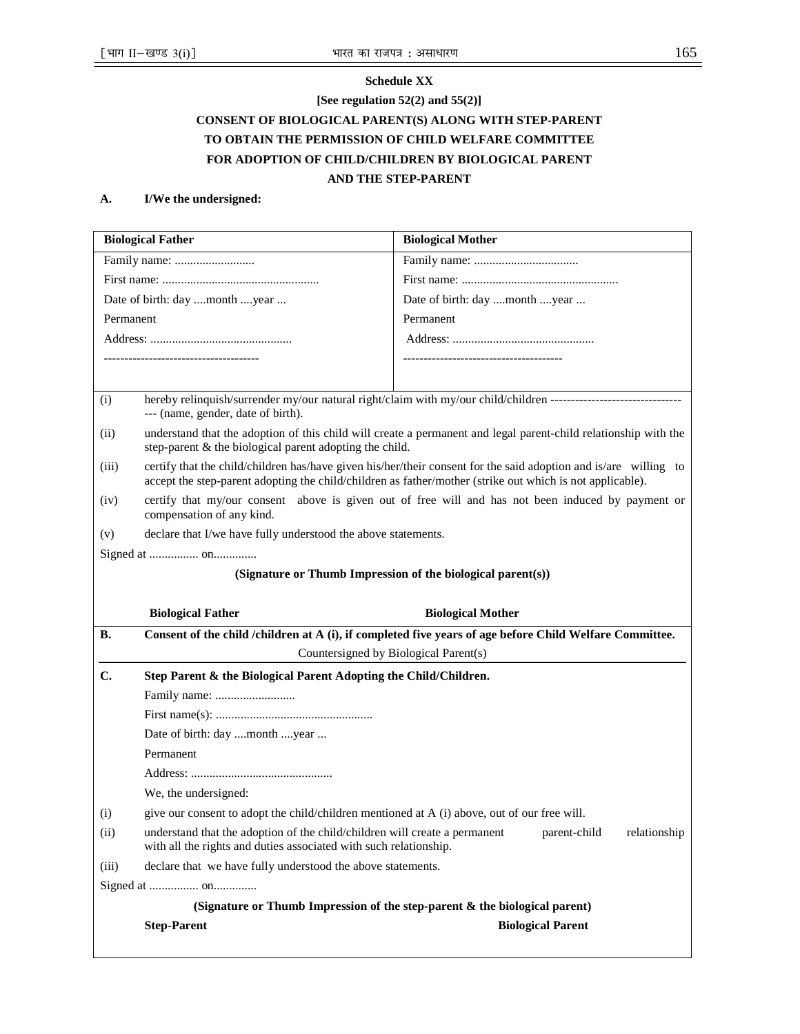**Schedule XX**

**[See regulation 52(2) and 55(2)]**

**CONSENT OF BIOLOGICAL PARENT(S) ALONG WITH STEP-PARENT TO OBTAIN THE PERMISSION OF CHILD WELFARE COMMITTEE FOR ADOPTION OF CHILD/CHILDREN BY BIOLOGICAL PARENT AND THE STEP-PARENT**

**A. I/We the undersigned:**

| **Biological Father** | **Biological Mother** |
|---|---|
| Family name: .......................... | Family name: .................................. |
| First name: .................................................. | First name: .................................................. |
| Date of birth: day ....month ....year ... | Date of birth: day ....month ....year ... |
| Permanent | Permanent |
| Address: ............................................. | Address: ............................................. |
| ------------------------------------- | -------------------------------------- |

(i) hereby relinquish/surrender my/our natural right/claim with my/our child/children ---------------------------------- (name, gender, date of birth).

(ii) understand that the adoption of this child will create a permanent and legal parent-child relationship with the step-parent & the biological parent adopting the child.

(iii) certify that the child/children has/have given his/her/their consent for the said adoption and is/are willing to accept the step-parent adopting the child/children as father/mother (strike out which is not applicable).

(iv) certify that my/our consent above is given out of free will and has not been induced by payment or compensation of any kind.

(v) declare that I/we have fully understood the above statements.

Signed at ................ on..............

**(Signature or Thumb Impression of the biological parent(s))**

**Biological Father** **Biological Mother**

**B. Consent of the child /children at A (i), if completed five years of age before Child Welfare Committee.**

Countersigned by Biological Parent(s)

**C. Step Parent & the Biological Parent Adopting the Child/Children.**

Family name: ..........................

First name(s): ..................................................

Date of birth: day ....month ....year ...

Permanent

Address: .............................................

We, the undersigned:

(i) give our consent to adopt the child/children mentioned at A (i) above, out of our free will.

(ii) understand that the adoption of the child/children will create a permanent parent-child relationship with all the rights and duties associated with such relationship.

(iii) declare that we have fully understood the above statements.

Signed at ................ on..............

**(Signature or Thumb Impression of the step-parent & the biological parent)**

**Step-Parent** **Biological Parent**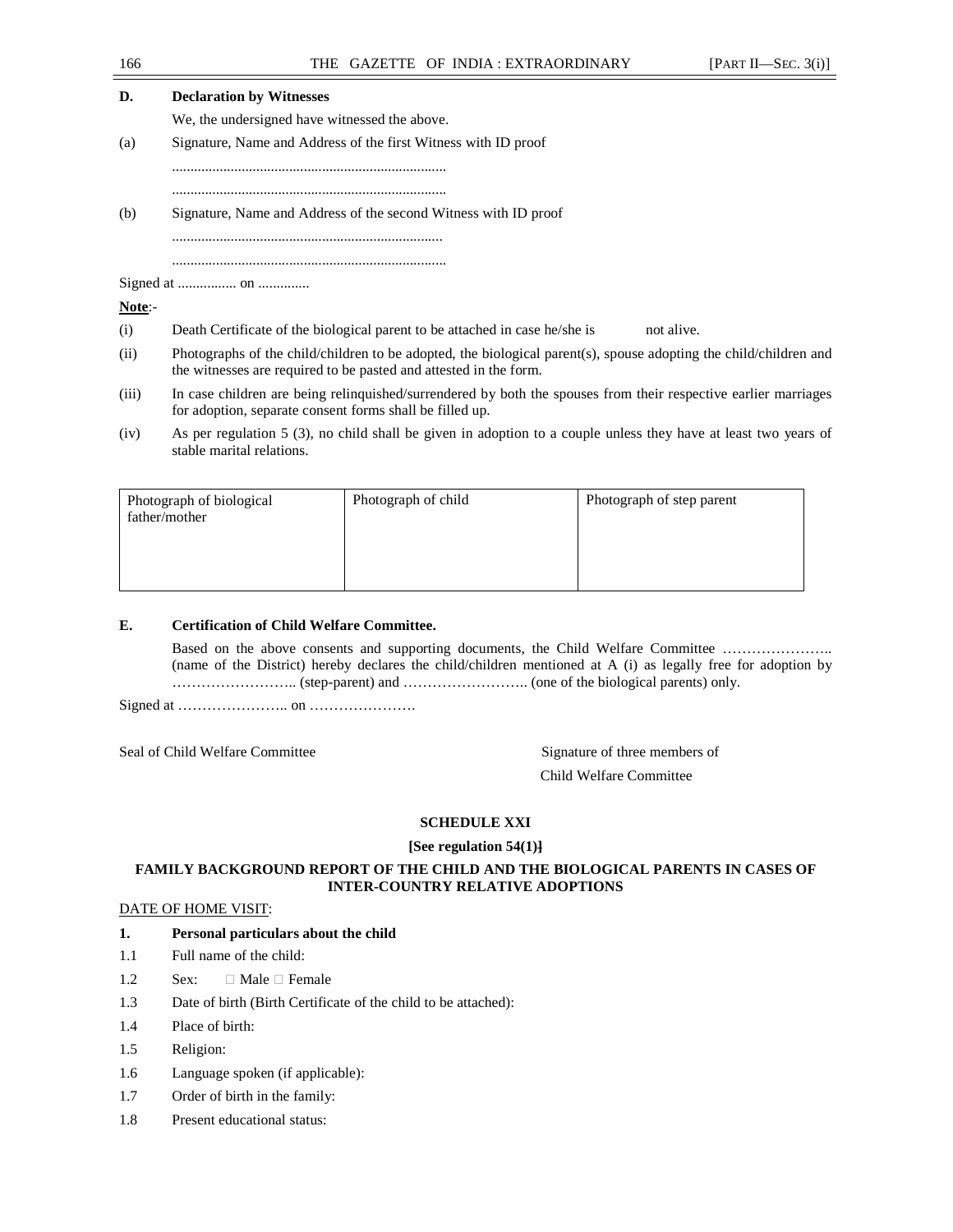**D. Declaration by Witnesses**

We, the undersigned have witnessed the above.

(a) Signature, Name and Address of the first Witness with ID proof

..........................................................................

..........................................................................

(b) Signature, Name and Address of the second Witness with ID proof

..........................................................................

..........................................................................

Signed at ................ on ..............

**Note**:-

(i) Death Certificate of the biological parent to be attached in case he/she is not alive.

(ii) Photographs of the child/children to be adopted, the biological parent(s), spouse adopting the child/children and the witnesses are required to be pasted and attested in the form.

(iii) In case children are being relinquished/surrendered by both the spouses from their respective earlier marriages for adoption, separate consent forms shall be filled up.

(iv) As per regulation 5 (3), no child shall be given in adoption to a couple unless they have at least two years of stable marital relations.

| Photograph of biological father/mother | Photograph of child | Photograph of step parent |
|---|---|---|
| | | |

**E. Certification of Child Welfare Committee.**

Based on the above consents and supporting documents, the Child Welfare Committee ………………….. (name of the District) hereby declares the child/children mentioned at A (i) as legally free for adoption by …………………….. (step-parent) and …………………….. (one of the biological parents) only.

Signed at ………………….. on ………………….

Seal of Child Welfare Committee

Signature of three members of Child Welfare Committee

## SCHEDULE XXI

**[See regulation 54(1)]**

**FAMILY BACKGROUND REPORT OF THE CHILD AND THE BIOLOGICAL PARENTS IN CASES OF INTER-COUNTRY RELATIVE ADOPTIONS**

DATE OF HOME VISIT:

**1. Personal particulars about the child**

1.1 Full name of the child:

1.2 Sex: □ Male □ Female

1.3 Date of birth (Birth Certificate of the child to be attached):

1.4 Place of birth:

1.5 Religion:

1.6 Language spoken (if applicable):

1.7 Order of birth in the family:

1.8 Present educational status: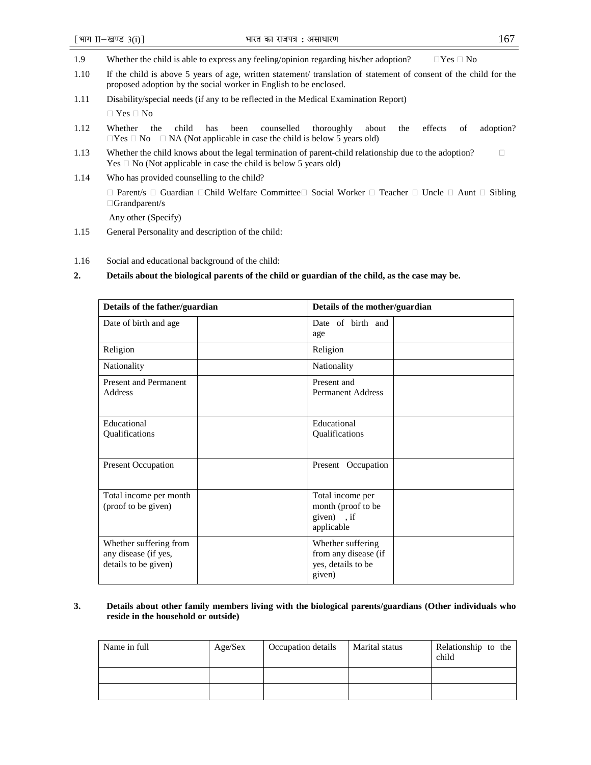1.9 Whether the child is able to express any feeling/opinion regarding his/her adoption? □Yes □ No

1.10 If the child is above 5 years of age, written statement/ translation of statement of consent of the child for the proposed adoption by the social worker in English to be enclosed.

1.11 Disability/special needs (if any to be reflected in the Medical Examination Report)

□ Yes □ No

1.12 Whether the child has been counselled thoroughly about the effects of adoption? □Yes □ No □ NA (Not applicable in case the child is below 5 years old)

1.13 Whether the child knows about the legal termination of parent-child relationship due to the adoption? □ Yes □ No (Not applicable in case the child is below 5 years old)

1.14 Who has provided counselling to the child?

□ Parent/s □ Guardian □Child Welfare Committee□ Social Worker □ Teacher □ Uncle □ Aunt □ Sibling □Grandparent/s

Any other (Specify)

1.15 General Personality and description of the child:

1.16 Social and educational background of the child:

**2. Details about the biological parents of the child or guardian of the child, as the case may be.**

| **Details of the father/guardian** | | **Details of the mother/guardian** | |
|---|---|---|---|
| Date of birth and age | | Date of birth and age | |
| Religion | | Religion | |
| Nationality | | Nationality | |
| Present and Permanent Address | | Present and Permanent Address | |
| Educational Qualifications | | Educational Qualifications | |
| Present Occupation | | Present Occupation | |
| Total income per month (proof to be given) | | Total income per month (proof to be given) , if applicable | |
| Whether suffering from any disease (if yes, details to be given) | | Whether suffering from any disease (if yes, details to be given) | |

**3. Details about other family members living with the biological parents/guardians (Other individuals who reside in the household or outside)**

| Name in full | Age/Sex | Occupation details | Marital status | Relationship to the child |
|---|---|---|---|---|
| | | | | |
| | | | | |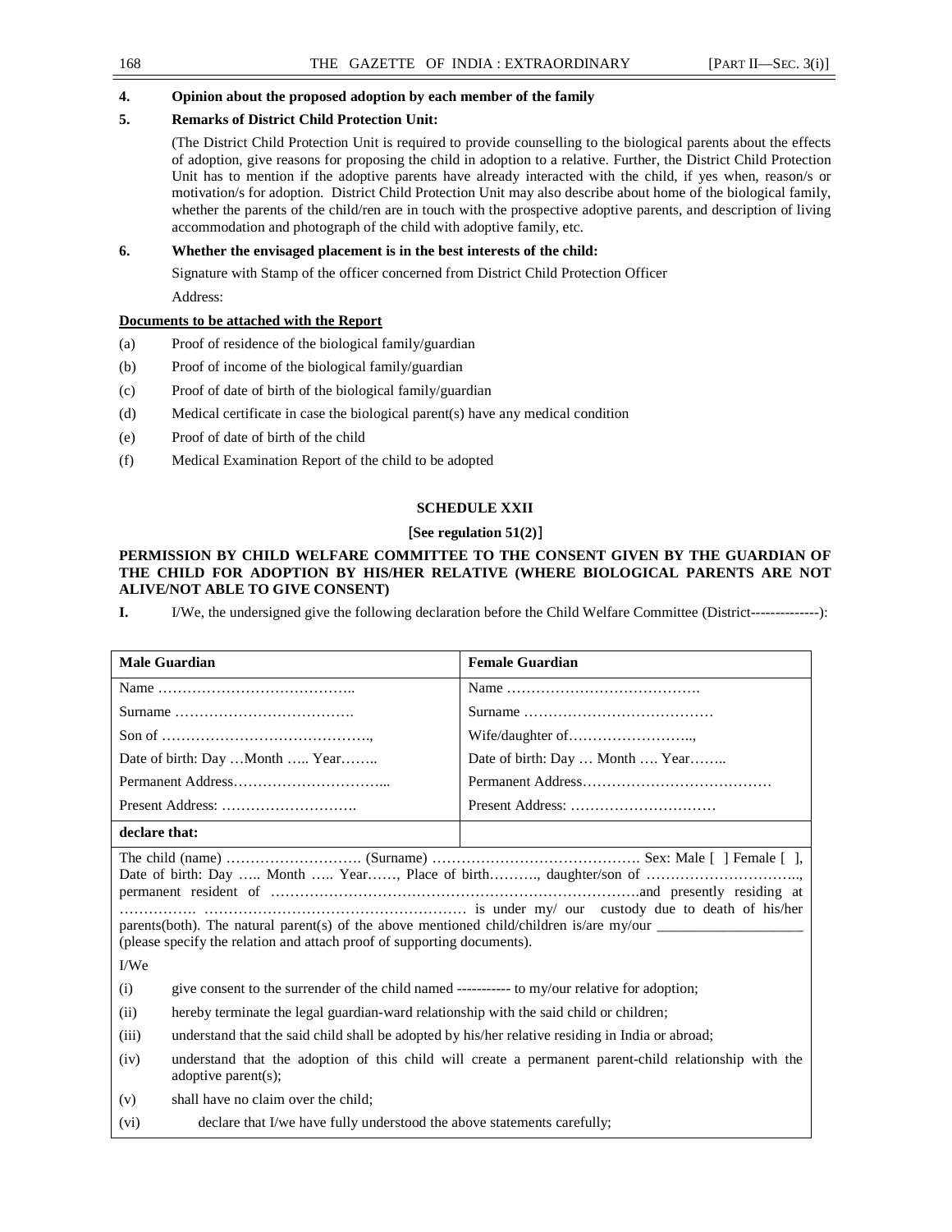**4. Opinion about the proposed adoption by each member of the family**

**5. Remarks of District Child Protection Unit:**

(The District Child Protection Unit is required to provide counselling to the biological parents about the effects of adoption, give reasons for proposing the child in adoption to a relative. Further, the District Child Protection Unit has to mention if the adoptive parents have already interacted with the child, if yes when, reason/s or motivation/s for adoption. District Child Protection Unit may also describe about home of the biological family, whether the parents of the child/ren are in touch with the prospective adoptive parents, and description of living accommodation and photograph of the child with adoptive family, etc.

**6. Whether the envisaged placement is in the best interests of the child:**

Signature with Stamp of the officer concerned from District Child Protection Officer

Address:

**Documents to be attached with the Report**

(a) Proof of residence of the biological family/guardian

(b) Proof of income of the biological family/guardian

(c) Proof of date of birth of the biological family/guardian

(d) Medical certificate in case the biological parent(s) have any medical condition

(e) Proof of date of birth of the child

(f) Medical Examination Report of the child to be adopted

## SCHEDULE XXII

**[See regulation 51(2)]**

**PERMISSION BY CHILD WELFARE COMMITTEE TO THE CONSENT GIVEN BY THE GUARDIAN OF THE CHILD FOR ADOPTION BY HIS/HER RELATIVE (WHERE BIOLOGICAL PARENTS ARE NOT ALIVE/NOT ABLE TO GIVE CONSENT)**

**I.** I/We, the undersigned give the following declaration before the Child Welfare Committee (District--------------):

| **Male Guardian** | **Female Guardian** |
|---|---|
| Name ………………………………….. | Name …………………………………. |
| Surname ………………………………. | Surname ………………………………… |
| Son of ……………………………………., | Wife/daughter of…………………….., |
| Date of birth: Day …Month ….. Year…….. | Date of birth: Day … Month …. Year…….. |
| Permanent Address…………………………... | Permanent Address………………………………… |
| Present Address: ………………………. | Present Address: ………………………… |
| **declare that:** | |

The child (name) ………………………. (Surname) ……………………………………. Sex: Male [ ] Female [ ], Date of birth: Day ….. Month ….. Year……, Place of birth………., daughter/son of ………………………….., permanent resident of ……………………………………………………………….and presently residing at ……………. ……………………………………………… is under my/ our custody due to death of his/her parents(both). The natural parent(s) of the above mentioned child/children is/are my/our ___________________ (please specify the relation and attach proof of supporting documents).

I/We

(i) give consent to the surrender of the child named ----------- to my/our relative for adoption;

(ii) hereby terminate the legal guardian-ward relationship with the said child or children;

(iii) understand that the said child shall be adopted by his/her relative residing in India or abroad;

(iv) understand that the adoption of this child will create a permanent parent-child relationship with the adoptive parent(s);

(v) shall have no claim over the child;

(vi) declare that I/we have fully understood the above statements carefully;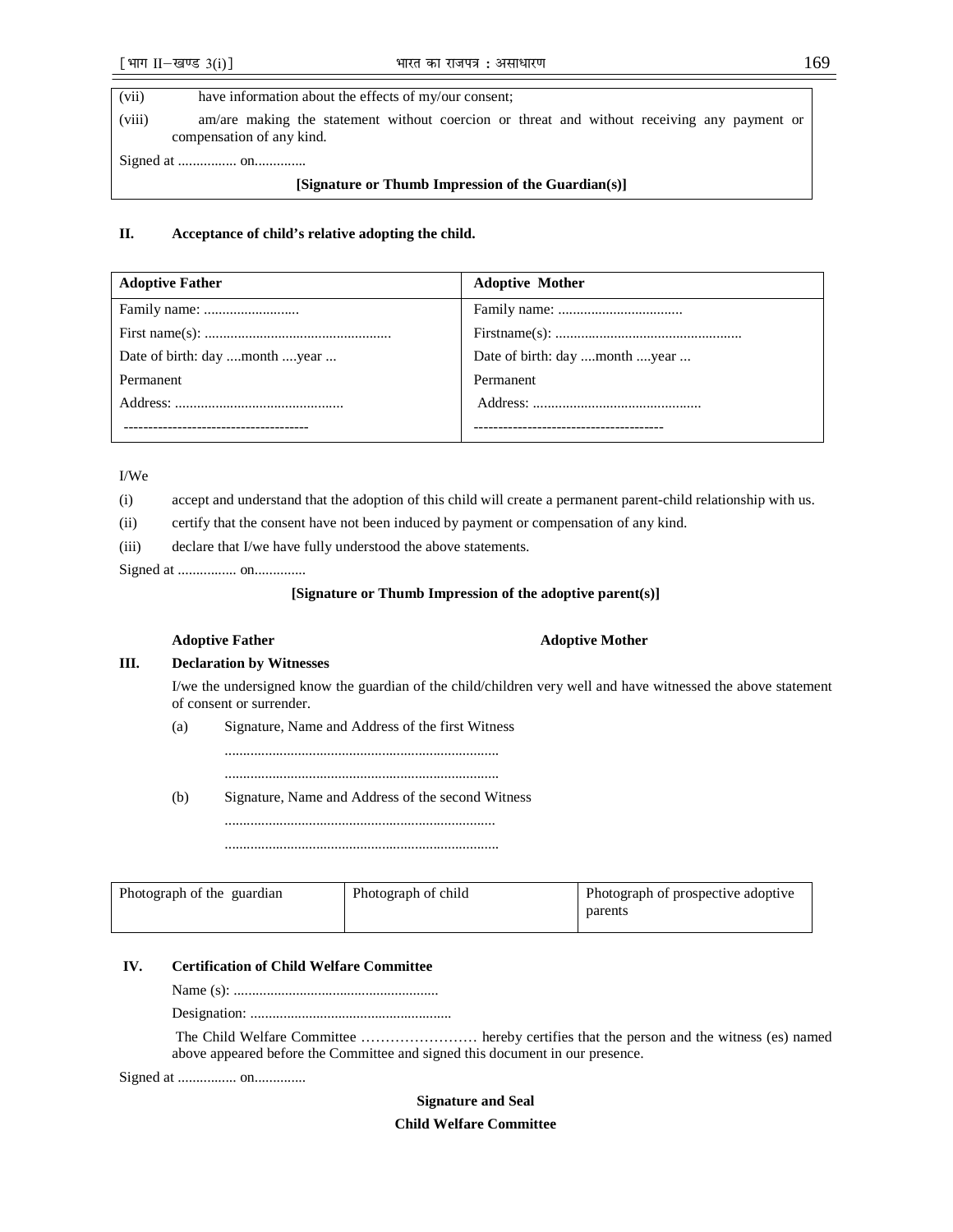| | |
|---|---|
| (vii) | have information about the effects of my/our consent; |
| (viii) | am/are making the statement without coercion or threat and without receiving any payment or compensation of any kind. |

Signed at ................ on..............

**[Signature or Thumb Impression of the Guardian(s)]**

**II. Acceptance of child's relative adopting the child.**

| **Adoptive Father** | **Adoptive Mother** |
|---|---|
| Family name: .......................... | Family name: .................................. |
| First name(s): .................................................. | Firstname(s): .................................................. |
| Date of birth: day ....month ....year ... | Date of birth: day ....month ....year ... |
| Permanent | Permanent |
| Address: ............................................. | Address: ............................................. |
| ------------------------------------- | -------------------------------------- |

I/We

(i) accept and understand that the adoption of this child will create a permanent parent-child relationship with us.

(ii) certify that the consent have not been induced by payment or compensation of any kind.

(iii) declare that I/we have fully understood the above statements.

Signed at ................ on..............

**[Signature or Thumb Impression of the adoptive parent(s)]**

**Adoptive Father** **Adoptive Mother**

**III. Declaration by Witnesses**

I/we the undersigned know the guardian of the child/children very well and have witnessed the above statement of consent or surrender.

(a) Signature, Name and Address of the first Witness

...........................................................................

...........................................................................

(b) Signature, Name and Address of the second Witness

..........................................................................

...........................................................................

| Photograph of the guardian | Photograph of child | Photograph of prospective adoptive parents |
|---|---|---|
| | | |

**IV. Certification of Child Welfare Committee**

Name (s): ........................................................

Designation: .......................................................

The Child Welfare Committee …………………… hereby certifies that the person and the witness (es) named above appeared before the Committee and signed this document in our presence.

Signed at ................ on..............

**Signature and Seal**

**Child Welfare Committee**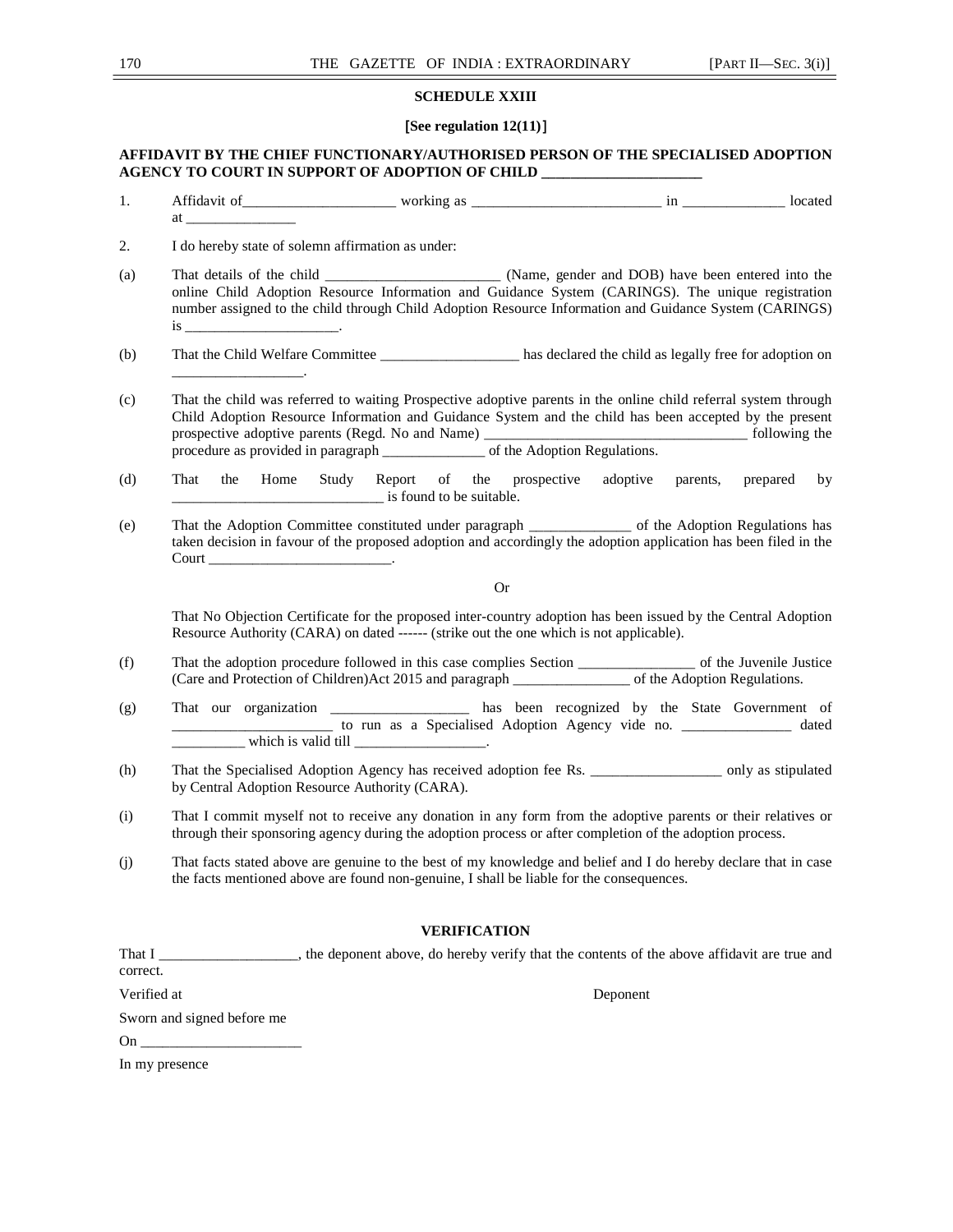**SCHEDULE XXIII**

**[See regulation 12(11)]**

**AFFIDAVIT BY THE CHIEF FUNCTIONARY/AUTHORISED PERSON OF THE SPECIALISED ADOPTION AGENCY TO COURT IN SUPPORT OF ADOPTION OF CHILD _____________________**

1. Affidavit of____________________ working as _________________________ in _____________ located at _______________

2. I do hereby state of solemn affirmation as under:

(a) That details of the child _______________________ (Name, gender and DOB) have been entered into the online Child Adoption Resource Information and Guidance System (CARINGS). The unique registration number assigned to the child through Child Adoption Resource Information and Guidance System (CARINGS) is ____________________.

(b) That the Child Welfare Committee __________________ has declared the child as legally free for adoption on __________________.

(c) That the child was referred to waiting Prospective adoptive parents in the online child referral system through Child Adoption Resource Information and Guidance System and the child has been accepted by the present prospective adoptive parents (Regd. No and Name) ___________________________________ following the procedure as provided in paragraph _____________ of the Adoption Regulations.

(d) That the Home Study Report of the prospective adoptive parents, prepared by ____________________________ is found to be suitable.

(e) That the Adoption Committee constituted under paragraph _____________ of the Adoption Regulations has taken decision in favour of the proposed adoption and accordingly the adoption application has been filed in the Court ________________________.

Or

That No Objection Certificate for the proposed inter-country adoption has been issued by the Central Adoption Resource Authority (CARA) on dated ------ (strike out the one which is not applicable).

(f) That the adoption procedure followed in this case complies Section _______________ of the Juvenile Justice (Care and Protection of Children)Act 2015 and paragraph _______________ of the Adoption Regulations.

(g) That our organization __________________ has been recognized by the State Government of _____________________ to run as a Specialised Adoption Agency vide no. ______________ dated __________ which is valid till _________________.

(h) That the Specialised Adoption Agency has received adoption fee Rs. _________________ only as stipulated by Central Adoption Resource Authority (CARA).

(i) That I commit myself not to receive any donation in any form from the adoptive parents or their relatives or through their sponsoring agency during the adoption process or after completion of the adoption process.

(j) That facts stated above are genuine to the best of my knowledge and belief and I do hereby declare that in case the facts mentioned above are found non-genuine, I shall be liable for the consequences.

**VERIFICATION**

That I __________________, the deponent above, do hereby verify that the contents of the above affidavit are true and correct.

Verified at                                                                                                    Deponent

Sworn and signed before me

On _____________________

In my presence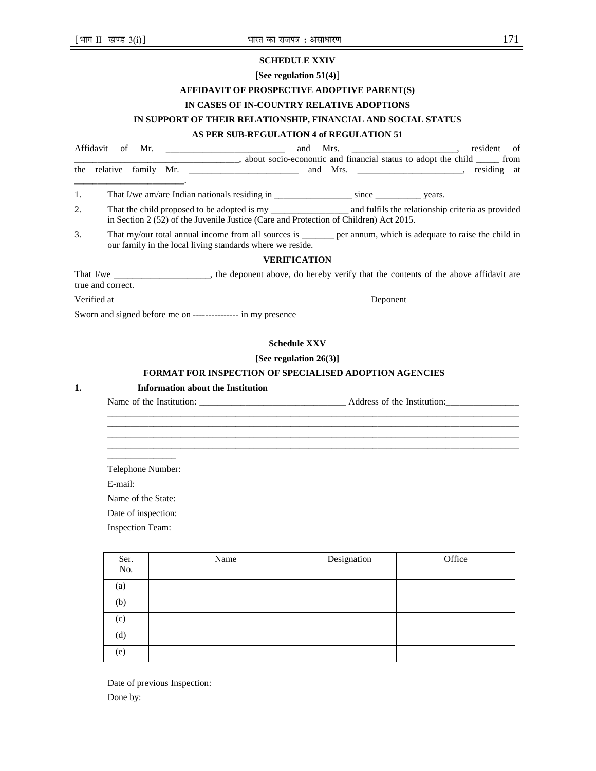**SCHEDULE XXIV**

**[See regulation 51(4)]**

**AFFIDAVIT OF PROSPECTIVE ADOPTIVE PARENT(S)**

**IN CASES OF IN-COUNTRY RELATIVE ADOPTIONS**

**IN SUPPORT OF THEIR RELATIONSHIP, FINANCIAL AND SOCIAL STATUS**

**AS PER SUB-REGULATION 4 of REGULATION 51**

Affidavit of Mr. ___________________________ and Mrs. _______________________, resident of ___________________________________, about socio-economic and financial status to adopt the child _____ from the relative family Mr. ________________________ and Mrs. _______________________, residing at ________________________.

1. That I/we am/are Indian nationals residing in _________________ since __________ years.
2. That the child proposed to be adopted is my _________________ and fulfils the relationship criteria as provided in Section 2 (52) of the Juvenile Justice (Care and Protection of Children) Act 2015.
3. That my/our total annual income from all sources is _______ per annum, which is adequate to raise the child in our family in the local living standards where we reside.

**VERIFICATION**

That I/we _____________________, the deponent above, do hereby verify that the contents of the above affidavit are true and correct.

Verified at                                                                                    Deponent

Sworn and signed before me on --------------- in my presence

**Schedule XXV**

**[See regulation 26(3)]**

**FORMAT FOR INSPECTION OF SPECIALISED ADOPTION AGENCIES**

**1. Information about the Institution**

Name of the Institution: ________________________________ Address of the Institution:________________
____________________________________________________________________________________________
____________________________________________________________________________________________
____________________________________________________________________________________________
____________________________________________________________________________________________
_______________

Telephone Number:

E-mail:

Name of the State:

Date of inspection:

Inspection Team:

| Ser. No. | Name | Designation | Office |
|---|---|---|---|
| (a) | | | |
| (b) | | | |
| (c) | | | |
| (d) | | | |
| (e) | | | |

Date of previous Inspection:

Done by: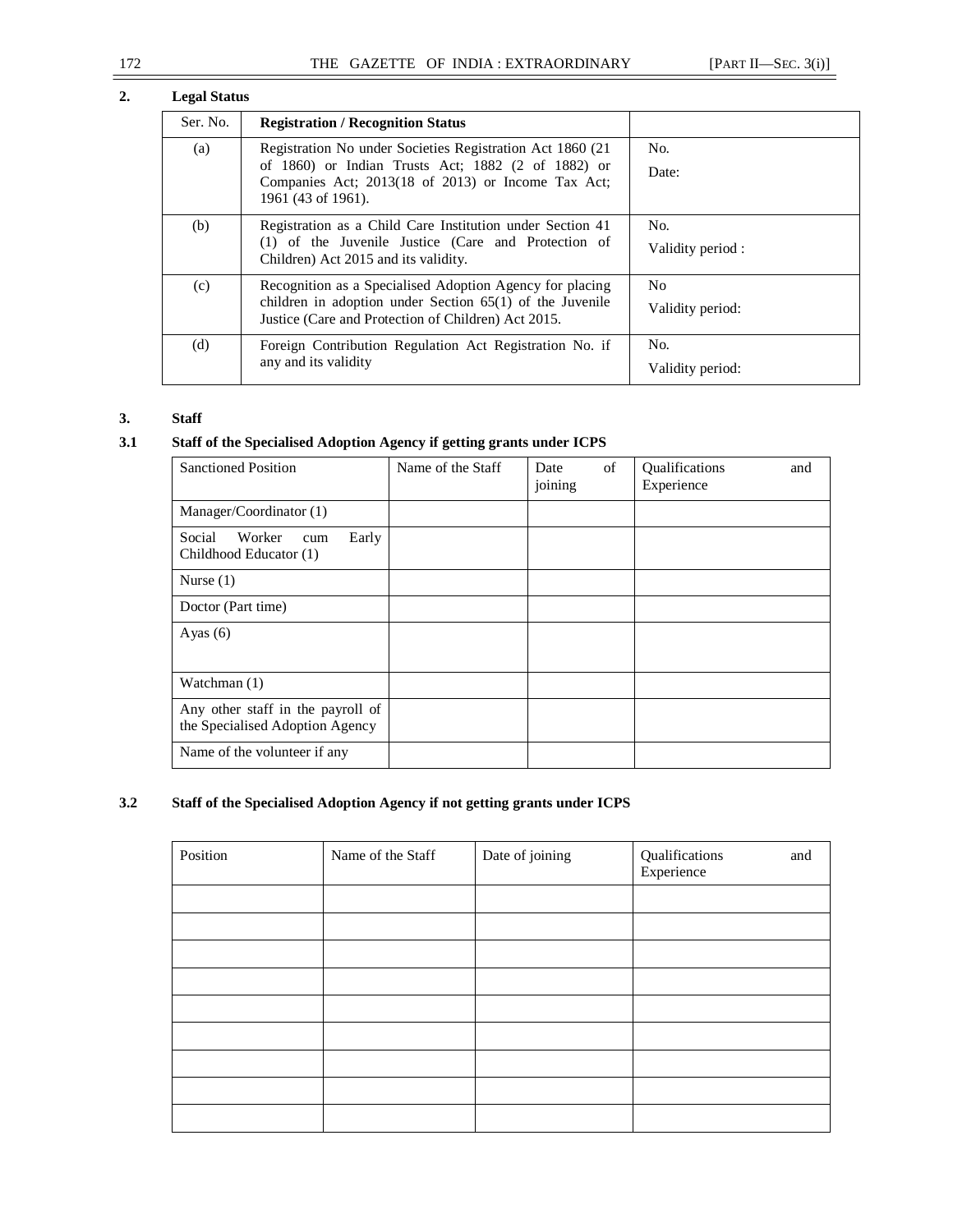**2. Legal Status**

| Ser. No. | **Registration / Recognition Status** | |
|---|---|---|
| (a) | Registration No under Societies Registration Act 1860 (21 of 1860) or Indian Trusts Act; 1882 (2 of 1882) or Companies Act; 2013(18 of 2013) or Income Tax Act; 1961 (43 of 1961). | No.<br>Date: |
| (b) | Registration as a Child Care Institution under Section 41 (1) of the Juvenile Justice (Care and Protection of Children) Act 2015 and its validity. | No.<br>Validity period : |
| (c) | Recognition as a Specialised Adoption Agency for placing children in adoption under Section 65(1) of the Juvenile Justice (Care and Protection of Children) Act 2015. | No<br>Validity period: |
| (d) | Foreign Contribution Regulation Act Registration No. if any and its validity | No.<br>Validity period: |

**3. Staff**

**3.1 Staff of the Specialised Adoption Agency if getting grants under ICPS**

| Sanctioned Position | Name of the Staff | Date of joining | Qualifications and Experience |
|---|---|---|---|
| Manager/Coordinator (1) | | | |
| Social Worker cum Early Childhood Educator (1) | | | |
| Nurse (1) | | | |
| Doctor (Part time) | | | |
| Ayas (6) | | | |
| Watchman (1) | | | |
| Any other staff in the payroll of the Specialised Adoption Agency | | | |
| Name of the volunteer if any | | | |

**3.2 Staff of the Specialised Adoption Agency if not getting grants under ICPS**

| Position | Name of the Staff | Date of joining | Qualifications and Experience |
|---|---|---|---|
| | | | |
| | | | |
| | | | |
| | | | |
| | | | |
| | | | |
| | | | |
| | | | |
| | | | |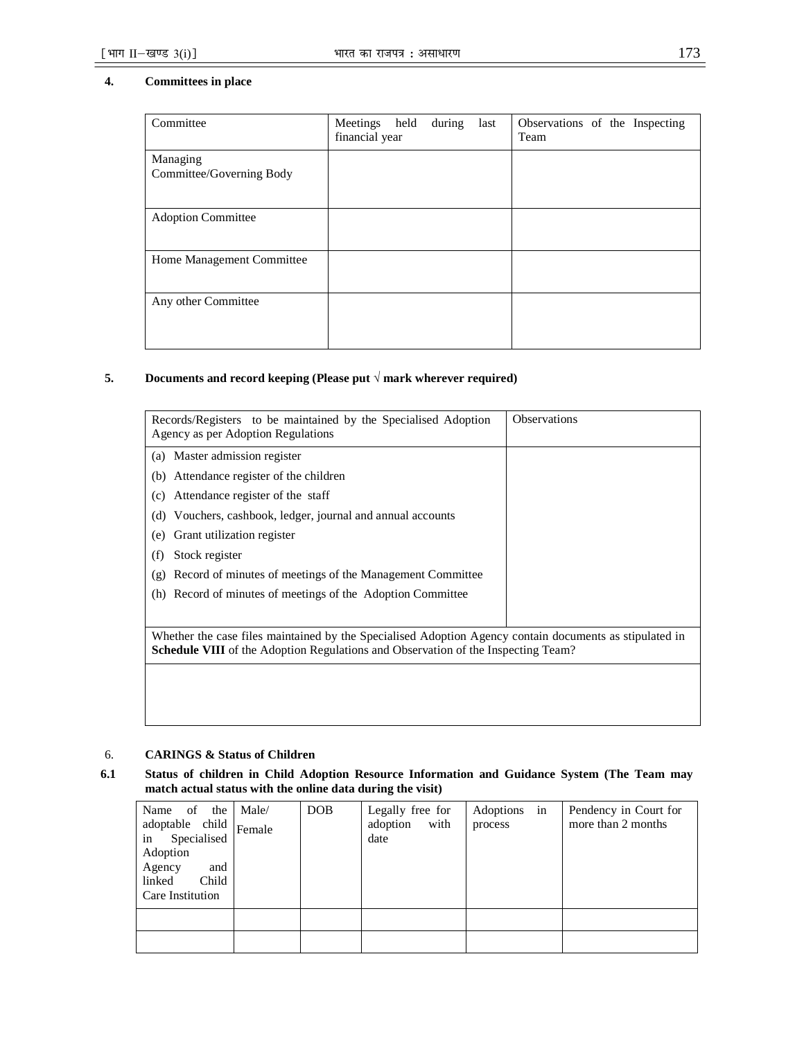**4. Committees in place**

| Committee | Meetings held during last financial year | Observations of the Inspecting Team |
|---|---|---|
| Managing Committee/Governing Body | | |
| Adoption Committee | | |
| Home Management Committee | | |
| Any other Committee | | |

**5. Documents and record keeping (Please put √ mark wherever required)**

| Records/Registers to be maintained by the Specialised Adoption Agency as per Adoption Regulations | Observations |
|---|---|
| (a) Master admission register<br>(b) Attendance register of the children<br>(c) Attendance register of the staff<br>(d) Vouchers, cashbook, ledger, journal and annual accounts<br>(e) Grant utilization register<br>(f) Stock register<br>(g) Record of minutes of meetings of the Management Committee<br>(h) Record of minutes of meetings of the Adoption Committee | |
| Whether the case files maintained by the Specialised Adoption Agency contain documents as stipulated in **Schedule VIII** of the Adoption Regulations and Observation of the Inspecting Team? | |
| | |

6. **CARINGS & Status of Children**

**6.1 Status of children in Child Adoption Resource Information and Guidance System (The Team may match actual status with the online data during the visit)**

| Name of the adoptable child in Specialised Adoption Agency and linked Child Care Institution | Male/ Female | DOB | Legally free for adoption with date | Adoptions in process | Pendency in Court for more than 2 months |
|---|---|---|---|---|---|
| | | | | | |
| | | | | | |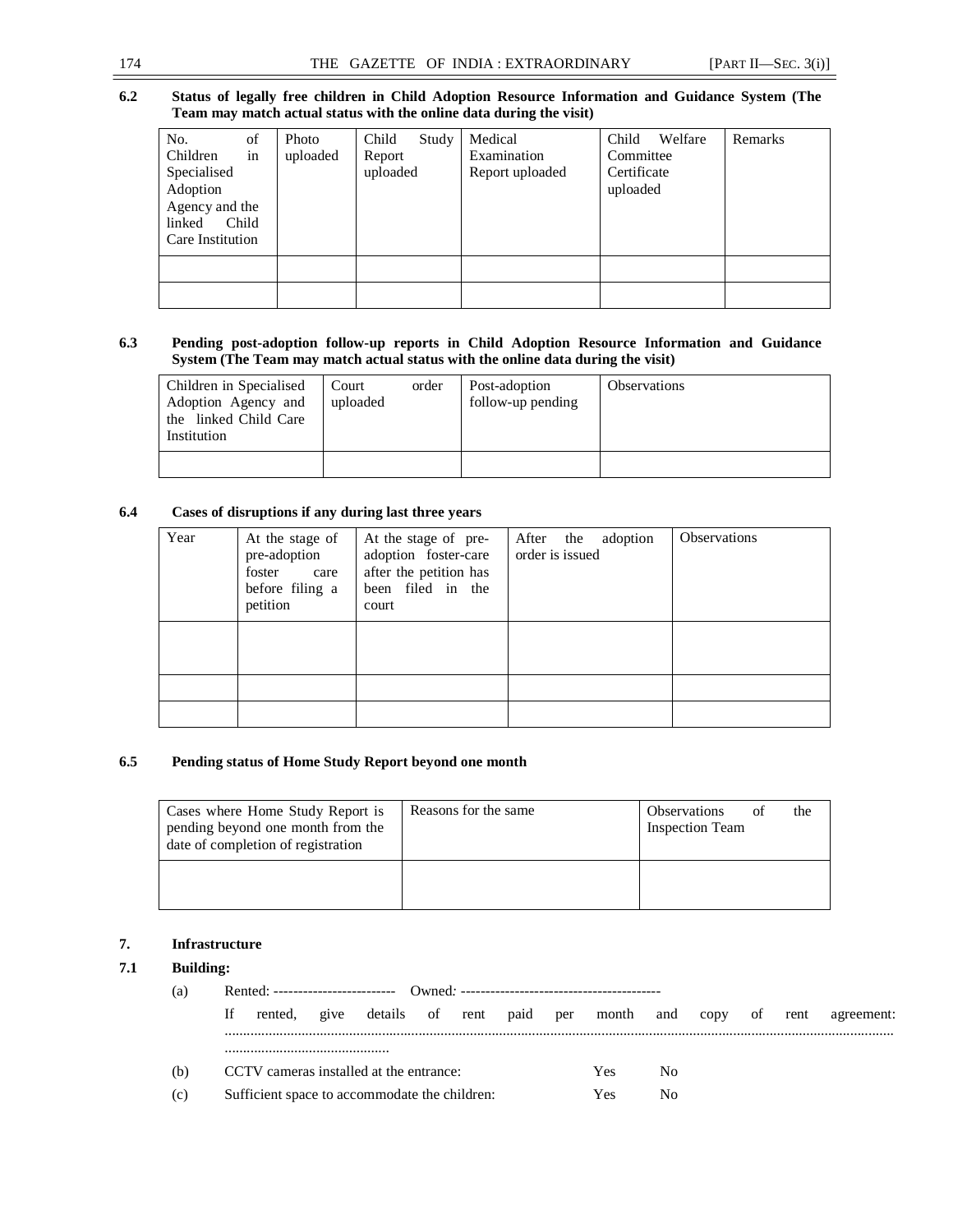**6.2 Status of legally free children in Child Adoption Resource Information and Guidance System (The Team may match actual status with the online data during the visit)**

| No. of Children in Specialised Adoption Agency and the linked Child Care Institution | Photo uploaded | Child Study Report uploaded | Medical Examination Report uploaded | Child Welfare Committee Certificate uploaded | Remarks |
|---|---|---|---|---|---|
| | | | | | |
| | | | | | |

**6.3 Pending post-adoption follow-up reports in Child Adoption Resource Information and Guidance System (The Team may match actual status with the online data during the visit)**

| Children in Specialised Adoption Agency and the linked Child Care Institution | Court order uploaded | Post-adoption follow-up pending | Observations |
|---|---|---|---|
| | | | |

**6.4 Cases of disruptions if any during last three years**

| Year | At the stage of pre-adoption foster care before filing a petition | At the stage of pre-adoption foster-care after the petition has been filed in the court | After the adoption order is issued | Observations |
|---|---|---|---|---|
| | | | | |
| | | | | |
| | | | | |

**6.5 Pending status of Home Study Report beyond one month**

| Cases where Home Study Report is pending beyond one month from the date of completion of registration | Reasons for the same | Observations of the Inspection Team |
|---|---|---|
| | | |

**7. Infrastructure**

**7.1 Building:**

(a) Rented: ------------------------ Owned: ----------------------------------------

If rented, give details of rent paid per month and copy of rent agreement: ..................................................................................................................................................................................................................

(b) CCTV cameras installed at the entrance: Yes No

(c) Sufficient space to accommodate the children: Yes No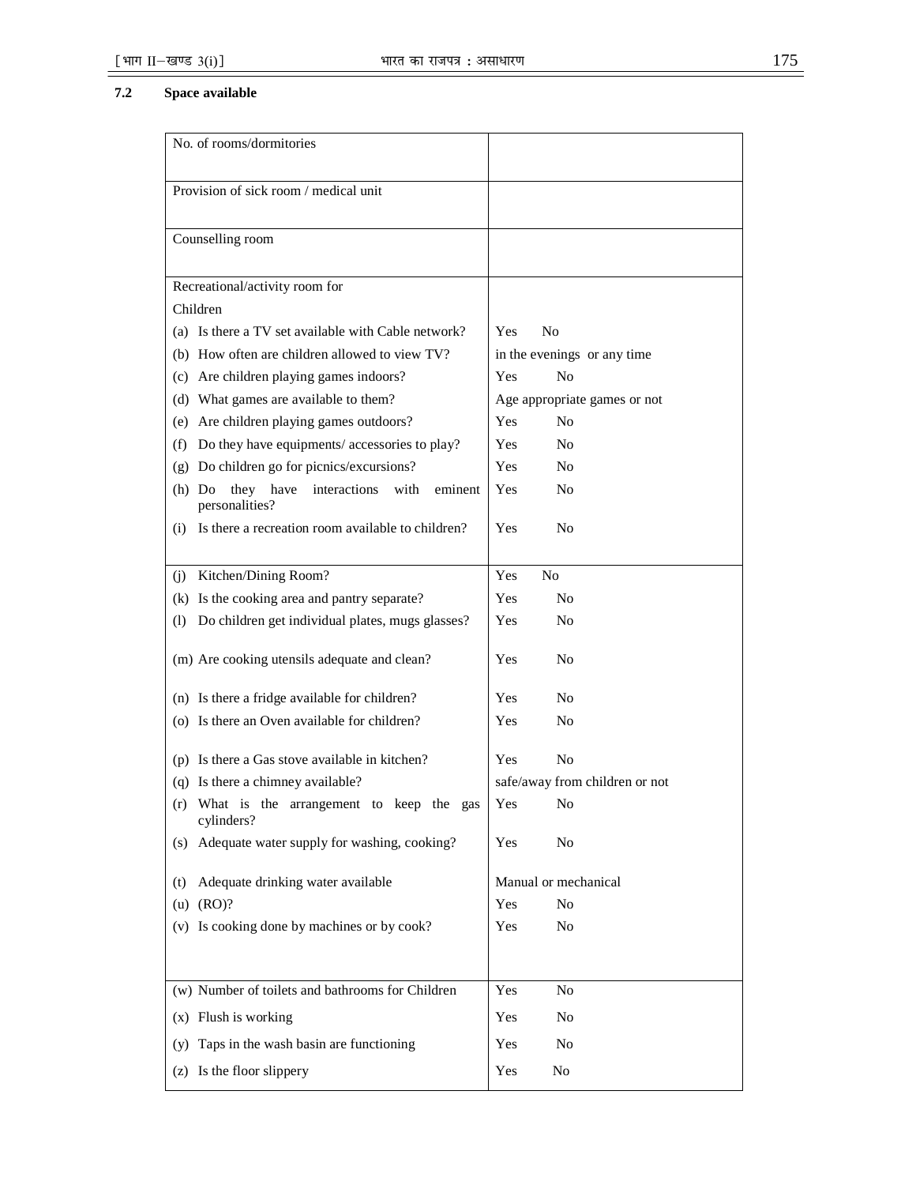**7.2 Space available**

| | |
|---|---|
| No. of rooms/dormitories | |
| Provision of sick room / medical unit | |
| Counselling room | |
| Recreational/activity room for Children | |
| (a) Is there a TV set available with Cable network? | Yes No |
| (b) How often are children allowed to view TV? | in the evenings or any time |
| (c) Are children playing games indoors? | Yes No |
| (d) What games are available to them? | Age appropriate games or not |
| (e) Are children playing games outdoors? | Yes No |
| (f) Do they have equipments/ accessories to play? | Yes No |
| (g) Do children go for picnics/excursions? | Yes No |
| (h) Do they have interactions with eminent personalities? | Yes No |
| (i) Is there a recreation room available to children? | Yes No |
| (j) Kitchen/Dining Room? | Yes No |
| (k) Is the cooking area and pantry separate? | Yes No |
| (l) Do children get individual plates, mugs glasses? | Yes No |
| (m) Are cooking utensils adequate and clean? | Yes No |
| (n) Is there a fridge available for children? | Yes No |
| (o) Is there an Oven available for children? | Yes No |
| (p) Is there a Gas stove available in kitchen? | Yes No |
| (q) Is there a chimney available? | safe/away from children or not |
| (r) What is the arrangement to keep the gas cylinders? | Yes No |
| (s) Adequate water supply for washing, cooking? | Yes No |
| (t) Adequate drinking water available | Manual or mechanical |
| (u) (RO)? | Yes No |
| (v) Is cooking done by machines or by cook? | Yes No |
| (w) Number of toilets and bathrooms for Children | Yes No |
| (x) Flush is working | Yes No |
| (y) Taps in the wash basin are functioning | Yes No |
| (z) Is the floor slippery | Yes No |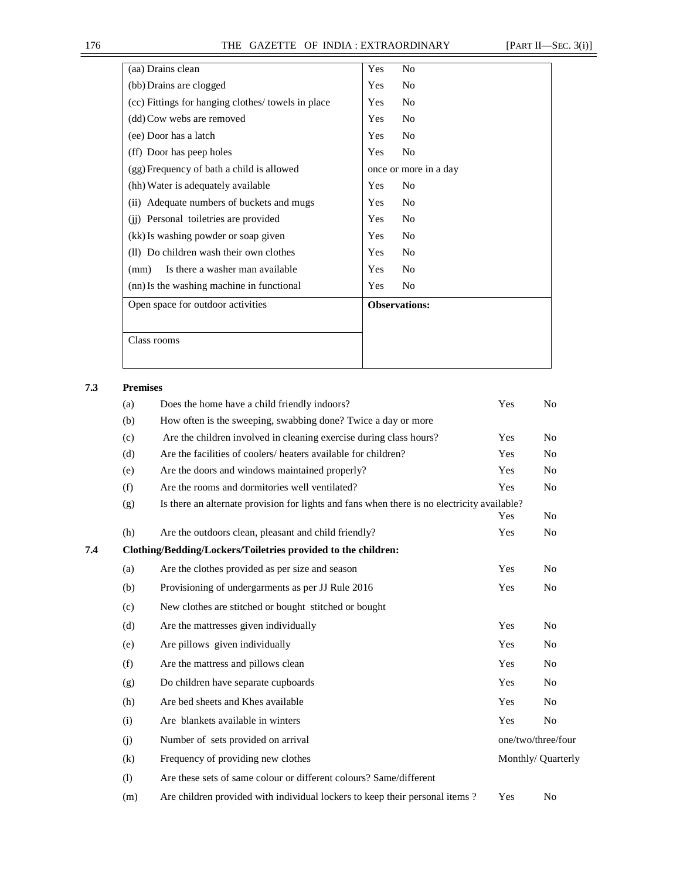| | |
|---|---|
| (aa) Drains clean | Yes No |
| (bb) Drains are clogged | Yes No |
| (cc) Fittings for hanging clothes/ towels in place | Yes No |
| (dd) Cow webs are removed | Yes No |
| (ee) Door has a latch | Yes No |
| (ff) Door has peep holes | Yes No |
| (gg) Frequency of bath a child is allowed | once or more in a day |
| (hh) Water is adequately available | Yes No |
| (ii) Adequate numbers of buckets and mugs | Yes No |
| (jj) Personal toiletries are provided | Yes No |
| (kk) Is washing powder or soap given | Yes No |
| (ll) Do children wash their own clothes | Yes No |
| (mm) Is there a washer man available | Yes No |
| (nn) Is the washing machine in functional | Yes No |
| Open space for outdoor activities | **Observations:** |
| Class rooms | |

**7.3 Premises**

| | | | |
|---|---|---|---|
| (a) | Does the home have a child friendly indoors? | Yes | No |
| (b) | How often is the sweeping, swabbing done? Twice a day or more | | |
| (c) | Are the children involved in cleaning exercise during class hours? | Yes | No |
| (d) | Are the facilities of coolers/ heaters available for children? | Yes | No |
| (e) | Are the doors and windows maintained properly? | Yes | No |
| (f) | Are the rooms and dormitories well ventilated? | Yes | No |
| (g) | Is there an alternate provision for lights and fans when there is no electricity available? | Yes | No |
| (h) | Are the outdoors clean, pleasant and child friendly? | Yes | No |

**7.4 Clothing/Bedding/Lockers/Toiletries provided to the children:**

| | | | |
|---|---|---|---|
| (a) | Are the clothes provided as per size and season | Yes | No |
| (b) | Provisioning of undergarments as per JJ Rule 2016 | Yes | No |
| (c) | New clothes are stitched or bought stitched or bought | | |
| (d) | Are the mattresses given individually | Yes | No |
| (e) | Are pillows given individually | Yes | No |
| (f) | Are the mattress and pillows clean | Yes | No |
| (g) | Do children have separate cupboards | Yes | No |
| (h) | Are bed sheets and Khes available | Yes | No |
| (i) | Are blankets available in winters | Yes | No |
| (j) | Number of sets provided on arrival | one/two/three/four | |
| (k) | Frequency of providing new clothes | Monthly/ Quarterly | |
| (l) | Are these sets of same colour or different colours? Same/different | | |
| (m) | Are children provided with individual lockers to keep their personal items ? | Yes | No |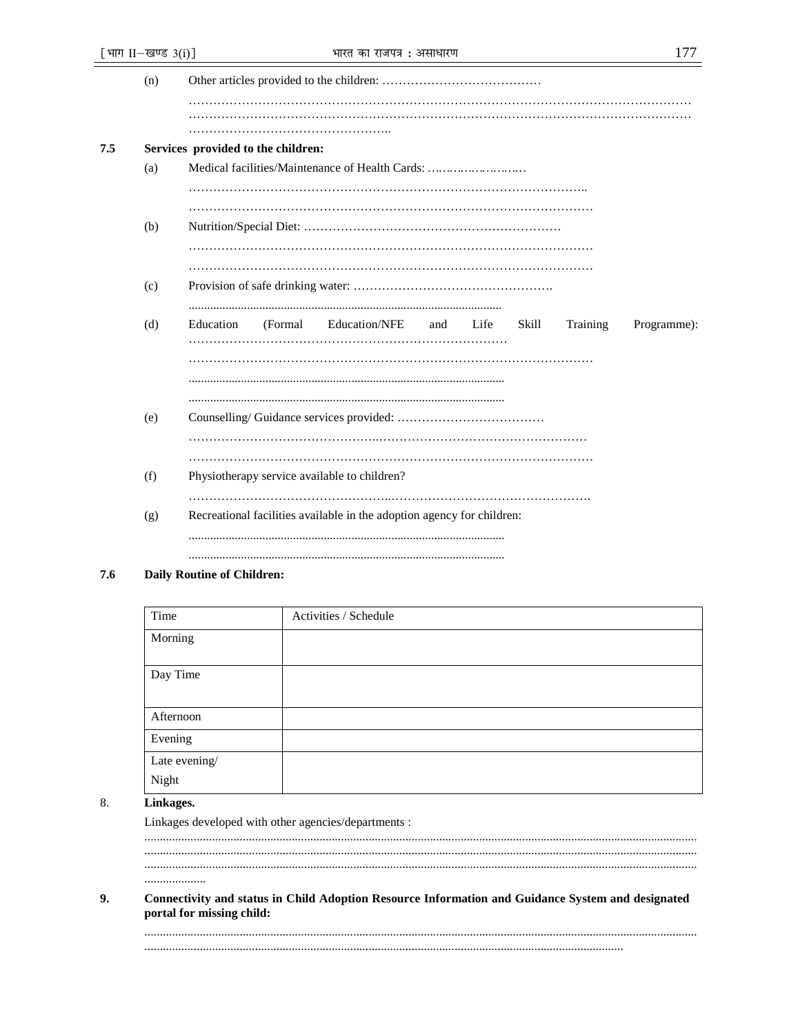(n) Other articles provided to the children: …………………………………
……………………………………………………………………………………………………………
……………………………………………………………………………………………………………
…………………………………………..

**7.5 Services provided to the children:**

(a) Medical facilities/Maintenance of Health Cards: ………………………
……………………………………………………………………………………..
……………………………………………………………………………………………

(b) Nutrition/Special Diet: ………………………………………………………
……………………………………………………………………………………………
……………………………………………………………………………………………

(c) Provision of safe drinking water: ………………………………………….
......................................................................................................

(d) Education (Formal Education/NFE and Life Skill Training Programme):
……………………………………………………………………
……………………………………………………………………………………………
......................................................................................................
......................................................................................................

(e) Counselling/ Guidance services provided: ………………………………
……………………………………..……………………………………………
……………………………………………………………………………………………

(f) Physiotherapy service available to children?
……………………………………….……………………………………….

(g) Recreational facilities available in the adoption agency for children:
......................................................................................................
......................................................................................................

**7.6 Daily Routine of Children:**

| Time | Activities / Schedule |
|---|---|
| Morning | |
| Day Time | |
| Afternoon | |
| Evening | |
| Late evening/ Night | |

**8. Linkages.**

Linkages developed with other agencies/departments :
..........................................................................................................................................................................
..........................................................................................................................................................................
..........................................................................................................................................................................
....................

**9. Connectivity and status in Child Adoption Resource Information and Guidance System and designated portal for missing child:**

..........................................................................................................................................................................
.......................................................................................................................................................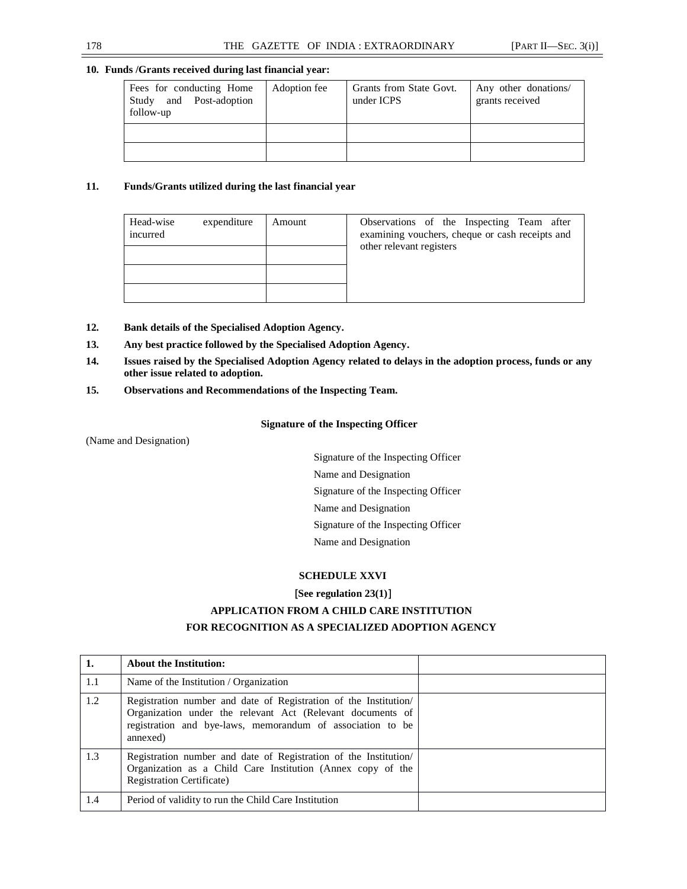**10. Funds /Grants received during last financial year:**

| Fees for conducting Home Study and Post-adoption follow-up | Adoption fee | Grants from State Govt. under ICPS | Any other donations/ grants received |
|---|---|---|---|
| | | | |
| | | | |

**11. Funds/Grants utilized during the last financial year**

| Head-wise expenditure incurred | Amount | Observations of the Inspecting Team after examining vouchers, cheque or cash receipts and other relevant registers |
|---|---|---|
| | | |
| | | |
| | | |

**12. Bank details of the Specialised Adoption Agency.**

**13. Any best practice followed by the Specialised Adoption Agency.**

**14. Issues raised by the Specialised Adoption Agency related to delays in the adoption process, funds or any other issue related to adoption.**

**15. Observations and Recommendations of the Inspecting Team.**

**Signature of the Inspecting Officer**

(Name and Designation)

Signature of the Inspecting Officer

Name and Designation

Signature of the Inspecting Officer

Name and Designation

Signature of the Inspecting Officer

Name and Designation

## SCHEDULE XXVI

**[See regulation 23(1)]**

## APPLICATION FROM A CHILD CARE INSTITUTION FOR RECOGNITION AS A SPECIALIZED ADOPTION AGENCY

| 1. | About the Institution: | |
|---|---|---|
| 1.1 | Name of the Institution / Organization | |
| 1.2 | Registration number and date of Registration of the Institution/ Organization under the relevant Act (Relevant documents of registration and bye-laws, memorandum of association to be annexed) | |
| 1.3 | Registration number and date of Registration of the Institution/ Organization as a Child Care Institution (Annex copy of the Registration Certificate) | |
| 1.4 | Period of validity to run the Child Care Institution | |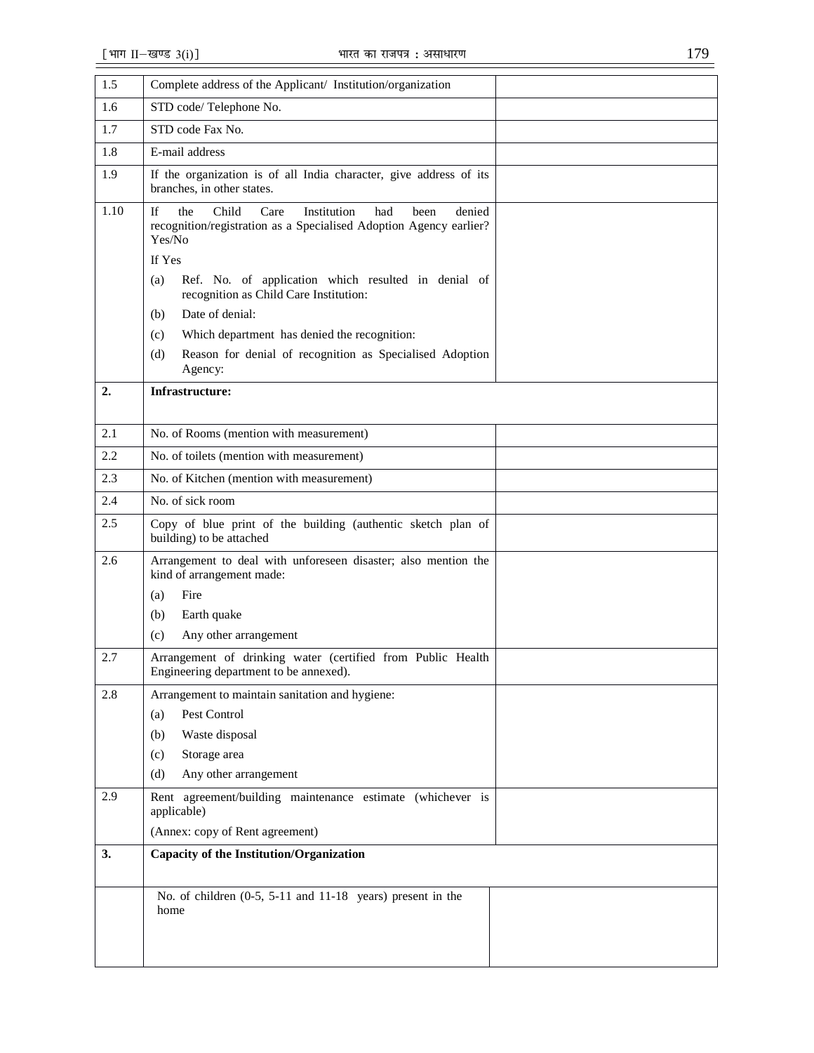| | | |
|---|---|---|
| 1.5 | Complete address of the Applicant/ Institution/organization | |
| 1.6 | STD code/ Telephone No. | |
| 1.7 | STD code Fax No. | |
| 1.8 | E-mail address | |
| 1.9 | If the organization is of all India character, give address of its branches, in other states. | |
| 1.10 | If the Child Care Institution had been denied recognition/registration as a Specialised Adoption Agency earlier? Yes/No<br>If Yes<br>(a) Ref. No. of application which resulted in denial of recognition as Child Care Institution:<br>(b) Date of denial:<br>(c) Which department has denied the recognition:<br>(d) Reason for denial of recognition as Specialised Adoption Agency: | |
| **2.** | **Infrastructure:** | |
| 2.1 | No. of Rooms (mention with measurement) | |
| 2.2 | No. of toilets (mention with measurement) | |
| 2.3 | No. of Kitchen (mention with measurement) | |
| 2.4 | No. of sick room | |
| 2.5 | Copy of blue print of the building (authentic sketch plan of building) to be attached | |
| 2.6 | Arrangement to deal with unforeseen disaster; also mention the kind of arrangement made:<br>(a) Fire<br>(b) Earth quake<br>(c) Any other arrangement | |
| 2.7 | Arrangement of drinking water (certified from Public Health Engineering department to be annexed). | |
| 2.8 | Arrangement to maintain sanitation and hygiene:<br>(a) Pest Control<br>(b) Waste disposal<br>(c) Storage area<br>(d) Any other arrangement | |
| 2.9 | Rent agreement/building maintenance estimate (whichever is applicable)<br>(Annex: copy of Rent agreement) | |
| **3.** | **Capacity of the Institution/Organization** | |
| | No. of children (0-5, 5-11 and 11-18 years) present in the home | |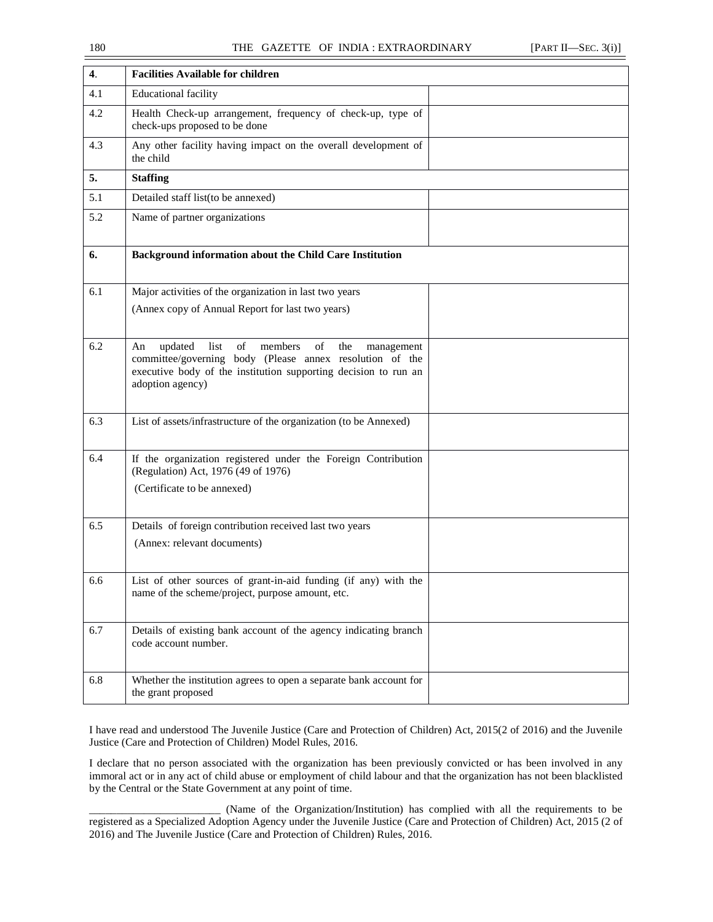| | | |
|---|---|---|
| **4**. | **Facilities Available for children** | |
| 4.1 | Educational facility | |
| 4.2 | Health Check-up arrangement, frequency of check-up, type of check-ups proposed to be done | |
| 4.3 | Any other facility having impact on the overall development of the child | |
| **5.** | **Staffing** | |
| 5.1 | Detailed staff list(to be annexed) | |
| 5.2 | Name of partner organizations | |
| **6.** | **Background information about the Child Care Institution** | |
| 6.1 | Major activities of the organization in last two years<br>(Annex copy of Annual Report for last two years) | |
| 6.2 | An updated list of members of the management committee/governing body (Please annex resolution of the executive body of the institution supporting decision to run an adoption agency) | |
| 6.3 | List of assets/infrastructure of the organization (to be Annexed) | |
| 6.4 | If the organization registered under the Foreign Contribution (Regulation) Act, 1976 (49 of 1976)<br>(Certificate to be annexed) | |
| 6.5 | Details of foreign contribution received last two years<br>(Annex: relevant documents) | |
| 6.6 | List of other sources of grant-in-aid funding (if any) with the name of the scheme/project, purpose amount, etc. | |
| 6.7 | Details of existing bank account of the agency indicating branch code account number. | |
| 6.8 | Whether the institution agrees to open a separate bank account for the grant proposed | |

I have read and understood The Juvenile Justice (Care and Protection of Children) Act, 2015(2 of 2016) and the Juvenile Justice (Care and Protection of Children) Model Rules, 2016.

I declare that no person associated with the organization has been previously convicted or has been involved in any immoral act or in any act of child abuse or employment of child labour and that the organization has not been blacklisted by the Central or the State Government at any point of time.

________________________ (Name of the Organization/Institution) has complied with all the requirements to be registered as a Specialized Adoption Agency under the Juvenile Justice (Care and Protection of Children) Act, 2015 (2 of 2016) and The Juvenile Justice (Care and Protection of Children) Rules, 2016.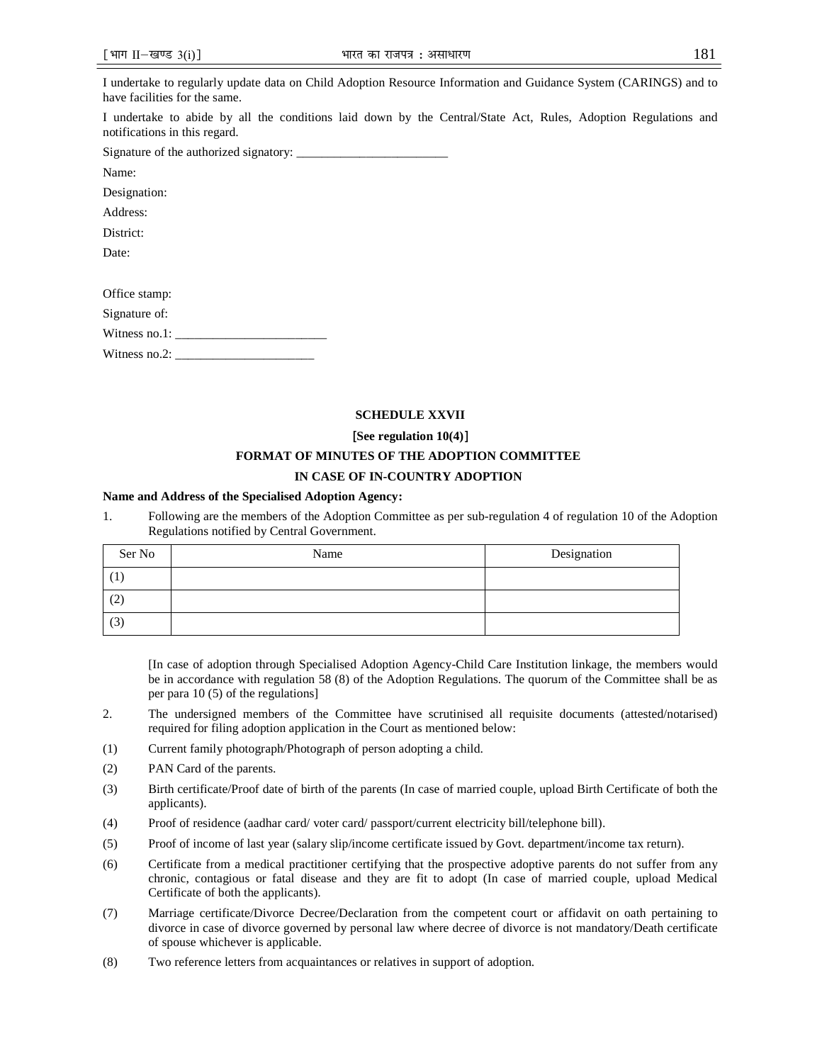I undertake to regularly update data on Child Adoption Resource Information and Guidance System (CARINGS) and to have facilities for the same.

I undertake to abide by all the conditions laid down by the Central/State Act, Rules, Adoption Regulations and notifications in this regard.

Signature of the authorized signatory: ________________________

Name:

Designation:

Address:

District:

Date:

Office stamp:

Signature of:

Witness no.1: ________________________

Witness no.2: ______________________

**SCHEDULE XXVII**

**[See regulation 10(4)]**

**FORMAT OF MINUTES OF THE ADOPTION COMMITTEE**

**IN CASE OF IN-COUNTRY ADOPTION**

**Name and Address of the Specialised Adoption Agency:**

1. Following are the members of the Adoption Committee as per sub-regulation 4 of regulation 10 of the Adoption Regulations notified by Central Government.

| Ser No | Name | Designation |
|---|---|---|
| (1) | | |
| (2) | | |
| (3) | | |

[In case of adoption through Specialised Adoption Agency-Child Care Institution linkage, the members would be in accordance with regulation 58 (8) of the Adoption Regulations. The quorum of the Committee shall be as per para 10 (5) of the regulations]

2. The undersigned members of the Committee have scrutinised all requisite documents (attested/notarised) required for filing adoption application in the Court as mentioned below:

(1) Current family photograph/Photograph of person adopting a child.

(2) PAN Card of the parents.

(3) Birth certificate/Proof date of birth of the parents (In case of married couple, upload Birth Certificate of both the applicants).

(4) Proof of residence (aadhar card/ voter card/ passport/current electricity bill/telephone bill).

(5) Proof of income of last year (salary slip/income certificate issued by Govt. department/income tax return).

(6) Certificate from a medical practitioner certifying that the prospective adoptive parents do not suffer from any chronic, contagious or fatal disease and they are fit to adopt (In case of married couple, upload Medical Certificate of both the applicants).

(7) Marriage certificate/Divorce Decree/Declaration from the competent court or affidavit on oath pertaining to divorce in case of divorce governed by personal law where decree of divorce is not mandatory/Death certificate of spouse whichever is applicable.

(8) Two reference letters from acquaintances or relatives in support of adoption.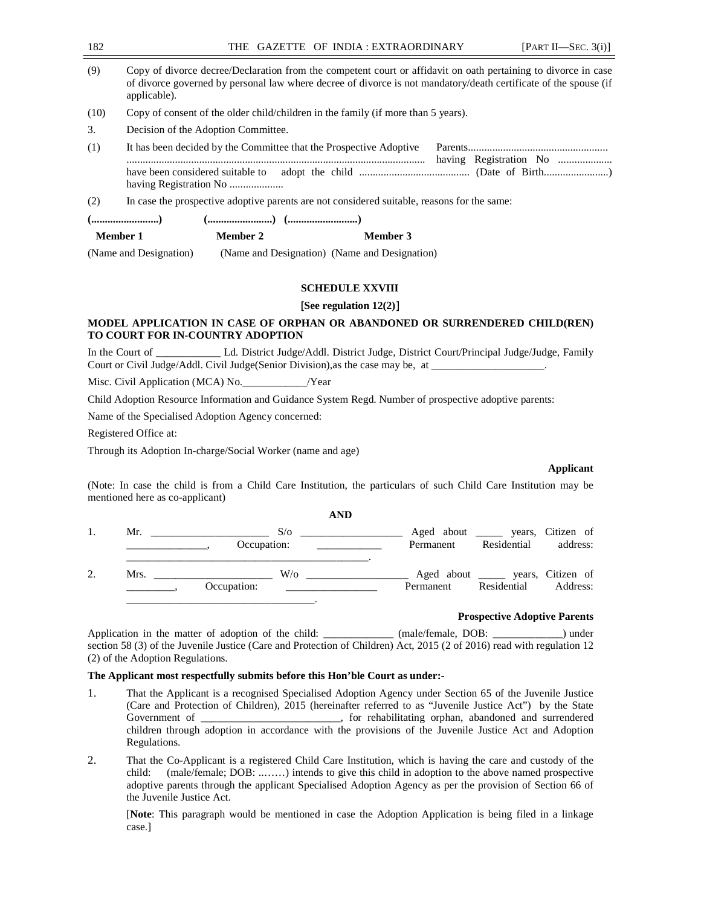(9) Copy of divorce decree/Declaration from the competent court or affidavit on oath pertaining to divorce in case of divorce governed by personal law where decree of divorce is not mandatory/death certificate of the spouse (if applicable).

(10) Copy of consent of the older child/children in the family (if more than 5 years).

3. Decision of the Adoption Committee.

(1) It has been decided by the Committee that the Prospective Adoptive Parents..................................................... ............................................................................................................ having Registration No .................... have been considered suitable to adopt the child ......................................... (Date of Birth........................) having Registration No ....................

(2) In case the prospective adoptive parents are not considered suitable, reasons for the same:

| (.........................) | (........................) | (..........................) |
|---|---|---|
| **Member 1** | **Member 2** | **Member 3** |
| (Name and Designation) | (Name and Designation) | (Name and Designation) |

## SCHEDULE XXVIII

**[See regulation 12(2)]**

**MODEL APPLICATION IN CASE OF ORPHAN OR ABANDONED OR SURRENDERED CHILD(REN) TO COURT FOR IN-COUNTRY ADOPTION**

In the Court of ____________ Ld. District Judge/Addl. District Judge, District Court/Principal Judge/Judge, Family Court or Civil Judge/Addl. Civil Judge(Senior Division),as the case may be, at _____________________.

Misc. Civil Application (MCA) No.____________/Year

Child Adoption Resource Information and Guidance System Regd. Number of prospective adoptive parents:

Name of the Specialised Adoption Agency concerned:

Registered Office at:

Through its Adoption In-charge/Social Worker (name and age)

**Applicant**

(Note: In case the child is from a Child Care Institution, the particulars of such Child Care Institution may be mentioned here as co-applicant)

**AND**

1. Mr. ______________________ S/o ___________________ Aged about _____ years, Citizen of _______________, Occupation: ____________ Permanent Residential address: ______________________________________________.

2. Mrs. ______________________ W/o ___________________ Aged about _____ years, Citizen of _________, Occupation: _________________ Permanent Residential Address: ___________________________________.

**Prospective Adoptive Parents**

Application in the matter of adoption of the child: _____________ (male/female, DOB: _____________) under section 58 (3) of the Juvenile Justice (Care and Protection of Children) Act, 2015 (2 of 2016) read with regulation 12 (2) of the Adoption Regulations.

**The Applicant most respectfully submits before this Hon'ble Court as under:-**

1. That the Applicant is a recognised Specialised Adoption Agency under Section 65 of the Juvenile Justice (Care and Protection of Children), 2015 (hereinafter referred to as "Juvenile Justice Act") by the State Government of __________________________, for rehabilitating orphan, abandoned and surrendered children through adoption in accordance with the provisions of the Juvenile Justice Act and Adoption Regulations.

2. That the Co-Applicant is a registered Child Care Institution, which is having the care and custody of the child: (male/female; DOB: ...……) intends to give this child in adoption to the above named prospective adoptive parents through the applicant Specialised Adoption Agency as per the provision of Section 66 of the Juvenile Justice Act.

   [**Note**: This paragraph would be mentioned in case the Adoption Application is being filed in a linkage case.]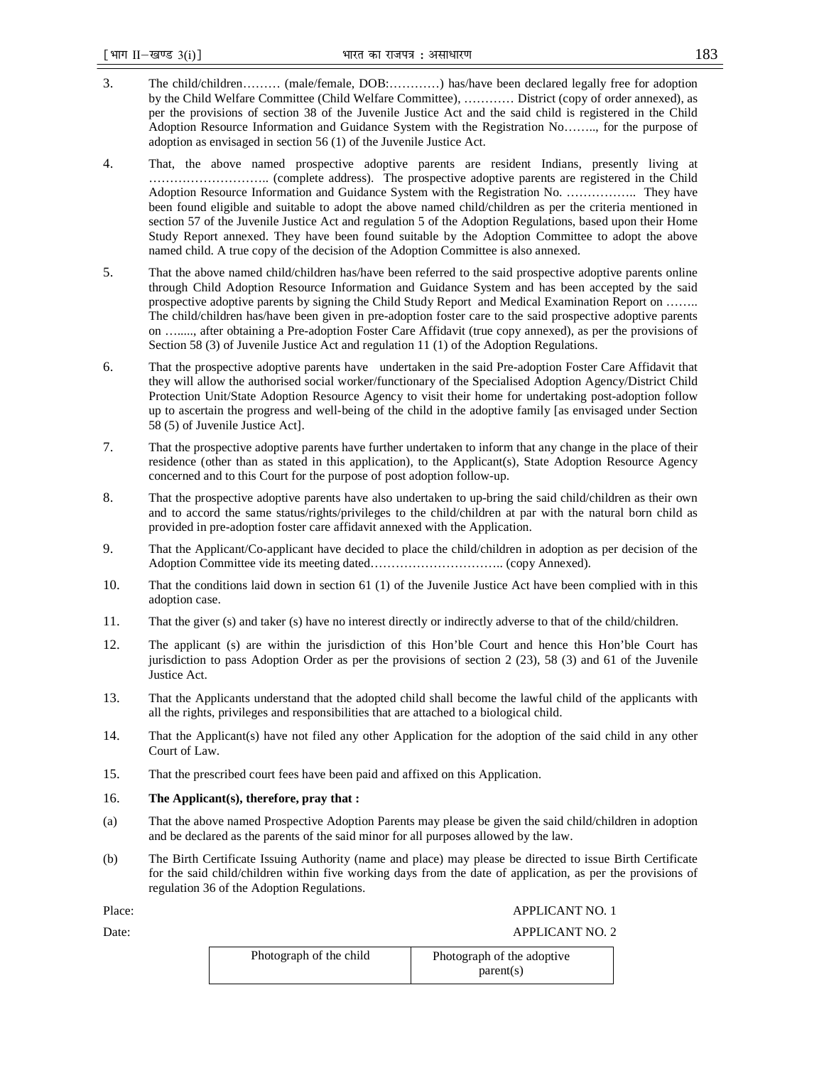3. The child/children……… (male/female, DOB:…………) has/have been declared legally free for adoption by the Child Welfare Committee (Child Welfare Committee), ………… District (copy of order annexed), as per the provisions of section 38 of the Juvenile Justice Act and the said child is registered in the Child Adoption Resource Information and Guidance System with the Registration No…….., for the purpose of adoption as envisaged in section 56 (1) of the Juvenile Justice Act.

4. That, the above named prospective adoptive parents are resident Indians, presently living at ……………………….. (complete address). The prospective adoptive parents are registered in the Child Adoption Resource Information and Guidance System with the Registration No. …………….. They have been found eligible and suitable to adopt the above named child/children as per the criteria mentioned in section 57 of the Juvenile Justice Act and regulation 5 of the Adoption Regulations, based upon their Home Study Report annexed. They have been found suitable by the Adoption Committee to adopt the above named child. A true copy of the decision of the Adoption Committee is also annexed.

5. That the above named child/children has/have been referred to the said prospective adoptive parents online through Child Adoption Resource Information and Guidance System and has been accepted by the said prospective adoptive parents by signing the Child Study Report and Medical Examination Report on …….. The child/children has/have been given in pre-adoption foster care to the said prospective adoptive parents on …....., after obtaining a Pre-adoption Foster Care Affidavit (true copy annexed), as per the provisions of Section 58 (3) of Juvenile Justice Act and regulation 11 (1) of the Adoption Regulations.

6. That the prospective adoptive parents have undertaken in the said Pre-adoption Foster Care Affidavit that they will allow the authorised social worker/functionary of the Specialised Adoption Agency/District Child Protection Unit/State Adoption Resource Agency to visit their home for undertaking post-adoption follow up to ascertain the progress and well-being of the child in the adoptive family [as envisaged under Section 58 (5) of Juvenile Justice Act].

7. That the prospective adoptive parents have further undertaken to inform that any change in the place of their residence (other than as stated in this application), to the Applicant(s), State Adoption Resource Agency concerned and to this Court for the purpose of post adoption follow-up.

8. That the prospective adoptive parents have also undertaken to up-bring the said child/children as their own and to accord the same status/rights/privileges to the child/children at par with the natural born child as provided in pre-adoption foster care affidavit annexed with the Application.

9. That the Applicant/Co-applicant have decided to place the child/children in adoption as per decision of the Adoption Committee vide its meeting dated………………………….. (copy Annexed).

10. That the conditions laid down in section 61 (1) of the Juvenile Justice Act have been complied with in this adoption case.

11. That the giver (s) and taker (s) have no interest directly or indirectly adverse to that of the child/children.

12. The applicant (s) are within the jurisdiction of this Hon'ble Court and hence this Hon'ble Court has jurisdiction to pass Adoption Order as per the provisions of section 2 (23), 58 (3) and 61 of the Juvenile Justice Act.

13. That the Applicants understand that the adopted child shall become the lawful child of the applicants with all the rights, privileges and responsibilities that are attached to a biological child.

14. That the Applicant(s) have not filed any other Application for the adoption of the said child in any other Court of Law.

15. That the prescribed court fees have been paid and affixed on this Application.

16. **The Applicant(s), therefore, pray that :**

(a) That the above named Prospective Adoption Parents may please be given the said child/children in adoption and be declared as the parents of the said minor for all purposes allowed by the law.

(b) The Birth Certificate Issuing Authority (name and place) may please be directed to issue Birth Certificate for the said child/children within five working days from the date of application, as per the provisions of regulation 36 of the Adoption Regulations.

Place: APPLICANT NO. 1

Date: APPLICANT NO. 2

| Photograph of the child | Photograph of the adoptive parent(s) |
|---|---|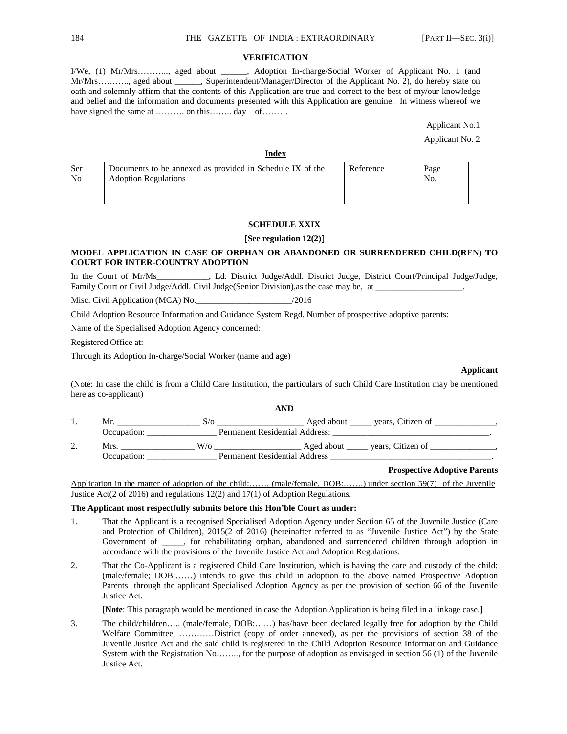**VERIFICATION**

I/We, (1) Mr/Mrs……….., aged about ______, Adoption In-charge/Social Worker of Applicant No. 1 (and Mr/Mrs……….., aged about ______, Superintendent/Manager/Director of the Applicant No. 2), do hereby state on oath and solemnly affirm that the contents of this Application are true and correct to the best of my/our knowledge and belief and the information and documents presented with this Application are genuine. In witness whereof we have signed the same at ………. on this…….. day of………

Applicant No.1

Applicant No. 2

**Index**

| Ser No | Documents to be annexed as provided in Schedule IX of the Adoption Regulations | Reference | Page No. |
|---|---|---|---|
| | | | |

**SCHEDULE XXIX**

**[See regulation 12(2)]**

**MODEL APPLICATION IN CASE OF ORPHAN OR ABANDONED OR SURRENDERED CHILD(REN) TO COURT FOR INTER-COUNTRY ADOPTION**

In the Court of Mr/Ms____________, Ld. District Judge/Addl. District Judge, District Court/Principal Judge/Judge, Family Court or Civil Judge/Addl. Civil Judge(Senior Division),as the case may be, at ____________________.

Misc. Civil Application (MCA) No.______________________/2016

Child Adoption Resource Information and Guidance System Regd. Number of prospective adoptive parents:

Name of the Specialised Adoption Agency concerned:

Registered Office at:

Through its Adoption In-charge/Social Worker (name and age)

**Applicant**

(Note: In case the child is from a Child Care Institution, the particulars of such Child Care Institution may be mentioned here as co-applicant)

**AND**

1. Mr. ___________________ S/o ____________________ Aged about _____ years, Citizen of ______________, Occupation: ________________ Permanent Residential Address: ____________________________________.
2. Mrs. _________________ W/o ____________________ Aged about _____ years, Citizen of _______________, Occupation: ________________ Permanent Residential Address ____________________________________.

**Prospective Adoptive Parents**

Application in the matter of adoption of the child:……. (male/female, DOB:…….) under section 59(7) of the Juvenile Justice Act(2 of 2016) and regulations 12(2) and 17(1) of Adoption Regulations.

**The Applicant most respectfully submits before this Hon'ble Court as under:**

1. That the Applicant is a recognised Specialised Adoption Agency under Section 65 of the Juvenile Justice (Care and Protection of Children), 2015(2 of 2016) (hereinafter referred to as "Juvenile Justice Act") by the State Government of _____, for rehabilitating orphan, abandoned and surrendered children through adoption in accordance with the provisions of the Juvenile Justice Act and Adoption Regulations.
2. That the Co-Applicant is a registered Child Care Institution, which is having the care and custody of the child: (male/female; DOB:……) intends to give this child in adoption to the above named Prospective Adoption Parents through the applicant Specialised Adoption Agency as per the provision of section 66 of the Juvenile Justice Act.

   [**Note**: This paragraph would be mentioned in case the Adoption Application is being filed in a linkage case.]
3. The child/children….. (male/female, DOB:……) has/have been declared legally free for adoption by the Child Welfare Committee, …………District (copy of order annexed), as per the provisions of section 38 of the Juvenile Justice Act and the said child is registered in the Child Adoption Resource Information and Guidance System with the Registration No…….., for the purpose of adoption as envisaged in section 56 (1) of the Juvenile Justice Act.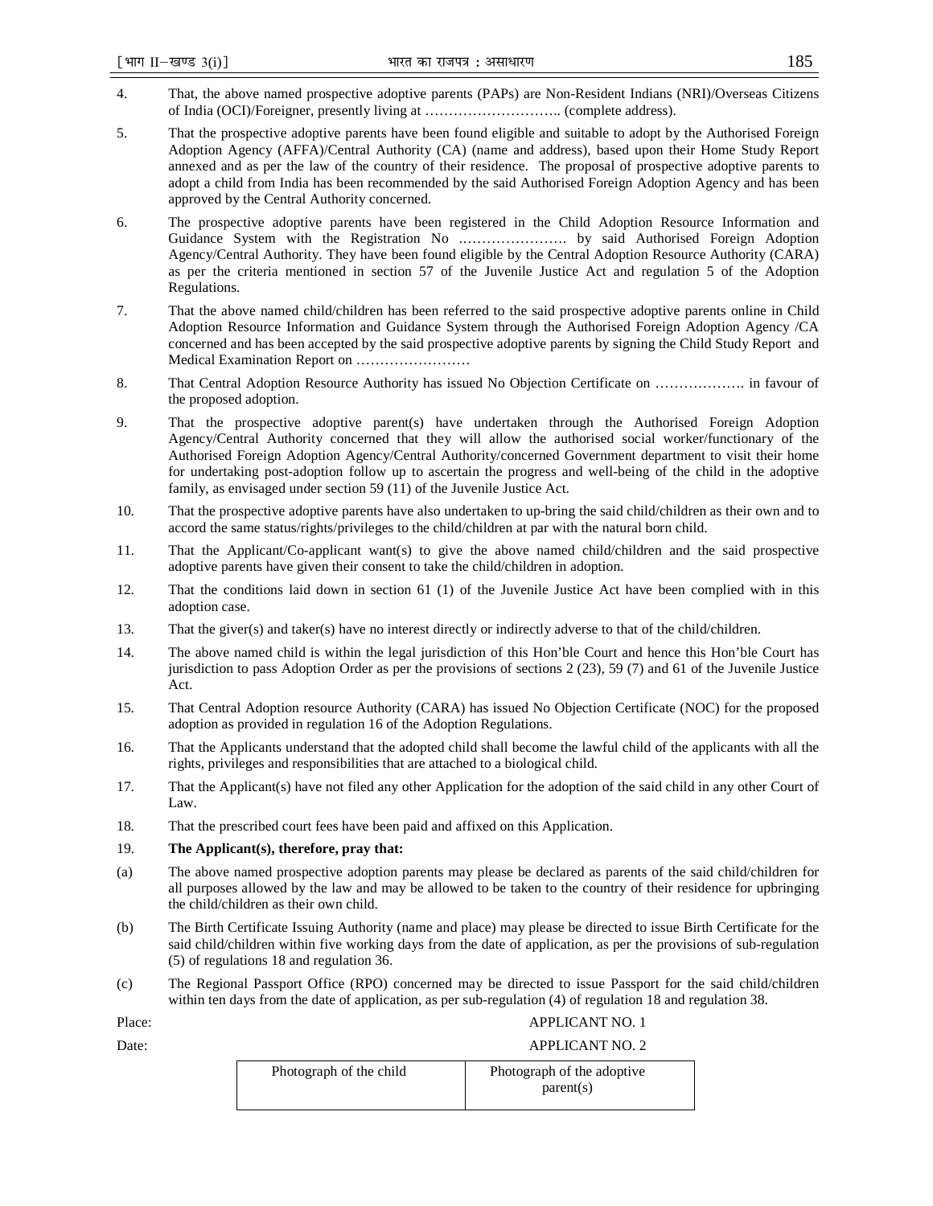4. That, the above named prospective adoptive parents (PAPs) are Non-Resident Indians (NRI)/Overseas Citizens of India (OCI)/Foreigner, presently living at ……………………….. (complete address).

5. That the prospective adoptive parents have been found eligible and suitable to adopt by the Authorised Foreign Adoption Agency (AFFA)/Central Authority (CA) (name and address), based upon their Home Study Report annexed and as per the law of the country of their residence. The proposal of prospective adoptive parents to adopt a child from India has been recommended by the said Authorised Foreign Adoption Agency and has been approved by the Central Authority concerned.

6. The prospective adoptive parents have been registered in the Child Adoption Resource Information and Guidance System with the Registration No .…………………. by said Authorised Foreign Adoption Agency/Central Authority. They have been found eligible by the Central Adoption Resource Authority (CARA) as per the criteria mentioned in section 57 of the Juvenile Justice Act and regulation 5 of the Adoption Regulations.

7. That the above named child/children has been referred to the said prospective adoptive parents online in Child Adoption Resource Information and Guidance System through the Authorised Foreign Adoption Agency /CA concerned and has been accepted by the said prospective adoptive parents by signing the Child Study Report and Medical Examination Report on ……………………

8. That Central Adoption Resource Authority has issued No Objection Certificate on ………………. in favour of the proposed adoption.

9. That the prospective adoptive parent(s) have undertaken through the Authorised Foreign Adoption Agency/Central Authority concerned that they will allow the authorised social worker/functionary of the Authorised Foreign Adoption Agency/Central Authority/concerned Government department to visit their home for undertaking post-adoption follow up to ascertain the progress and well-being of the child in the adoptive family, as envisaged under section 59 (11) of the Juvenile Justice Act.

10. That the prospective adoptive parents have also undertaken to up-bring the said child/children as their own and to accord the same status/rights/privileges to the child/children at par with the natural born child.

11. That the Applicant/Co-applicant want(s) to give the above named child/children and the said prospective adoptive parents have given their consent to take the child/children in adoption.

12. That the conditions laid down in section 61 (1) of the Juvenile Justice Act have been complied with in this adoption case.

13. That the giver(s) and taker(s) have no interest directly or indirectly adverse to that of the child/children.

14. The above named child is within the legal jurisdiction of this Hon'ble Court and hence this Hon'ble Court has jurisdiction to pass Adoption Order as per the provisions of sections 2 (23), 59 (7) and 61 of the Juvenile Justice Act.

15. That Central Adoption resource Authority (CARA) has issued No Objection Certificate (NOC) for the proposed adoption as provided in regulation 16 of the Adoption Regulations.

16. That the Applicants understand that the adopted child shall become the lawful child of the applicants with all the rights, privileges and responsibilities that are attached to a biological child.

17. That the Applicant(s) have not filed any other Application for the adoption of the said child in any other Court of Law.

18. That the prescribed court fees have been paid and affixed on this Application.

19. **The Applicant(s), therefore, pray that:**

(a) The above named prospective adoption parents may please be declared as parents of the said child/children for all purposes allowed by the law and may be allowed to be taken to the country of their residence for upbringing the child/children as their own child.

(b) The Birth Certificate Issuing Authority (name and place) may please be directed to issue Birth Certificate for the said child/children within five working days from the date of application, as per the provisions of sub-regulation (5) of regulations 18 and regulation 36.

(c) The Regional Passport Office (RPO) concerned may be directed to issue Passport for the said child/children within ten days from the date of application, as per sub-regulation (4) of regulation 18 and regulation 38.

Place: APPLICANT NO. 1

Date: APPLICANT NO. 2

| | |
|---|---|
| Photograph of the child | Photograph of the adoptive parent(s) |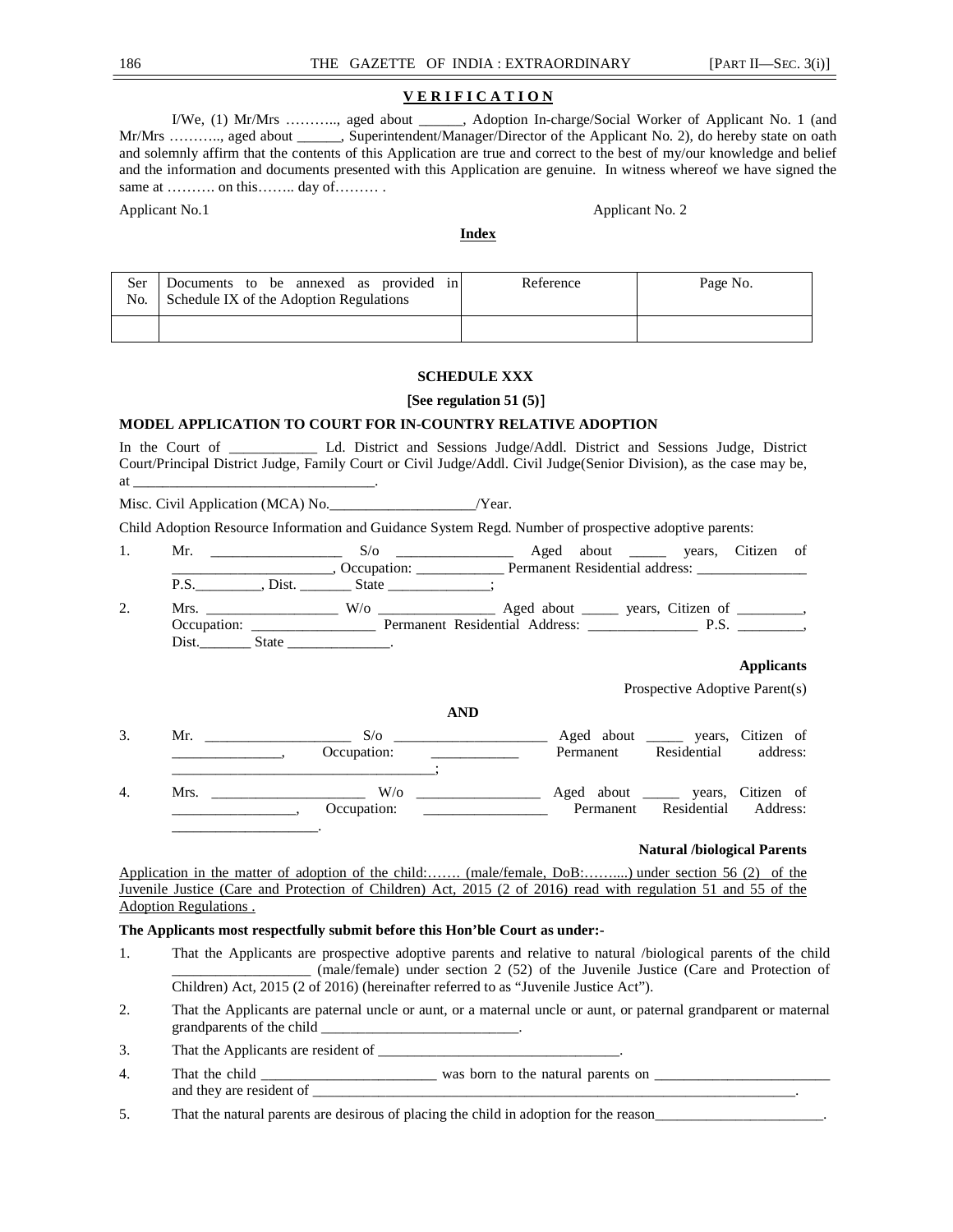## VERIFICATION

I/We, (1) Mr/Mrs ……….., aged about ______, Adoption In-charge/Social Worker of Applicant No. 1 (and Mr/Mrs ……….., aged about ______, Superintendent/Manager/Director of the Applicant No. 2), do hereby state on oath and solemnly affirm that the contents of this Application are true and correct to the best of my/our knowledge and belief and the information and documents presented with this Application are genuine. In witness whereof we have signed the same at ………. on this…….. day of……… .

Applicant No.1 Applicant No. 2

**Index**

| Ser No. | Documents to be annexed as provided in Schedule IX of the Adoption Regulations | Reference | Page No. |
|---|---|---|---|
| | | | |

**SCHEDULE XXX**

**[See regulation 51 (5)]**

**MODEL APPLICATION TO COURT FOR IN-COUNTRY RELATIVE ADOPTION**

In the Court of ____________ Ld. District and Sessions Judge/Addl. District and Sessions Judge, District Court/Principal District Judge, Family Court or Civil Judge/Addl. Civil Judge(Senior Division), as the case may be, at _________________________________.

Misc. Civil Application (MCA) No.____________________/Year.

Child Adoption Resource Information and Guidance System Regd. Number of prospective adoptive parents:

1. Mr. __________________ S/o ________________ Aged about _____ years, Citizen of ______________________, Occupation: ____________ Permanent Residential address: _______________ P.S._________, Dist. _______ State ______________;
2. Mrs. __________________ W/o ________________ Aged about _____ years, Citizen of _________, Occupation: _________________ Permanent Residential Address: _______________ P.S. _________, Dist._______ State ______________.

**Applicants**

Prospective Adoptive Parent(s)

**AND**

3. Mr. ____________________ S/o _____________________ Aged about _____ years, Citizen of _______________, Occupation: ____________ Permanent Residential address: _____________________________________;
4. Mrs. _____________________ W/o _________________ Aged about _____ years, Citizen of _________________, Occupation: _________________ Permanent Residential Address: ____________________.

**Natural /biological Parents**

Application in the matter of adoption of the child:……. (male/female, DoB:……....) under section 56 (2) of the Juvenile Justice (Care and Protection of Children) Act, 2015 (2 of 2016) read with regulation 51 and 55 of the Adoption Regulations .

**The Applicants most respectfully submit before this Hon'ble Court as under:-**

1. That the Applicants are prospective adoptive parents and relative to natural /biological parents of the child ___________________ (male/female) under section 2 (52) of the Juvenile Justice (Care and Protection of Children) Act, 2015 (2 of 2016) (hereinafter referred to as "Juvenile Justice Act").
2. That the Applicants are paternal uncle or aunt, or a maternal uncle or aunt, or paternal grandparent or maternal grandparents of the child ___________________________.
3. That the Applicants are resident of _________________________________.
4. That the child ________________________ was born to the natural parents on ________________________ and they are resident of ______________________________________________________________________.
5. That the natural parents are desirous of placing the child in adoption for the reason_______________________.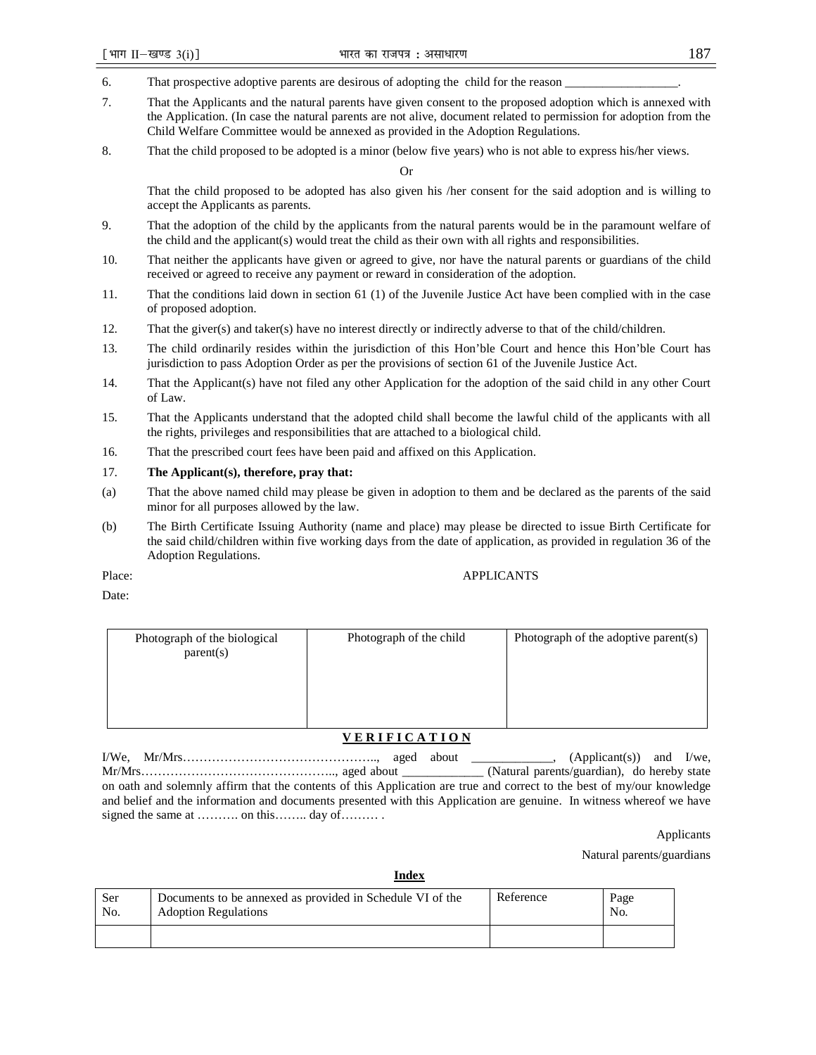6. That prospective adoptive parents are desirous of adopting the child for the reason __________________.

7. That the Applicants and the natural parents have given consent to the proposed adoption which is annexed with the Application. (In case the natural parents are not alive, document related to permission for adoption from the Child Welfare Committee would be annexed as provided in the Adoption Regulations.

8. That the child proposed to be adopted is a minor (below five years) who is not able to express his/her views.

Or

That the child proposed to be adopted has also given his /her consent for the said adoption and is willing to accept the Applicants as parents.

9. That the adoption of the child by the applicants from the natural parents would be in the paramount welfare of the child and the applicant(s) would treat the child as their own with all rights and responsibilities.

10. That neither the applicants have given or agreed to give, nor have the natural parents or guardians of the child received or agreed to receive any payment or reward in consideration of the adoption.

11. That the conditions laid down in section 61 (1) of the Juvenile Justice Act have been complied with in the case of proposed adoption.

12. That the giver(s) and taker(s) have no interest directly or indirectly adverse to that of the child/children.

13. The child ordinarily resides within the jurisdiction of this Hon'ble Court and hence this Hon'ble Court has jurisdiction to pass Adoption Order as per the provisions of section 61 of the Juvenile Justice Act.

14. That the Applicant(s) have not filed any other Application for the adoption of the said child in any other Court of Law.

15. That the Applicants understand that the adopted child shall become the lawful child of the applicants with all the rights, privileges and responsibilities that are attached to a biological child.

16. That the prescribed court fees have been paid and affixed on this Application.

17. **The Applicant(s), therefore, pray that:**

(a) That the above named child may please be given in adoption to them and be declared as the parents of the said minor for all purposes allowed by the law.

(b) The Birth Certificate Issuing Authority (name and place) may please be directed to issue Birth Certificate for the said child/children within five working days from the date of application, as provided in regulation 36 of the Adoption Regulations.

Place: APPLICANTS

Date:

| Photograph of the biological parent(s) | Photograph of the child | Photograph of the adoptive parent(s) |
|---|---|---|
| | | |

## V E R I F I C A T I O N

I/We, Mr/Mrs……………………………………….., aged about _____________, (Applicant(s)) and I/we, Mr/Mrs……………………………………….., aged about _____________ (Natural parents/guardian), do hereby state on oath and solemnly affirm that the contents of this Application are true and correct to the best of my/our knowledge and belief and the information and documents presented with this Application are genuine. In witness whereof we have signed the same at ………. on this…….. day of……… .

Applicants

Natural parents/guardians

**Index**

| Ser No. | Documents to be annexed as provided in Schedule VI of the Adoption Regulations | Reference | Page No. |
|---|---|---|---|
| | | | |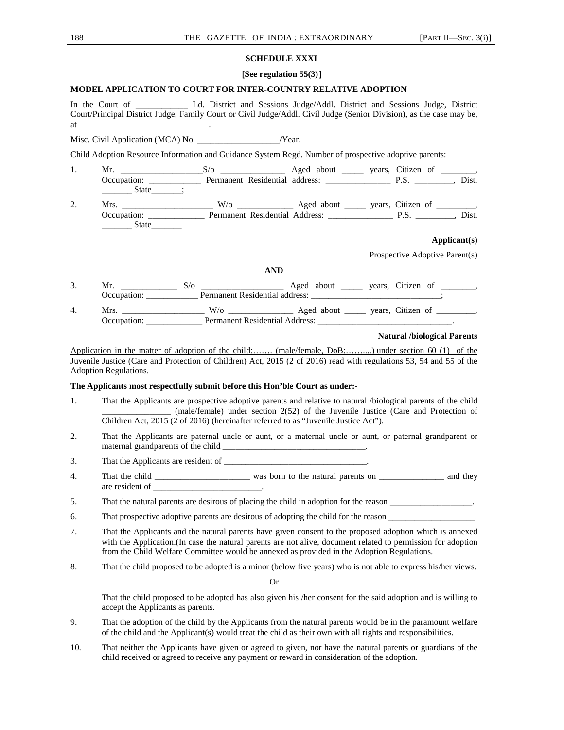**SCHEDULE XXXI**

**[See regulation 55(3)]**

**MODEL APPLICATION TO COURT FOR INTER-COUNTRY RELATIVE ADOPTION**

In the Court of ____________ Ld. District and Sessions Judge/Addl. District and Sessions Judge, District Court/Principal District Judge, Family Court or Civil Judge/Addl. Civil Judge (Senior Division), as the case may be, at ______________________________.

Misc. Civil Application (MCA) No. ___________________/Year.

Child Adoption Resource Information and Guidance System Regd. Number of prospective adoptive parents:

1. Mr. ___________________S/o _______________ Aged about _____ years, Citizen of ________, Occupation: ____________ Permanent Residential address: _______________ P.S. _________, Dist. _______ State_______;

2. Mrs. _____________________ W/o _____________ Aged about _____ years, Citizen of _________, Occupation: _____________ Permanent Residential Address: _______________ P.S. _________, Dist. _______ State_______

**Applicant(s)**

Prospective Adoptive Parent(s)

**AND**

3. Mr. _____________ S/o __________________ Aged about _____ years, Citizen of ________, Occupation: ____________ Permanent Residential address: ______________________________;

4. Mrs. ___________________ W/o _______________ Aged about _____ years, Citizen of _________, Occupation: _____________ Permanent Residential Address: _______________________________.

**Natural /biological Parents**

Application in the matter of adoption of the child:……. (male/female, DoB:……....) under section 60 (1) of the Juvenile Justice (Care and Protection of Children) Act, 2015 (2 of 2016) read with regulations 53, 54 and 55 of the Adoption Regulations.

**The Applicants most respectfully submit before this Hon'ble Court as under:-**

1. That the Applicants are prospective adoptive parents and relative to natural /biological parents of the child ________________ (male/female) under section 2(52) of the Juvenile Justice (Care and Protection of Children Act, 2015 (2 of 2016) (hereinafter referred to as "Juvenile Justice Act").

2. That the Applicants are paternal uncle or aunt, or a maternal uncle or aunt, or paternal grandparent or maternal grandparents of the child _________________________________.

3. That the Applicants are resident of _________________________________.

4. That the child ______________________ was born to the natural parents on _______________ and they are resident of _________________________.

5. That the natural parents are desirous of placing the child in adoption for the reason ___________________.

6. That prospective adoptive parents are desirous of adopting the child for the reason ____________________.

7. That the Applicants and the natural parents have given consent to the proposed adoption which is annexed with the Application.(In case the natural parents are not alive, document related to permission for adoption from the Child Welfare Committee would be annexed as provided in the Adoption Regulations.

8. That the child proposed to be adopted is a minor (below five years) who is not able to express his/her views.

   Or

   That the child proposed to be adopted has also given his /her consent for the said adoption and is willing to accept the Applicants as parents.

9. That the adoption of the child by the Applicants from the natural parents would be in the paramount welfare of the child and the Applicant(s) would treat the child as their own with all rights and responsibilities.

10. That neither the Applicants have given or agreed to given, nor have the natural parents or guardians of the child received or agreed to receive any payment or reward in consideration of the adoption.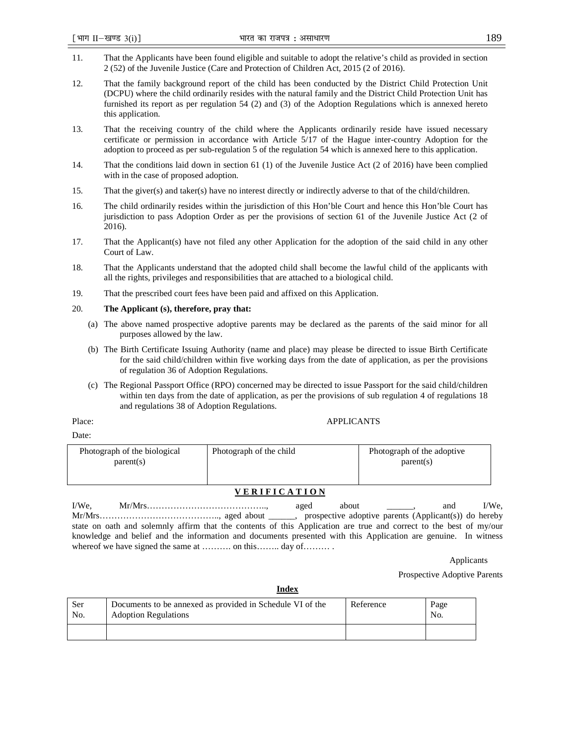11. That the Applicants have been found eligible and suitable to adopt the relative's child as provided in section 2 (52) of the Juvenile Justice (Care and Protection of Children Act, 2015 (2 of 2016).

12. That the family background report of the child has been conducted by the District Child Protection Unit (DCPU) where the child ordinarily resides with the natural family and the District Child Protection Unit has furnished its report as per regulation 54 (2) and (3) of the Adoption Regulations which is annexed hereto this application.

13. That the receiving country of the child where the Applicants ordinarily reside have issued necessary certificate or permission in accordance with Article 5/17 of the Hague inter-country Adoption for the adoption to proceed as per sub-regulation 5 of the regulation 54 which is annexed here to this application.

14. That the conditions laid down in section 61 (1) of the Juvenile Justice Act (2 of 2016) have been complied with in the case of proposed adoption.

15. That the giver(s) and taker(s) have no interest directly or indirectly adverse to that of the child/children.

16. The child ordinarily resides within the jurisdiction of this Hon'ble Court and hence this Hon'ble Court has jurisdiction to pass Adoption Order as per the provisions of section 61 of the Juvenile Justice Act (2 of 2016).

17. That the Applicant(s) have not filed any other Application for the adoption of the said child in any other Court of Law.

18. That the Applicants understand that the adopted child shall become the lawful child of the applicants with all the rights, privileges and responsibilities that are attached to a biological child.

19. That the prescribed court fees have been paid and affixed on this Application.

20. **The Applicant (s), therefore, pray that:**

(a) The above named prospective adoptive parents may be declared as the parents of the said minor for all purposes allowed by the law.

(b) The Birth Certificate Issuing Authority (name and place) may please be directed to issue Birth Certificate for the said child/children within five working days from the date of application, as per the provisions of regulation 36 of Adoption Regulations.

(c) The Regional Passport Office (RPO) concerned may be directed to issue Passport for the said child/children within ten days from the date of application, as per the provisions of sub regulation 4 of regulations 18 and regulations 38 of Adoption Regulations.

Place: APPLICANTS

Date:

| Photograph of the biological parent(s) | Photograph of the child | Photograph of the adoptive parent(s) |
|---|---|---|

**VERIFICATION**

I/We, Mr/Mrs………………………………….., aged about ______, and I/We, Mr/Mrs………………………………….., aged about ______, prospective adoptive parents (Applicant(s)) do hereby state on oath and solemnly affirm that the contents of this Application are true and correct to the best of my/our knowledge and belief and the information and documents presented with this Application are genuine. In witness whereof we have signed the same at ………. on this…….. day of……… .

Applicants

Prospective Adoptive Parents

**Index**

| Ser No. | Documents to be annexed as provided in Schedule VI of the Adoption Regulations | Reference | Page No. |
|---|---|---|---|
| | | | |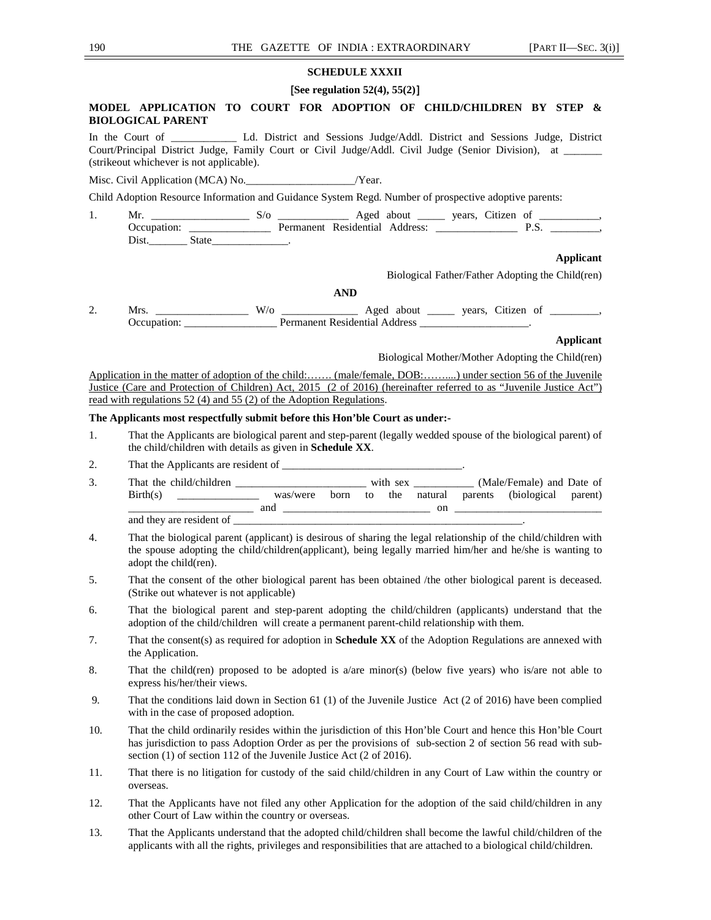## SCHEDULE XXXII

**[See regulation 52(4), 55(2)]**

**MODEL APPLICATION TO COURT FOR ADOPTION OF CHILD/CHILDREN BY STEP & BIOLOGICAL PARENT**

In the Court of ____________ Ld. District and Sessions Judge/Addl. District and Sessions Judge, District Court/Principal District Judge, Family Court or Civil Judge/Addl. Civil Judge (Senior Division), at _______ (strikeout whichever is not applicable).

Misc. Civil Application (MCA) No.____________________/Year.

Child Adoption Resource Information and Guidance System Regd. Number of prospective adoptive parents:

1. Mr. __________________ S/o _____________ Aged about _____ years, Citizen of ___________, Occupation: _______________ Permanent Residential Address: _______________ P.S. _________, Dist._______ State______________.

**Applicant**

Biological Father/Father Adopting the Child(ren)

**AND**

2. Mrs. _________________ W/o ______________ Aged about _____ years, Citizen of _________, Occupation: _________________ Permanent Residential Address ____________________.

**Applicant**

Biological Mother/Mother Adopting the Child(ren)

Application in the matter of adoption of the child:……. (male/female, DOB:……....) under section 56 of the Juvenile Justice (Care and Protection of Children) Act, 2015 (2 of 2016) (hereinafter referred to as "Juvenile Justice Act") read with regulations 52 (4) and 55 (2) of the Adoption Regulations.

**The Applicants most respectfully submit before this Hon'ble Court as under:-**

1. That the Applicants are biological parent and step-parent (legally wedded spouse of the biological parent) of the child/children with details as given in **Schedule XX**.
2. That the Applicants are resident of __________________________________.
3. That the child/children ________________________ with sex ___________ (Male/Female) and Date of Birth(s) _______________ was/were born to the natural parents (biological parent) _______________________ and ___________________________ on ___________________________ and they are resident of _______________________________________________________.
4. That the biological parent (applicant) is desirous of sharing the legal relationship of the child/children with the spouse adopting the child/children(applicant), being legally married him/her and he/she is wanting to adopt the child(ren).
5. That the consent of the other biological parent has been obtained /the other biological parent is deceased. (Strike out whatever is not applicable)
6. That the biological parent and step-parent adopting the child/children (applicants) understand that the adoption of the child/children will create a permanent parent-child relationship with them.
7. That the consent(s) as required for adoption in **Schedule XX** of the Adoption Regulations are annexed with the Application.
8. That the child(ren) proposed to be adopted is a/are minor(s) (below five years) who is/are not able to express his/her/their views.
9. That the conditions laid down in Section 61 (1) of the Juvenile Justice Act (2 of 2016) have been complied with in the case of proposed adoption.
10. That the child ordinarily resides within the jurisdiction of this Hon'ble Court and hence this Hon'ble Court has jurisdiction to pass Adoption Order as per the provisions of sub-section 2 of section 56 read with sub-section (1) of section 112 of the Juvenile Justice Act (2 of 2016).
11. That there is no litigation for custody of the said child/children in any Court of Law within the country or overseas.
12. That the Applicants have not filed any other Application for the adoption of the said child/children in any other Court of Law within the country or overseas.
13. That the Applicants understand that the adopted child/children shall become the lawful child/children of the applicants with all the rights, privileges and responsibilities that are attached to a biological child/children.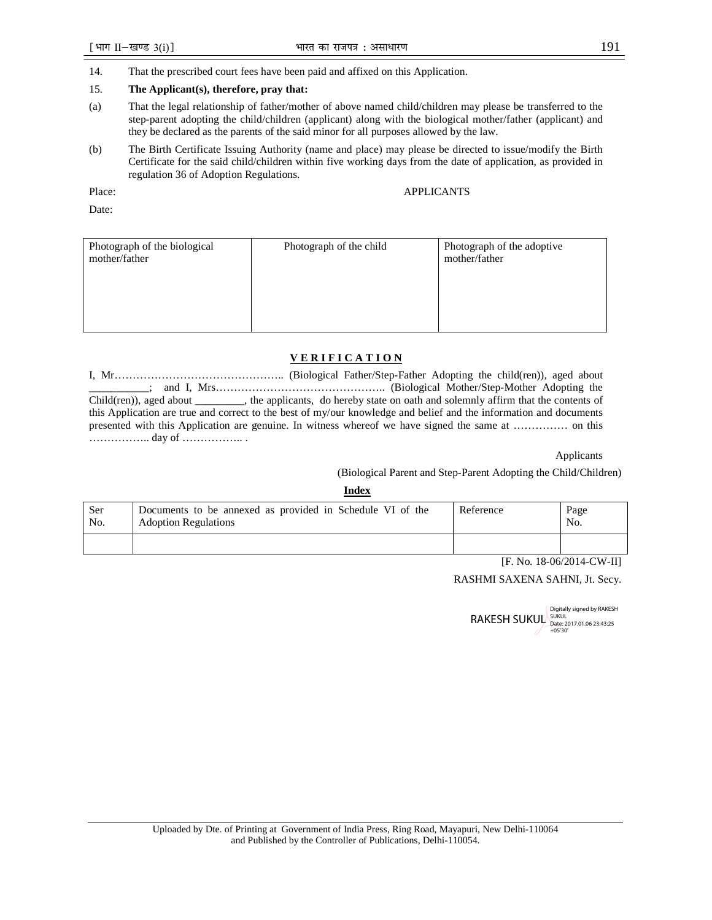14. That the prescribed court fees have been paid and affixed on this Application.

15. **The Applicant(s), therefore, pray that:**

(a) That the legal relationship of father/mother of above named child/children may please be transferred to the step-parent adopting the child/children (applicant) along with the biological mother/father (applicant) and they be declared as the parents of the said minor for all purposes allowed by the law.

(b) The Birth Certificate Issuing Authority (name and place) may please be directed to issue/modify the Birth Certificate for the said child/children within five working days from the date of application, as provided in regulation 36 of Adoption Regulations.

Place: APPLICANTS

Date:

| Photograph of the biological mother/father | Photograph of the child | Photograph of the adoptive mother/father |
|---|---|---|
| | | |

## V E R I F I C A T I O N

I, Mr……………………………………….. (Biological Father/Step-Father Adopting the child(ren)), aged about __________; and I, Mrs……………………………………….. (Biological Mother/Step-Mother Adopting the Child(ren)), aged about _________, the applicants, do hereby state on oath and solemnly affirm that the contents of this Application are true and correct to the best of my/our knowledge and belief and the information and documents presented with this Application are genuine. In witness whereof we have signed the same at …………… on this …………….. day of …………….. .

Applicants

(Biological Parent and Step-Parent Adopting the Child/Children)

**Index**

| Ser No. | Documents to be annexed as provided in Schedule VI of the Adoption Regulations | Reference | Page No. |
|---|---|---|---|
| | | | |

[F. No. 18-06/2014-CW-II]

RASHMI SAXENA SAHNI, Jt. Secy.

RAKESH SUKUL Digitally signed by RAKESH SUKUL Date: 2017.01.06 23:43:25 +05'30'

Uploaded by Dte. of Printing at Government of India Press, Ring Road, Mayapuri, New Delhi-110064 and Published by the Controller of Publications, Delhi-110054.